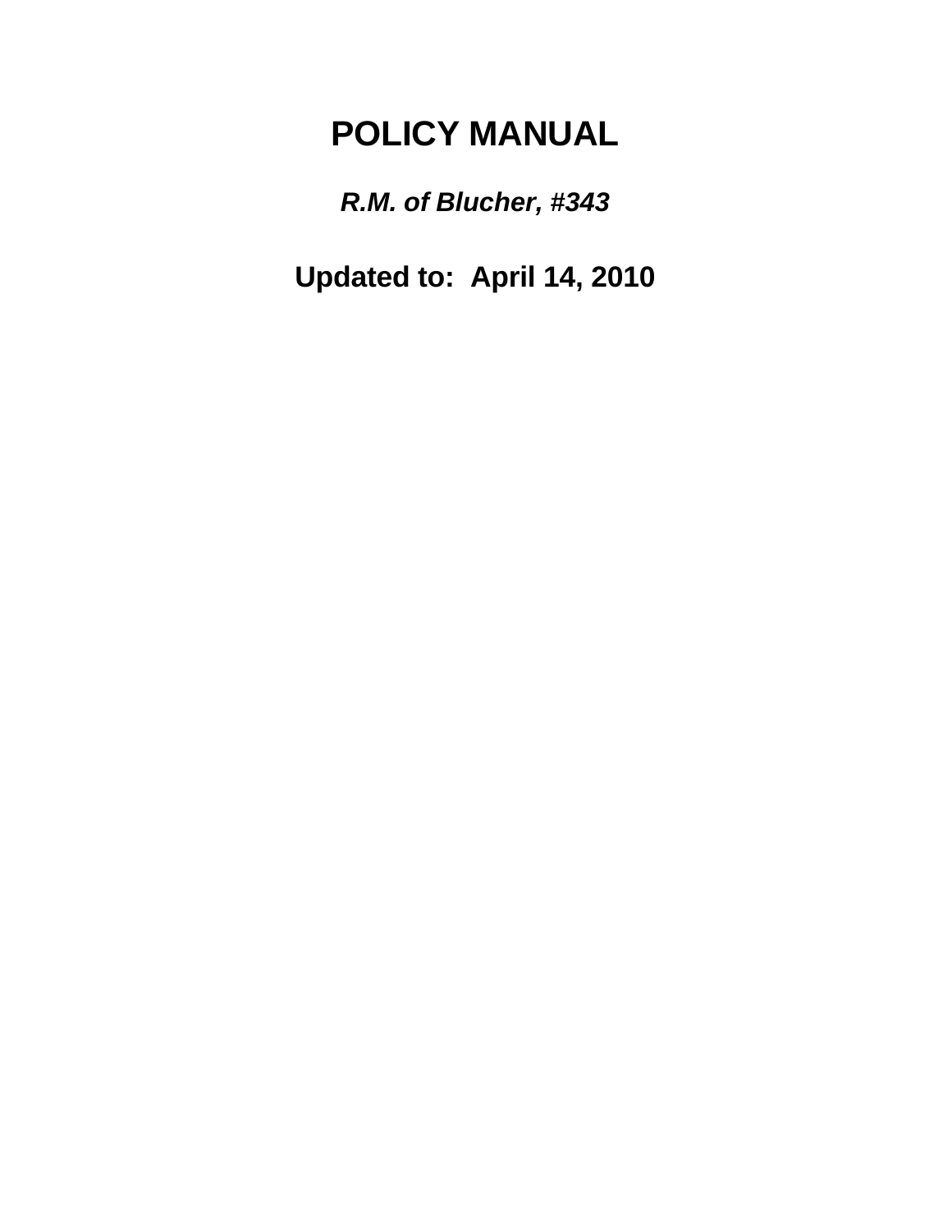# POLICY MANUAL

***R.M. of Blucher, #343***

**Updated to: April 14, 2010**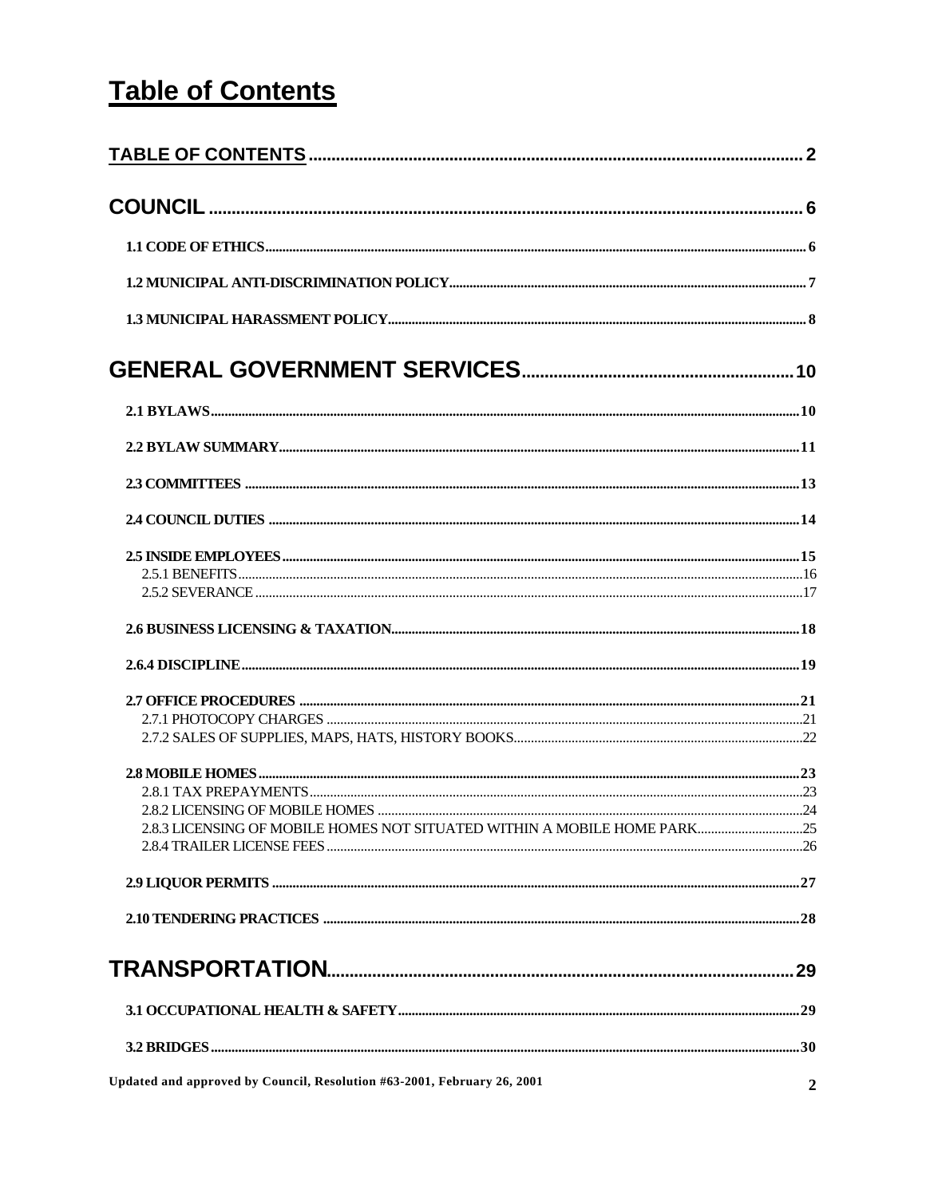# Table of Contents

TABLE OF CONTENTS ..... 2

COUNCIL ..... 6

1.1 CODE OF ETHICS ..... 6

1.2 MUNICIPAL ANTI-DISCRIMINATION POLICY ..... 7

1.3 MUNICIPAL HARASSMENT POLICY ..... 8

GENERAL GOVERNMENT SERVICES ..... 10

2.1 BYLAWS ..... 10

2.2 BYLAW SUMMARY ..... 11

2.3 COMMITTEES ..... 13

2.4 COUNCIL DUTIES ..... 14

2.5 INSIDE EMPLOYEES ..... 15
- 2.5.1 BENEFITS ..... 16
- 2.5.2 SEVERANCE ..... 17

2.6 BUSINESS LICENSING & TAXATION ..... 18

2.6.4 DISCIPLINE ..... 19

2.7 OFFICE PROCEDURES ..... 21
- 2.7.1 PHOTOCOPY CHARGES ..... 21
- 2.7.2 SALES OF SUPPLIES, MAPS, HATS, HISTORY BOOKS ..... 22

2.8 MOBILE HOMES ..... 23
- 2.8.1 TAX PREPAYMENTS ..... 23
- 2.8.2 LICENSING OF MOBILE HOMES ..... 24
- 2.8.3 LICENSING OF MOBILE HOMES NOT SITUATED WITHIN A MOBILE HOME PARK ..... 25
- 2.8.4 TRAILER LICENSE FEES ..... 26

2.9 LIQUOR PERMITS ..... 27

2.10 TENDERING PRACTICES ..... 28

TRANSPORTATION ..... 29

3.1 OCCUPATIONAL HEALTH & SAFETY ..... 29

3.2 BRIDGES ..... 30

Updated and approved by Council, Resolution #63-2001, February 26, 2001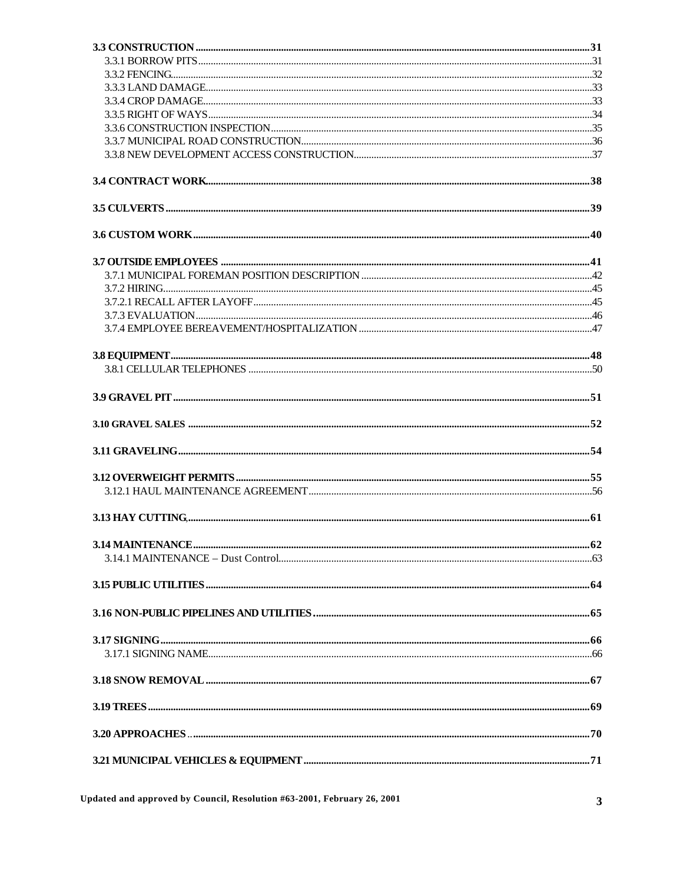**3.3 CONSTRUCTION** ........ **31**

- 3.3.1 BORROW PITS ........ 31
- 3.3.2 FENCING ........ 32
- 3.3.3 LAND DAMAGE ........ 33
- 3.3.4 CROP DAMAGE ........ 33
- 3.3.5 RIGHT OF WAYS ........ 34
- 3.3.6 CONSTRUCTION INSPECTION ........ 35
- 3.3.7 MUNICIPAL ROAD CONSTRUCTION ........ 36
- 3.3.8 NEW DEVELOPMENT ACCESS CONSTRUCTION ........ 37

**3.4 CONTRACT WORK** ........ **38**

**3.5 CULVERTS** ........ **39**

**3.6 CUSTOM WORK** ........ **40**

**3.7 OUTSIDE EMPLOYEES** ........ **41**

- 3.7.1 MUNICIPAL FOREMAN POSITION DESCRIPTION ........ 42
- 3.7.2 HIRING ........ 45
- 3.7.2.1 RECALL AFTER LAYOFF ........ 45
- 3.7.3 EVALUATION ........ 46
- 3.7.4 EMPLOYEE BEREAVEMENT/HOSPITALIZATION ........ 47

**3.8 EQUIPMENT** ........ **48**

- 3.8.1 CELLULAR TELEPHONES ........ 50

**3.9 GRAVEL PIT** ........ **51**

**3.10 GRAVEL SALES** ........ **52**

**3.11 GRAVELING** ........ **54**

**3.12 OVERWEIGHT PERMITS** ........ **55**

- 3.12.1 HAUL MAINTENANCE AGREEMENT ........ 56

**3.13 HAY CUTTING** ........ **61**

**3.14 MAINTENANCE** ........ **62**

- 3.14.1 MAINTENANCE – Dust Control ........ 63

**3.15 PUBLIC UTILITIES** ........ **64**

**3.16 NON-PUBLIC PIPELINES AND UTILITIES** ........ **65**

**3.17 SIGNING** ........ **66**

- 3.17.1 SIGNING NAME ........ 66

**3.18 SNOW REMOVAL** ........ **67**

**3.19 TREES** ........ **69**

**3.20 APPROACHES** ........ **70**

**3.21 MUNICIPAL VEHICLES & EQUIPMENT** ........ **71**

Updated and approved by Council, Resolution #63-2001, February 26, 2001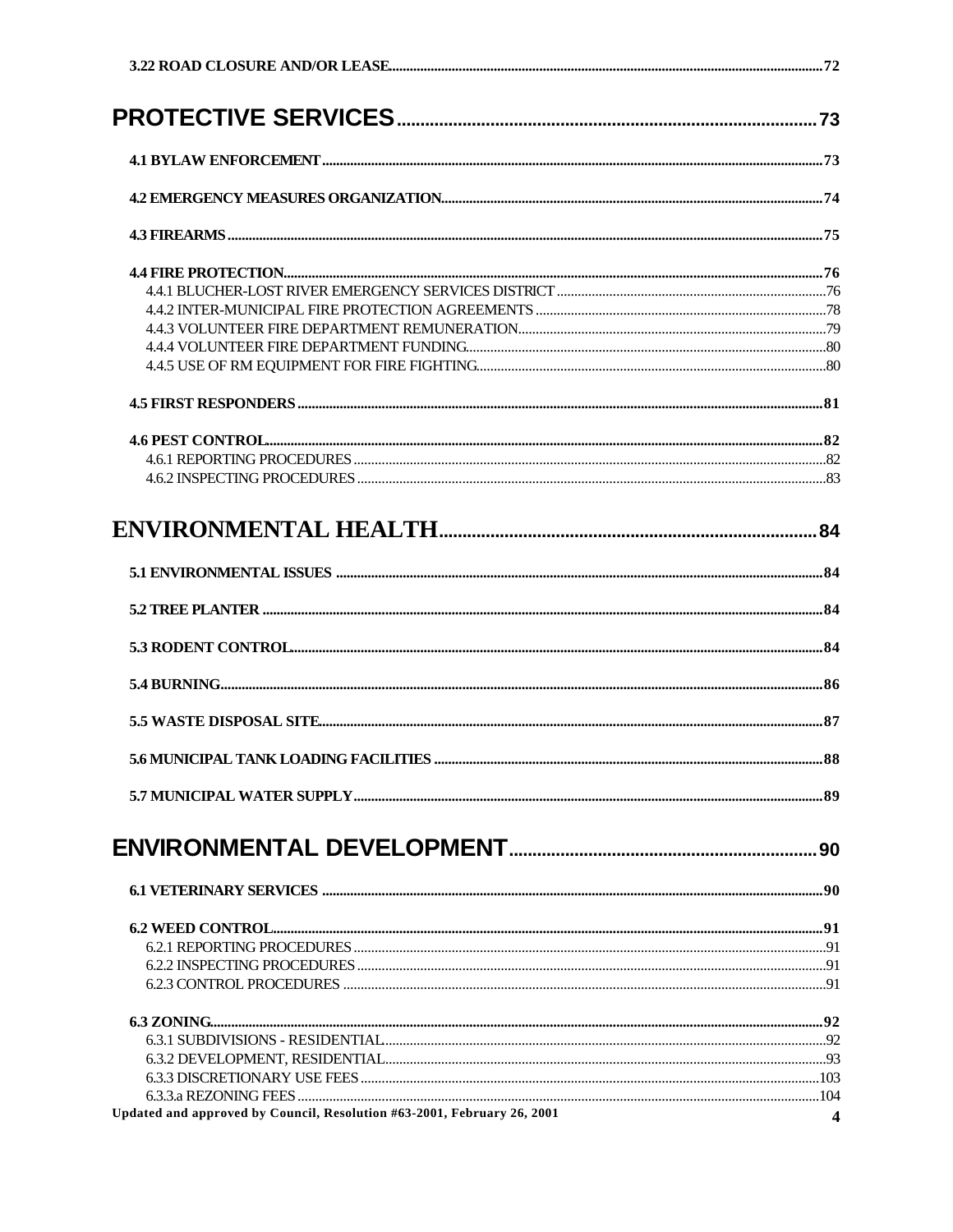**3.22 ROAD CLOSURE AND/OR LEASE** ........ 72

## PROTECTIVE SERVICES ........ 73

**4.1 BYLAW ENFORCEMENT** ........ 73

**4.2 EMERGENCY MEASURES ORGANIZATION** ........ 74

**4.3 FIREARMS** ........ 75

**4.4 FIRE PROTECTION** ........ 76
- 4.4.1 BLUCHER-LOST RIVER EMERGENCY SERVICES DISTRICT ........ 76
- 4.4.2 INTER-MUNICIPAL FIRE PROTECTION AGREEMENTS ........ 78
- 4.4.3 VOLUNTEER FIRE DEPARTMENT REMUNERATION ........ 79
- 4.4.4 VOLUNTEER FIRE DEPARTMENT FUNDING ........ 80
- 4.4.5 USE OF RM EQUIPMENT FOR FIRE FIGHTING ........ 80

**4.5 FIRST RESPONDERS** ........ 81

**4.6 PEST CONTROL** ........ 82
- 4.6.1 REPORTING PROCEDURES ........ 82
- 4.6.2 INSPECTING PROCEDURES ........ 83

## ENVIRONMENTAL HEALTH ........ 84

**5.1 ENVIRONMENTAL ISSUES** ........ 84

**5.2 TREE PLANTER** ........ 84

**5.3 RODENT CONTROL** ........ 84

**5.4 BURNING** ........ 86

**5.5 WASTE DISPOSAL SITE** ........ 87

**5.6 MUNICIPAL TANK LOADING FACILITIES** ........ 88

**5.7 MUNICIPAL WATER SUPPLY** ........ 89

## ENVIRONMENTAL DEVELOPMENT ........ 90

**6.1 VETERINARY SERVICES** ........ 90

**6.2 WEED CONTROL** ........ 91
- 6.2.1 REPORTING PROCEDURES ........ 91
- 6.2.2 INSPECTING PROCEDURES ........ 91
- 6.2.3 CONTROL PROCEDURES ........ 91

**6.3 ZONING** ........ 92
- 6.3.1 SUBDIVISIONS - RESIDENTIAL ........ 92
- 6.3.2 DEVELOPMENT, RESIDENTIAL ........ 93
- 6.3.3 DISCRETIONARY USE FEES ........ 103
- 6.3.3.a REZONING FEES ........ 104

Updated and approved by Council, Resolution #63-2001, February 26, 2001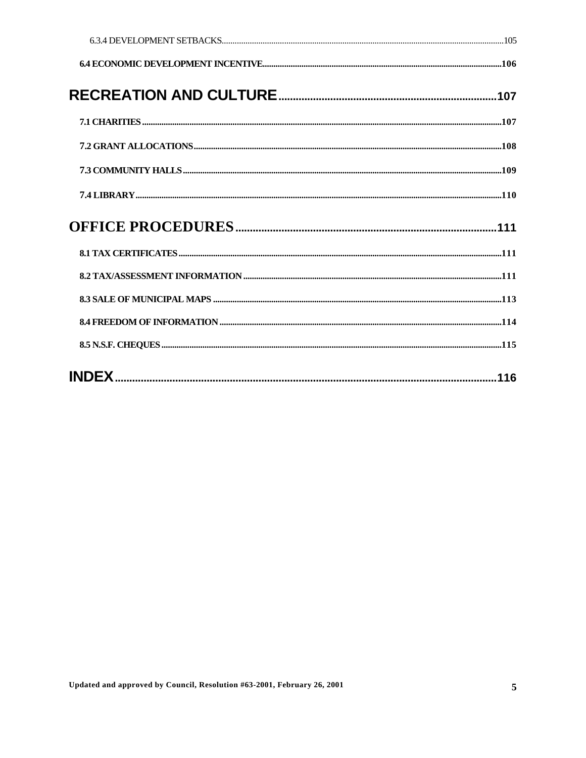6.3.4 DEVELOPMENT SETBACKS......105

**6.4 ECONOMIC DEVELOPMENT INCENTIVE......106**

**RECREATION AND CULTURE......107**

**7.1 CHARITIES......107**

**7.2 GRANT ALLOCATIONS......108**

**7.3 COMMUNITY HALLS......109**

**7.4 LIBRARY......110**

**OFFICE PROCEDURES......111**

**8.1 TAX CERTIFICATES......111**

**8.2 TAX/ASSESSMENT INFORMATION......111**

**8.3 SALE OF MUNICIPAL MAPS......113**

**8.4 FREEDOM OF INFORMATION......114**

**8.5 N.S.F. CHEQUES......115**

**INDEX......116**

Updated and approved by Council, Resolution #63-2001, February 26, 2001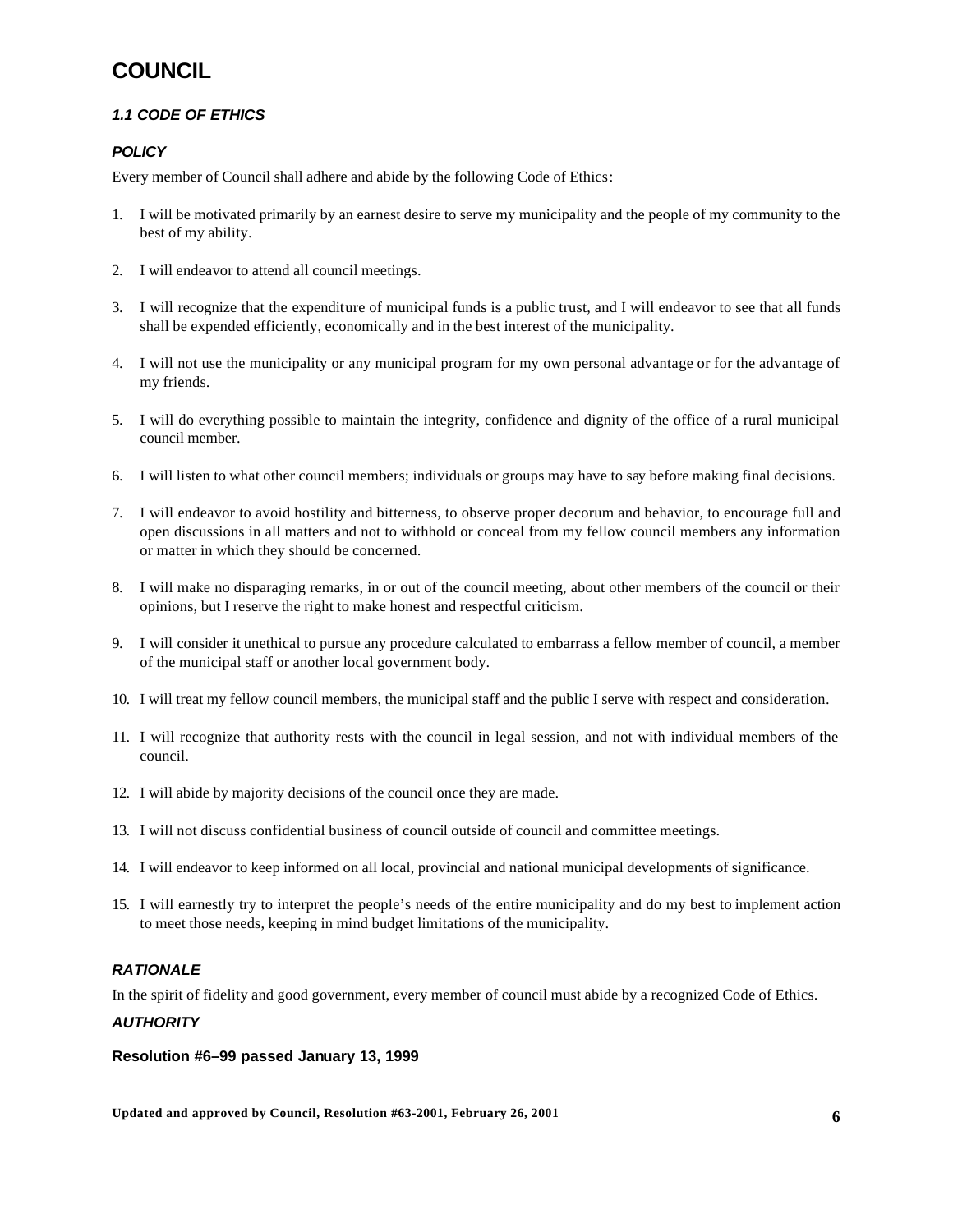# COUNCIL

## *1.1 CODE OF ETHICS*

### *POLICY*

Every member of Council shall adhere and abide by the following Code of Ethics:

1. I will be motivated primarily by an earnest desire to serve my municipality and the people of my community to the best of my ability.
2. I will endeavor to attend all council meetings.
3. I will recognize that the expenditure of municipal funds is a public trust, and I will endeavor to see that all funds shall be expended efficiently, economically and in the best interest of the municipality.
4. I will not use the municipality or any municipal program for my own personal advantage or for the advantage of my friends.
5. I will do everything possible to maintain the integrity, confidence and dignity of the office of a rural municipal council member.
6. I will listen to what other council members; individuals or groups may have to say before making final decisions.
7. I will endeavor to avoid hostility and bitterness, to observe proper decorum and behavior, to encourage full and open discussions in all matters and not to withhold or conceal from my fellow council members any information or matter in which they should be concerned.
8. I will make no disparaging remarks, in or out of the council meeting, about other members of the council or their opinions, but I reserve the right to make honest and respectful criticism.
9. I will consider it unethical to pursue any procedure calculated to embarrass a fellow member of council, a member of the municipal staff or another local government body.
10. I will treat my fellow council members, the municipal staff and the public I serve with respect and consideration.
11. I will recognize that authority rests with the council in legal session, and not with individual members of the council.
12. I will abide by majority decisions of the council once they are made.
13. I will not discuss confidential business of council outside of council and committee meetings.
14. I will endeavor to keep informed on all local, provincial and national municipal developments of significance.
15. I will earnestly try to interpret the people's needs of the entire municipality and do my best to implement action to meet those needs, keeping in mind budget limitations of the municipality.

### *RATIONALE*

In the spirit of fidelity and good government, every member of council must abide by a recognized Code of Ethics.

### *AUTHORITY*

**Resolution #6–99 passed January 13, 1999**

**Updated and approved by Council, Resolution #63-2001, February 26, 2001**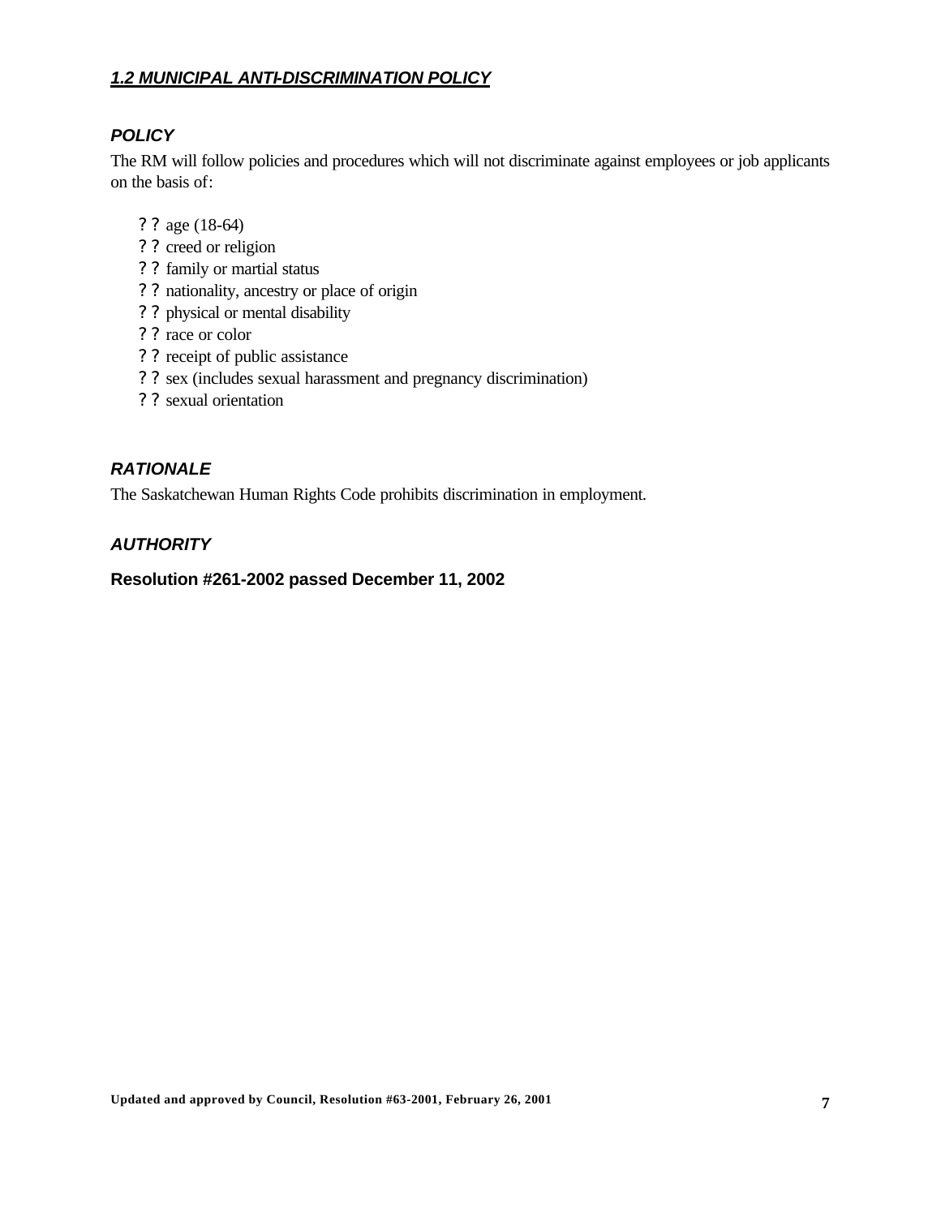## *1.2 MUNICIPAL ANTI-DISCRIMINATION POLICY*

### *POLICY*

The RM will follow policies and procedures which will not discriminate against employees or job applicants on the basis of:

- age (18-64)
- creed or religion
- family or martial status
- nationality, ancestry or place of origin
- physical or mental disability
- race or color
- receipt of public assistance
- sex (includes sexual harassment and pregnancy discrimination)
- sexual orientation

### *RATIONALE*

The Saskatchewan Human Rights Code prohibits discrimination in employment.

### *AUTHORITY*

**Resolution #261-2002 passed December 11, 2002**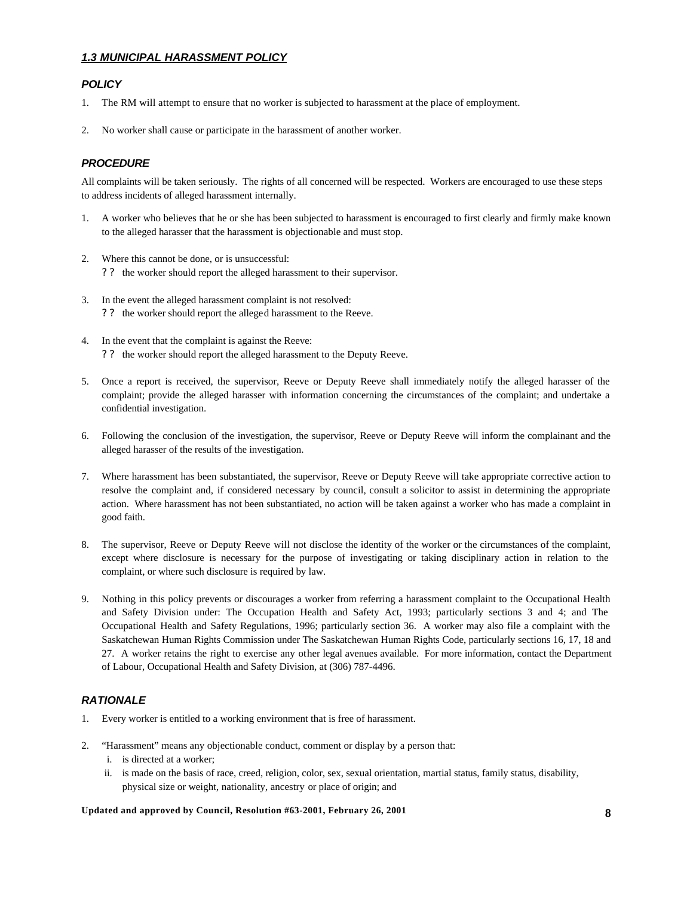### *1.3 MUNICIPAL HARASSMENT POLICY*

#### *POLICY*

1. The RM will attempt to ensure that no worker is subjected to harassment at the place of employment.
2. No worker shall cause or participate in the harassment of another worker.

#### *PROCEDURE*

All complaints will be taken seriously. The rights of all concerned will be respected. Workers are encouraged to use these steps to address incidents of alleged harassment internally.

1. A worker who believes that he or she has been subjected to harassment is encouraged to first clearly and firmly make known to the alleged harasser that the harassment is objectionable and must stop.
2. Where this cannot be done, or is unsuccessful:
   - the worker should report the alleged harassment to their supervisor.
3. In the event the alleged harassment complaint is not resolved:
   - the worker should report the alleged harassment to the Reeve.
4. In the event that the complaint is against the Reeve:
   - the worker should report the alleged harassment to the Deputy Reeve.
5. Once a report is received, the supervisor, Reeve or Deputy Reeve shall immediately notify the alleged harasser of the complaint; provide the alleged harasser with information concerning the circumstances of the complaint; and undertake a confidential investigation.
6. Following the conclusion of the investigation, the supervisor, Reeve or Deputy Reeve will inform the complainant and the alleged harasser of the results of the investigation.
7. Where harassment has been substantiated, the supervisor, Reeve or Deputy Reeve will take appropriate corrective action to resolve the complaint and, if considered necessary by council, consult a solicitor to assist in determining the appropriate action. Where harassment has not been substantiated, no action will be taken against a worker who has made a complaint in good faith.
8. The supervisor, Reeve or Deputy Reeve will not disclose the identity of the worker or the circumstances of the complaint, except where disclosure is necessary for the purpose of investigating or taking disciplinary action in relation to the complaint, or where such disclosure is required by law.
9. Nothing in this policy prevents or discourages a worker from referring a harassment complaint to the Occupational Health and Safety Division under: The Occupation Health and Safety Act, 1993; particularly sections 3 and 4; and The Occupational Health and Safety Regulations, 1996; particularly section 36. A worker may also file a complaint with the Saskatchewan Human Rights Commission under The Saskatchewan Human Rights Code, particularly sections 16, 17, 18 and 27. A worker retains the right to exercise any other legal avenues available. For more information, contact the Department of Labour, Occupational Health and Safety Division, at (306) 787-4496.

#### *RATIONALE*

1. Every worker is entitled to a working environment that is free of harassment.
2. "Harassment" means any objectionable conduct, comment or display by a person that:
   i. is directed at a worker;
   ii. is made on the basis of race, creed, religion, color, sex, sexual orientation, martial status, family status, disability, physical size or weight, nationality, ancestry or place of origin; and

**Updated and approved by Council, Resolution #63-2001, February 26, 2001**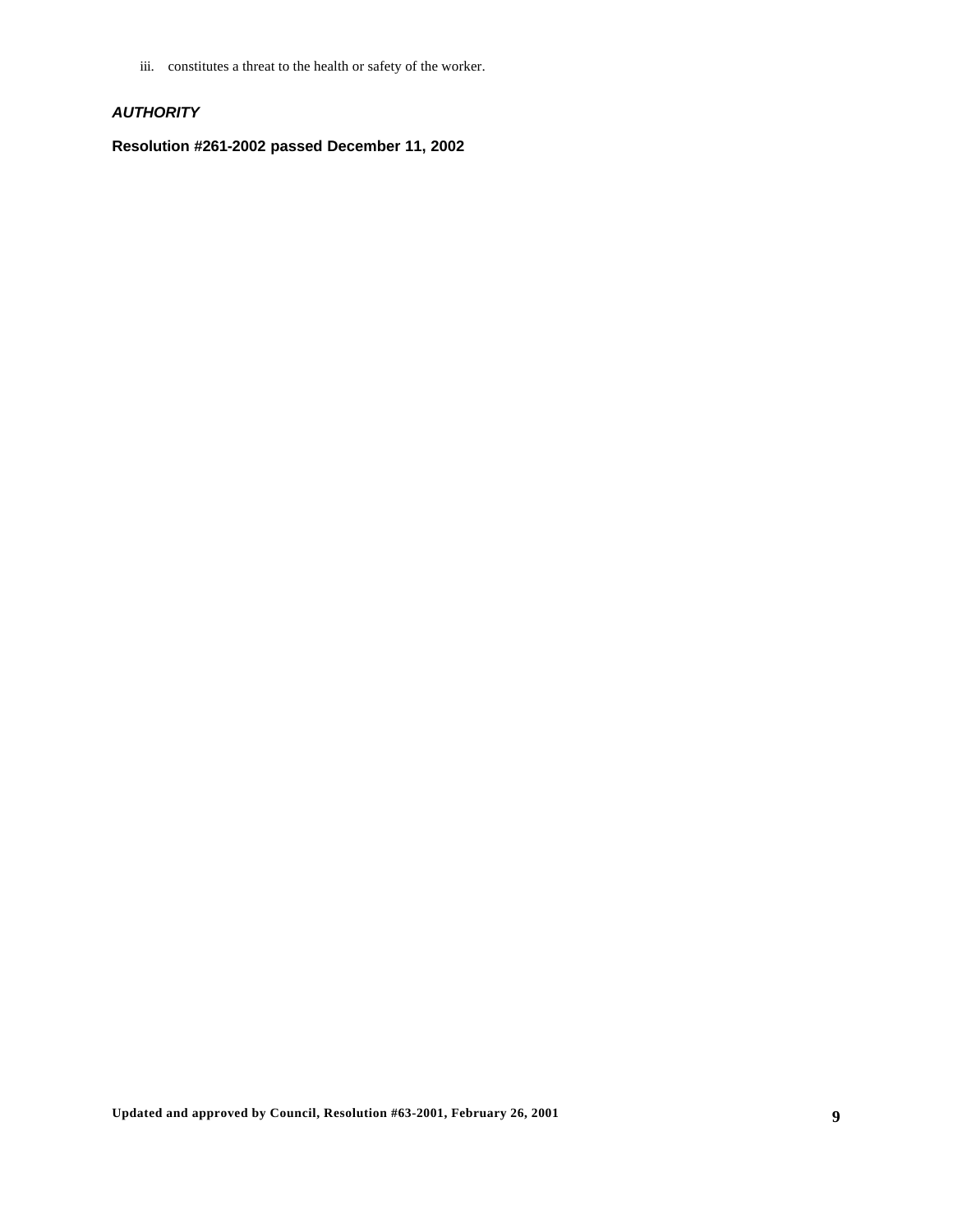iii. constitutes a threat to the health or safety of the worker.

***AUTHORITY***

**Resolution #261-2002 passed December 11, 2002**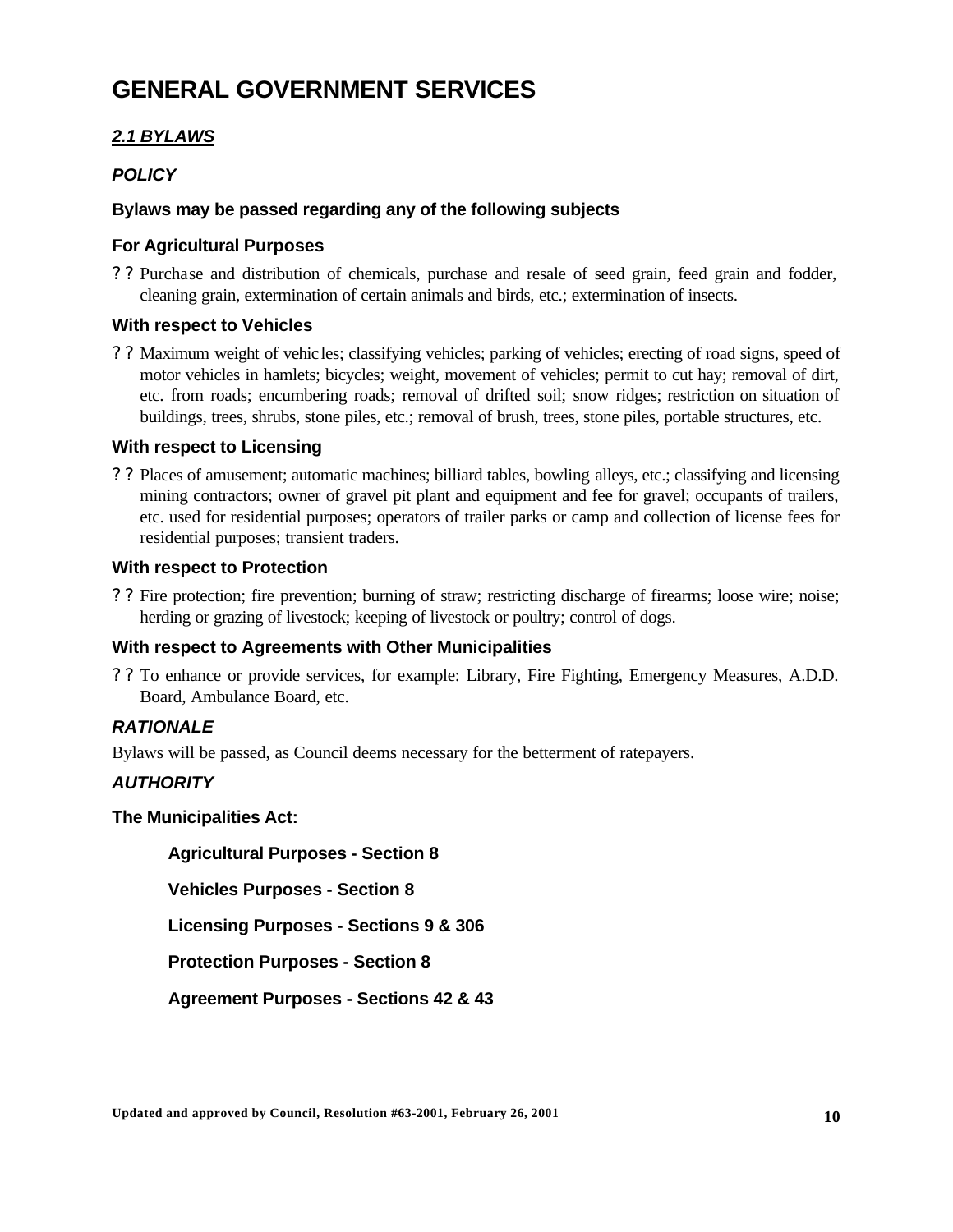# GENERAL GOVERNMENT SERVICES

## *2.1 BYLAWS*

### *POLICY*

**Bylaws may be passed regarding any of the following subjects**

**For Agricultural Purposes**

- Purchase and distribution of chemicals, purchase and resale of seed grain, feed grain and fodder, cleaning grain, extermination of certain animals and birds, etc.; extermination of insects.

**With respect to Vehicles**

- Maximum weight of vehicles; classifying vehicles; parking of vehicles; erecting of road signs, speed of motor vehicles in hamlets; bicycles; weight, movement of vehicles; permit to cut hay; removal of dirt, etc. from roads; encumbering roads; removal of drifted soil; snow ridges; restriction on situation of buildings, trees, shrubs, stone piles, etc.; removal of brush, trees, stone piles, portable structures, etc.

**With respect to Licensing**

- Places of amusement; automatic machines; billiard tables, bowling alleys, etc.; classifying and licensing mining contractors; owner of gravel pit plant and equipment and fee for gravel; occupants of trailers, etc. used for residential purposes; operators of trailer parks or camp and collection of license fees for residential purposes; transient traders.

**With respect to Protection**

- Fire protection; fire prevention; burning of straw; restricting discharge of firearms; loose wire; noise; herding or grazing of livestock; keeping of livestock or poultry; control of dogs.

**With respect to Agreements with Other Municipalities**

- To enhance or provide services, for example: Library, Fire Fighting, Emergency Measures, A.D.D. Board, Ambulance Board, etc.

### *RATIONALE*

Bylaws will be passed, as Council deems necessary for the betterment of ratepayers.

### *AUTHORITY*

**The Municipalities Act:**

**Agricultural Purposes - Section 8**

**Vehicles Purposes - Section 8**

**Licensing Purposes - Sections 9 & 306**

**Protection Purposes - Section 8**

**Agreement Purposes - Sections 42 & 43**

**Updated and approved by Council, Resolution #63-2001, February 26, 2001**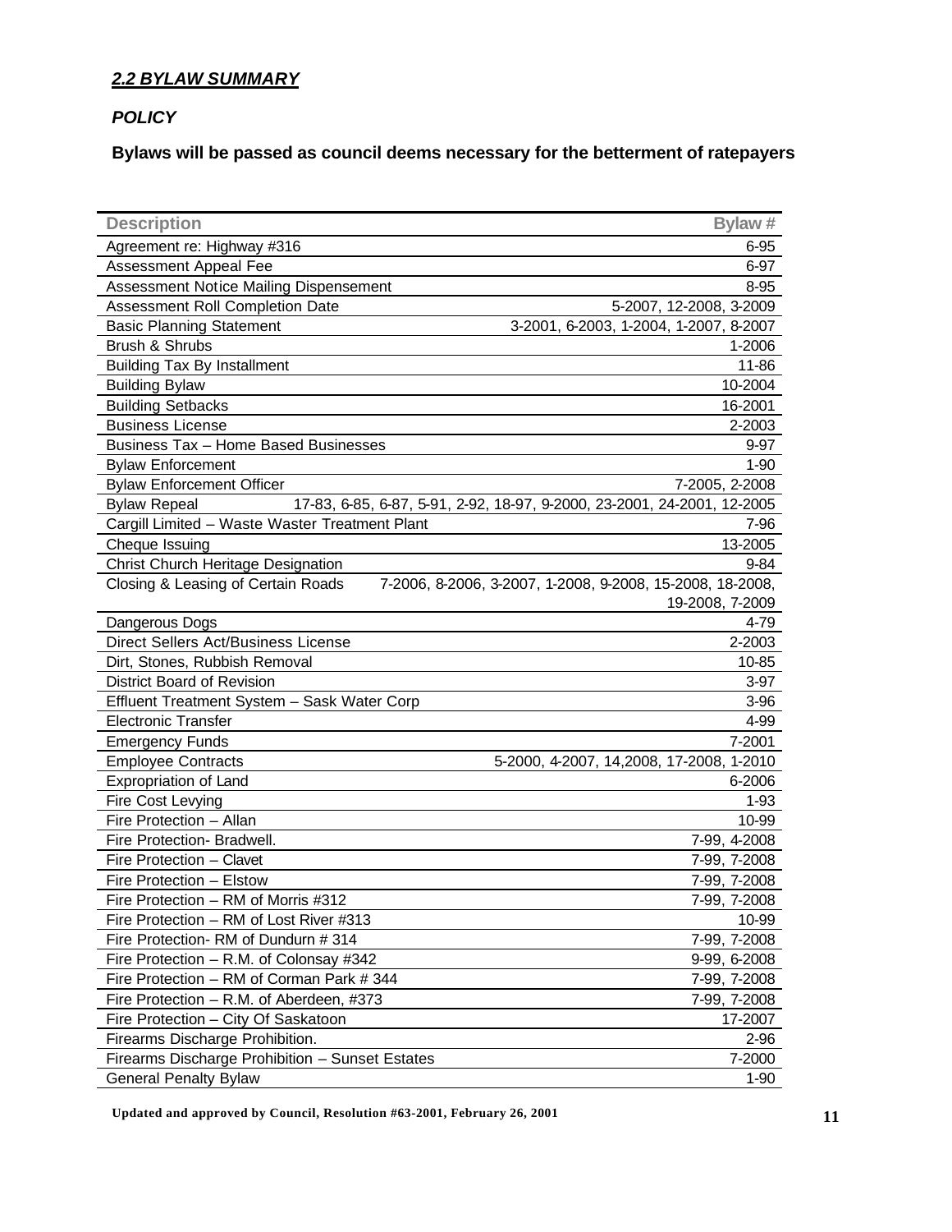## *2.2 BYLAW SUMMARY*

### *POLICY*

**Bylaws will be passed as council deems necessary for the betterment of ratepayers**

| Description | Bylaw # |
|---|---|
| Agreement re: Highway #316 | 6-95 |
| Assessment Appeal Fee | 6-97 |
| Assessment Notice Mailing Dispensement | 8-95 |
| Assessment Roll Completion Date | 5-2007, 12-2008, 3-2009 |
| Basic Planning Statement | 3-2001, 6-2003, 1-2004, 1-2007, 8-2007 |
| Brush & Shrubs | 1-2006 |
| Building Tax By Installment | 11-86 |
| Building Bylaw | 10-2004 |
| Building Setbacks | 16-2001 |
| Business License | 2-2003 |
| Business Tax – Home Based Businesses | 9-97 |
| Bylaw Enforcement | 1-90 |
| Bylaw Enforcement Officer | 7-2005, 2-2008 |
| Bylaw Repeal | 17-83, 6-85, 6-87, 5-91, 2-92, 18-97, 9-2000, 23-2001, 24-2001, 12-2005 |
| Cargill Limited – Waste Waster Treatment Plant | 7-96 |
| Cheque Issuing | 13-2005 |
| Christ Church Heritage Designation | 9-84 |
| Closing & Leasing of Certain Roads | 7-2006, 8-2006, 3-2007, 1-2008, 9-2008, 15-2008, 18-2008, 19-2008, 7-2009 |
| Dangerous Dogs | 4-79 |
| Direct Sellers Act/Business License | 2-2003 |
| Dirt, Stones, Rubbish Removal | 10-85 |
| District Board of Revision | 3-97 |
| Effluent Treatment System – Sask Water Corp | 3-96 |
| Electronic Transfer | 4-99 |
| Emergency Funds | 7-2001 |
| Employee Contracts | 5-2000, 4-2007, 14,2008, 17-2008, 1-2010 |
| Expropriation of Land | 6-2006 |
| Fire Cost Levying | 1-93 |
| Fire Protection – Allan | 10-99 |
| Fire Protection- Bradwell. | 7-99, 4-2008 |
| Fire Protection – Clavet | 7-99, 7-2008 |
| Fire Protection – Elstow | 7-99, 7-2008 |
| Fire Protection – RM of Morris #312 | 7-99, 7-2008 |
| Fire Protection – RM of Lost River #313 | 10-99 |
| Fire Protection- RM of Dundurn # 314 | 7-99, 7-2008 |
| Fire Protection – R.M. of Colonsay #342 | 9-99, 6-2008 |
| Fire Protection – RM of Corman Park # 344 | 7-99, 7-2008 |
| Fire Protection – R.M. of Aberdeen, #373 | 7-99, 7-2008 |
| Fire Protection – City Of Saskatoon | 17-2007 |
| Firearms Discharge Prohibition. | 2-96 |
| Firearms Discharge Prohibition – Sunset Estates | 7-2000 |
| General Penalty Bylaw | 1-90 |

**Updated and approved by Council, Resolution #63-2001, February 26, 2001**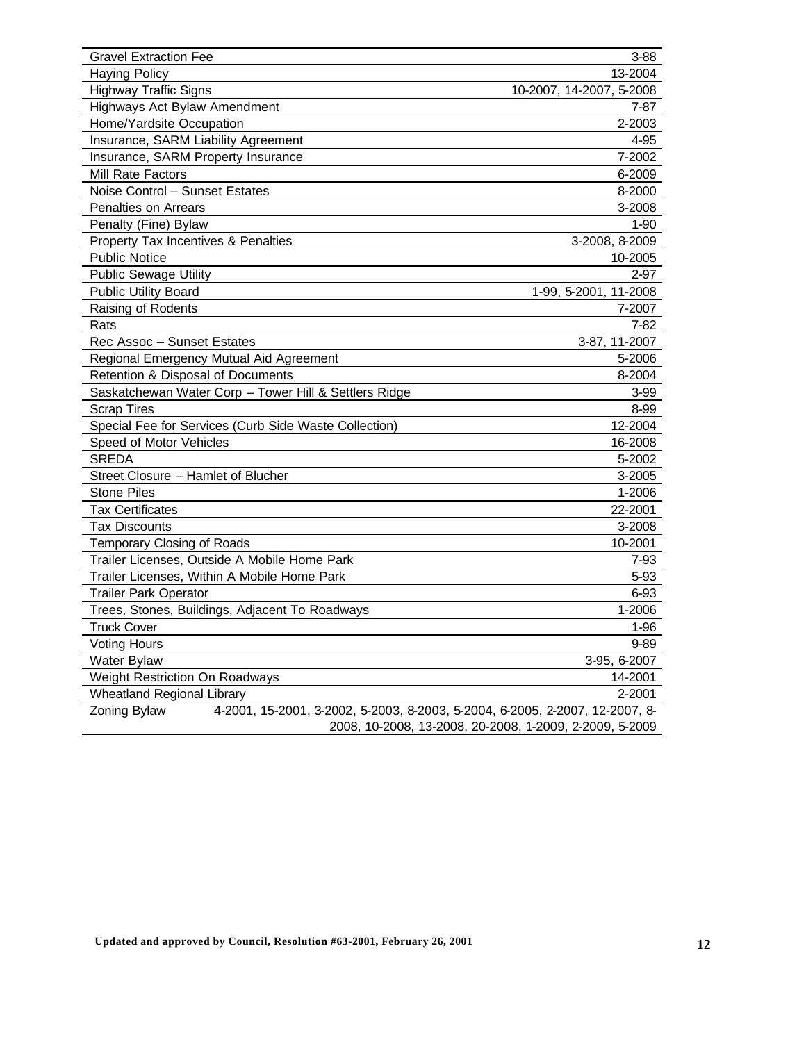| | |
|---|---|
| Gravel Extraction Fee | 3-88 |
| Haying Policy | 13-2004 |
| Highway Traffic Signs | 10-2007, 14-2007, 5-2008 |
| Highways Act Bylaw Amendment | 7-87 |
| Home/Yardsite Occupation | 2-2003 |
| Insurance, SARM Liability Agreement | 4-95 |
| Insurance, SARM Property Insurance | 7-2002 |
| Mill Rate Factors | 6-2009 |
| Noise Control – Sunset Estates | 8-2000 |
| Penalties on Arrears | 3-2008 |
| Penalty (Fine) Bylaw | 1-90 |
| Property Tax Incentives & Penalties | 3-2008, 8-2009 |
| Public Notice | 10-2005 |
| Public Sewage Utility | 2-97 |
| Public Utility Board | 1-99, 5-2001, 11-2008 |
| Raising of Rodents | 7-2007 |
| Rats | 7-82 |
| Rec Assoc – Sunset Estates | 3-87, 11-2007 |
| Regional Emergency Mutual Aid Agreement | 5-2006 |
| Retention & Disposal of Documents | 8-2004 |
| Saskatchewan Water Corp – Tower Hill & Settlers Ridge | 3-99 |
| Scrap Tires | 8-99 |
| Special Fee for Services (Curb Side Waste Collection) | 12-2004 |
| Speed of Motor Vehicles | 16-2008 |
| SREDA | 5-2002 |
| Street Closure – Hamlet of Blucher | 3-2005 |
| Stone Piles | 1-2006 |
| Tax Certificates | 22-2001 |
| Tax Discounts | 3-2008 |
| Temporary Closing of Roads | 10-2001 |
| Trailer Licenses, Outside A Mobile Home Park | 7-93 |
| Trailer Licenses, Within A Mobile Home Park | 5-93 |
| Trailer Park Operator | 6-93 |
| Trees, Stones, Buildings, Adjacent To Roadways | 1-2006 |
| Truck Cover | 1-96 |
| Voting Hours | 9-89 |
| Water Bylaw | 3-95, 6-2007 |
| Weight Restriction On Roadways | 14-2001 |
| Wheatland Regional Library | 2-2001 |
| Zoning Bylaw | 4-2001, 15-2001, 3-2002, 5-2003, 8-2003, 5-2004, 6-2005, 2-2007, 12-2007, 8-2008, 10-2008, 13-2008, 20-2008, 1-2009, 2-2009, 5-2009 |

**Updated and approved by Council, Resolution #63-2001, February 26, 2001**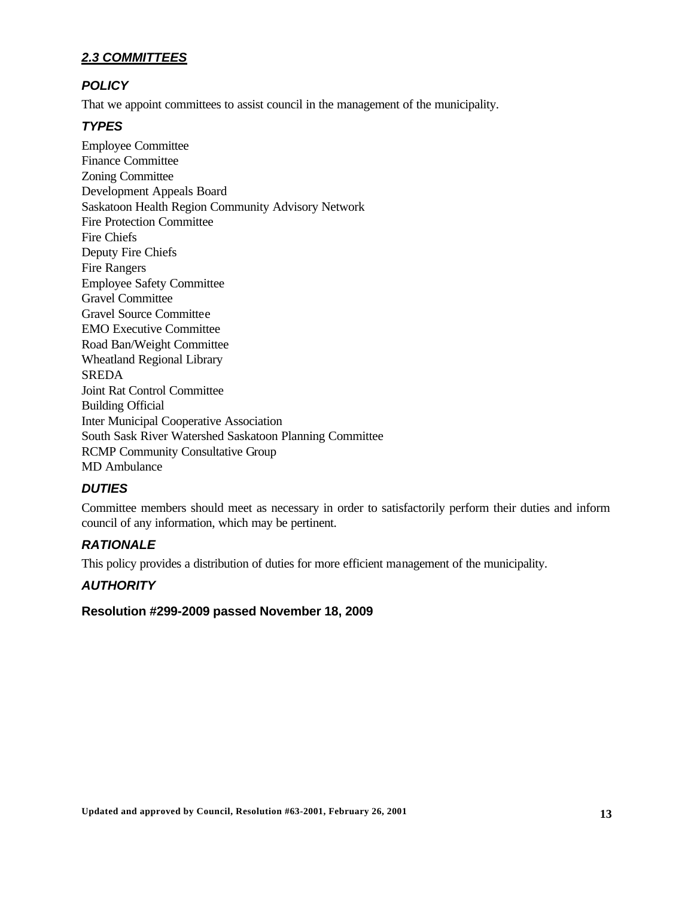## ***2.3 COMMITTEES***

### *POLICY*

That we appoint committees to assist council in the management of the municipality.

### *TYPES*

Employee Committee
Finance Committee
Zoning Committee
Development Appeals Board
Saskatoon Health Region Community Advisory Network
Fire Protection Committee
Fire Chiefs
Deputy Fire Chiefs
Fire Rangers
Employee Safety Committee
Gravel Committee
Gravel Source Committee
EMO Executive Committee
Road Ban/Weight Committee
Wheatland Regional Library
SREDA
Joint Rat Control Committee
Building Official
Inter Municipal Cooperative Association
South Sask River Watershed Saskatoon Planning Committee
RCMP Community Consultative Group
MD Ambulance

### *DUTIES*

Committee members should meet as necessary in order to satisfactorily perform their duties and inform council of any information, which may be pertinent.

### *RATIONALE*

This policy provides a distribution of duties for more efficient management of the municipality.

### *AUTHORITY*

**Resolution #299-2009 passed November 18, 2009**

**Updated and approved by Council, Resolution #63-2001, February 26, 2001**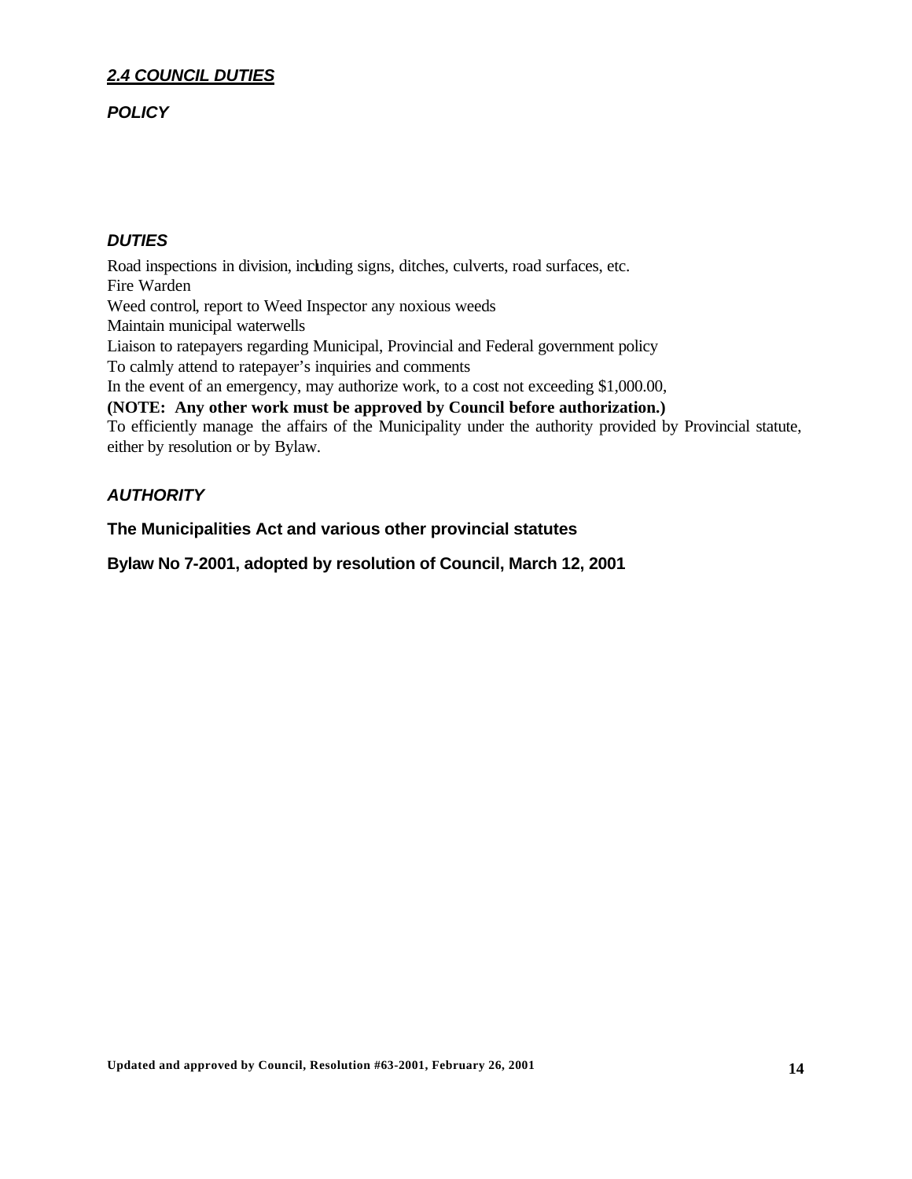## ***2.4 COUNCIL DUTIES***

### ***POLICY***

### ***DUTIES***

Road inspections in division, including signs, ditches, culverts, road surfaces, etc.
Fire Warden
Weed control, report to Weed Inspector any noxious weeds
Maintain municipal waterwells
Liaison to ratepayers regarding Municipal, Provincial and Federal government policy
To calmly attend to ratepayer's inquiries and comments
In the event of an emergency, may authorize work, to a cost not exceeding $1,000.00,
**(NOTE: Any other work must be approved by Council before authorization.)**
To efficiently manage the affairs of the Municipality under the authority provided by Provincial statute, either by resolution or by Bylaw.

### ***AUTHORITY***

**The Municipalities Act and various other provincial statutes**

**Bylaw No 7-2001, adopted by resolution of Council, March 12, 2001**

**Updated and approved by Council, Resolution #63-2001, February 26, 2001**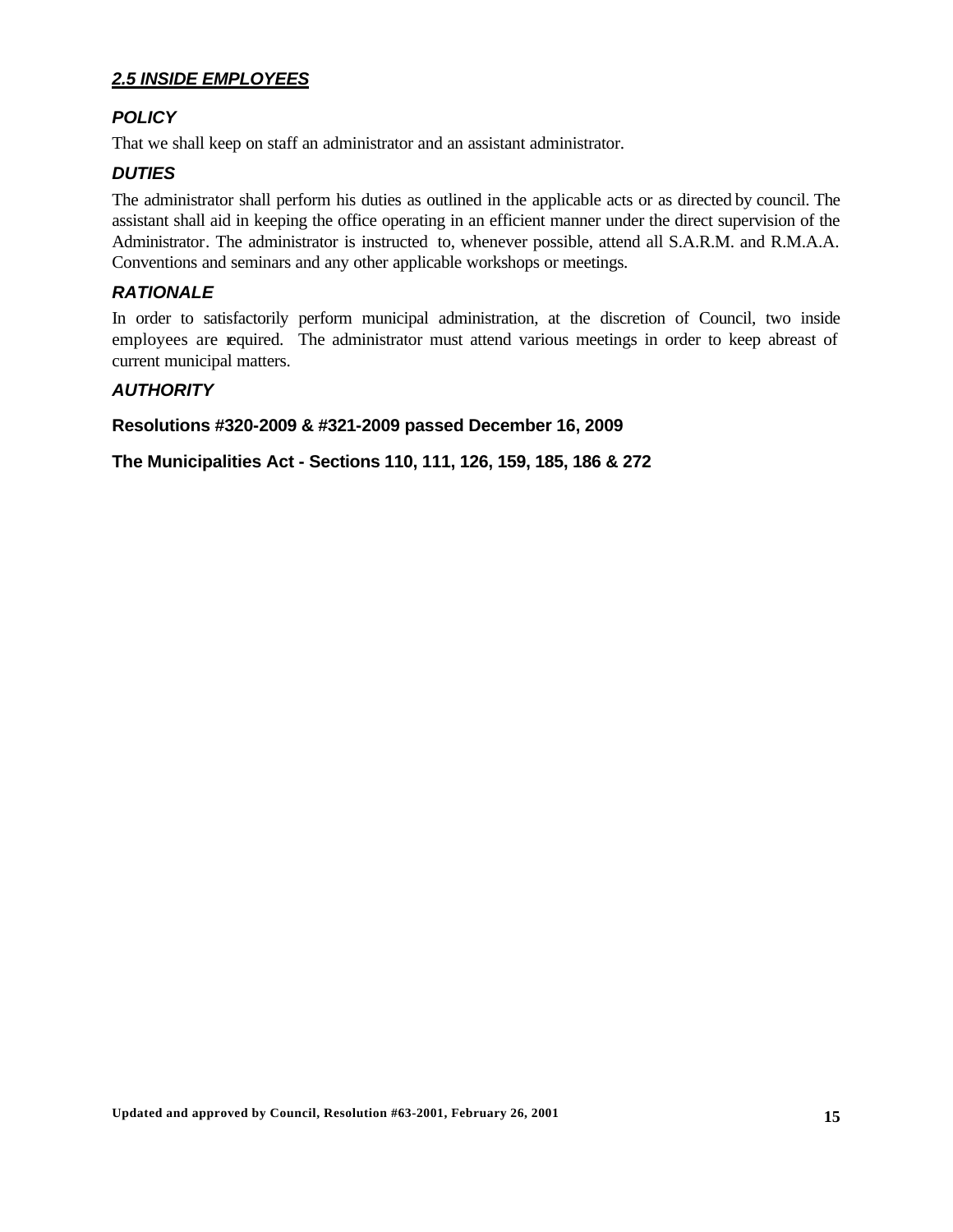## ***2.5 INSIDE EMPLOYEES***

### ***POLICY***

That we shall keep on staff an administrator and an assistant administrator.

### ***DUTIES***

The administrator shall perform his duties as outlined in the applicable acts or as directed by council. The assistant shall aid in keeping the office operating in an efficient manner under the direct supervision of the Administrator. The administrator is instructed to, whenever possible, attend all S.A.R.M. and R.M.A.A. Conventions and seminars and any other applicable workshops or meetings.

### ***RATIONALE***

In order to satisfactorily perform municipal administration, at the discretion of Council, two inside employees are required. The administrator must attend various meetings in order to keep abreast of current municipal matters.

### ***AUTHORITY***

**Resolutions #320-2009 & #321-2009 passed December 16, 2009**

**The Municipalities Act - Sections 110, 111, 126, 159, 185, 186 & 272**

**Updated and approved by Council, Resolution #63-2001, February 26, 2001**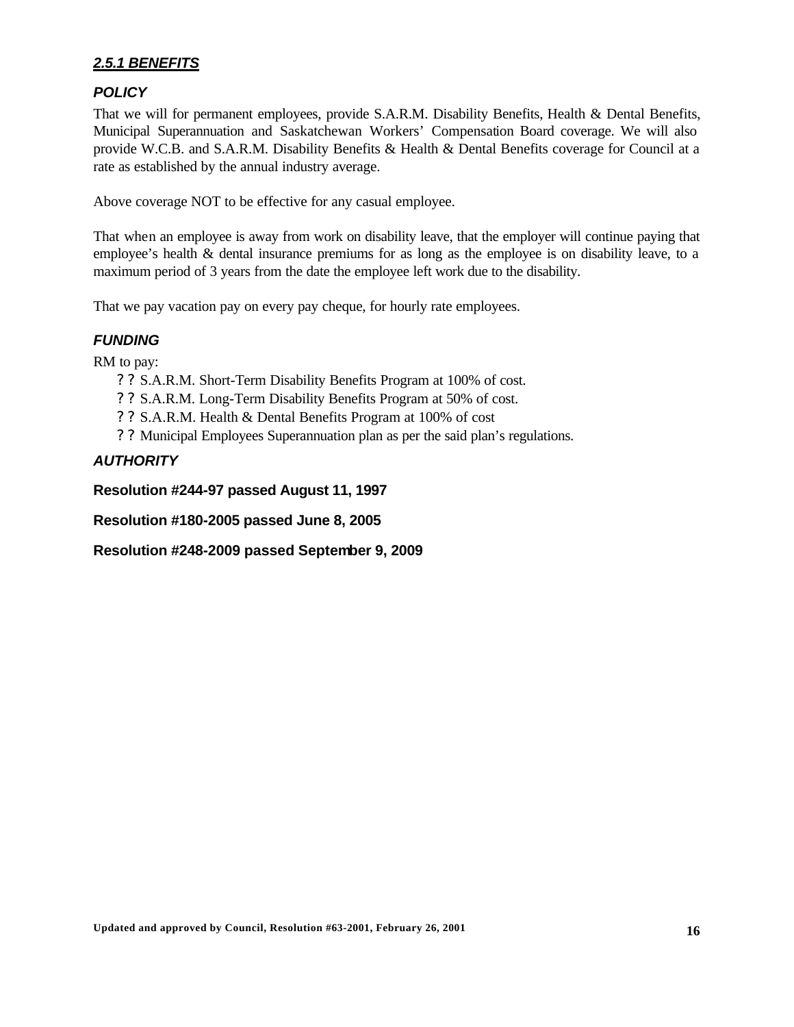## ***2.5.1 BENEFITS***

### *POLICY*

That we will for permanent employees, provide S.A.R.M. Disability Benefits, Health & Dental Benefits, Municipal Superannuation and Saskatchewan Workers' Compensation Board coverage. We will also provide W.C.B. and S.A.R.M. Disability Benefits & Health & Dental Benefits coverage for Council at a rate as established by the annual industry average.

Above coverage NOT to be effective for any casual employee.

That when an employee is away from work on disability leave, that the employer will continue paying that employee's health & dental insurance premiums for as long as the employee is on disability leave, to a maximum period of 3 years from the date the employee left work due to the disability.

That we pay vacation pay on every pay cheque, for hourly rate employees.

### *FUNDING*

RM to pay:

- S.A.R.M. Short-Term Disability Benefits Program at 100% of cost.
- S.A.R.M. Long-Term Disability Benefits Program at 50% of cost.
- S.A.R.M. Health & Dental Benefits Program at 100% of cost
- Municipal Employees Superannuation plan as per the said plan's regulations.

### *AUTHORITY*

**Resolution #244-97 passed August 11, 1997**

**Resolution #180-2005 passed June 8, 2005**

**Resolution #248-2009 passed September 9, 2009**

**Updated and approved by Council, Resolution #63-2001, February 26, 2001**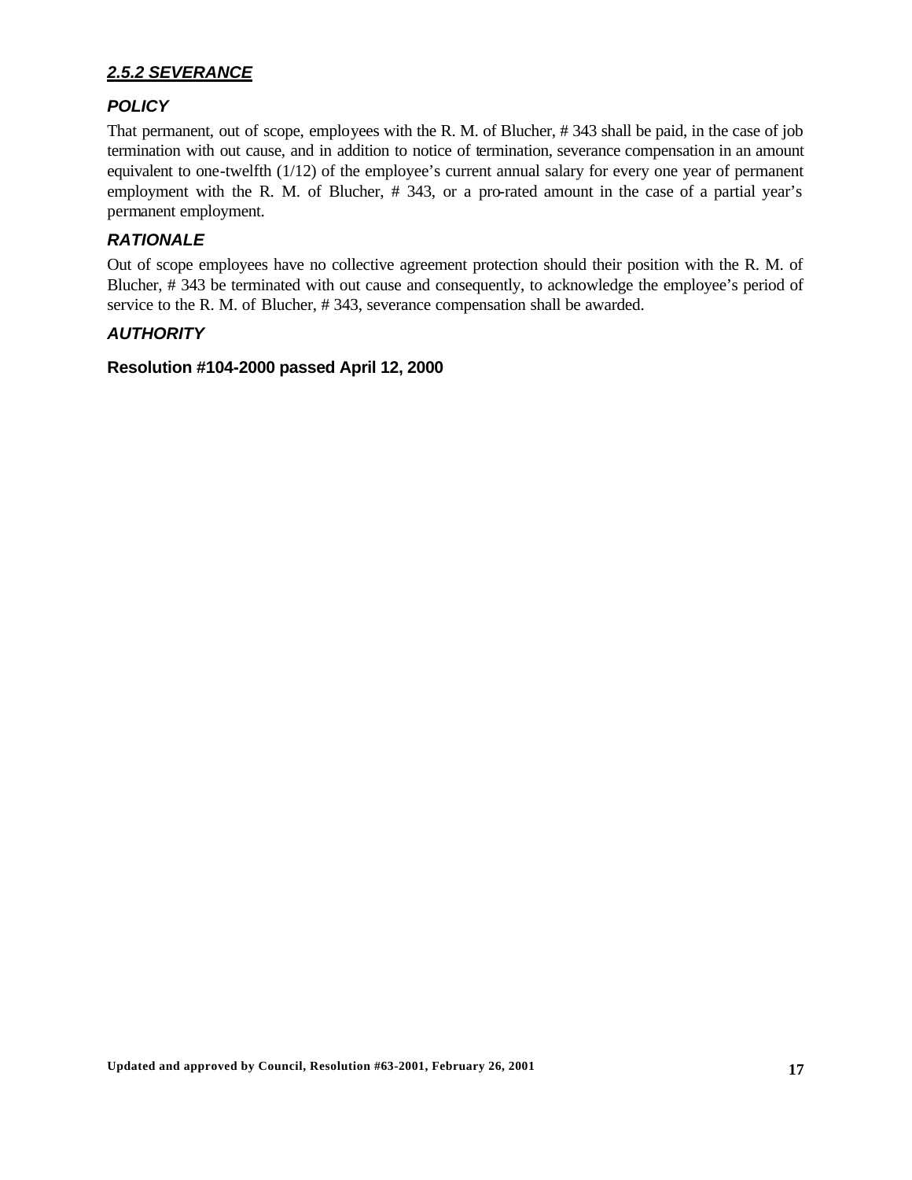## ***2.5.2 SEVERANCE***

### ***POLICY***

That permanent, out of scope, employees with the R. M. of Blucher, # 343 shall be paid, in the case of job termination with out cause, and in addition to notice of termination, severance compensation in an amount equivalent to one-twelfth (1/12) of the employee's current annual salary for every one year of permanent employment with the R. M. of Blucher, # 343, or a pro-rated amount in the case of a partial year's permanent employment.

### ***RATIONALE***

Out of scope employees have no collective agreement protection should their position with the R. M. of Blucher, # 343 be terminated with out cause and consequently, to acknowledge the employee's period of service to the R. M. of Blucher, # 343, severance compensation shall be awarded.

### ***AUTHORITY***

**Resolution #104-2000 passed April 12, 2000**

**Updated and approved by Council, Resolution #63-2001, February 26, 2001**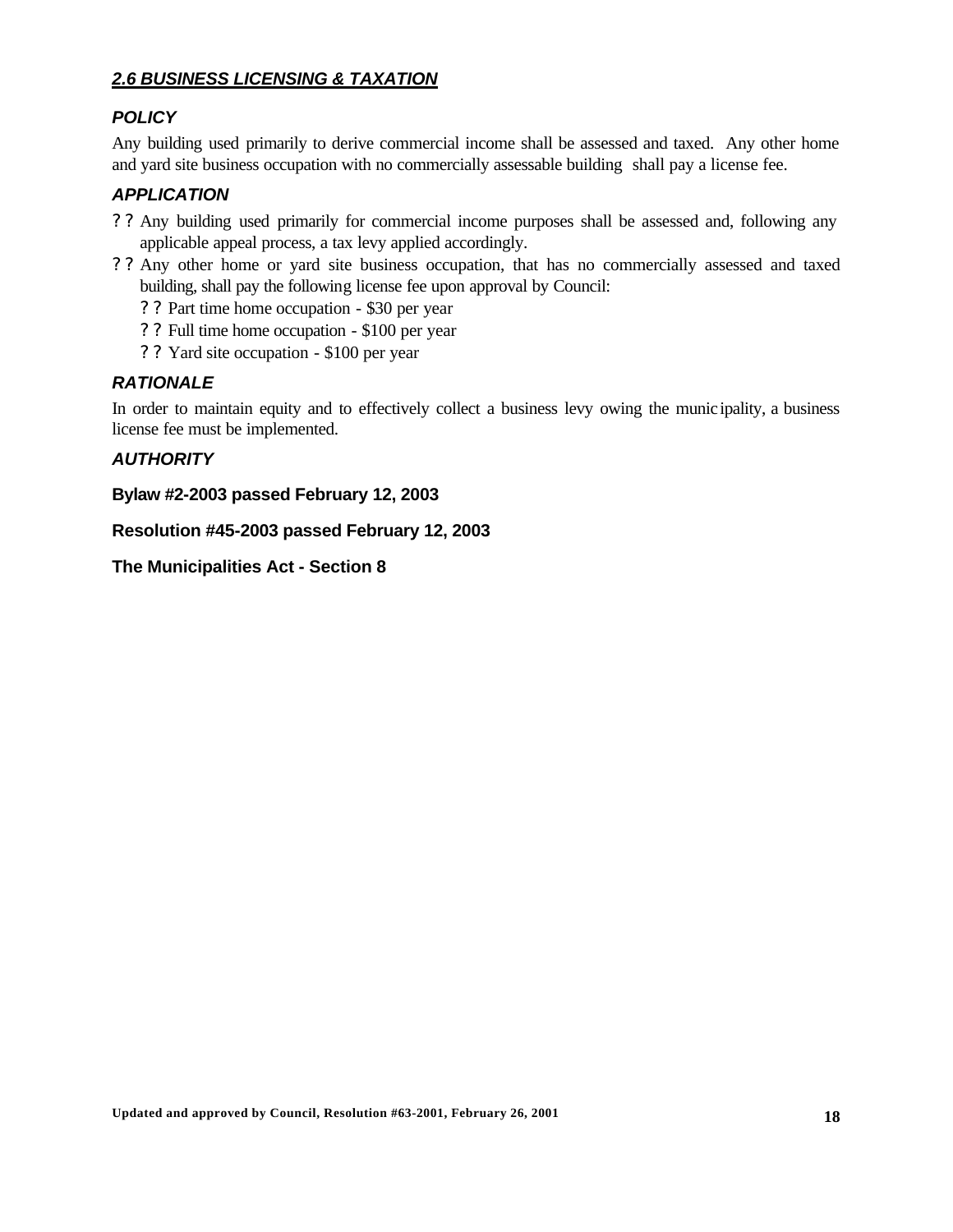## ***2.6 BUSINESS LICENSING & TAXATION***

### ***POLICY***

Any building used primarily to derive commercial income shall be assessed and taxed. Any other home and yard site business occupation with no commercially assessable building shall pay a license fee.

### ***APPLICATION***

- Any building used primarily for commercial income purposes shall be assessed and, following any applicable appeal process, a tax levy applied accordingly.
- Any other home or yard site business occupation, that has no commercially assessed and taxed building, shall pay the following license fee upon approval by Council:
  - Part time home occupation - $30 per year
  - Full time home occupation - $100 per year
  - Yard site occupation - $100 per year

### ***RATIONALE***

In order to maintain equity and to effectively collect a business levy owing the municipality, a business license fee must be implemented.

### ***AUTHORITY***

**Bylaw #2-2003 passed February 12, 2003**

**Resolution #45-2003 passed February 12, 2003**

**The Municipalities Act - Section 8**

**Updated and approved by Council, Resolution #63-2001, February 26, 2001**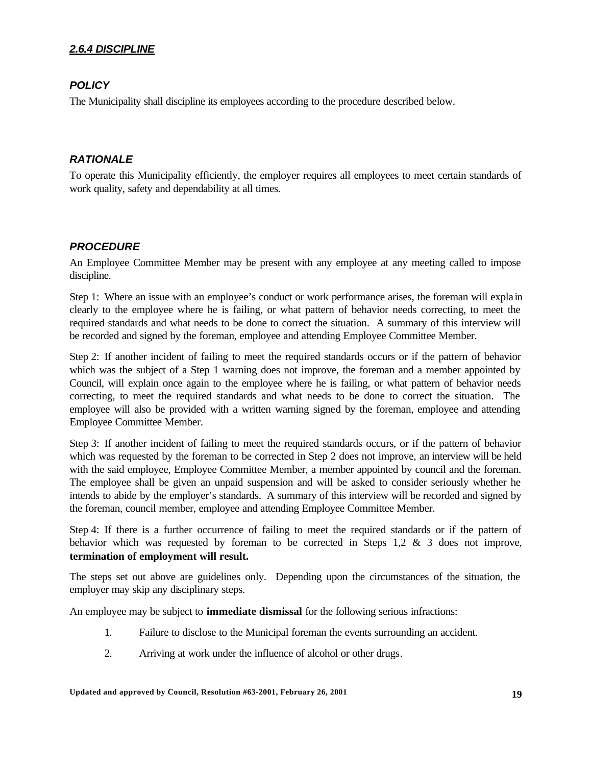## *2.6.4 DISCIPLINE*

### *POLICY*

The Municipality shall discipline its employees according to the procedure described below.

### *RATIONALE*

To operate this Municipality efficiently, the employer requires all employees to meet certain standards of work quality, safety and dependability at all times.

### *PROCEDURE*

An Employee Committee Member may be present with any employee at any meeting called to impose discipline.

Step 1: Where an issue with an employee's conduct or work performance arises, the foreman will explain clearly to the employee where he is failing, or what pattern of behavior needs correcting, to meet the required standards and what needs to be done to correct the situation. A summary of this interview will be recorded and signed by the foreman, employee and attending Employee Committee Member.

Step 2: If another incident of failing to meet the required standards occurs or if the pattern of behavior which was the subject of a Step 1 warning does not improve, the foreman and a member appointed by Council, will explain once again to the employee where he is failing, or what pattern of behavior needs correcting, to meet the required standards and what needs to be done to correct the situation. The employee will also be provided with a written warning signed by the foreman, employee and attending Employee Committee Member.

Step 3: If another incident of failing to meet the required standards occurs, or if the pattern of behavior which was requested by the foreman to be corrected in Step 2 does not improve, an interview will be held with the said employee, Employee Committee Member, a member appointed by council and the foreman. The employee shall be given an unpaid suspension and will be asked to consider seriously whether he intends to abide by the employer's standards. A summary of this interview will be recorded and signed by the foreman, council member, employee and attending Employee Committee Member.

Step 4: If there is a further occurrence of failing to meet the required standards or if the pattern of behavior which was requested by foreman to be corrected in Steps 1,2 & 3 does not improve, **termination of employment will result.**

The steps set out above are guidelines only. Depending upon the circumstances of the situation, the employer may skip any disciplinary steps.

An employee may be subject to **immediate dismissal** for the following serious infractions:

1. Failure to disclose to the Municipal foreman the events surrounding an accident.
2. Arriving at work under the influence of alcohol or other drugs.

**Updated and approved by Council, Resolution #63-2001, February 26, 2001**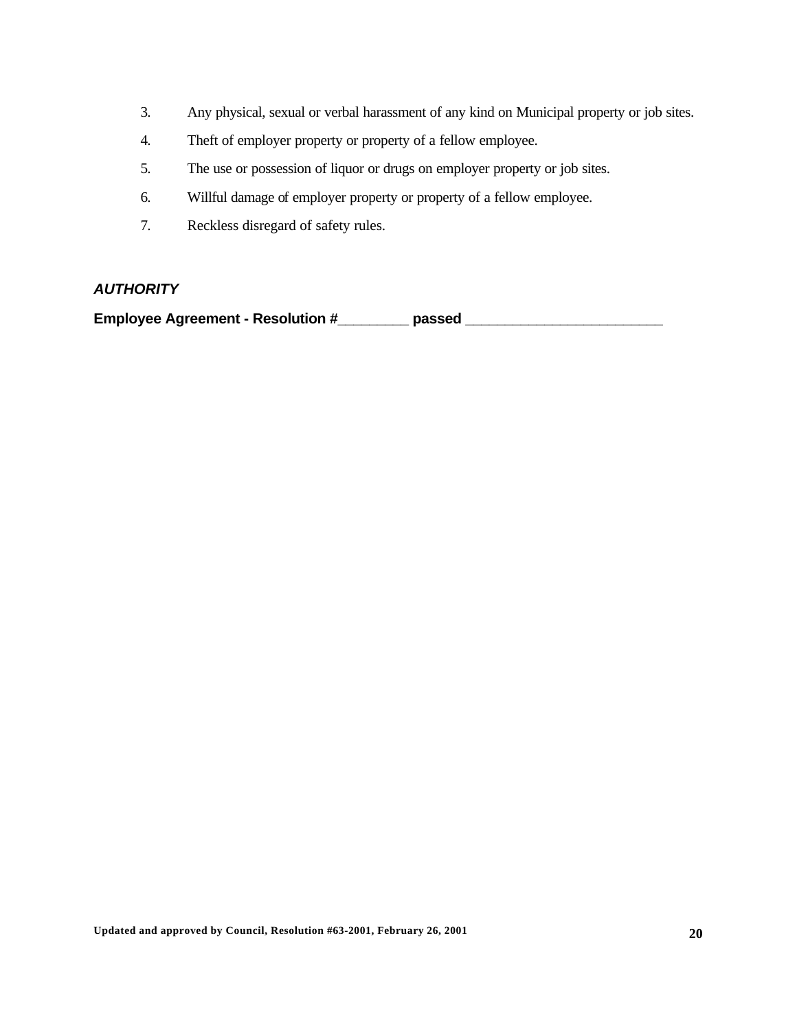3. Any physical, sexual or verbal harassment of any kind on Municipal property or job sites.
4. Theft of employer property or property of a fellow employee.
5. The use or possession of liquor or drugs on employer property or job sites.
6. Willful damage of employer property or property of a fellow employee.
7. Reckless disregard of safety rules.

***AUTHORITY***

**Employee Agreement - Resolution #________ passed ________________________**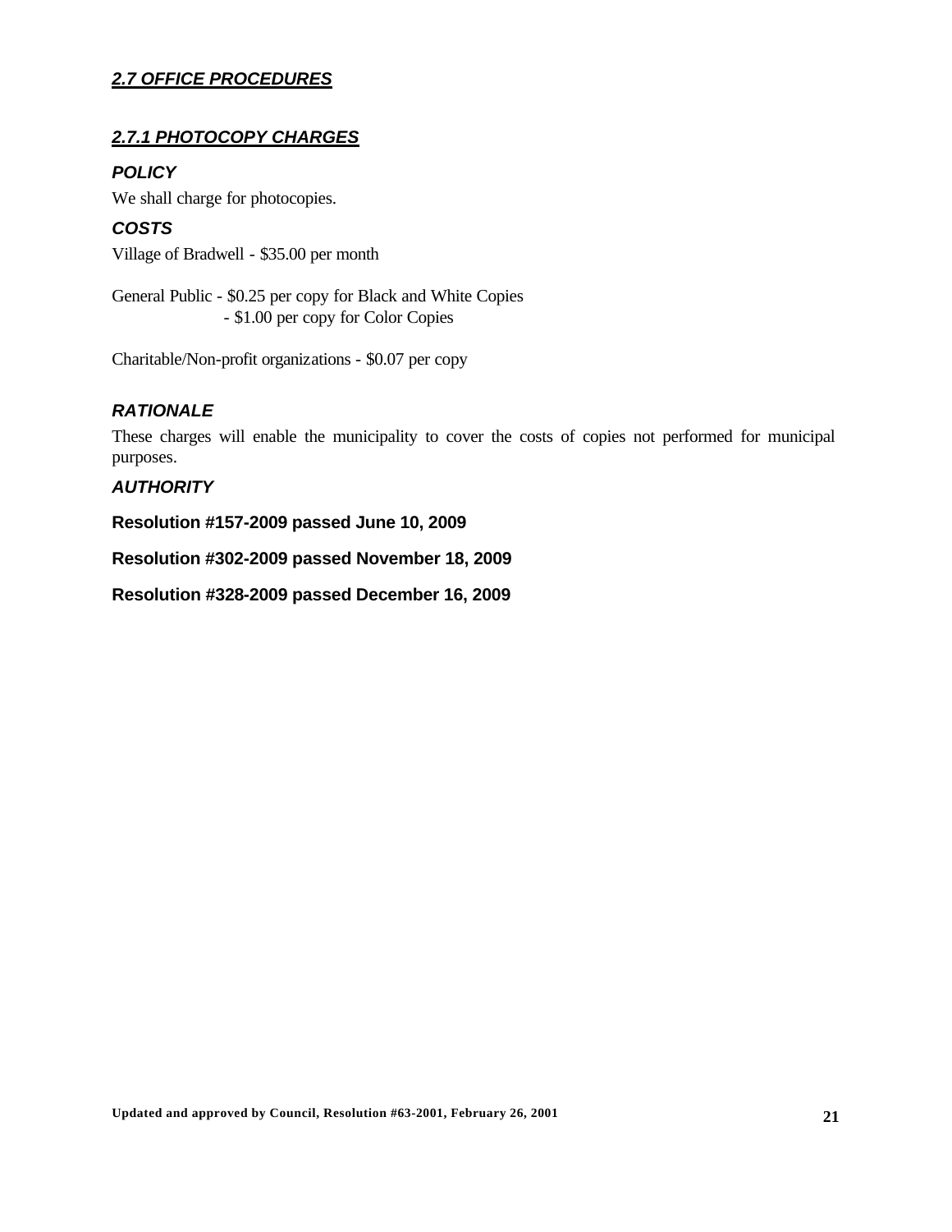## *2.7 OFFICE PROCEDURES*

### *2.7.1 PHOTOCOPY CHARGES*

#### *POLICY*

We shall charge for photocopies.

#### *COSTS*

Village of Bradwell - $35.00 per month

General Public - $0.25 per copy for Black and White Copies
- $1.00 per copy for Color Copies

Charitable/Non-profit organizations - $0.07 per copy

#### *RATIONALE*

These charges will enable the municipality to cover the costs of copies not performed for municipal purposes.

#### *AUTHORITY*

**Resolution #157-2009 passed June 10, 2009**

**Resolution #302-2009 passed November 18, 2009**

**Resolution #328-2009 passed December 16, 2009**

**Updated and approved by Council, Resolution #63-2001, February 26, 2001**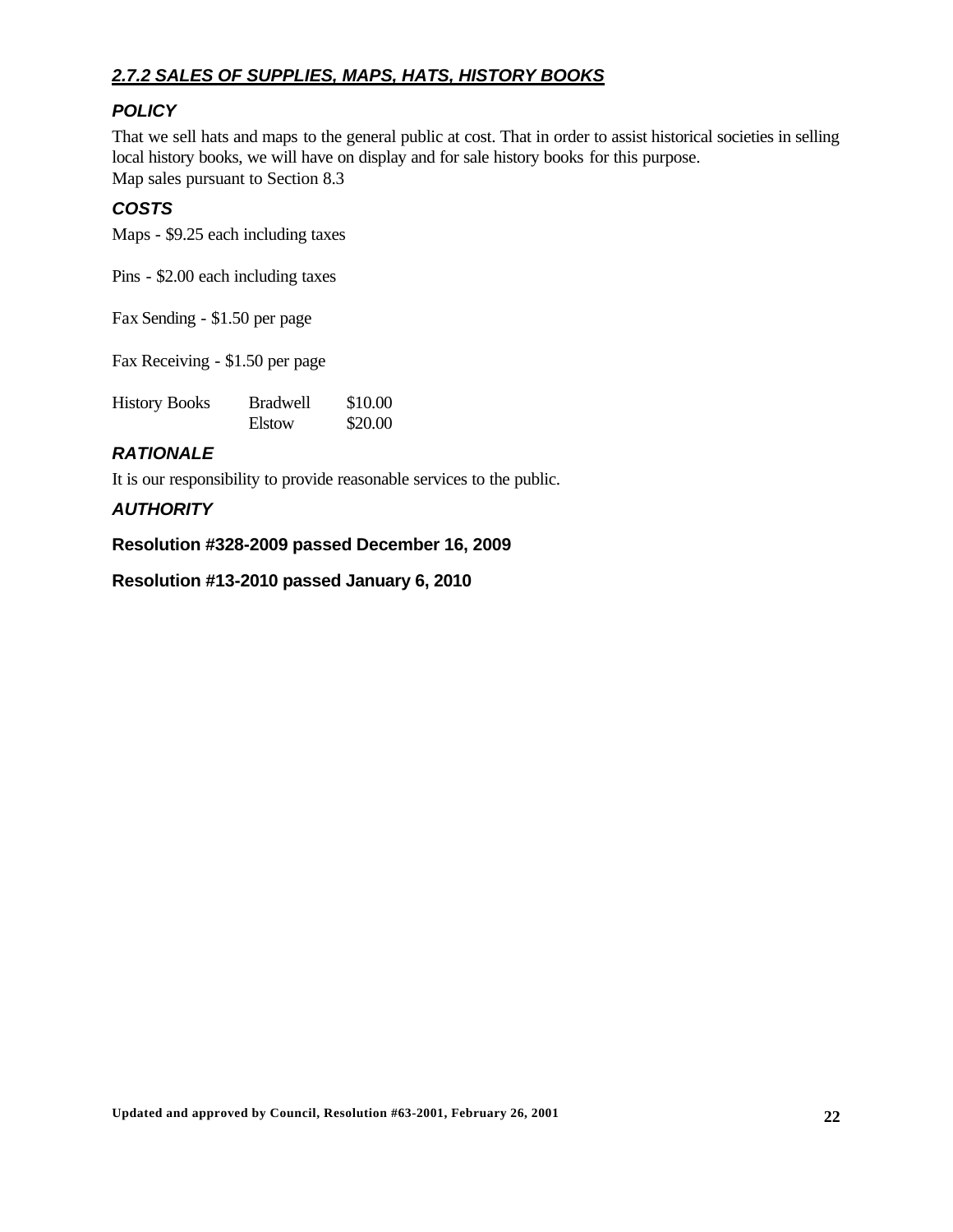## ***2.7.2 SALES OF SUPPLIES, MAPS, HATS, HISTORY BOOKS***

### ***POLICY***

That we sell hats and maps to the general public at cost. That in order to assist historical societies in selling local history books, we will have on display and for sale history books for this purpose.
Map sales pursuant to Section 8.3

### ***COSTS***

Maps - $9.25 each including taxes

Pins - $2.00 each including taxes

Fax Sending - $1.50 per page

Fax Receiving - $1.50 per page

| History Books | Bradwell | $10.00 |
|---|---|---|
| | Elstow | $20.00 |

### ***RATIONALE***

It is our responsibility to provide reasonable services to the public.

### ***AUTHORITY***

**Resolution #328-2009 passed December 16, 2009**

**Resolution #13-2010 passed January 6, 2010**

**Updated and approved by Council, Resolution #63-2001, February 26, 2001**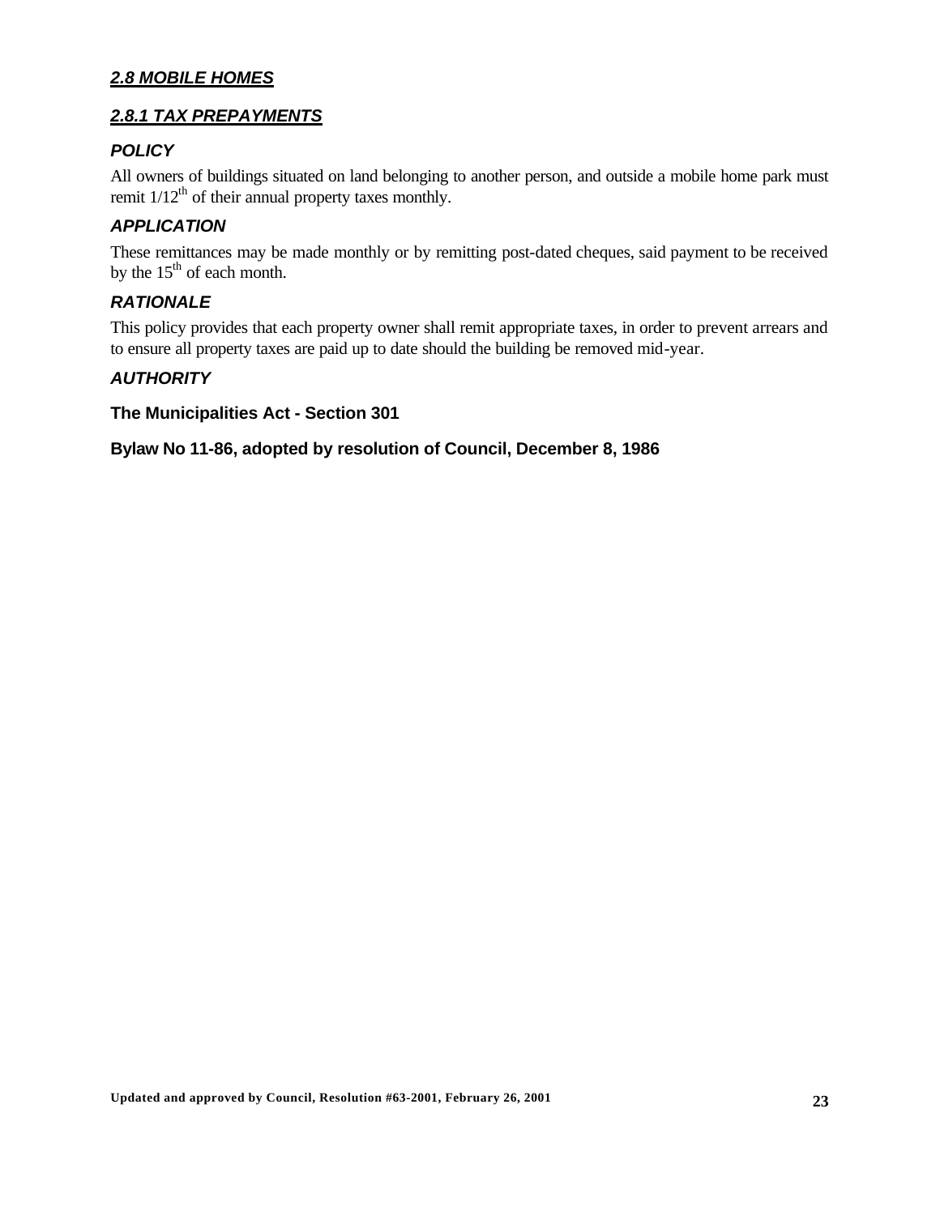## ***2.8 MOBILE HOMES***

### ***2.8.1 TAX PREPAYMENTS***

#### ***POLICY***

All owners of buildings situated on land belonging to another person, and outside a mobile home park must remit 1/12th of their annual property taxes monthly.

#### ***APPLICATION***

These remittances may be made monthly or by remitting post-dated cheques, said payment to be received by the 15th of each month.

#### ***RATIONALE***

This policy provides that each property owner shall remit appropriate taxes, in order to prevent arrears and to ensure all property taxes are paid up to date should the building be removed mid-year.

#### ***AUTHORITY***

**The Municipalities Act - Section 301**

**Bylaw No 11-86, adopted by resolution of Council, December 8, 1986**

**Updated and approved by Council, Resolution #63-2001, February 26, 2001**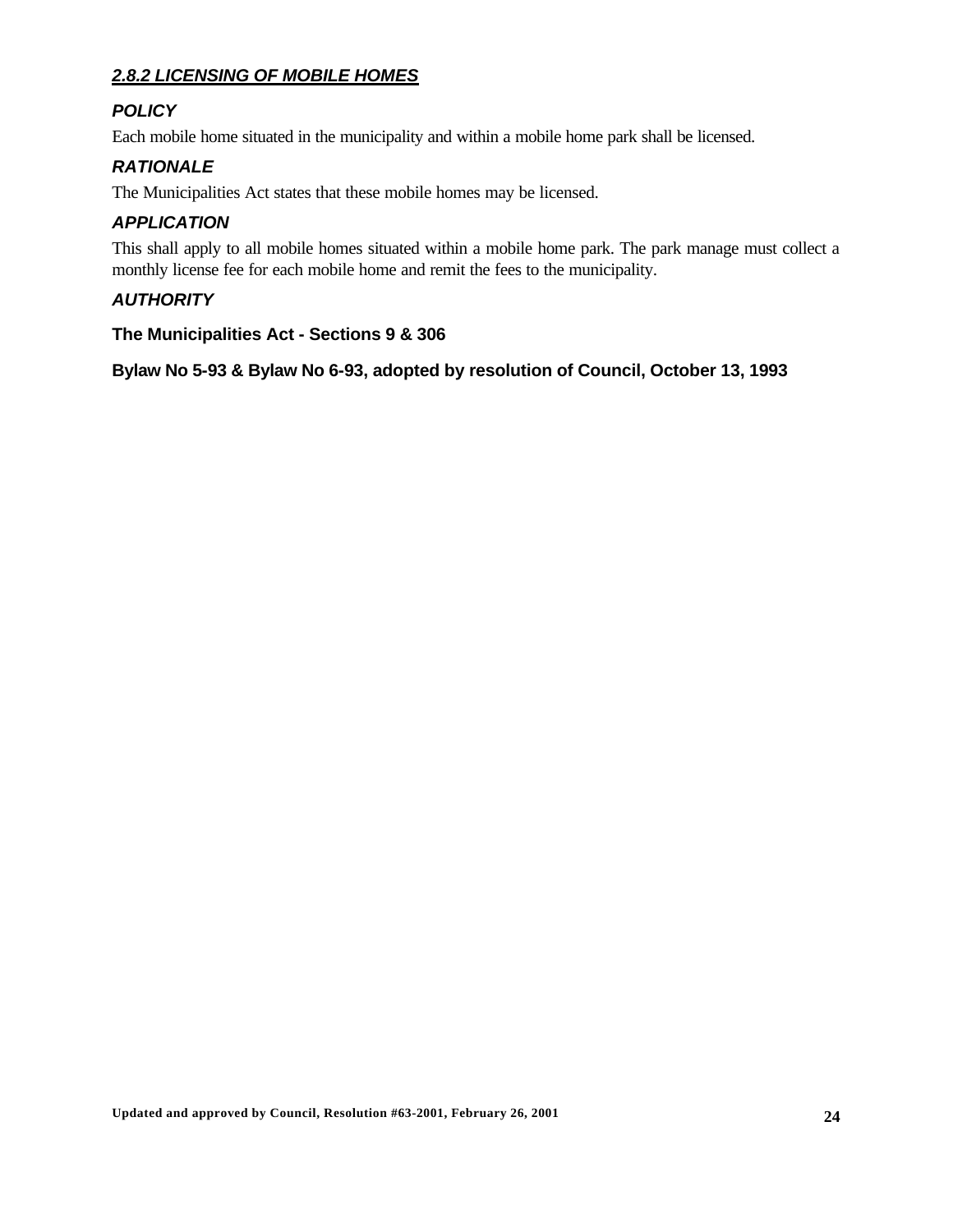## ***2.8.2 LICENSING OF MOBILE HOMES***

### *POLICY*

Each mobile home situated in the municipality and within a mobile home park shall be licensed.

### *RATIONALE*

The Municipalities Act states that these mobile homes may be licensed.

### *APPLICATION*

This shall apply to all mobile homes situated within a mobile home park. The park manage must collect a monthly license fee for each mobile home and remit the fees to the municipality.

### *AUTHORITY*

**The Municipalities Act - Sections 9 & 306**

**Bylaw No 5-93 & Bylaw No 6-93, adopted by resolution of Council, October 13, 1993**

**Updated and approved by Council, Resolution #63-2001, February 26, 2001**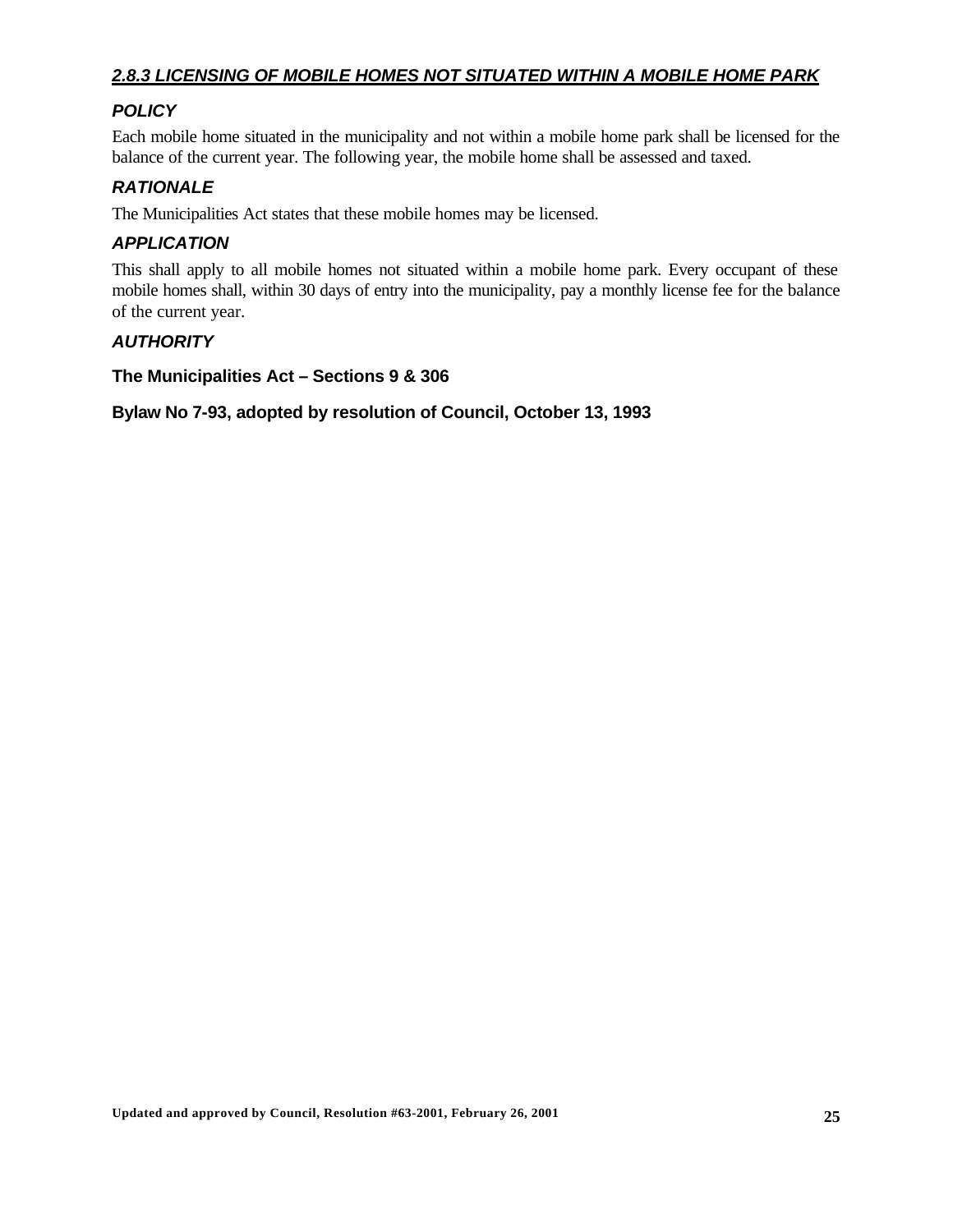## ***2.8.3 LICENSING OF MOBILE HOMES NOT SITUATED WITHIN A MOBILE HOME PARK***

### ***POLICY***

Each mobile home situated in the municipality and not within a mobile home park shall be licensed for the balance of the current year. The following year, the mobile home shall be assessed and taxed.

### ***RATIONALE***

The Municipalities Act states that these mobile homes may be licensed.

### ***APPLICATION***

This shall apply to all mobile homes not situated within a mobile home park. Every occupant of these mobile homes shall, within 30 days of entry into the municipality, pay a monthly license fee for the balance of the current year.

### ***AUTHORITY***

**The Municipalities Act – Sections 9 & 306**

**Bylaw No 7-93, adopted by resolution of Council, October 13, 1993**

**Updated and approved by Council, Resolution #63-2001, February 26, 2001**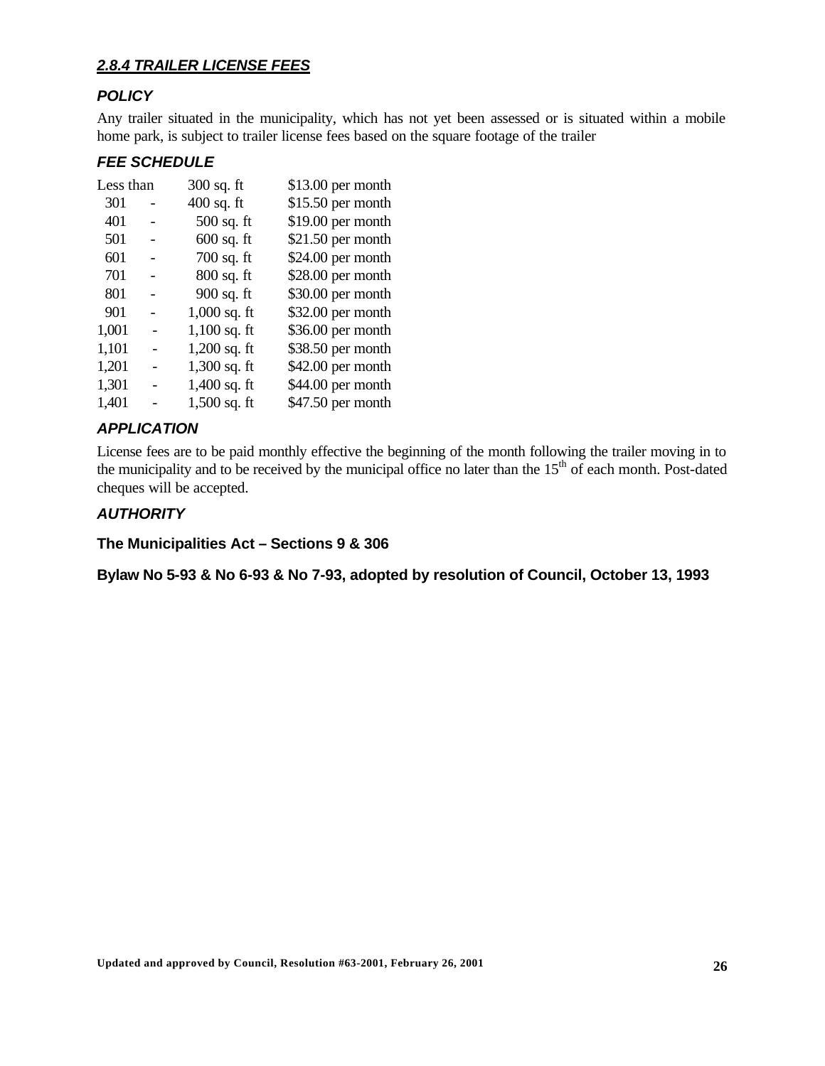## ***2.8.4 TRAILER LICENSE FEES***

### *POLICY*

Any trailer situated in the municipality, which has not yet been assessed or is situated within a mobile home park, is subject to trailer license fees based on the square footage of the trailer

### *FEE SCHEDULE*

| Less than | | 300 sq. ft | $13.00 per month |
|---|---|---|---|
| 301 | - | 400 sq. ft | $15.50 per month |
| 401 | - | 500 sq. ft | $19.00 per month |
| 501 | - | 600 sq. ft | $21.50 per month |
| 601 | - | 700 sq. ft | $24.00 per month |
| 701 | - | 800 sq. ft | $28.00 per month |
| 801 | - | 900 sq. ft | $30.00 per month |
| 901 | - | 1,000 sq. ft | $32.00 per month |
| 1,001 | - | 1,100 sq. ft | $36.00 per month |
| 1,101 | - | 1,200 sq. ft | $38.50 per month |
| 1,201 | - | 1,300 sq. ft | $42.00 per month |
| 1,301 | - | 1,400 sq. ft | $44.00 per month |
| 1,401 | - | 1,500 sq. ft | $47.50 per month |

### *APPLICATION*

License fees are to be paid monthly effective the beginning of the month following the trailer moving in to the municipality and to be received by the municipal office no later than the 15th of each month. Post-dated cheques will be accepted.

### *AUTHORITY*

**The Municipalities Act – Sections 9 & 306**

**Bylaw No 5-93 & No 6-93 & No 7-93, adopted by resolution of Council, October 13, 1993**

**Updated and approved by Council, Resolution #63-2001, February 26, 2001**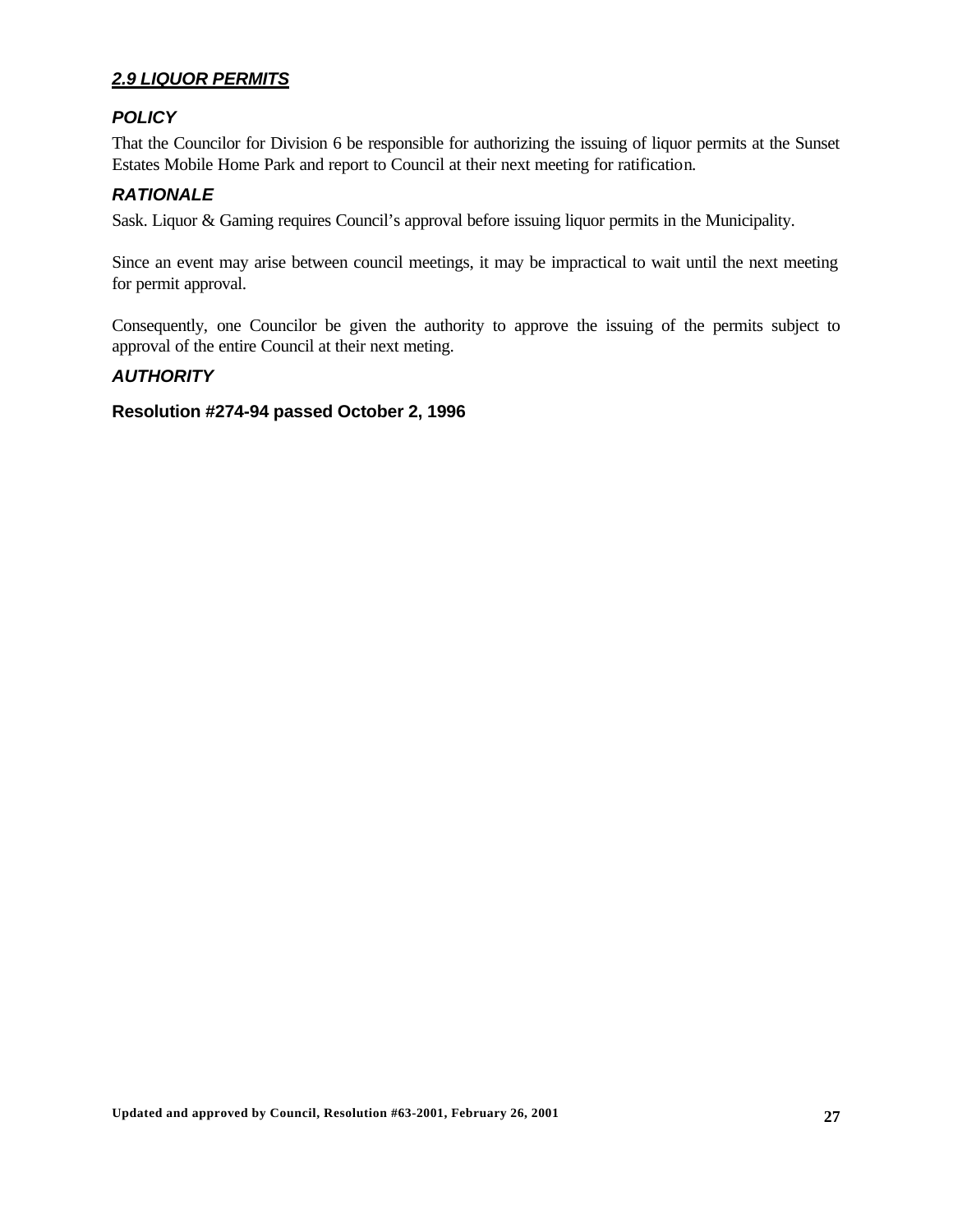## ***2.9 LIQUOR PERMITS***

### ***POLICY***

That the Councilor for Division 6 be responsible for authorizing the issuing of liquor permits at the Sunset Estates Mobile Home Park and report to Council at their next meeting for ratification.

### ***RATIONALE***

Sask. Liquor & Gaming requires Council's approval before issuing liquor permits in the Municipality.

Since an event may arise between council meetings, it may be impractical to wait until the next meeting for permit approval.

Consequently, one Councilor be given the authority to approve the issuing of the permits subject to approval of the entire Council at their next meting.

### ***AUTHORITY***

**Resolution #274-94 passed October 2, 1996**

**Updated and approved by Council, Resolution #63-2001, February 26, 2001**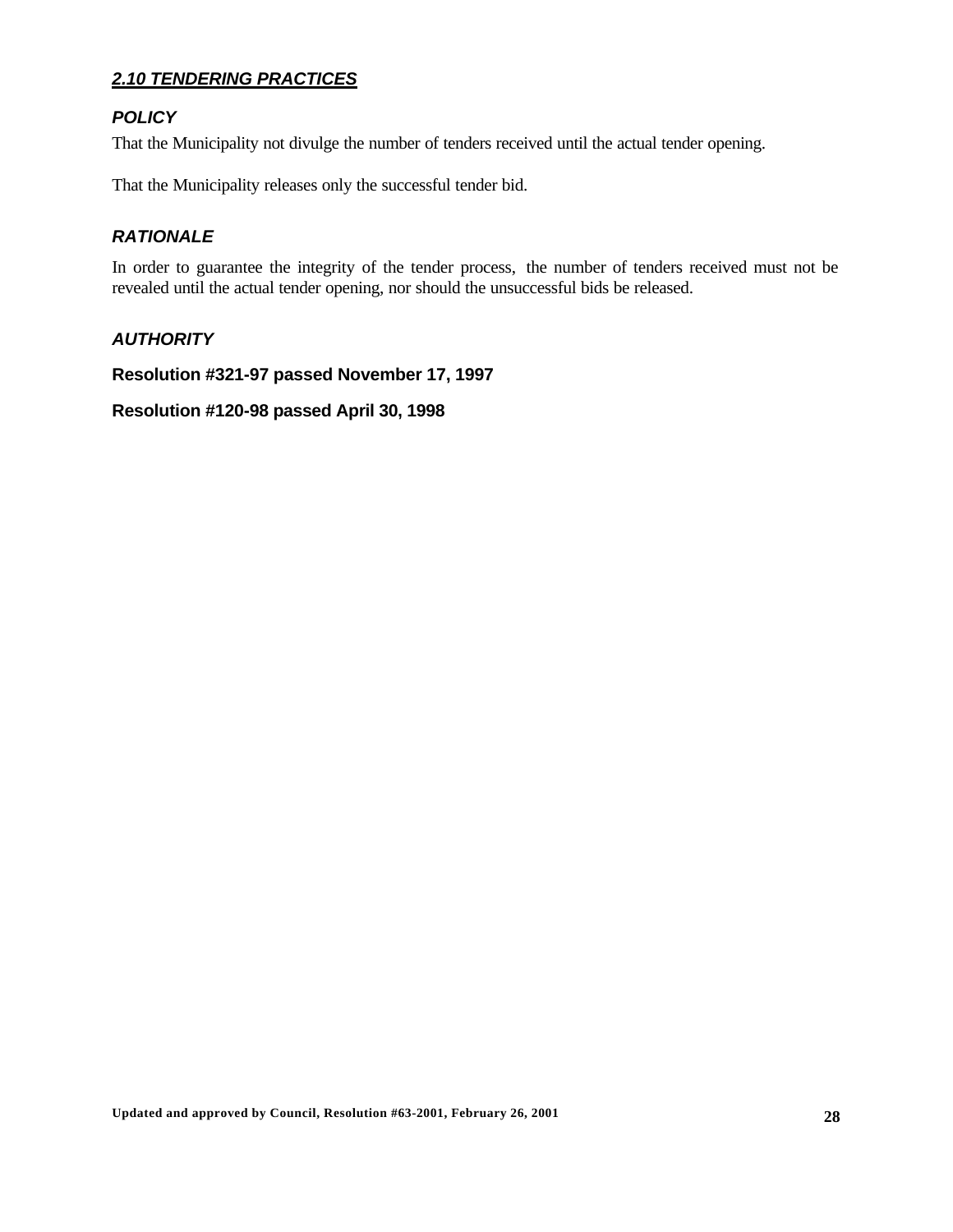## ***2.10 TENDERING PRACTICES***

### ***POLICY***

That the Municipality not divulge the number of tenders received until the actual tender opening.

That the Municipality releases only the successful tender bid.

### ***RATIONALE***

In order to guarantee the integrity of the tender process, the number of tenders received must not be revealed until the actual tender opening, nor should the unsuccessful bids be released.

### ***AUTHORITY***

**Resolution #321-97 passed November 17, 1997**

**Resolution #120-98 passed April 30, 1998**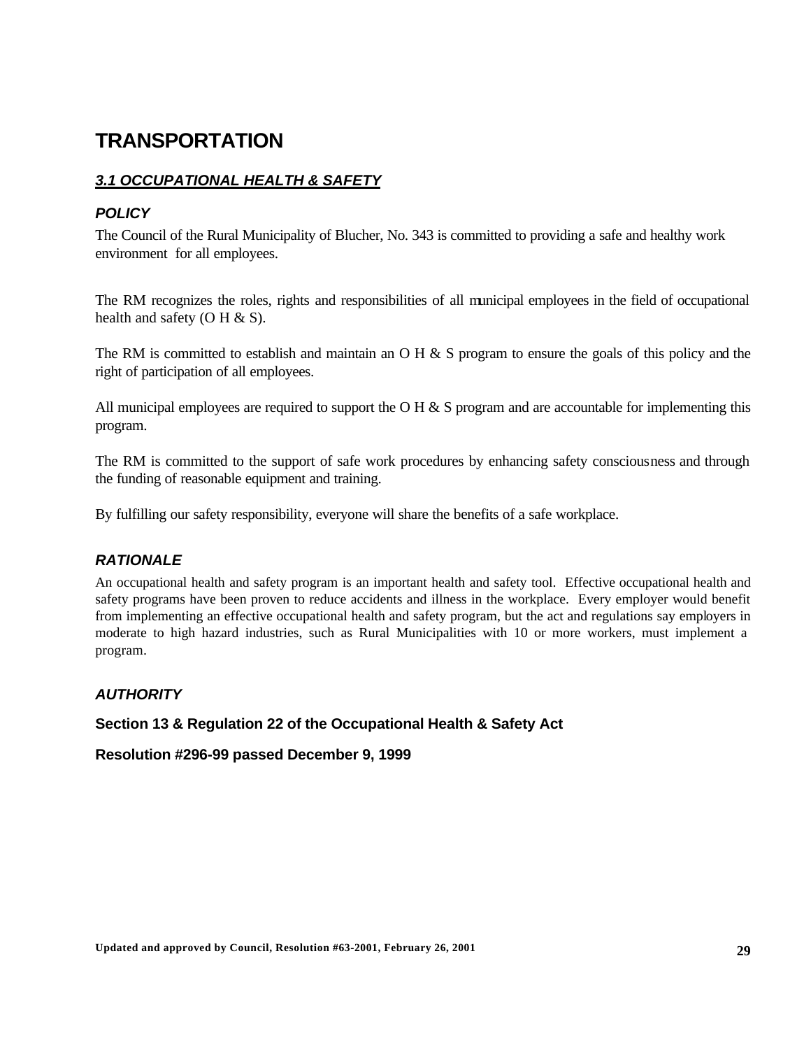# TRANSPORTATION

## ***3.1 OCCUPATIONAL HEALTH & SAFETY***

### *POLICY*

The Council of the Rural Municipality of Blucher, No. 343 is committed to providing a safe and healthy work environment for all employees.

The RM recognizes the roles, rights and responsibilities of all municipal employees in the field of occupational health and safety (O H & S).

The RM is committed to establish and maintain an O H & S program to ensure the goals of this policy and the right of participation of all employees.

All municipal employees are required to support the O H & S program and are accountable for implementing this program.

The RM is committed to the support of safe work procedures by enhancing safety consciousness and through the funding of reasonable equipment and training.

By fulfilling our safety responsibility, everyone will share the benefits of a safe workplace.

### *RATIONALE*

An occupational health and safety program is an important health and safety tool. Effective occupational health and safety programs have been proven to reduce accidents and illness in the workplace. Every employer would benefit from implementing an effective occupational health and safety program, but the act and regulations say employers in moderate to high hazard industries, such as Rural Municipalities with 10 or more workers, must implement a program.

### *AUTHORITY*

**Section 13 & Regulation 22 of the Occupational Health & Safety Act**

**Resolution #296-99 passed December 9, 1999**

**Updated and approved by Council, Resolution #63-2001, February 26, 2001**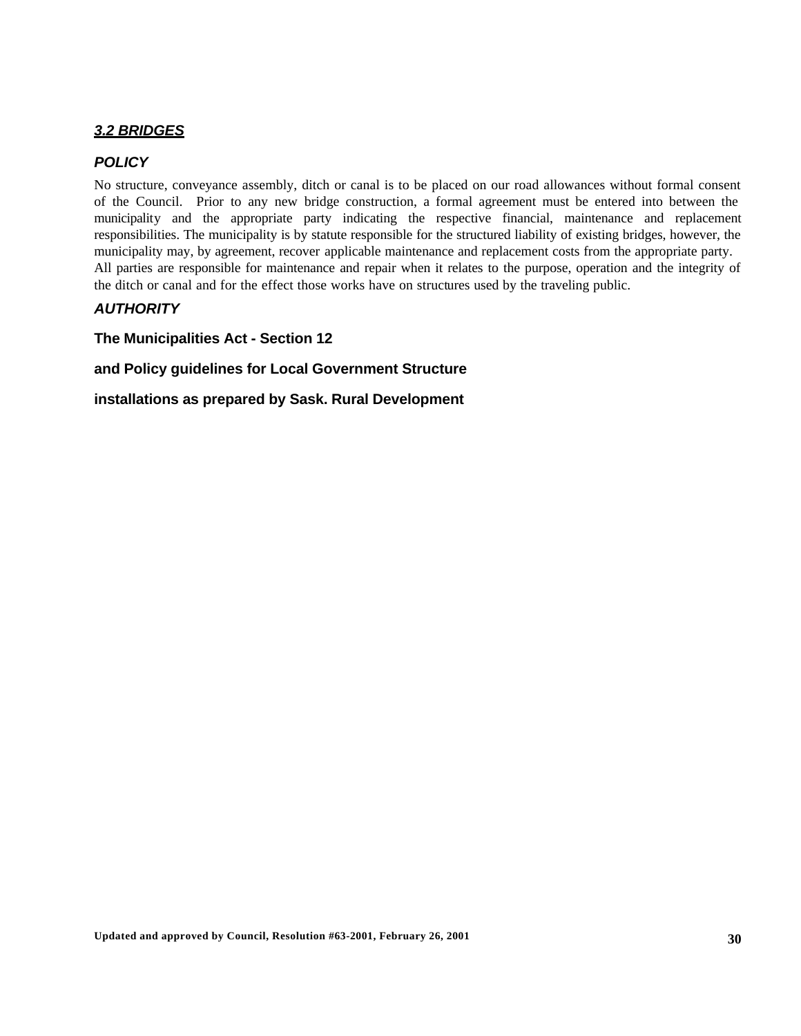## ***3.2 BRIDGES***

### *POLICY*

No structure, conveyance assembly, ditch or canal is to be placed on our road allowances without formal consent of the Council. Prior to any new bridge construction, a formal agreement must be entered into between the municipality and the appropriate party indicating the respective financial, maintenance and replacement responsibilities. The municipality is by statute responsible for the structured liability of existing bridges, however, the municipality may, by agreement, recover applicable maintenance and replacement costs from the appropriate party.
All parties are responsible for maintenance and repair when it relates to the purpose, operation and the integrity of the ditch or canal and for the effect those works have on structures used by the traveling public.

### *AUTHORITY*

**The Municipalities Act - Section 12**

**and Policy guidelines for Local Government Structure**

**installations as prepared by Sask. Rural Development**

**Updated and approved by Council, Resolution #63-2001, February 26, 2001**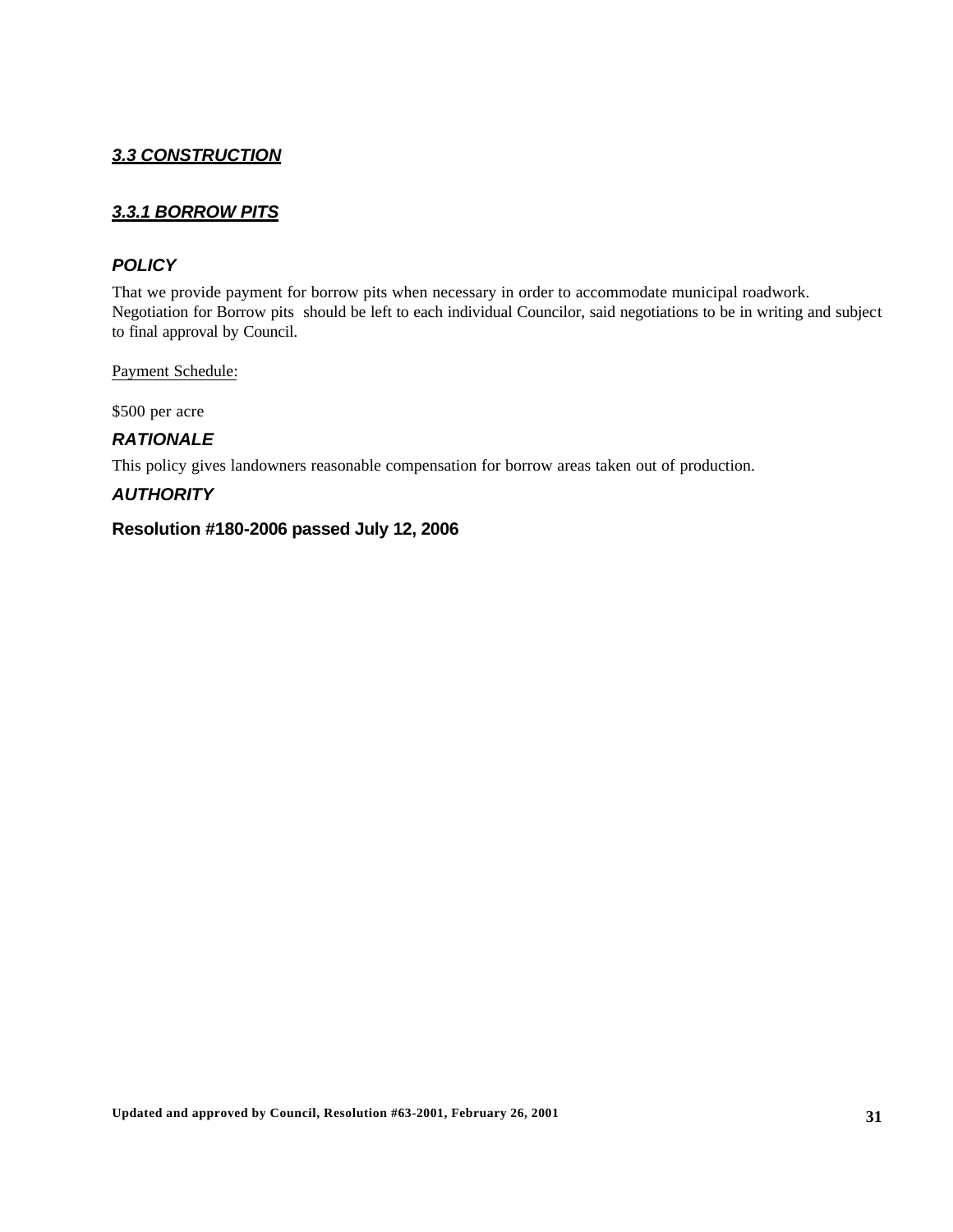## ***3.3 CONSTRUCTION***

### ***3.3.1 BORROW PITS***

#### ***POLICY***

That we provide payment for borrow pits when necessary in order to accommodate municipal roadwork. Negotiation for Borrow pits should be left to each individual Councilor, said negotiations to be in writing and subject to final approval by Council.

Payment Schedule:

$500 per acre

#### ***RATIONALE***

This policy gives landowners reasonable compensation for borrow areas taken out of production.

#### ***AUTHORITY***

**Resolution #180-2006 passed July 12, 2006**

**Updated and approved by Council, Resolution #63-2001, February 26, 2001**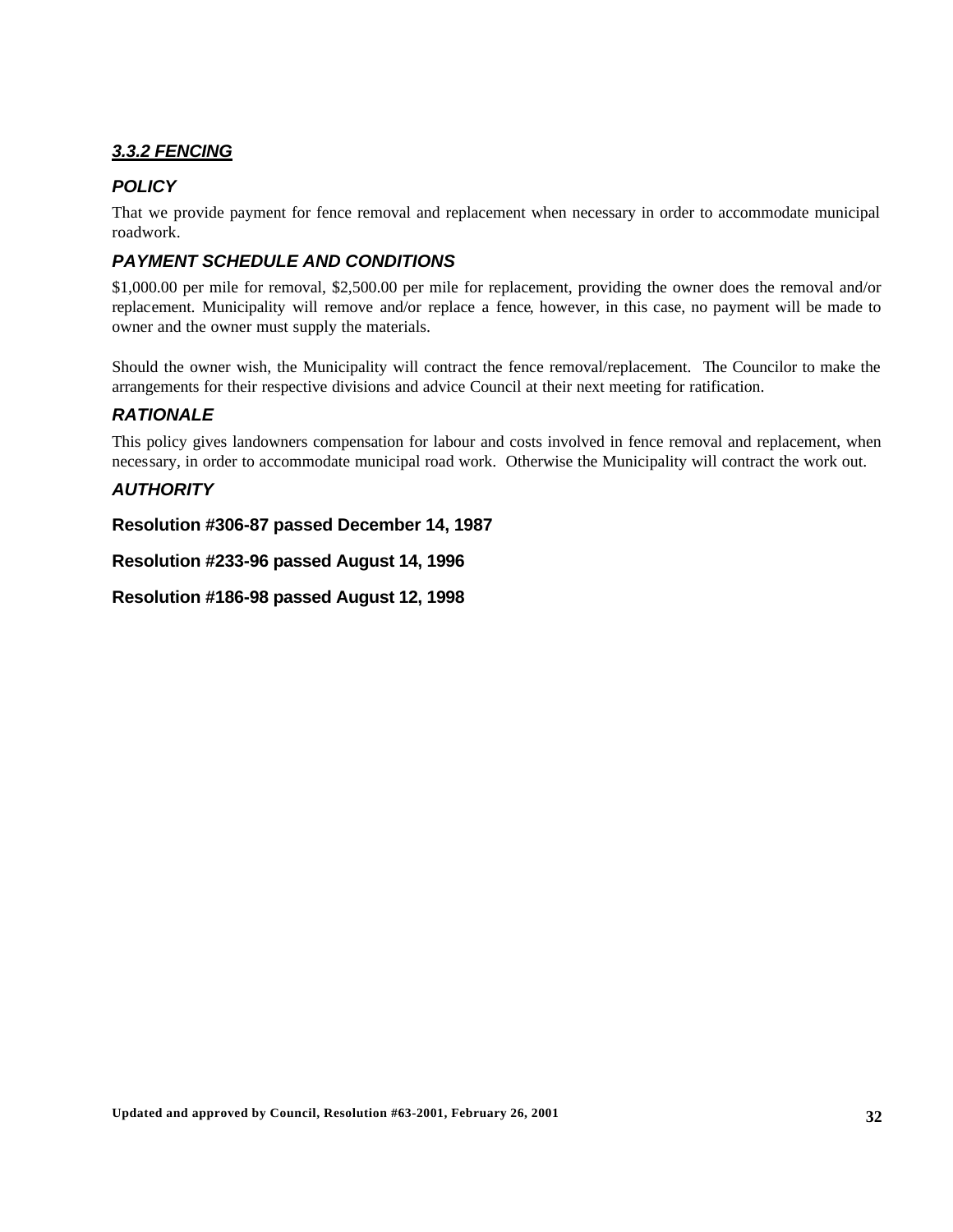### ***3.3.2 FENCING***

#### ***POLICY***

That we provide payment for fence removal and replacement when necessary in order to accommodate municipal roadwork.

#### ***PAYMENT SCHEDULE AND CONDITIONS***

$1,000.00 per mile for removal, $2,500.00 per mile for replacement, providing the owner does the removal and/or replacement. Municipality will remove and/or replace a fence, however, in this case, no payment will be made to owner and the owner must supply the materials.

Should the owner wish, the Municipality will contract the fence removal/replacement. The Councilor to make the arrangements for their respective divisions and advice Council at their next meeting for ratification.

#### ***RATIONALE***

This policy gives landowners compensation for labour and costs involved in fence removal and replacement, when necessary, in order to accommodate municipal road work. Otherwise the Municipality will contract the work out.

#### ***AUTHORITY***

**Resolution #306-87 passed December 14, 1987**

**Resolution #233-96 passed August 14, 1996**

**Resolution #186-98 passed August 12, 1998**

**Updated and approved by Council, Resolution #63-2001, February 26, 2001**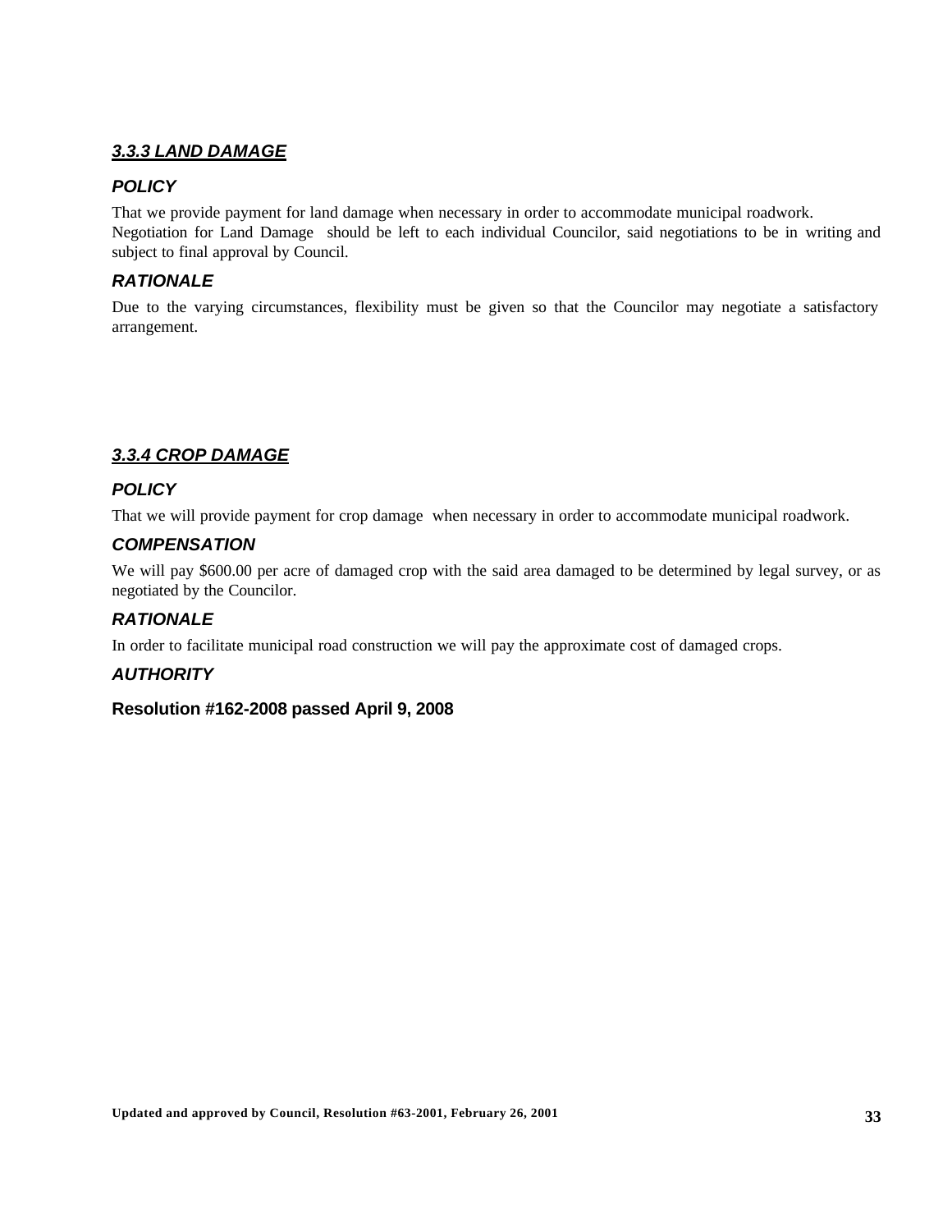### ***3.3.3 LAND DAMAGE***

#### ***POLICY***

That we provide payment for land damage when necessary in order to accommodate municipal roadwork. Negotiation for Land Damage should be left to each individual Councilor, said negotiations to be in writing and subject to final approval by Council.

#### ***RATIONALE***

Due to the varying circumstances, flexibility must be given so that the Councilor may negotiate a satisfactory arrangement.

### ***3.3.4 CROP DAMAGE***

#### ***POLICY***

That we will provide payment for crop damage when necessary in order to accommodate municipal roadwork.

#### ***COMPENSATION***

We will pay $600.00 per acre of damaged crop with the said area damaged to be determined by legal survey, or as negotiated by the Councilor.

#### ***RATIONALE***

In order to facilitate municipal road construction we will pay the approximate cost of damaged crops.

#### ***AUTHORITY***

**Resolution #162-2008 passed April 9, 2008**

**Updated and approved by Council, Resolution #63-2001, February 26, 2001**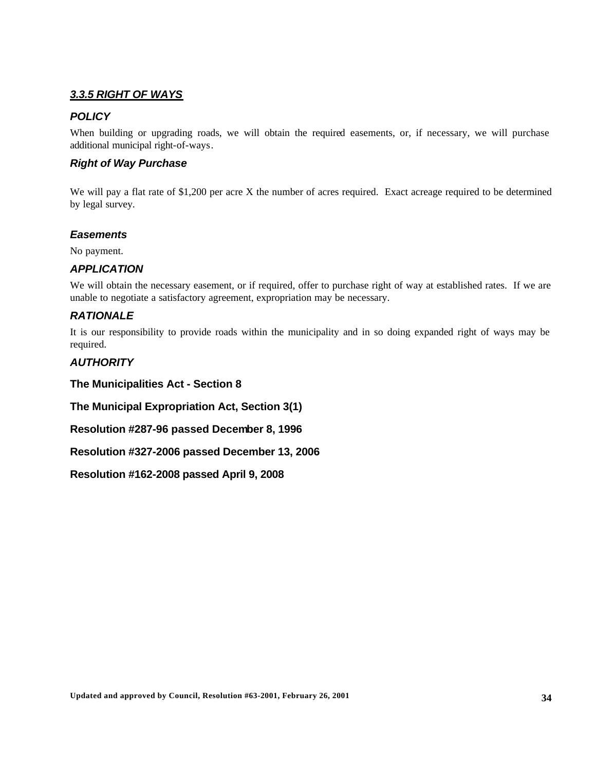### ***3.3.5 RIGHT OF WAYS***

#### *POLICY*

When building or upgrading roads, we will obtain the required easements, or, if necessary, we will purchase additional municipal right-of-ways.

#### *Right of Way Purchase*

We will pay a flat rate of $1,200 per acre X the number of acres required. Exact acreage required to be determined by legal survey.

#### *Easements*

No payment.

#### *APPLICATION*

We will obtain the necessary easement, or if required, offer to purchase right of way at established rates. If we are unable to negotiate a satisfactory agreement, expropriation may be necessary.

#### *RATIONALE*

It is our responsibility to provide roads within the municipality and in so doing expanded right of ways may be required.

#### *AUTHORITY*

**The Municipalities Act - Section 8**

**The Municipal Expropriation Act, Section 3(1)**

**Resolution #287-96 passed December 8, 1996**

**Resolution #327-2006 passed December 13, 2006**

**Resolution #162-2008 passed April 9, 2008**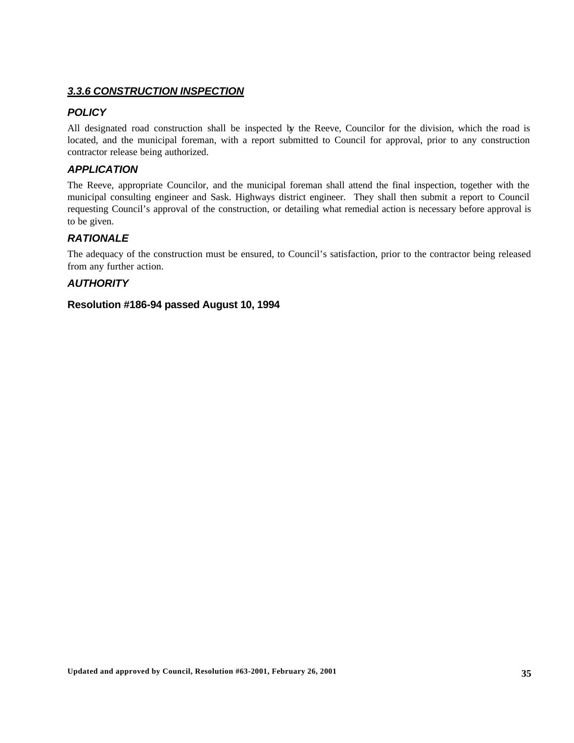## ***3.3.6 CONSTRUCTION INSPECTION***

### *POLICY*

All designated road construction shall be inspected by the Reeve, Councilor for the division, which the road is located, and the municipal foreman, with a report submitted to Council for approval, prior to any construction contractor release being authorized.

### *APPLICATION*

The Reeve, appropriate Councilor, and the municipal foreman shall attend the final inspection, together with the municipal consulting engineer and Sask. Highways district engineer. They shall then submit a report to Council requesting Council's approval of the construction, or detailing what remedial action is necessary before approval is to be given.

### *RATIONALE*

The adequacy of the construction must be ensured, to Council's satisfaction, prior to the contractor being released from any further action.

### *AUTHORITY*

**Resolution #186-94 passed August 10, 1994**

**Updated and approved by Council, Resolution #63-2001, February 26, 2001**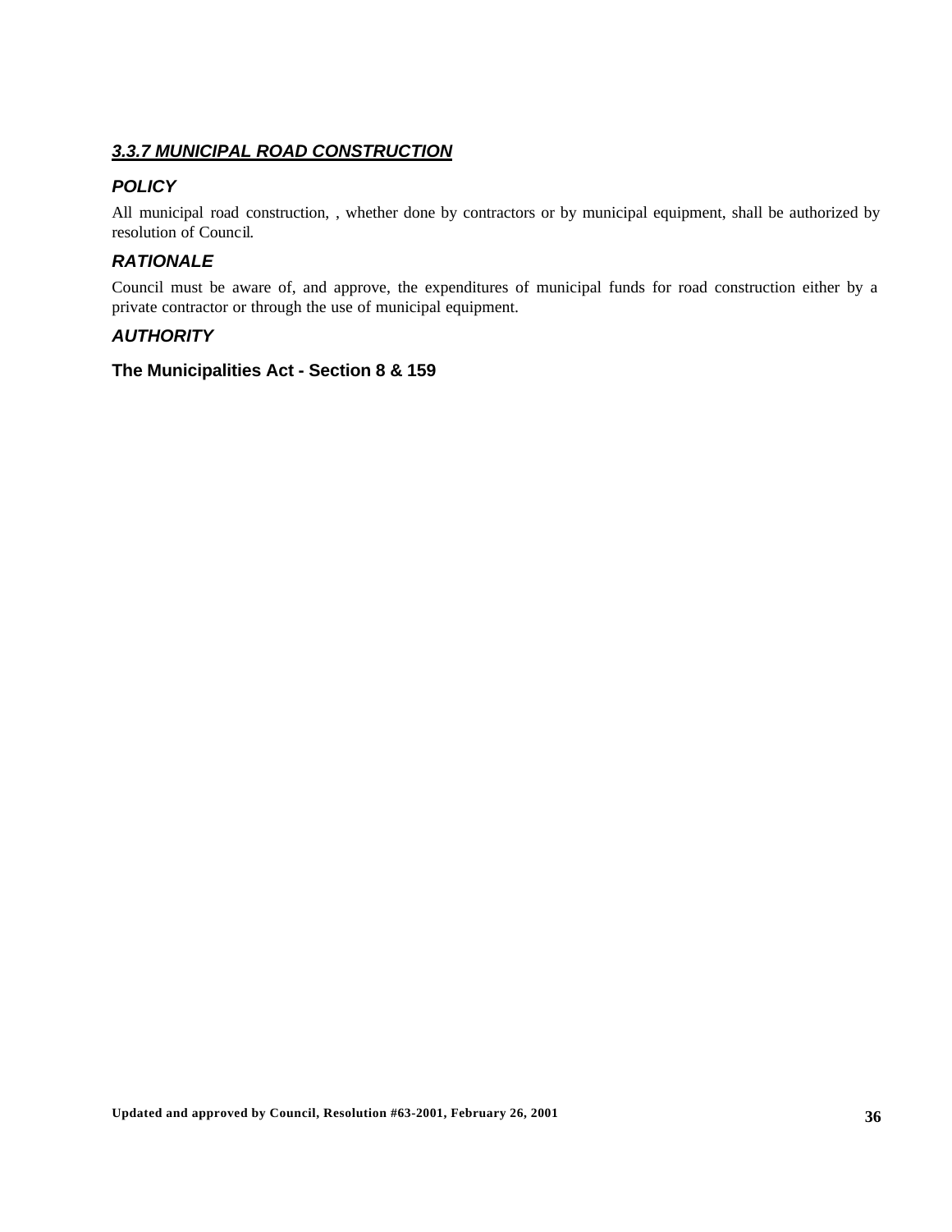### ***3.3.7 MUNICIPAL ROAD CONSTRUCTION***

#### ***POLICY***

All municipal road construction, , whether done by contractors or by municipal equipment, shall be authorized by resolution of Council.

#### ***RATIONALE***

Council must be aware of, and approve, the expenditures of municipal funds for road construction either by a private contractor or through the use of municipal equipment.

#### ***AUTHORITY***

**The Municipalities Act - Section 8 & 159**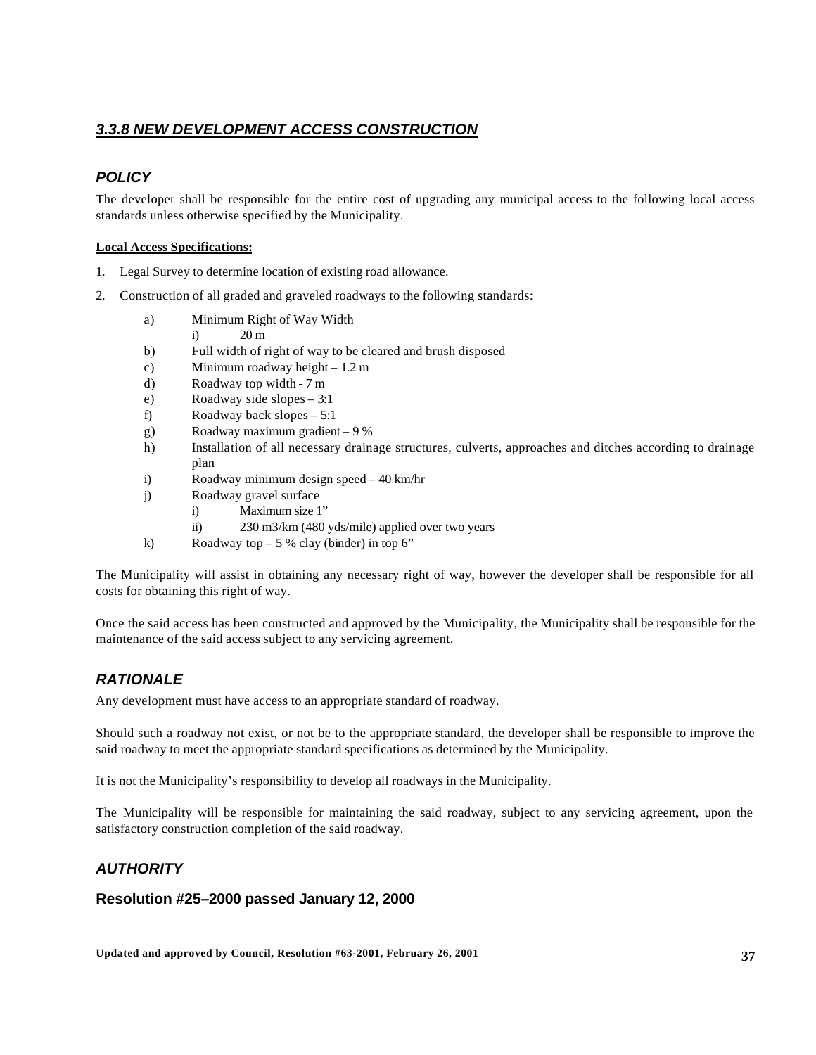### ***3.3.8 NEW DEVELOPMENT ACCESS CONSTRUCTION***

#### ***POLICY***

The developer shall be responsible for the entire cost of upgrading any municipal access to the following local access standards unless otherwise specified by the Municipality.

**Local Access Specifications:**

1. Legal Survey to determine location of existing road allowance.
2. Construction of all graded and graveled roadways to the following standards:
   - a) Minimum Right of Way Width
     - i) 20 m
   - b) Full width of right of way to be cleared and brush disposed
   - c) Minimum roadway height – 1.2 m
   - d) Roadway top width - 7 m
   - e) Roadway side slopes – 3:1
   - f) Roadway back slopes – 5:1
   - g) Roadway maximum gradient – 9 %
   - h) Installation of all necessary drainage structures, culverts, approaches and ditches according to drainage plan
   - i) Roadway minimum design speed – 40 km/hr
   - j) Roadway gravel surface
     - i) Maximum size 1"
     - ii) 230 m3/km (480 yds/mile) applied over two years
   - k) Roadway top – 5 % clay (binder) in top 6"

The Municipality will assist in obtaining any necessary right of way, however the developer shall be responsible for all costs for obtaining this right of way.

Once the said access has been constructed and approved by the Municipality, the Municipality shall be responsible for the maintenance of the said access subject to any servicing agreement.

#### ***RATIONALE***

Any development must have access to an appropriate standard of roadway.

Should such a roadway not exist, or not be to the appropriate standard, the developer shall be responsible to improve the said roadway to meet the appropriate standard specifications as determined by the Municipality.

It is not the Municipality's responsibility to develop all roadways in the Municipality.

The Municipality will be responsible for maintaining the said roadway, subject to any servicing agreement, upon the satisfactory construction completion of the said roadway.

#### ***AUTHORITY***

**Resolution #25–2000 passed January 12, 2000**

**Updated and approved by Council, Resolution #63-2001, February 26, 2001**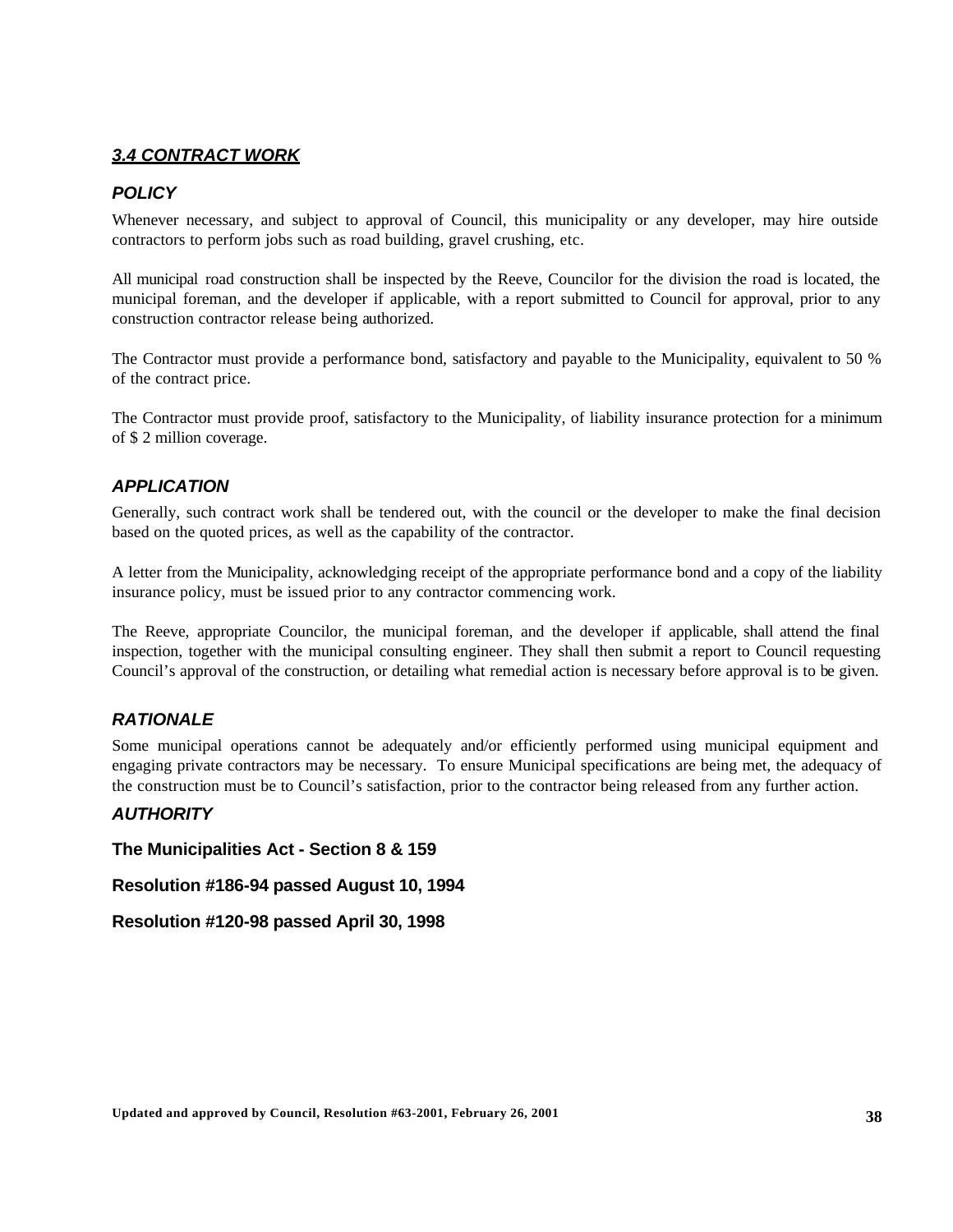## ***3.4 CONTRACT WORK***

### *POLICY*

Whenever necessary, and subject to approval of Council, this municipality or any developer, may hire outside contractors to perform jobs such as road building, gravel crushing, etc.

All municipal road construction shall be inspected by the Reeve, Councilor for the division the road is located, the municipal foreman, and the developer if applicable, with a report submitted to Council for approval, prior to any construction contractor release being authorized.

The Contractor must provide a performance bond, satisfactory and payable to the Municipality, equivalent to 50 % of the contract price.

The Contractor must provide proof, satisfactory to the Municipality, of liability insurance protection for a minimum of $ 2 million coverage.

### *APPLICATION*

Generally, such contract work shall be tendered out, with the council or the developer to make the final decision based on the quoted prices, as well as the capability of the contractor.

A letter from the Municipality, acknowledging receipt of the appropriate performance bond and a copy of the liability insurance policy, must be issued prior to any contractor commencing work.

The Reeve, appropriate Councilor, the municipal foreman, and the developer if applicable, shall attend the final inspection, together with the municipal consulting engineer. They shall then submit a report to Council requesting Council's approval of the construction, or detailing what remedial action is necessary before approval is to be given.

### *RATIONALE*

Some municipal operations cannot be adequately and/or efficiently performed using municipal equipment and engaging private contractors may be necessary. To ensure Municipal specifications are being met, the adequacy of the construction must be to Council's satisfaction, prior to the contractor being released from any further action.

### *AUTHORITY*

**The Municipalities Act - Section 8 & 159**

**Resolution #186-94 passed August 10, 1994**

**Resolution #120-98 passed April 30, 1998**

**Updated and approved by Council, Resolution #63-2001, February 26, 2001**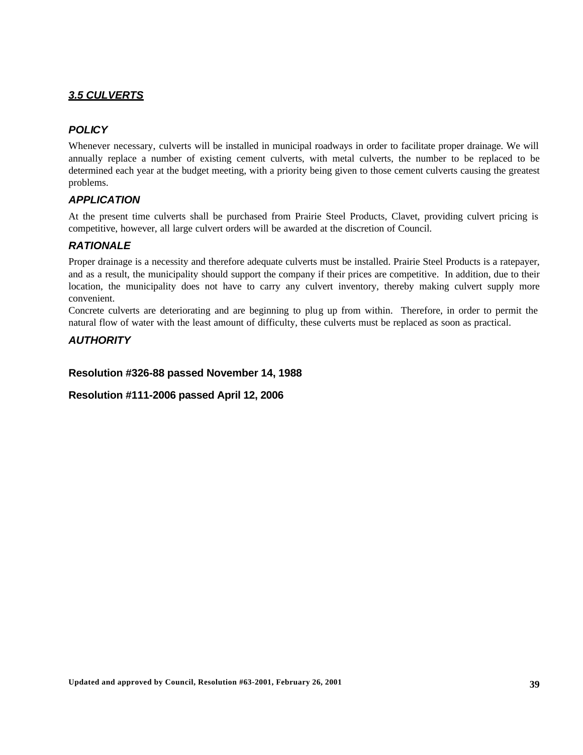## ***3.5 CULVERTS***

### *POLICY*

Whenever necessary, culverts will be installed in municipal roadways in order to facilitate proper drainage. We will annually replace a number of existing cement culverts, with metal culverts, the number to be replaced to be determined each year at the budget meeting, with a priority being given to those cement culverts causing the greatest problems.

### *APPLICATION*

At the present time culverts shall be purchased from Prairie Steel Products, Clavet, providing culvert pricing is competitive, however, all large culvert orders will be awarded at the discretion of Council.

### *RATIONALE*

Proper drainage is a necessity and therefore adequate culverts must be installed. Prairie Steel Products is a ratepayer, and as a result, the municipality should support the company if their prices are competitive. In addition, due to their location, the municipality does not have to carry any culvert inventory, thereby making culvert supply more convenient.

Concrete culverts are deteriorating and are beginning to plug up from within. Therefore, in order to permit the natural flow of water with the least amount of difficulty, these culverts must be replaced as soon as practical.

### *AUTHORITY*

**Resolution #326-88 passed November 14, 1988**

**Resolution #111-2006 passed April 12, 2006**

**Updated and approved by Council, Resolution #63-2001, February 26, 2001**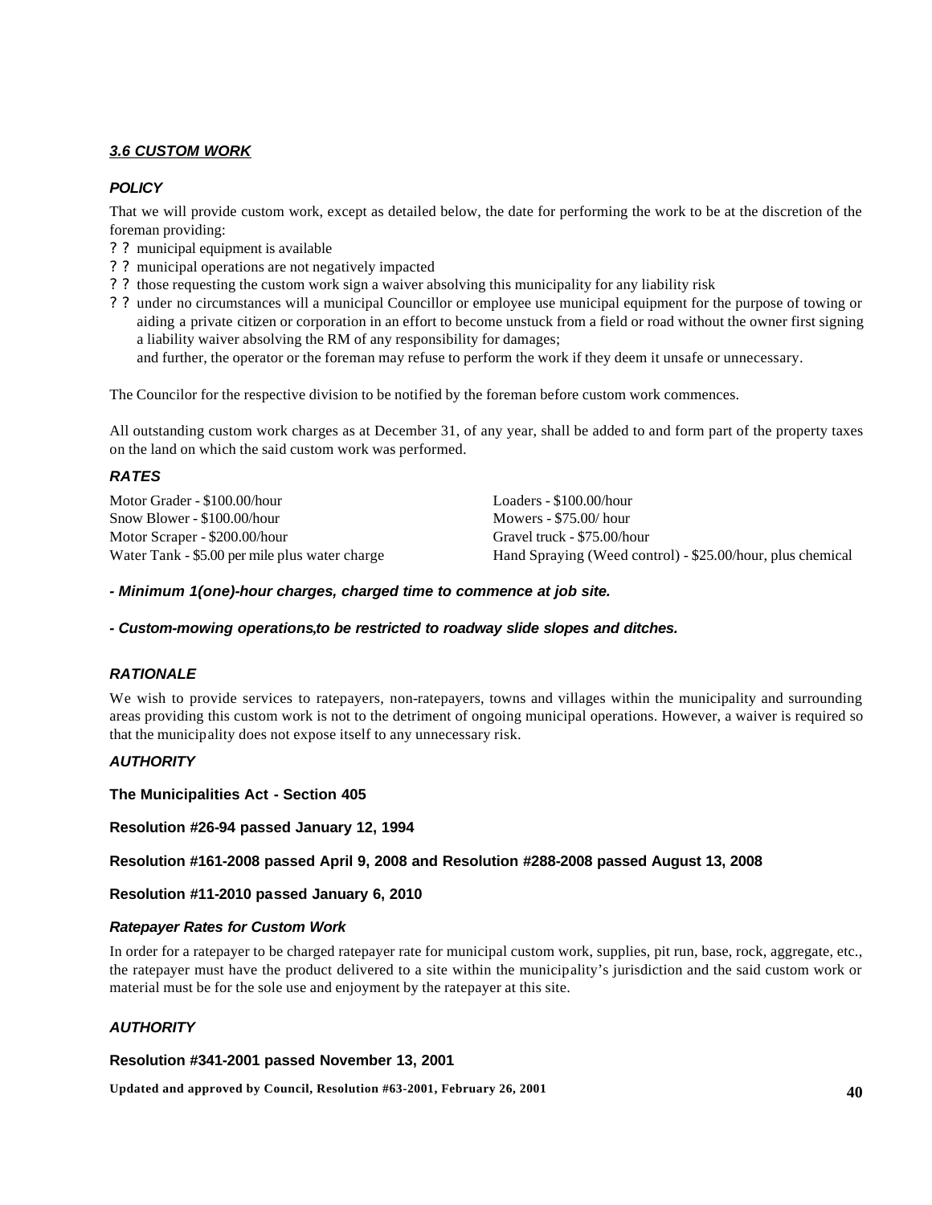### ***3.6 CUSTOM WORK***

#### ***POLICY***

That we will provide custom work, except as detailed below, the date for performing the work to be at the discretion of the foreman providing:

- ? ? municipal equipment is available
- ? ? municipal operations are not negatively impacted
- ? ? those requesting the custom work sign a waiver absolving this municipality for any liability risk
- ? ? under no circumstances will a municipal Councillor or employee use municipal equipment for the purpose of towing or aiding a private citizen or corporation in an effort to become unstuck from a field or road without the owner first signing a liability waiver absolving the RM of any responsibility for damages;

  and further, the operator or the foreman may refuse to perform the work if they deem it unsafe or unnecessary.

The Councilor for the respective division to be notified by the foreman before custom work commences.

All outstanding custom work charges as at December 31, of any year, shall be added to and form part of the property taxes on the land on which the said custom work was performed.

#### ***RATES***

| | |
|---|---|
| Motor Grader - $100.00/hour | Loaders - $100.00/hour |
| Snow Blower - $100.00/hour | Mowers - $75.00/ hour |
| Motor Scraper - $200.00/hour | Gravel truck - $75.00/hour |
| Water Tank - $5.00 per mile plus water charge | Hand Spraying (Weed control) - $25.00/hour, plus chemical |

***- Minimum 1(one)-hour charges, charged time to commence at job site.***

***- Custom-mowing operations,to be restricted to roadway slide slopes and ditches.***

#### ***RATIONALE***

We wish to provide services to ratepayers, non-ratepayers, towns and villages within the municipality and surrounding areas providing this custom work is not to the detriment of ongoing municipal operations. However, a waiver is required so that the municipality does not expose itself to any unnecessary risk.

#### ***AUTHORITY***

**The Municipalities Act - Section 405**

**Resolution #26-94 passed January 12, 1994**

**Resolution #161-2008 passed April 9, 2008 and Resolution #288-2008 passed August 13, 2008**

**Resolution #11-2010 passed January 6, 2010**

#### ***Ratepayer Rates for Custom Work***

In order for a ratepayer to be charged ratepayer rate for municipal custom work, supplies, pit run, base, rock, aggregate, etc., the ratepayer must have the product delivered to a site within the municipality's jurisdiction and the said custom work or material must be for the sole use and enjoyment by the ratepayer at this site.

#### ***AUTHORITY***

**Resolution #341-2001 passed November 13, 2001**

**Updated and approved by Council, Resolution #63-2001, February 26, 2001**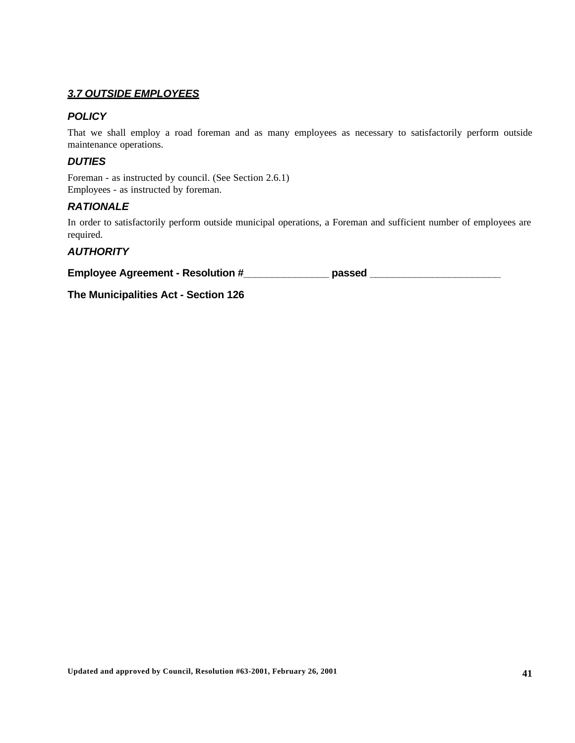## ***3.7 OUTSIDE EMPLOYEES***

### ***POLICY***

That we shall employ a road foreman and as many employees as necessary to satisfactorily perform outside maintenance operations.

### ***DUTIES***

Foreman - as instructed by council. (See Section 2.6.1)
Employees - as instructed by foreman.

### ***RATIONALE***

In order to satisfactorily perform outside municipal operations, a Foreman and sufficient number of employees are required.

### ***AUTHORITY***

**Employee Agreement - Resolution #_______________ passed ________________________**

**The Municipalities Act - Section 126**

**Updated and approved by Council, Resolution #63-2001, February 26, 2001**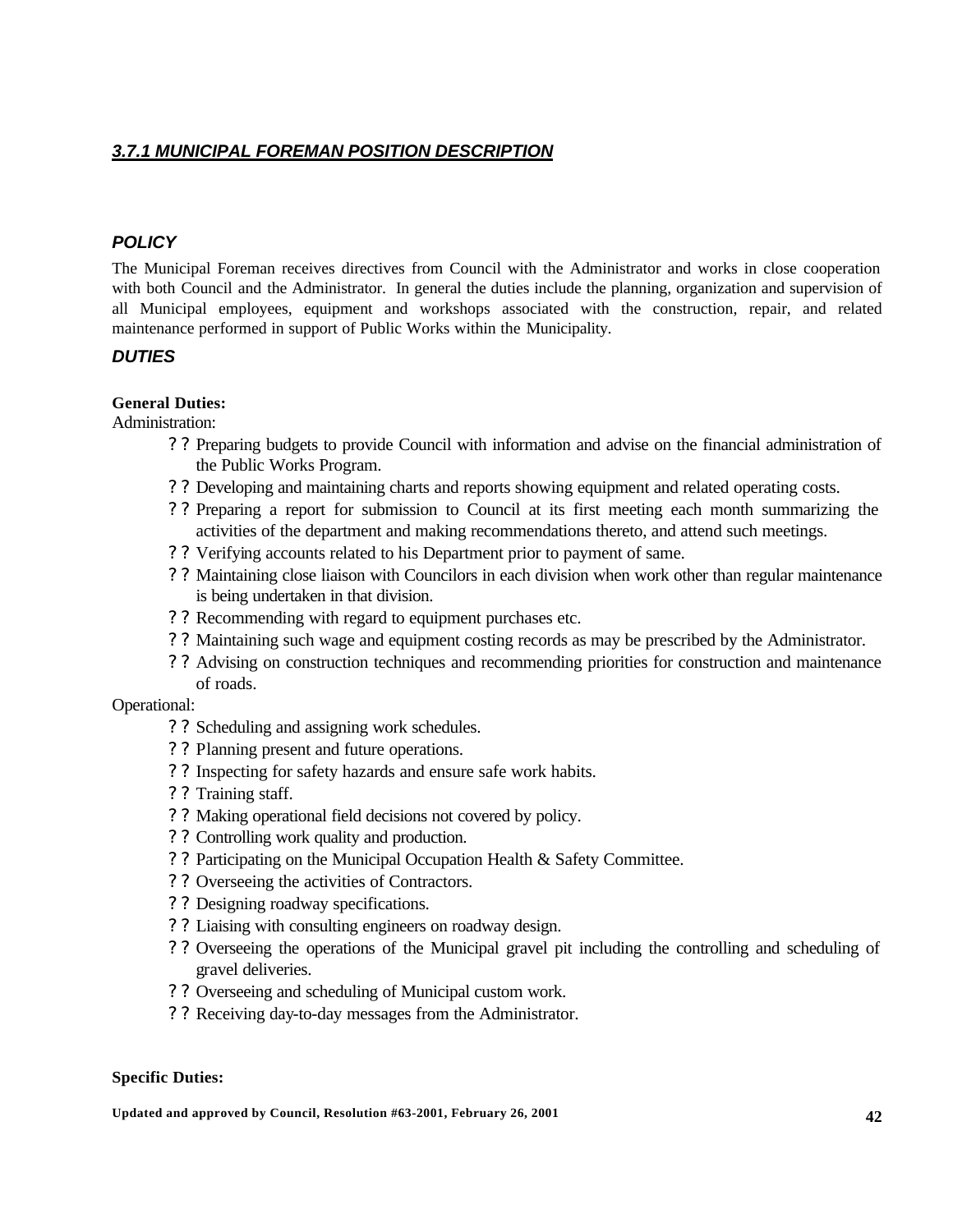## ***3.7.1 MUNICIPAL FOREMAN POSITION DESCRIPTION***

### *POLICY*

The Municipal Foreman receives directives from Council with the Administrator and works in close cooperation with both Council and the Administrator. In general the duties include the planning, organization and supervision of all Municipal employees, equipment and workshops associated with the construction, repair, and related maintenance performed in support of Public Works within the Municipality.

### *DUTIES*

**General Duties:**

Administration:

- Preparing budgets to provide Council with information and advise on the financial administration of the Public Works Program.
- Developing and maintaining charts and reports showing equipment and related operating costs.
- Preparing a report for submission to Council at its first meeting each month summarizing the activities of the department and making recommendations thereto, and attend such meetings.
- Verifying accounts related to his Department prior to payment of same.
- Maintaining close liaison with Councilors in each division when work other than regular maintenance is being undertaken in that division.
- Recommending with regard to equipment purchases etc.
- Maintaining such wage and equipment costing records as may be prescribed by the Administrator.
- Advising on construction techniques and recommending priorities for construction and maintenance of roads.

Operational:

- Scheduling and assigning work schedules.
- Planning present and future operations.
- Inspecting for safety hazards and ensure safe work habits.
- Training staff.
- Making operational field decisions not covered by policy.
- Controlling work quality and production.
- Participating on the Municipal Occupation Health & Safety Committee.
- Overseeing the activities of Contractors.
- Designing roadway specifications.
- Liaising with consulting engineers on roadway design.
- Overseeing the operations of the Municipal gravel pit including the controlling and scheduling of gravel deliveries.
- Overseeing and scheduling of Municipal custom work.
- Receiving day-to-day messages from the Administrator.

**Specific Duties:**

**Updated and approved by Council, Resolution #63-2001, February 26, 2001**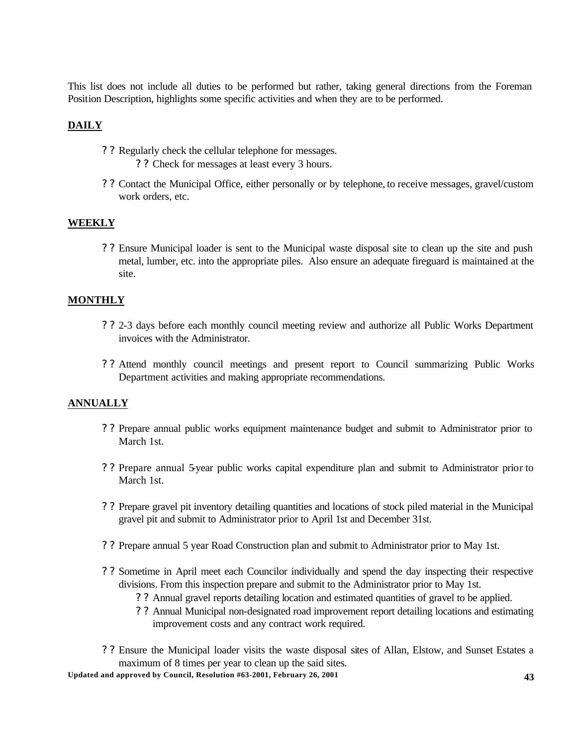This list does not include all duties to be performed but rather, taking general directions from the Foreman Position Description, highlights some specific activities and when they are to be performed.

**DAILY**

- Regularly check the cellular telephone for messages.
  - Check for messages at least every 3 hours.
- Contact the Municipal Office, either personally or by telephone, to receive messages, gravel/custom work orders, etc.

**WEEKLY**

- Ensure Municipal loader is sent to the Municipal waste disposal site to clean up the site and push metal, lumber, etc. into the appropriate piles. Also ensure an adequate fireguard is maintained at the site.

**MONTHLY**

- 2-3 days before each monthly council meeting review and authorize all Public Works Department invoices with the Administrator.
- Attend monthly council meetings and present report to Council summarizing Public Works Department activities and making appropriate recommendations.

**ANNUALLY**

- Prepare annual public works equipment maintenance budget and submit to Administrator prior to March 1st.
- Prepare annual 5-year public works capital expenditure plan and submit to Administrator prior to March 1st.
- Prepare gravel pit inventory detailing quantities and locations of stock piled material in the Municipal gravel pit and submit to Administrator prior to April 1st and December 31st.
- Prepare annual 5 year Road Construction plan and submit to Administrator prior to May 1st.
- Sometime in April meet each Councilor individually and spend the day inspecting their respective divisions. From this inspection prepare and submit to the Administrator prior to May 1st.
  - Annual gravel reports detailing location and estimated quantities of gravel to be applied.
  - Annual Municipal non-designated road improvement report detailing locations and estimating improvement costs and any contract work required.
- Ensure the Municipal loader visits the waste disposal sites of Allan, Elstow, and Sunset Estates a maximum of 8 times per year to clean up the said sites.

**Updated and approved by Council, Resolution #63-2001, February 26, 2001**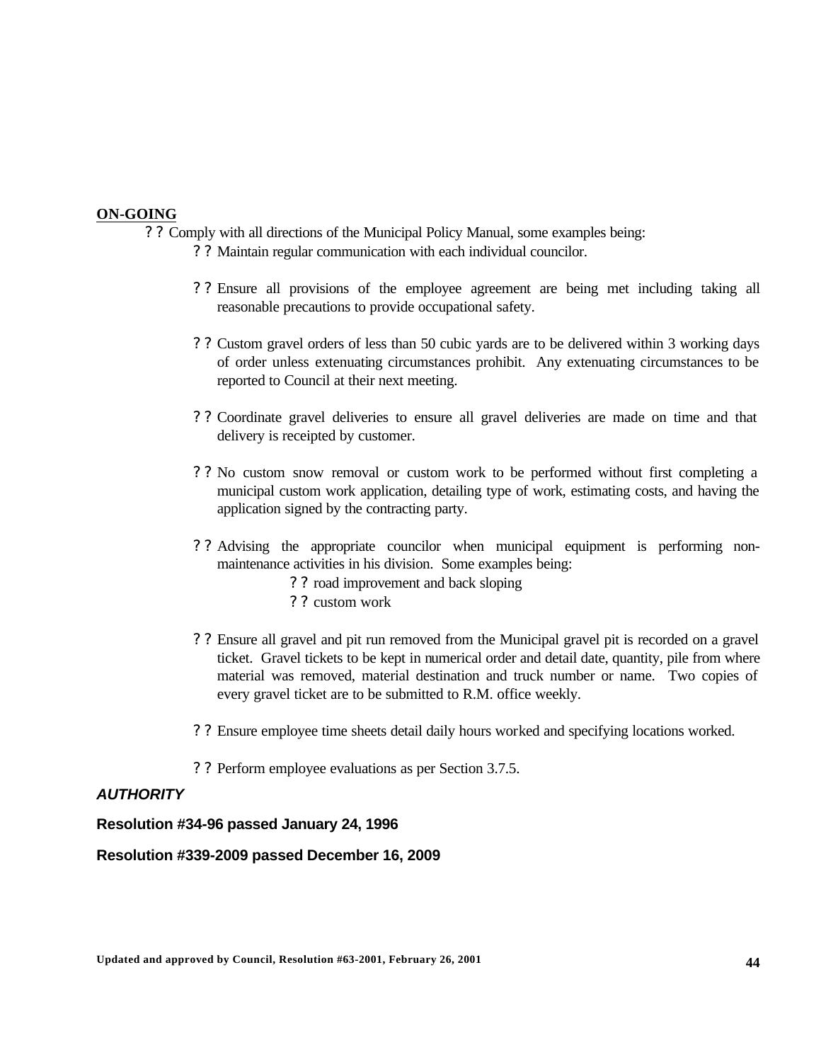**ON-GOING**

- Comply with all directions of the Municipal Policy Manual, some examples being:
  - Maintain regular communication with each individual councilor.
  - Ensure all provisions of the employee agreement are being met including taking all reasonable precautions to provide occupational safety.
  - Custom gravel orders of less than 50 cubic yards are to be delivered within 3 working days of order unless extenuating circumstances prohibit. Any extenuating circumstances to be reported to Council at their next meeting.
  - Coordinate gravel deliveries to ensure all gravel deliveries are made on time and that delivery is receipted by customer.
  - No custom snow removal or custom work to be performed without first completing a municipal custom work application, detailing type of work, estimating costs, and having the application signed by the contracting party.
  - Advising the appropriate councilor when municipal equipment is performing non-maintenance activities in his division. Some examples being:
    - road improvement and back sloping
    - custom work
  - Ensure all gravel and pit run removed from the Municipal gravel pit is recorded on a gravel ticket. Gravel tickets to be kept in numerical order and detail date, quantity, pile from where material was removed, material destination and truck number or name. Two copies of every gravel ticket are to be submitted to R.M. office weekly.
  - Ensure employee time sheets detail daily hours worked and specifying locations worked.
  - Perform employee evaluations as per Section 3.7.5.

***AUTHORITY***

**Resolution #34-96 passed January 24, 1996**

**Resolution #339-2009 passed December 16, 2009**

**Updated and approved by Council, Resolution #63-2001, February 26, 2001**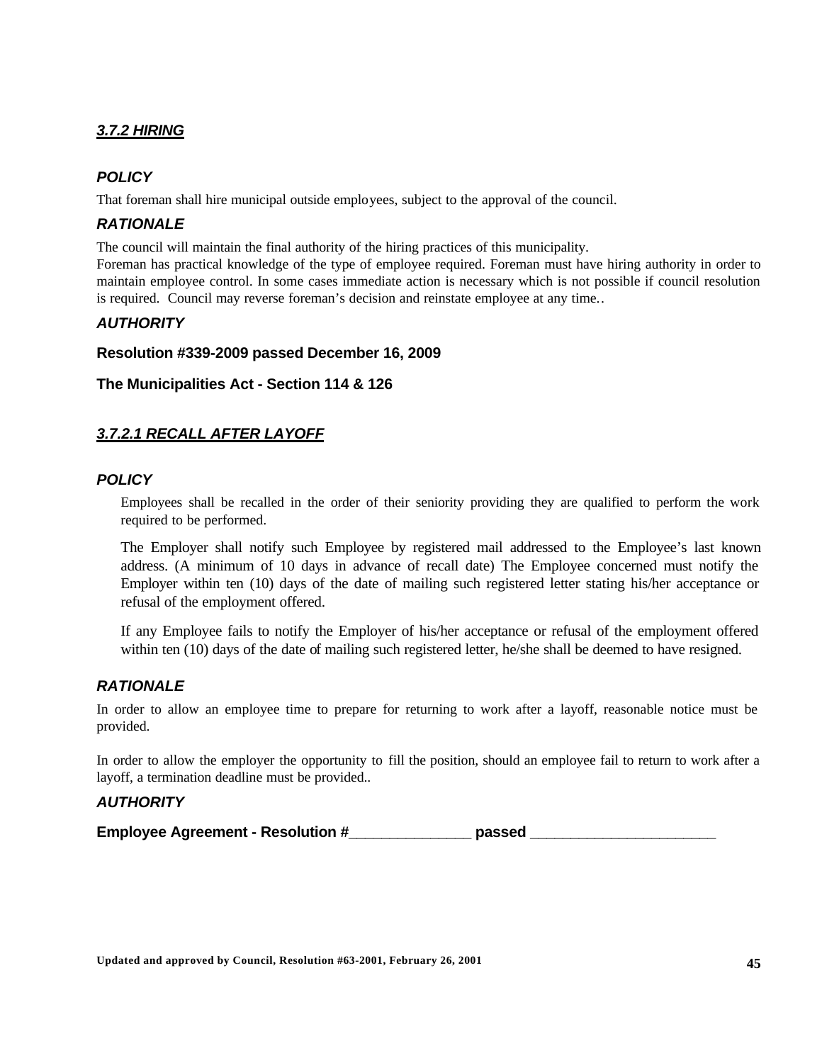## ***3.7.2 HIRING***

### *POLICY*

That foreman shall hire municipal outside employees, subject to the approval of the council.

### *RATIONALE*

The council will maintain the final authority of the hiring practices of this municipality.
Foreman has practical knowledge of the type of employee required. Foreman must have hiring authority in order to maintain employee control. In some cases immediate action is necessary which is not possible if council resolution is required. Council may reverse foreman's decision and reinstate employee at any time..

### *AUTHORITY*

**Resolution #339-2009 passed December 16, 2009**

**The Municipalities Act - Section 114 & 126**

## ***3.7.2.1 RECALL AFTER LAYOFF***

### *POLICY*

Employees shall be recalled in the order of their seniority providing they are qualified to perform the work required to be performed.

The Employer shall notify such Employee by registered mail addressed to the Employee's last known address. (A minimum of 10 days in advance of recall date) The Employee concerned must notify the Employer within ten (10) days of the date of mailing such registered letter stating his/her acceptance or refusal of the employment offered.

If any Employee fails to notify the Employer of his/her acceptance or refusal of the employment offered within ten (10) days of the date of mailing such registered letter, he/she shall be deemed to have resigned.

### *RATIONALE*

In order to allow an employee time to prepare for returning to work after a layoff, reasonable notice must be provided.

In order to allow the employer the opportunity to fill the position, should an employee fail to return to work after a layoff, a termination deadline must be provided..

### *AUTHORITY*

**Employee Agreement - Resolution #_______________ passed _______________________**

**Updated and approved by Council, Resolution #63-2001, February 26, 2001**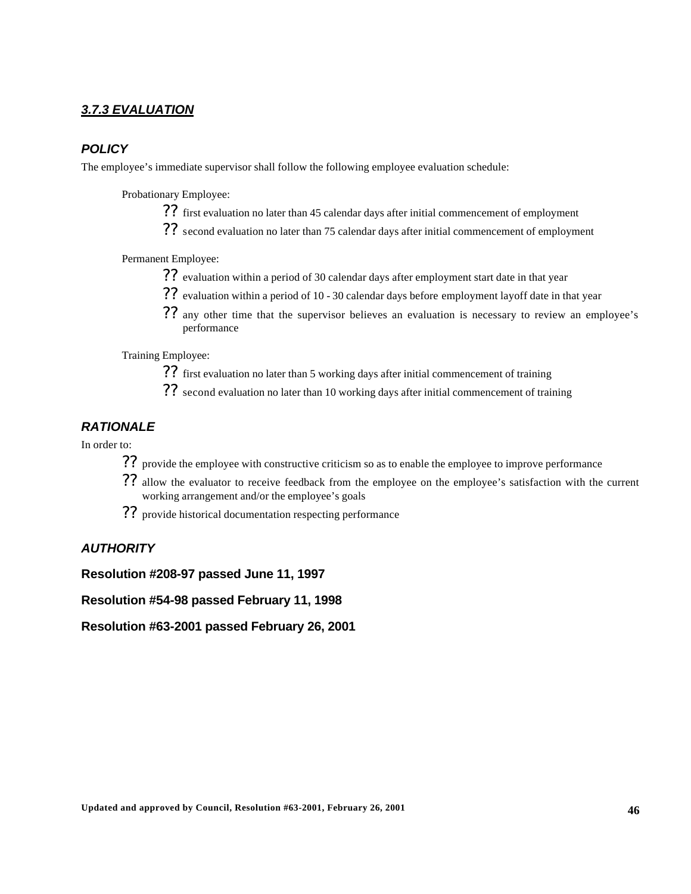### ***3.7.3 EVALUATION***

#### ***POLICY***

The employee's immediate supervisor shall follow the following employee evaluation schedule:

Probationary Employee:

- first evaluation no later than 45 calendar days after initial commencement of employment
- second evaluation no later than 75 calendar days after initial commencement of employment

Permanent Employee:

- evaluation within a period of 30 calendar days after employment start date in that year
- evaluation within a period of 10 - 30 calendar days before employment layoff date in that year
- any other time that the supervisor believes an evaluation is necessary to review an employee's performance

Training Employee:

- first evaluation no later than 5 working days after initial commencement of training
- second evaluation no later than 10 working days after initial commencement of training

#### ***RATIONALE***

In order to:

- provide the employee with constructive criticism so as to enable the employee to improve performance
- allow the evaluator to receive feedback from the employee on the employee's satisfaction with the current working arrangement and/or the employee's goals
- provide historical documentation respecting performance

#### ***AUTHORITY***

**Resolution #208-97 passed June 11, 1997**

**Resolution #54-98 passed February 11, 1998**

**Resolution #63-2001 passed February 26, 2001**

**Updated and approved by Council, Resolution #63-2001, February 26, 2001**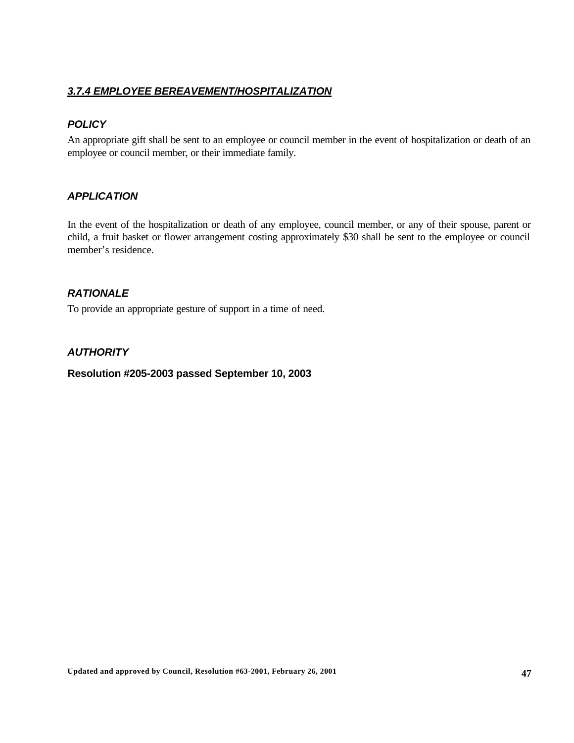### ***3.7.4 EMPLOYEE BEREAVEMENT/HOSPITALIZATION***

#### ***POLICY***

An appropriate gift shall be sent to an employee or council member in the event of hospitalization or death of an employee or council member, or their immediate family.

#### ***APPLICATION***

In the event of the hospitalization or death of any employee, council member, or any of their spouse, parent or child, a fruit basket or flower arrangement costing approximately $30 shall be sent to the employee or council member's residence.

#### ***RATIONALE***

To provide an appropriate gesture of support in a time of need.

#### ***AUTHORITY***

**Resolution #205-2003 passed September 10, 2003**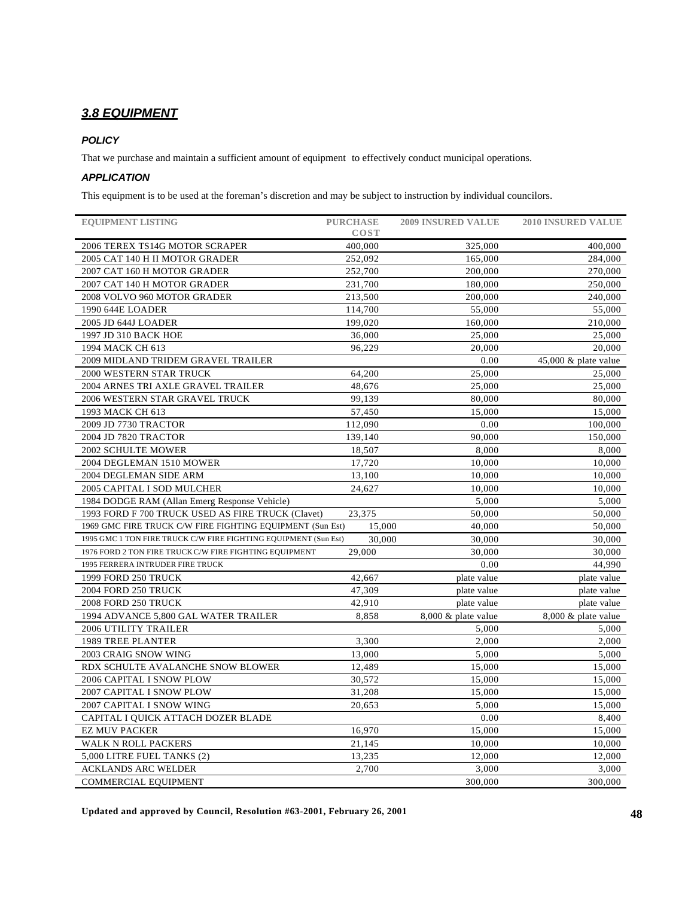## *3.8 EQUIPMENT*

### *POLICY*

That we purchase and maintain a sufficient amount of equipment to effectively conduct municipal operations.

### *APPLICATION*

This equipment is to be used at the foreman's discretion and may be subject to instruction by individual councilors.

| EQUIPMENT LISTING | PURCHASE COST | 2009 INSURED VALUE | 2010 INSURED VALUE |
|---|---|---|---|
| 2006 TEREX TS14G MOTOR SCRAPER | 400,000 | 325,000 | 400,000 |
| 2005 CAT 140 H II MOTOR GRADER | 252,092 | 165,000 | 284,000 |
| 2007 CAT 160 H MOTOR GRADER | 252,700 | 200,000 | 270,000 |
| 2007 CAT 140 H MOTOR GRADER | 231,700 | 180,000 | 250,000 |
| 2008 VOLVO 960 MOTOR GRADER | 213,500 | 200,000 | 240,000 |
| 1990 644E LOADER | 114,700 | 55,000 | 55,000 |
| 2005 JD 644J LOADER | 199,020 | 160,000 | 210,000 |
| 1997 JD 310 BACK HOE | 36,000 | 25,000 | 25,000 |
| 1994 MACK CH 613 | 96,229 | 20,000 | 20,000 |
| 2009 MIDLAND TRIDEM GRAVEL TRAILER | | 0.00 | 45,000 & plate value |
| 2000 WESTERN STAR TRUCK | 64,200 | 25,000 | 25,000 |
| 2004 ARNES TRI AXLE GRAVEL TRAILER | 48,676 | 25,000 | 25,000 |
| 2006 WESTERN STAR GRAVEL TRUCK | 99,139 | 80,000 | 80,000 |
| 1993 MACK CH 613 | 57,450 | 15,000 | 15,000 |
| 2009 JD 7730 TRACTOR | 112,090 | 0.00 | 100,000 |
| 2004 JD 7820 TRACTOR | 139,140 | 90,000 | 150,000 |
| 2002 SCHULTE MOWER | 18,507 | 8,000 | 8,000 |
| 2004 DEGLEMAN 1510 MOWER | 17,720 | 10,000 | 10,000 |
| 2004 DEGLEMAN SIDE ARM | 13,100 | 10,000 | 10,000 |
| 2005 CAPITAL I SOD MULCHER | 24,627 | 10,000 | 10,000 |
| 1984 DODGE RAM (Allan Emerg Response Vehicle) | | 5,000 | 5,000 |
| 1993 FORD F 700 TRUCK USED AS FIRE TRUCK (Clavet) | 23,375 | 50,000 | 50,000 |
| 1969 GMC FIRE TRUCK C/W FIRE FIGHTING EQUIPMENT (Sun Est) | 15,000 | 40,000 | 50,000 |
| 1995 GMC 1 TON FIRE TRUCK C/W FIRE FIGHTING EQUIPMENT (Sun Est) | 30,000 | 30,000 | 30,000 |
| 1976 FORD 2 TON FIRE TRUCK C/W FIRE FIGHTING EQUIPMENT | 29,000 | 30,000 | 30,000 |
| 1995 FERRERA INTRUDER FIRE TRUCK | | 0.00 | 44,990 |
| 1999 FORD 250 TRUCK | 42,667 | plate value | plate value |
| 2004 FORD 250 TRUCK | 47,309 | plate value | plate value |
| 2008 FORD 250 TRUCK | 42,910 | plate value | plate value |
| 1994 ADVANCE 5,800 GAL WATER TRAILER | 8,858 | 8,000 & plate value | 8,000 & plate value |
| 2006 UTILITY TRAILER | | 5,000 | 5,000 |
| 1989 TREE PLANTER | 3,300 | 2,000 | 2,000 |
| 2003 CRAIG SNOW WING | 13,000 | 5,000 | 5,000 |
| RDX SCHULTE AVALANCHE SNOW BLOWER | 12,489 | 15,000 | 15,000 |
| 2006 CAPITAL I SNOW PLOW | 30,572 | 15,000 | 15,000 |
| 2007 CAPITAL I SNOW PLOW | 31,208 | 15,000 | 15,000 |
| 2007 CAPITAL I SNOW WING | 20,653 | 5,000 | 15,000 |
| CAPITAL I QUICK ATTACH DOZER BLADE | | 0.00 | 8,400 |
| EZ MUV PACKER | 16,970 | 15,000 | 15,000 |
| WALK N ROLL PACKERS | 21,145 | 10,000 | 10,000 |
| 5,000 LITRE FUEL TANKS (2) | 13,235 | 12,000 | 12,000 |
| ACKLANDS ARC WELDER | 2,700 | 3,000 | 3,000 |
| COMMERCIAL EQUIPMENT | | 300,000 | 300,000 |

**Updated and approved by Council, Resolution #63-2001, February 26, 2001**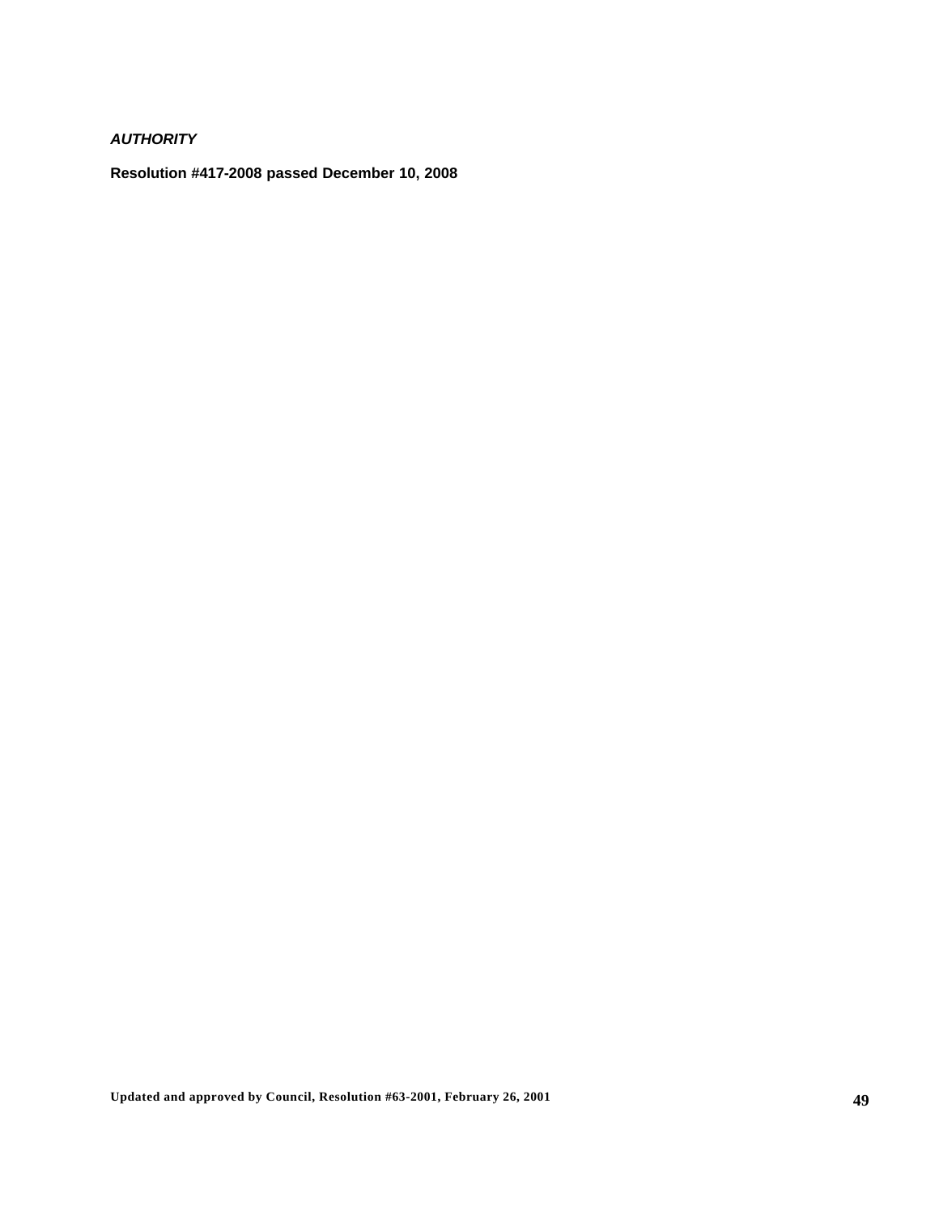***AUTHORITY***

**Resolution #417-2008 passed December 10, 2008**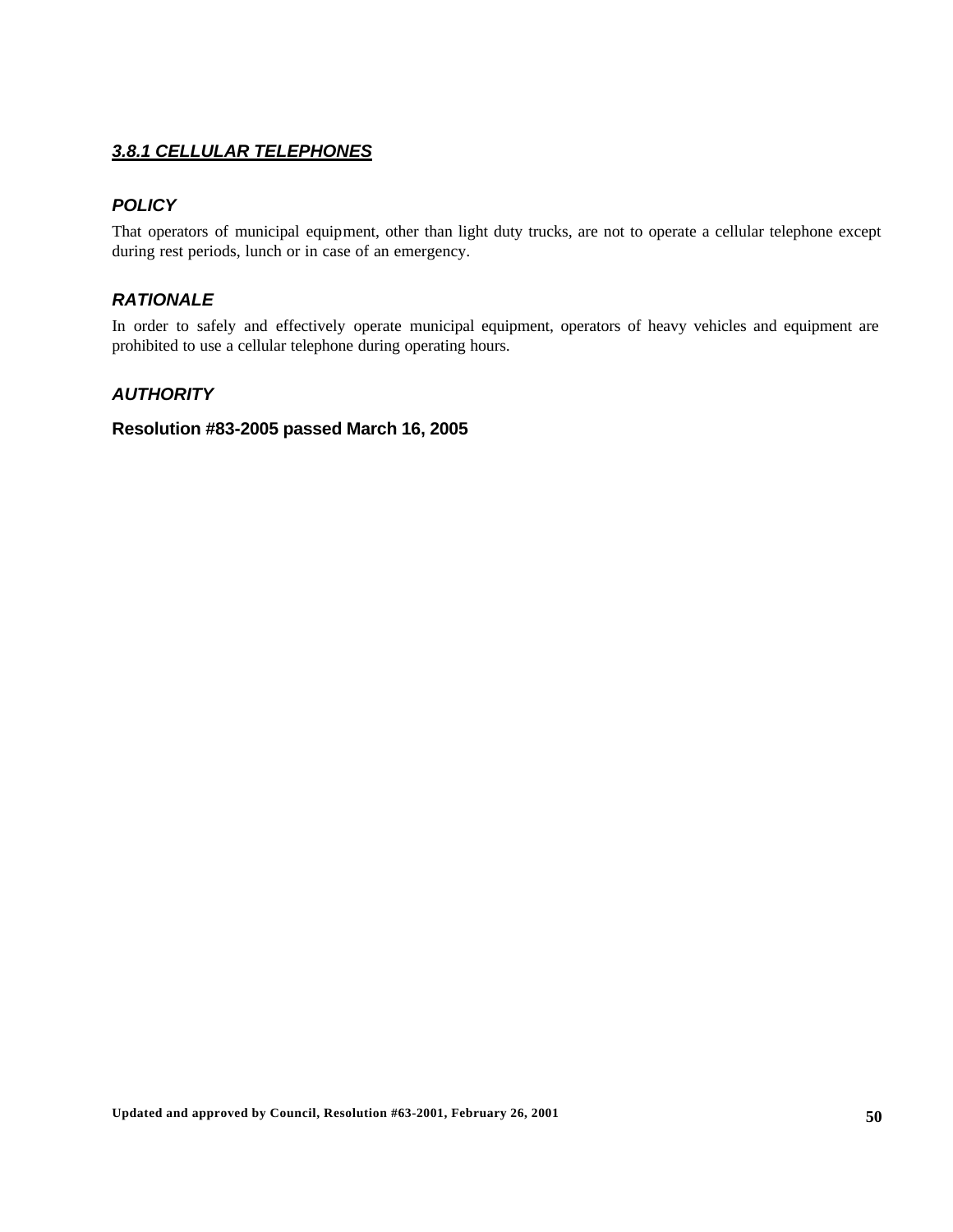### ***3.8.1 CELLULAR TELEPHONES***

#### ***POLICY***

That operators of municipal equipment, other than light duty trucks, are not to operate a cellular telephone except during rest periods, lunch or in case of an emergency.

#### ***RATIONALE***

In order to safely and effectively operate municipal equipment, operators of heavy vehicles and equipment are prohibited to use a cellular telephone during operating hours.

#### ***AUTHORITY***

**Resolution #83-2005 passed March 16, 2005**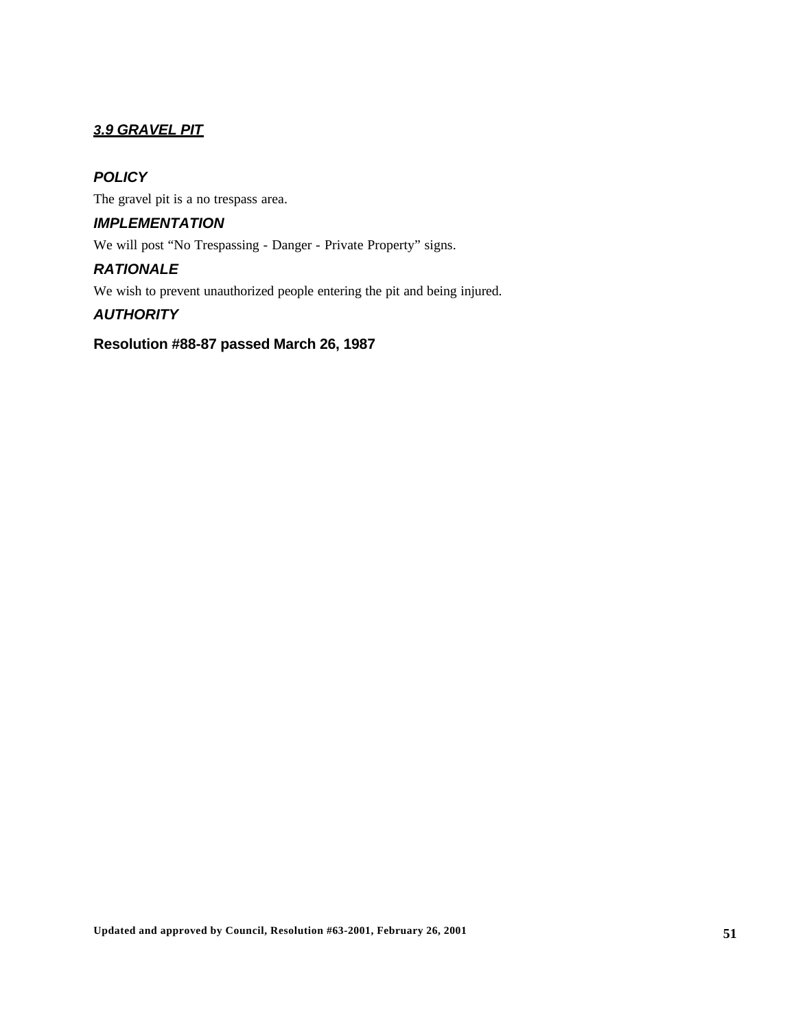## ***3.9 GRAVEL PIT***

### ***POLICY***

The gravel pit is a no trespass area.

### ***IMPLEMENTATION***

We will post "No Trespassing - Danger - Private Property" signs.

### ***RATIONALE***

We wish to prevent unauthorized people entering the pit and being injured.

### ***AUTHORITY***

**Resolution #88-87 passed March 26, 1987**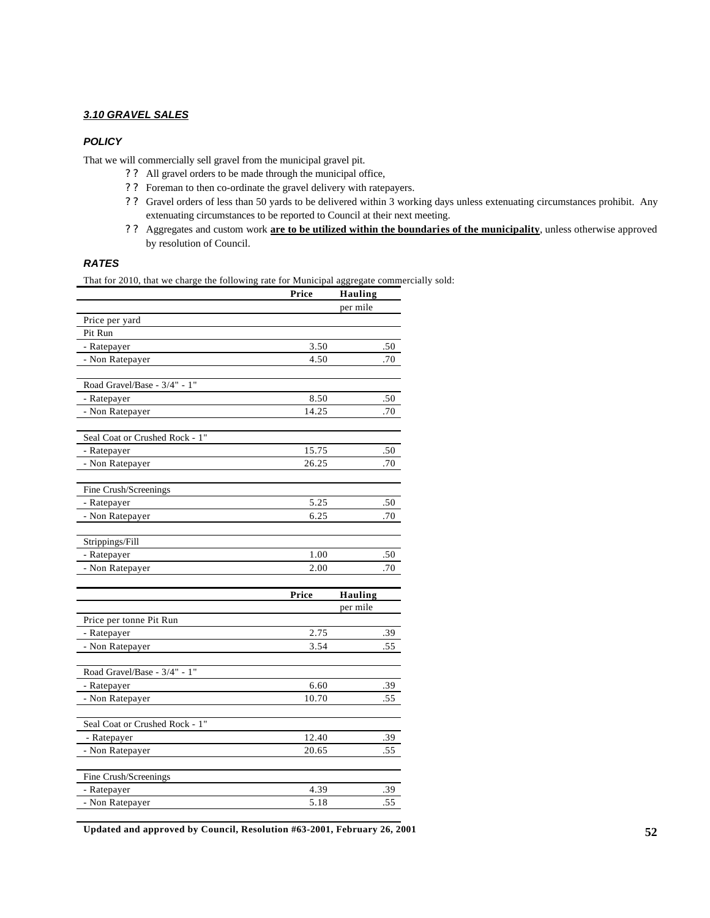### *3.10 GRAVEL SALES*

#### *POLICY*

That we will commercially sell gravel from the municipal gravel pit.

- ?? All gravel orders to be made through the municipal office,
- ?? Foreman to then co-ordinate the gravel delivery with ratepayers.
- ?? Gravel orders of less than 50 yards to be delivered within 3 working days unless extenuating circumstances prohibit. Any extenuating circumstances to be reported to Council at their next meeting.
- ?? Aggregates and custom work **are to be utilized within the boundaries of the municipality**, unless otherwise approved by resolution of Council.

#### *RATES*

That for 2010, that we charge the following rate for Municipal aggregate commercially sold:

| | Price | Hauling per mile |
|---|---|---|
| Price per yard | | |
| Pit Run | | |
| - Ratepayer | 3.50 | .50 |
| - Non Ratepayer | 4.50 | .70 |
| | | |
| Road Gravel/Base - 3/4" - 1" | | |
| - Ratepayer | 8.50 | .50 |
| - Non Ratepayer | 14.25 | .70 |
| | | |
| Seal Coat or Crushed Rock - 1" | | |
| - Ratepayer | 15.75 | .50 |
| - Non Ratepayer | 26.25 | .70 |
| | | |
| Fine Crush/Screenings | | |
| - Ratepayer | 5.25 | .50 |
| - Non Ratepayer | 6.25 | .70 |
| | | |
| Strippings/Fill | | |
| - Ratepayer | 1.00 | .50 |
| - Non Ratepayer | 2.00 | .70 |

| | Price | Hauling per mile |
|---|---|---|
| Price per tonne Pit Run | | |
| - Ratepayer | 2.75 | .39 |
| - Non Ratepayer | 3.54 | .55 |
| | | |
| Road Gravel/Base - 3/4" - 1" | | |
| - Ratepayer | 6.60 | .39 |
| - Non Ratepayer | 10.70 | .55 |
| | | |
| Seal Coat or Crushed Rock - 1" | | |
| - Ratepayer | 12.40 | .39 |
| - Non Ratepayer | 20.65 | .55 |
| | | |
| Fine Crush/Screenings | | |
| - Ratepayer | 4.39 | .39 |
| - Non Ratepayer | 5.18 | .55 |

**Updated and approved by Council, Resolution #63-2001, February 26, 2001**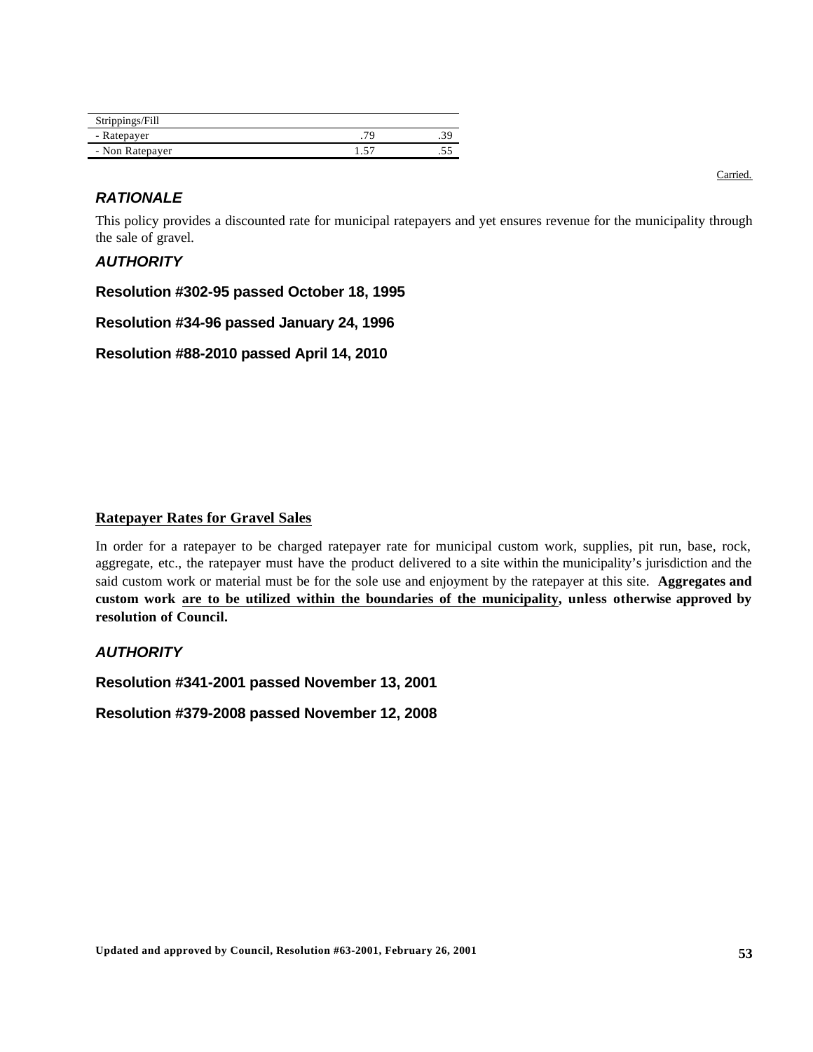| Strippings/Fill | | |
|---|---|---|
| - Ratepayer | .79 | .39 |
| - Non Ratepayer | 1.57 | .55 |

Carried.

### *RATIONALE*

This policy provides a discounted rate for municipal ratepayers and yet ensures revenue for the municipality through the sale of gravel.

### *AUTHORITY*

**Resolution #302-95 passed October 18, 1995**

**Resolution #34-96 passed January 24, 1996**

**Resolution #88-2010 passed April 14, 2010**

## Ratepayer Rates for Gravel Sales

In order for a ratepayer to be charged ratepayer rate for municipal custom work, supplies, pit run, base, rock, aggregate, etc., the ratepayer must have the product delivered to a site within the municipality's jurisdiction and the said custom work or material must be for the sole use and enjoyment by the ratepayer at this site. **Aggregates and custom work <u>are to be utilized within the boundaries of the municipality</u>, unless otherwise approved by resolution of Council.**

### *AUTHORITY*

**Resolution #341-2001 passed November 13, 2001**

**Resolution #379-2008 passed November 12, 2008**

**Updated and approved by Council, Resolution #63-2001, February 26, 2001**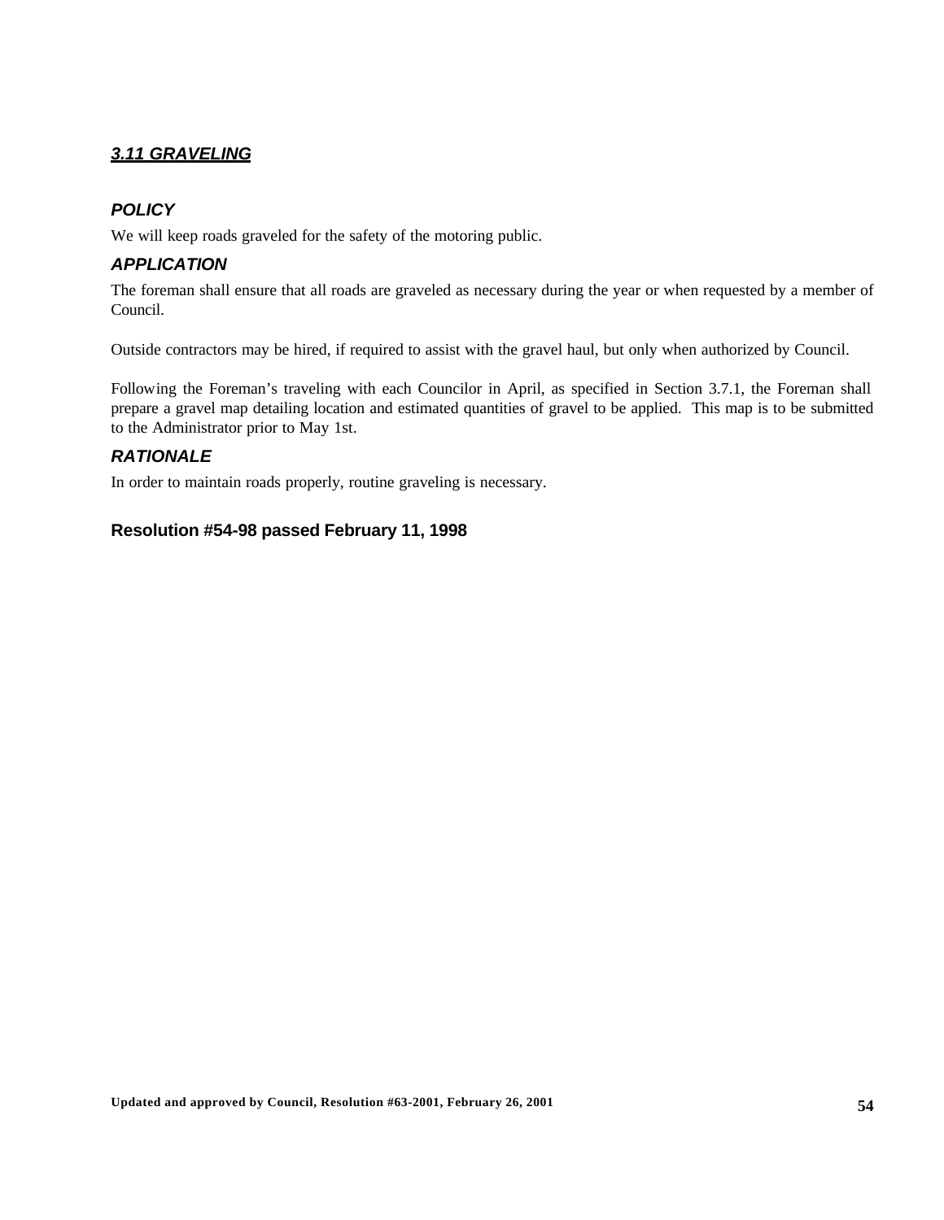## ***3.11 GRAVELING***

### ***POLICY***

We will keep roads graveled for the safety of the motoring public.

### ***APPLICATION***

The foreman shall ensure that all roads are graveled as necessary during the year or when requested by a member of Council.

Outside contractors may be hired, if required to assist with the gravel haul, but only when authorized by Council.

Following the Foreman's traveling with each Councilor in April, as specified in Section 3.7.1, the Foreman shall prepare a gravel map detailing location and estimated quantities of gravel to be applied. This map is to be submitted to the Administrator prior to May 1st.

### ***RATIONALE***

In order to maintain roads properly, routine graveling is necessary.

**Resolution #54-98 passed February 11, 1998**

**Updated and approved by Council, Resolution #63-2001, February 26, 2001**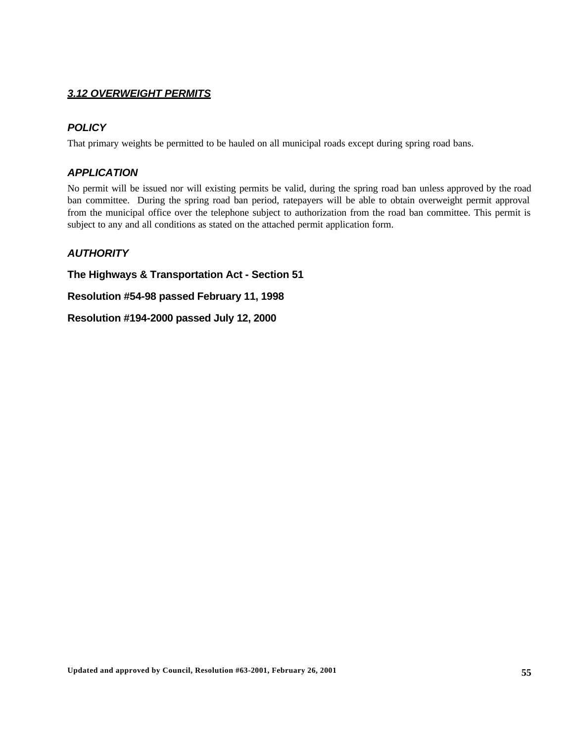## ***3.12 OVERWEIGHT PERMITS***

### *POLICY*

That primary weights be permitted to be hauled on all municipal roads except during spring road bans.

### *APPLICATION*

No permit will be issued nor will existing permits be valid, during the spring road ban unless approved by the road ban committee. During the spring road ban period, ratepayers will be able to obtain overweight permit approval from the municipal office over the telephone subject to authorization from the road ban committee. This permit is subject to any and all conditions as stated on the attached permit application form.

### *AUTHORITY*

**The Highways & Transportation Act - Section 51**

**Resolution #54-98 passed February 11, 1998**

**Resolution #194-2000 passed July 12, 2000**

**Updated and approved by Council, Resolution #63-2001, February 26, 2001**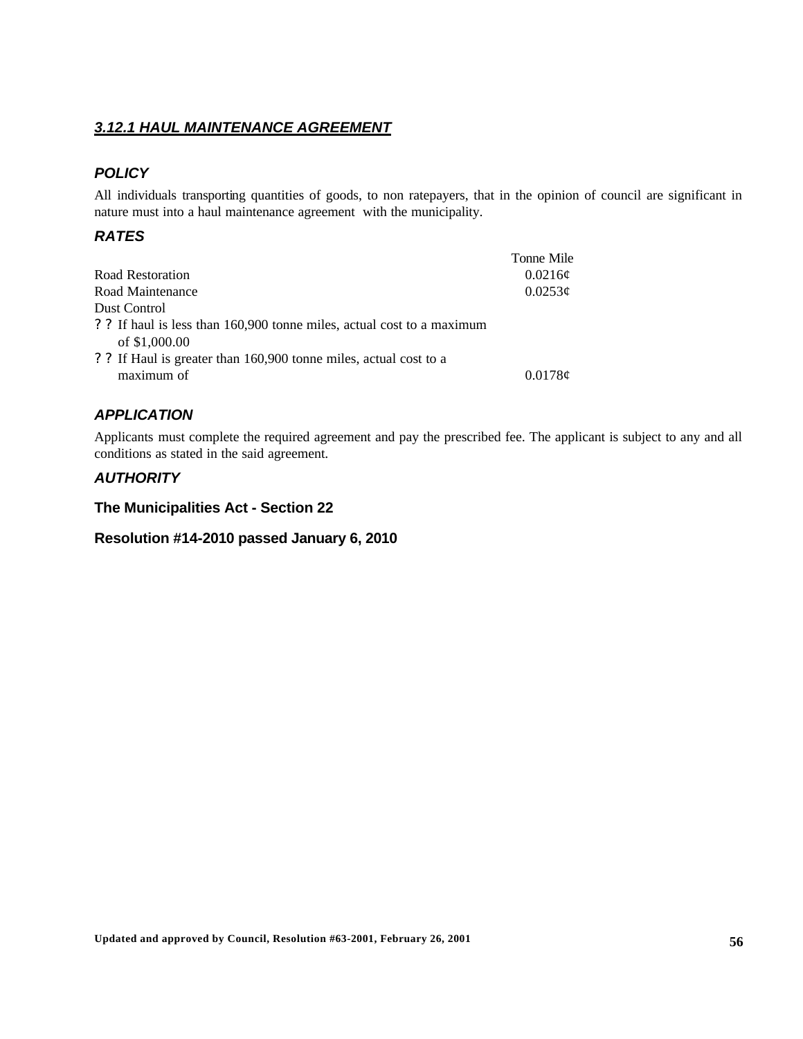### ***3.12.1 HAUL MAINTENANCE AGREEMENT***

#### *POLICY*

All individuals transporting quantities of goods, to non ratepayers, that in the opinion of council are significant in nature must into a haul maintenance agreement with the municipality.

#### *RATES*

| | Tonne Mile |
|---|---|
| Road Restoration | 0.0216¢ |
| Road Maintenance | 0.0253¢ |
| Dust Control | |
| ? ? If haul is less than 160,900 tonne miles, actual cost to a maximum of $1,000.00 | |
| ? ? If Haul is greater than 160,900 tonne miles, actual cost to a maximum of | 0.0178¢ |

#### *APPLICATION*

Applicants must complete the required agreement and pay the prescribed fee. The applicant is subject to any and all conditions as stated in the said agreement.

#### *AUTHORITY*

**The Municipalities Act - Section 22**

**Resolution #14-2010 passed January 6, 2010**

**Updated and approved by Council, Resolution #63-2001, February 26, 2001**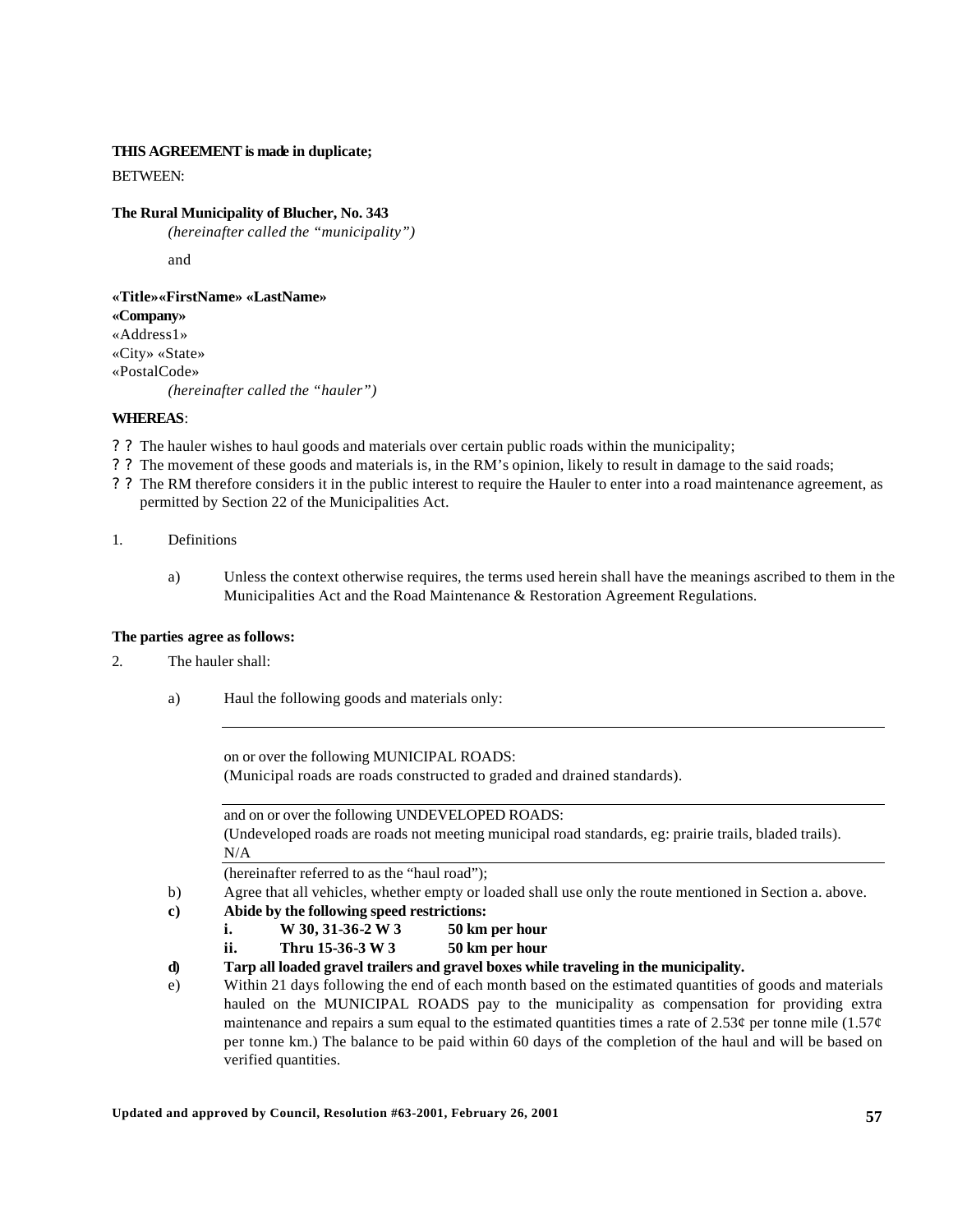**THIS AGREEMENT is made in duplicate;**

BETWEEN:

**The Rural Municipality of Blucher, No. 343**

*(hereinafter called the "municipality")*

and

**«Title»«FirstName» «LastName»**
**«Company»**
«Address1»
«City» «State»
«PostalCode»

*(hereinafter called the "hauler")*

**WHEREAS**:

- ? ? The hauler wishes to haul goods and materials over certain public roads within the municipality;
- ? ? The movement of these goods and materials is, in the RM's opinion, likely to result in damage to the said roads;
- ? ? The RM therefore considers it in the public interest to require the Hauler to enter into a road maintenance agreement, as permitted by Section 22 of the Municipalities Act.

1. Definitions

   a) Unless the context otherwise requires, the terms used herein shall have the meanings ascribed to them in the Municipalities Act and the Road Maintenance & Restoration Agreement Regulations.

**The parties agree as follows:**

2. The hauler shall:

   a) Haul the following goods and materials only:

   ______________________________________________________________

   on or over the following MUNICIPAL ROADS:
   (Municipal roads are roads constructed to graded and drained standards).

   ______________________________________________________________

   and on or over the following UNDEVELOPED ROADS:
   (Undeveloped roads are roads not meeting municipal road standards, eg: prairie trails, bladed trails).
   N/A

   ______________________________________________________________

   (hereinafter referred to as the "haul road");

   b) Agree that all vehicles, whether empty or loaded shall use only the route mentioned in Section a. above.

   **c) Abide by the following speed restrictions:**

   **i. W 30, 31-36-2 W 3 50 km per hour**

   **ii. Thru 15-36-3 W 3 50 km per hour**

   **d) Tarp all loaded gravel trailers and gravel boxes while traveling in the municipality.**

   e) Within 21 days following the end of each month based on the estimated quantities of goods and materials hauled on the MUNICIPAL ROADS pay to the municipality as compensation for providing extra maintenance and repairs a sum equal to the estimated quantities times a rate of 2.53¢ per tonne mile (1.57¢ per tonne km.) The balance to be paid within 60 days of the completion of the haul and will be based on verified quantities.

**Updated and approved by Council, Resolution #63-2001, February 26, 2001**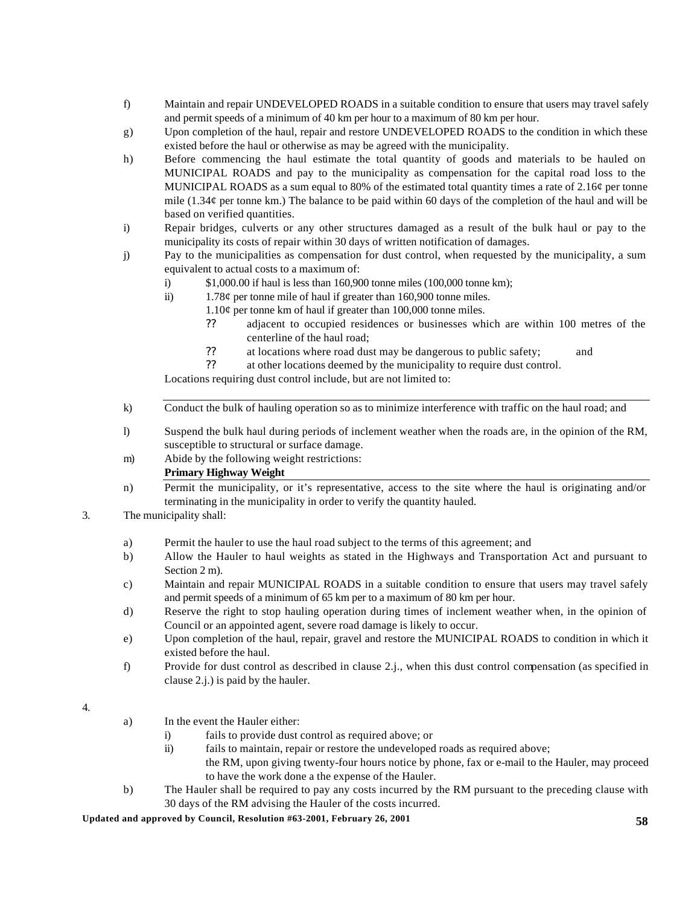f) Maintain and repair UNDEVELOPED ROADS in a suitable condition to ensure that users may travel safely and permit speeds of a minimum of 40 km per hour to a maximum of 80 km per hour.

g) Upon completion of the haul, repair and restore UNDEVELOPED ROADS to the condition in which these existed before the haul or otherwise as may be agreed with the municipality.

h) Before commencing the haul estimate the total quantity of goods and materials to be hauled on MUNICIPAL ROADS and pay to the municipality as compensation for the capital road loss to the MUNICIPAL ROADS as a sum equal to 80% of the estimated total quantity times a rate of 2.16¢ per tonne mile (1.34¢ per tonne km.) The balance to be paid within 60 days of the completion of the haul and will be based on verified quantities.

i) Repair bridges, culverts or any other structures damaged as a result of the bulk haul or pay to the municipality its costs of repair within 30 days of written notification of damages.

j) Pay to the municipalities as compensation for dust control, when requested by the municipality, a sum equivalent to actual costs to a maximum of:

   i) $1,000.00 if haul is less than 160,900 tonne miles (100,000 tonne km);

   ii) 1.78¢ per tonne mile of haul if greater than 160,900 tonne miles.
   1.10¢ per tonne km of haul if greater than 100,000 tonne miles.

   ?? adjacent to occupied residences or businesses which are within 100 metres of the centerline of the haul road;

   ?? at locations where road dust may be dangerous to public safety; and

   ?? at other locations deemed by the municipality to require dust control.

   Locations requiring dust control include, but are not limited to:

k) Conduct the bulk of hauling operation so as to minimize interference with traffic on the haul road; and

l) Suspend the bulk haul during periods of inclement weather when the roads are, in the opinion of the RM, susceptible to structural or surface damage.

m) Abide by the following weight restrictions:
   **Primary Highway Weight**

n) Permit the municipality, or it's representative, access to the site where the haul is originating and/or terminating in the municipality in order to verify the quantity hauled.

3. The municipality shall:

a) Permit the hauler to use the haul road subject to the terms of this agreement; and

b) Allow the Hauler to haul weights as stated in the Highways and Transportation Act and pursuant to Section 2 m).

c) Maintain and repair MUNICIPAL ROADS in a suitable condition to ensure that users may travel safely and permit speeds of a minimum of 65 km per to a maximum of 80 km per hour.

d) Reserve the right to stop hauling operation during times of inclement weather when, in the opinion of Council or an appointed agent, severe road damage is likely to occur.

e) Upon completion of the haul, repair, gravel and restore the MUNICIPAL ROADS to condition in which it existed before the haul.

f) Provide for dust control as described in clause 2.j., when this dust control compensation (as specified in clause 2.j.) is paid by the hauler.

4.

a) In the event the Hauler either:

   i) fails to provide dust control as required above; or

   ii) fails to maintain, repair or restore the undeveloped roads as required above;
   the RM, upon giving twenty-four hours notice by phone, fax or e-mail to the Hauler, may proceed to have the work done a the expense of the Hauler.

b) The Hauler shall be required to pay any costs incurred by the RM pursuant to the preceding clause with 30 days of the RM advising the Hauler of the costs incurred.

**Updated and approved by Council, Resolution #63-2001, February 26, 2001**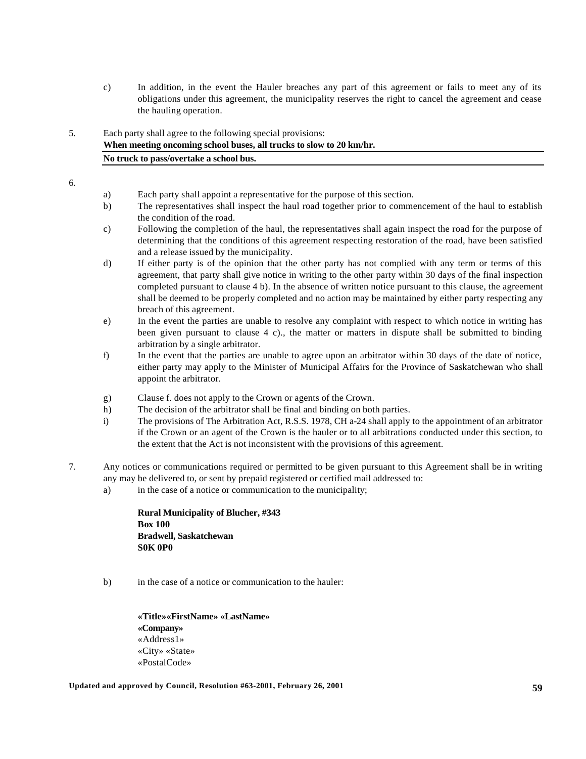c) In addition, in the event the Hauler breaches any part of this agreement or fails to meet any of its obligations under this agreement, the municipality reserves the right to cancel the agreement and cease the hauling operation.

5. Each party shall agree to the following special provisions:
   **When meeting oncoming school buses, all trucks to slow to 20 km/hr.**
   **No truck to pass/overtake a school bus.**

6.
   a) Each party shall appoint a representative for the purpose of this section.
   b) The representatives shall inspect the haul road together prior to commencement of the haul to establish the condition of the road.
   c) Following the completion of the haul, the representatives shall again inspect the road for the purpose of determining that the conditions of this agreement respecting restoration of the road, have been satisfied and a release issued by the municipality.
   d) If either party is of the opinion that the other party has not complied with any term or terms of this agreement, that party shall give notice in writing to the other party within 30 days of the final inspection completed pursuant to clause 4 b). In the absence of written notice pursuant to this clause, the agreement shall be deemed to be properly completed and no action may be maintained by either party respecting any breach of this agreement.
   e) In the event the parties are unable to resolve any complaint with respect to which notice in writing has been given pursuant to clause 4 c)., the matter or matters in dispute shall be submitted to binding arbitration by a single arbitrator.
   f) In the event that the parties are unable to agree upon an arbitrator within 30 days of the date of notice, either party may apply to the Minister of Municipal Affairs for the Province of Saskatchewan who shall appoint the arbitrator.
   g) Clause f. does not apply to the Crown or agents of the Crown.
   h) The decision of the arbitrator shall be final and binding on both parties.
   i) The provisions of The Arbitration Act, R.S.S. 1978, CH a-24 shall apply to the appointment of an arbitrator if the Crown or an agent of the Crown is the hauler or to all arbitrations conducted under this section, to the extent that the Act is not inconsistent with the provisions of this agreement.

7. Any notices or communications required or permitted to be given pursuant to this Agreement shall be in writing any may be delivered to, or sent by prepaid registered or certified mail addressed to:
   a) in the case of a notice or communication to the municipality;

      **Rural Municipality of Blucher, #343**
      **Box 100**
      **Bradwell, Saskatchewan**
      **S0K 0P0**

   b) in the case of a notice or communication to the hauler:

      **«Title»«FirstName» «LastName»**
      **«Company»**
      «Address1»
      «City» «State»
      «PostalCode»

**Updated and approved by Council, Resolution #63-2001, February 26, 2001**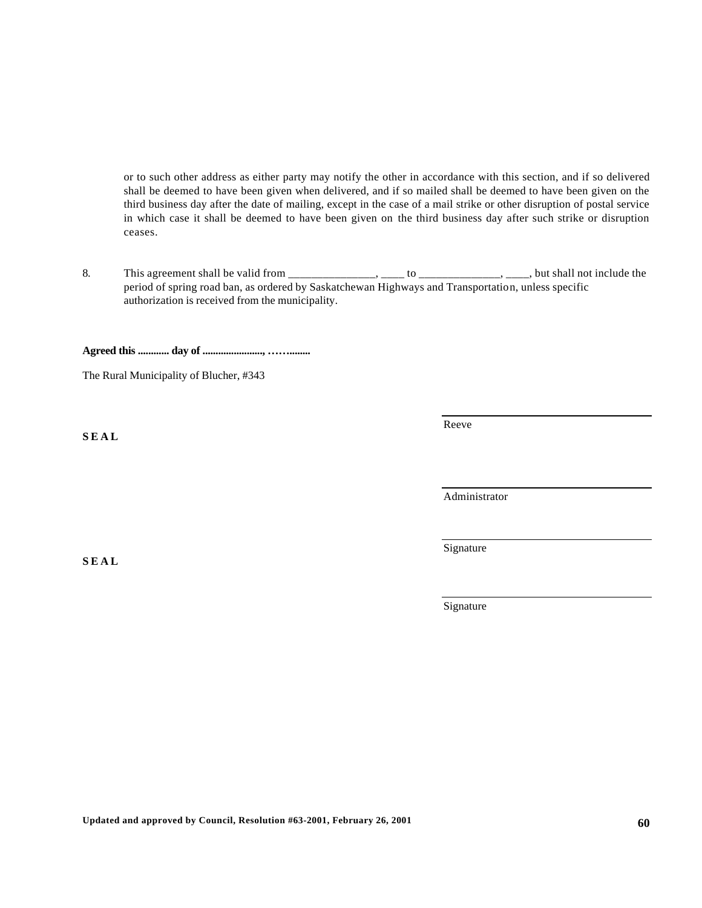or to such other address as either party may notify the other in accordance with this section, and if so delivered shall be deemed to have been given when delivered, and if so mailed shall be deemed to have been given on the third business day after the date of mailing, except in the case of a mail strike or other disruption of postal service in which case it shall be deemed to have been given on the third business day after such strike or disruption ceases.

8. This agreement shall be valid from _______________, ____ to ______________, ____, but shall not include the period of spring road ban, as ordered by Saskatchewan Highways and Transportation, unless specific authorization is received from the municipality.

**Agreed this ............ day of ......................., ……........**

The Rural Municipality of Blucher, #343

**SEAL**

______________________________
Reeve

______________________________
Administrator

**SEAL**

______________________________
Signature

______________________________
Signature

**Updated and approved by Council, Resolution #63-2001, February 26, 2001**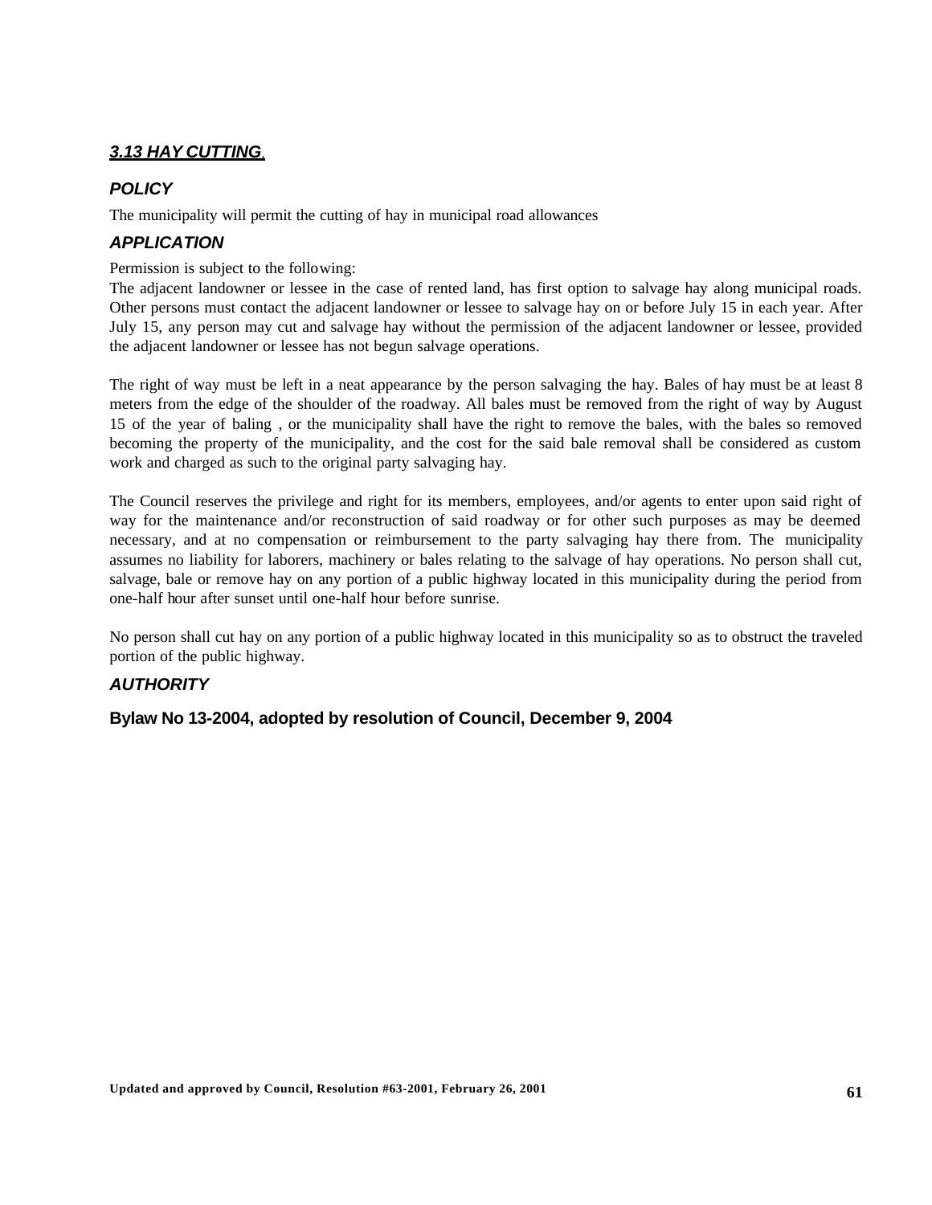### ***3.13 HAY CUTTING***

#### ***POLICY***

The municipality will permit the cutting of hay in municipal road allowances

#### ***APPLICATION***

Permission is subject to the following:

The adjacent landowner or lessee in the case of rented land, has first option to salvage hay along municipal roads. Other persons must contact the adjacent landowner or lessee to salvage hay on or before July 15 in each year. After July 15, any person may cut and salvage hay without the permission of the adjacent landowner or lessee, provided the adjacent landowner or lessee has not begun salvage operations.

The right of way must be left in a neat appearance by the person salvaging the hay. Bales of hay must be at least 8 meters from the edge of the shoulder of the roadway. All bales must be removed from the right of way by August 15 of the year of baling , or the municipality shall have the right to remove the bales, with the bales so removed becoming the property of the municipality, and the cost for the said bale removal shall be considered as custom work and charged as such to the original party salvaging hay.

The Council reserves the privilege and right for its members, employees, and/or agents to enter upon said right of way for the maintenance and/or reconstruction of said roadway or for other such purposes as may be deemed necessary, and at no compensation or reimbursement to the party salvaging hay there from. The municipality assumes no liability for laborers, machinery or bales relating to the salvage of hay operations. No person shall cut, salvage, bale or remove hay on any portion of a public highway located in this municipality during the period from one-half hour after sunset until one-half hour before sunrise.

No person shall cut hay on any portion of a public highway located in this municipality so as to obstruct the traveled portion of the public highway.

#### ***AUTHORITY***

**Bylaw No 13-2004, adopted by resolution of Council, December 9, 2004**

**Updated and approved by Council, Resolution #63-2001, February 26, 2001**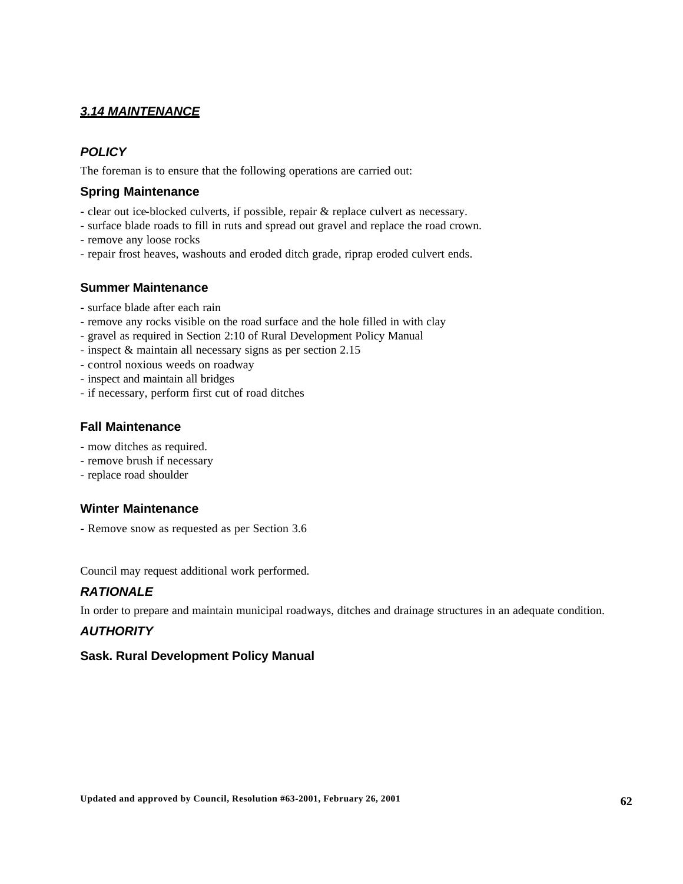## ***3.14 MAINTENANCE***

### ***POLICY***

The foreman is to ensure that the following operations are carried out:

#### **Spring Maintenance**

- clear out ice-blocked culverts, if possible, repair & replace culvert as necessary.
- surface blade roads to fill in ruts and spread out gravel and replace the road crown.
- remove any loose rocks
- repair frost heaves, washouts and eroded ditch grade, riprap eroded culvert ends.

#### **Summer Maintenance**

- surface blade after each rain
- remove any rocks visible on the road surface and the hole filled in with clay
- gravel as required in Section 2:10 of Rural Development Policy Manual
- inspect & maintain all necessary signs as per section 2.15
- control noxious weeds on roadway
- inspect and maintain all bridges
- if necessary, perform first cut of road ditches

#### **Fall Maintenance**

- mow ditches as required.
- remove brush if necessary
- replace road shoulder

#### **Winter Maintenance**

- Remove snow as requested as per Section 3.6

Council may request additional work performed.

### ***RATIONALE***

In order to prepare and maintain municipal roadways, ditches and drainage structures in an adequate condition.

### ***AUTHORITY***

#### **Sask. Rural Development Policy Manual**

**Updated and approved by Council, Resolution #63-2001, February 26, 2001**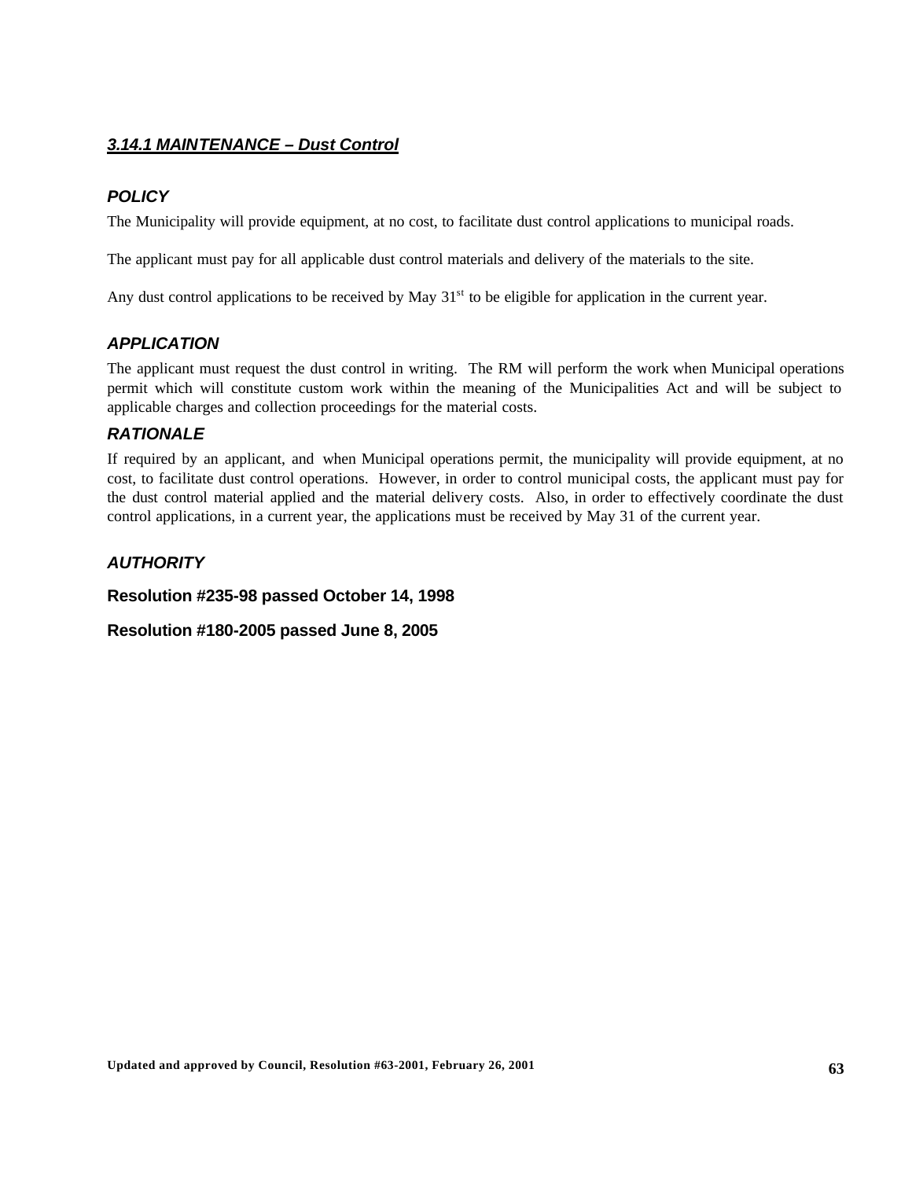## ***3.14.1 MAINTENANCE – Dust Control***

### ***POLICY***

The Municipality will provide equipment, at no cost, to facilitate dust control applications to municipal roads.

The applicant must pay for all applicable dust control materials and delivery of the materials to the site.

Any dust control applications to be received by May 31st to be eligible for application in the current year.

### ***APPLICATION***

The applicant must request the dust control in writing. The RM will perform the work when Municipal operations permit which will constitute custom work within the meaning of the Municipalities Act and will be subject to applicable charges and collection proceedings for the material costs.

### ***RATIONALE***

If required by an applicant, and when Municipal operations permit, the municipality will provide equipment, at no cost, to facilitate dust control operations. However, in order to control municipal costs, the applicant must pay for the dust control material applied and the material delivery costs. Also, in order to effectively coordinate the dust control applications, in a current year, the applications must be received by May 31 of the current year.

### ***AUTHORITY***

**Resolution #235-98 passed October 14, 1998**

**Resolution #180-2005 passed June 8, 2005**

**Updated and approved by Council, Resolution #63-2001, February 26, 2001**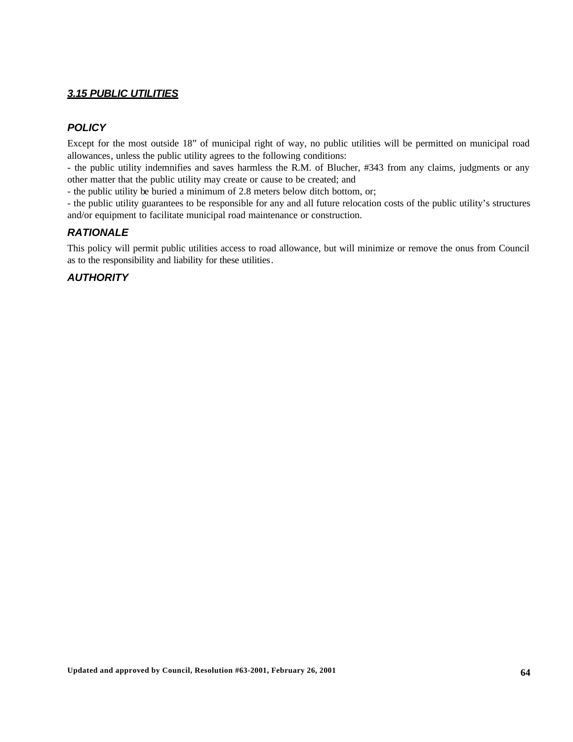## ***3.15 PUBLIC UTILITIES***

### ***POLICY***

Except for the most outside 18" of municipal right of way, no public utilities will be permitted on municipal road allowances, unless the public utility agrees to the following conditions:

- the public utility indemnifies and saves harmless the R.M. of Blucher, #343 from any claims, judgments or any other matter that the public utility may create or cause to be created; and
- the public utility be buried a minimum of 2.8 meters below ditch bottom, or;
- the public utility guarantees to be responsible for any and all future relocation costs of the public utility's structures and/or equipment to facilitate municipal road maintenance or construction.

### ***RATIONALE***

This policy will permit public utilities access to road allowance, but will minimize or remove the onus from Council as to the responsibility and liability for these utilities.

### ***AUTHORITY***

**Updated and approved by Council, Resolution #63-2001, February 26, 2001**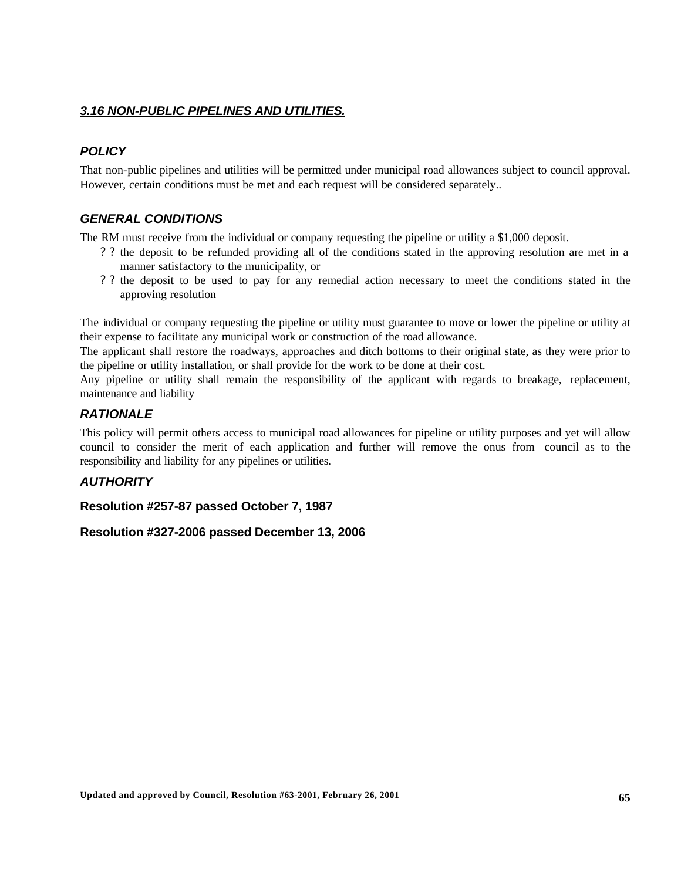## *3.16 NON-PUBLIC PIPELINES AND UTILITIES.*

### *POLICY*

That non-public pipelines and utilities will be permitted under municipal road allowances subject to council approval. However, certain conditions must be met and each request will be considered separately..

### *GENERAL CONDITIONS*

The RM must receive from the individual or company requesting the pipeline or utility a $1,000 deposit.

- the deposit to be refunded providing all of the conditions stated in the approving resolution are met in a manner satisfactory to the municipality, or
- the deposit to be used to pay for any remedial action necessary to meet the conditions stated in the approving resolution

The individual or company requesting the pipeline or utility must guarantee to move or lower the pipeline or utility at their expense to facilitate any municipal work or construction of the road allowance.

The applicant shall restore the roadways, approaches and ditch bottoms to their original state, as they were prior to the pipeline or utility installation, or shall provide for the work to be done at their cost.

Any pipeline or utility shall remain the responsibility of the applicant with regards to breakage, replacement, maintenance and liability

### *RATIONALE*

This policy will permit others access to municipal road allowances for pipeline or utility purposes and yet will allow council to consider the merit of each application and further will remove the onus from council as to the responsibility and liability for any pipelines or utilities.

### *AUTHORITY*

**Resolution #257-87 passed October 7, 1987**

**Resolution #327-2006 passed December 13, 2006**

**Updated and approved by Council, Resolution #63-2001, February 26, 2001**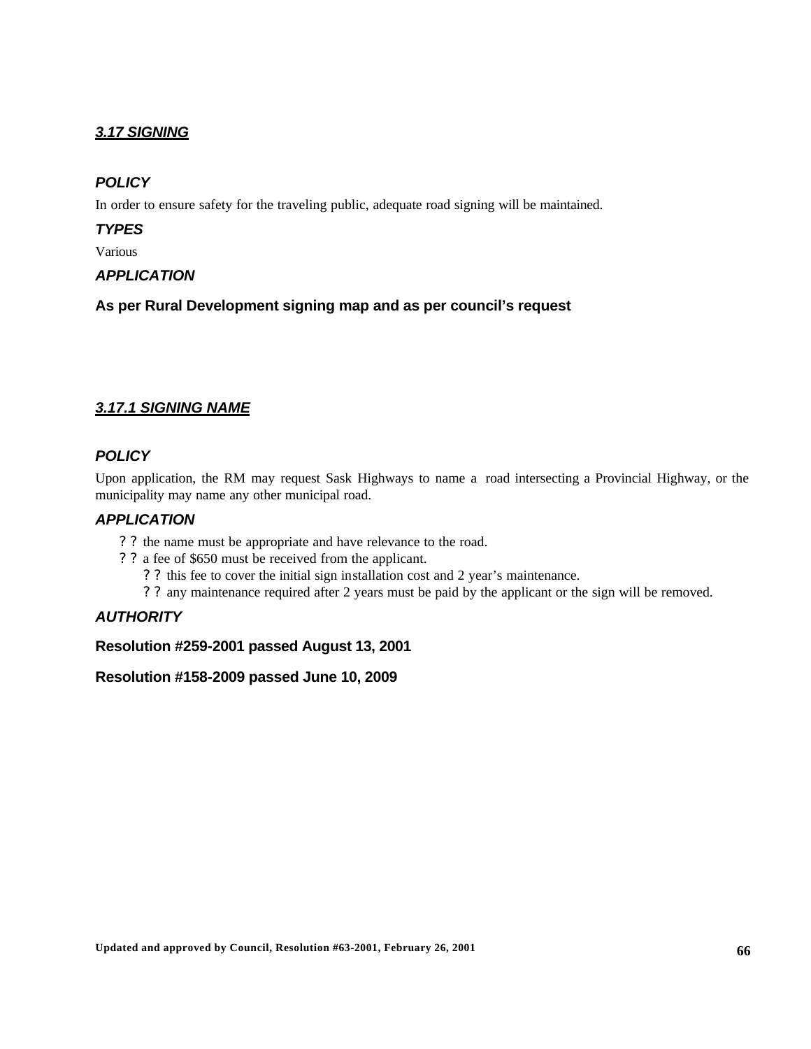## ***3.17 SIGNING***

### *POLICY*

In order to ensure safety for the traveling public, adequate road signing will be maintained.

### *TYPES*

Various

### *APPLICATION*

**As per Rural Development signing map and as per council's request**

## ***3.17.1 SIGNING NAME***

### *POLICY*

Upon application, the RM may request Sask Highways to name a road intersecting a Provincial Highway, or the municipality may name any other municipal road.

### *APPLICATION*

- the name must be appropriate and have relevance to the road.
- a fee of $650 must be received from the applicant.
  - this fee to cover the initial sign installation cost and 2 year's maintenance.
  - any maintenance required after 2 years must be paid by the applicant or the sign will be removed.

### *AUTHORITY*

**Resolution #259-2001 passed August 13, 2001**

**Resolution #158-2009 passed June 10, 2009**

**Updated and approved by Council, Resolution #63-2001, February 26, 2001**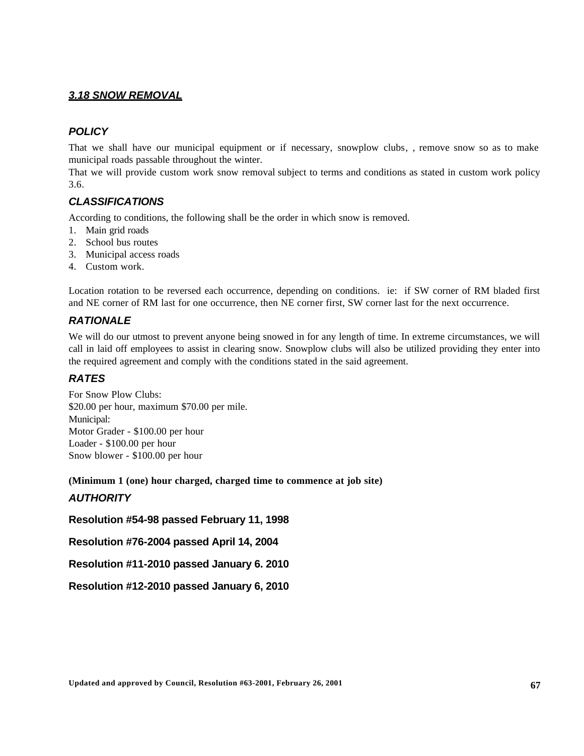## ***3.18 SNOW REMOVAL***

### ***POLICY***

That we shall have our municipal equipment or if necessary, snowplow clubs, , remove snow so as to make municipal roads passable throughout the winter.

That we will provide custom work snow removal subject to terms and conditions as stated in custom work policy 3.6.

### ***CLASSIFICATIONS***

According to conditions, the following shall be the order in which snow is removed.

1. Main grid roads
2. School bus routes
3. Municipal access roads
4. Custom work.

Location rotation to be reversed each occurrence, depending on conditions. ie: if SW corner of RM bladed first and NE corner of RM last for one occurrence, then NE corner first, SW corner last for the next occurrence.

### ***RATIONALE***

We will do our utmost to prevent anyone being snowed in for any length of time. In extreme circumstances, we will call in laid off employees to assist in clearing snow. Snowplow clubs will also be utilized providing they enter into the required agreement and comply with the conditions stated in the said agreement.

### ***RATES***

For Snow Plow Clubs:
$20.00 per hour, maximum $70.00 per mile.
Municipal:
Motor Grader - $100.00 per hour
Loader - $100.00 per hour
Snow blower - $100.00 per hour

**(Minimum 1 (one) hour charged, charged time to commence at job site)**

### ***AUTHORITY***

**Resolution #54-98 passed February 11, 1998**

**Resolution #76-2004 passed April 14, 2004**

**Resolution #11-2010 passed January 6. 2010**

**Resolution #12-2010 passed January 6, 2010**

**Updated and approved by Council, Resolution #63-2001, February 26, 2001**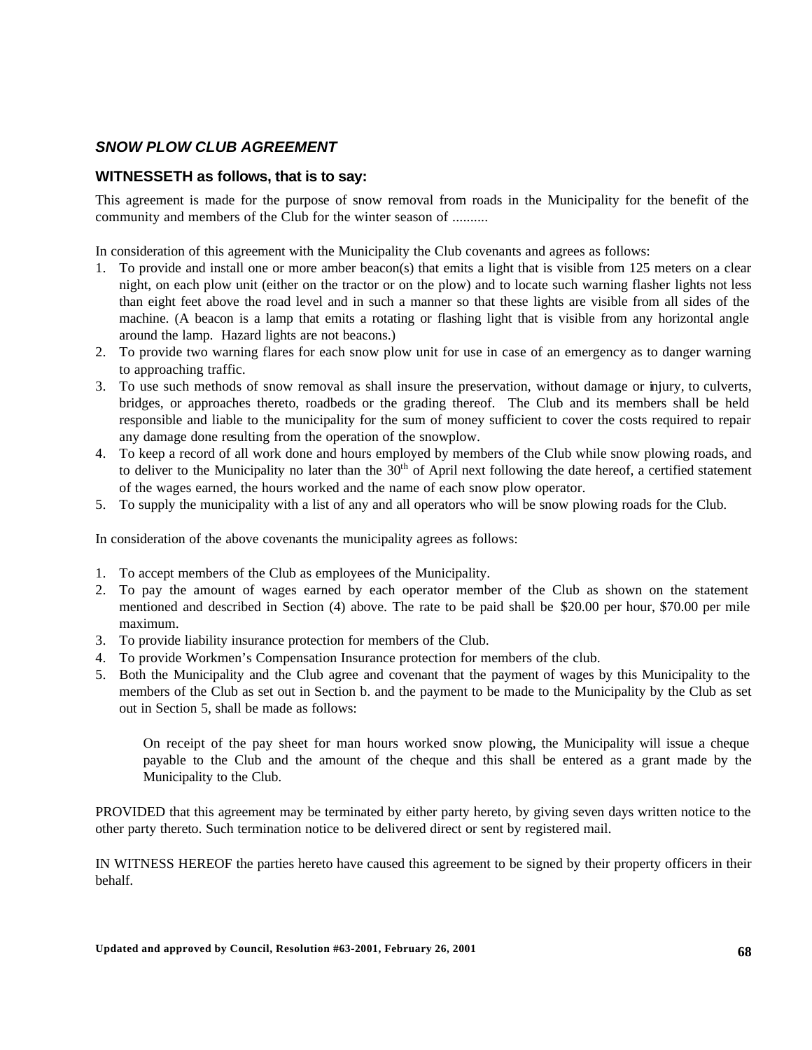## *SNOW PLOW CLUB AGREEMENT*

### WITNESSETH as follows, that is to say:

This agreement is made for the purpose of snow removal from roads in the Municipality for the benefit of the community and members of the Club for the winter season of ..........

In consideration of this agreement with the Municipality the Club covenants and agrees as follows:

1. To provide and install one or more amber beacon(s) that emits a light that is visible from 125 meters on a clear night, on each plow unit (either on the tractor or on the plow) and to locate such warning flasher lights not less than eight feet above the road level and in such a manner so that these lights are visible from all sides of the machine. (A beacon is a lamp that emits a rotating or flashing light that is visible from any horizontal angle around the lamp. Hazard lights are not beacons.)
2. To provide two warning flares for each snow plow unit for use in case of an emergency as to danger warning to approaching traffic.
3. To use such methods of snow removal as shall insure the preservation, without damage or injury, to culverts, bridges, or approaches thereto, roadbeds or the grading thereof. The Club and its members shall be held responsible and liable to the municipality for the sum of money sufficient to cover the costs required to repair any damage done resulting from the operation of the snowplow.
4. To keep a record of all work done and hours employed by members of the Club while snow plowing roads, and to deliver to the Municipality no later than the 30th of April next following the date hereof, a certified statement of the wages earned, the hours worked and the name of each snow plow operator.
5. To supply the municipality with a list of any and all operators who will be snow plowing roads for the Club.

In consideration of the above covenants the municipality agrees as follows:

1. To accept members of the Club as employees of the Municipality.
2. To pay the amount of wages earned by each operator member of the Club as shown on the statement mentioned and described in Section (4) above. The rate to be paid shall be $20.00 per hour, $70.00 per mile maximum.
3. To provide liability insurance protection for members of the Club.
4. To provide Workmen's Compensation Insurance protection for members of the club.
5. Both the Municipality and the Club agree and covenant that the payment of wages by this Municipality to the members of the Club as set out in Section b. and the payment to be made to the Municipality by the Club as set out in Section 5, shall be made as follows:

   On receipt of the pay sheet for man hours worked snow plowing, the Municipality will issue a cheque payable to the Club and the amount of the cheque and this shall be entered as a grant made by the Municipality to the Club.

PROVIDED that this agreement may be terminated by either party hereto, by giving seven days written notice to the other party thereto. Such termination notice to be delivered direct or sent by registered mail.

IN WITNESS HEREOF the parties hereto have caused this agreement to be signed by their property officers in their behalf.

**Updated and approved by Council, Resolution #63-2001, February 26, 2001**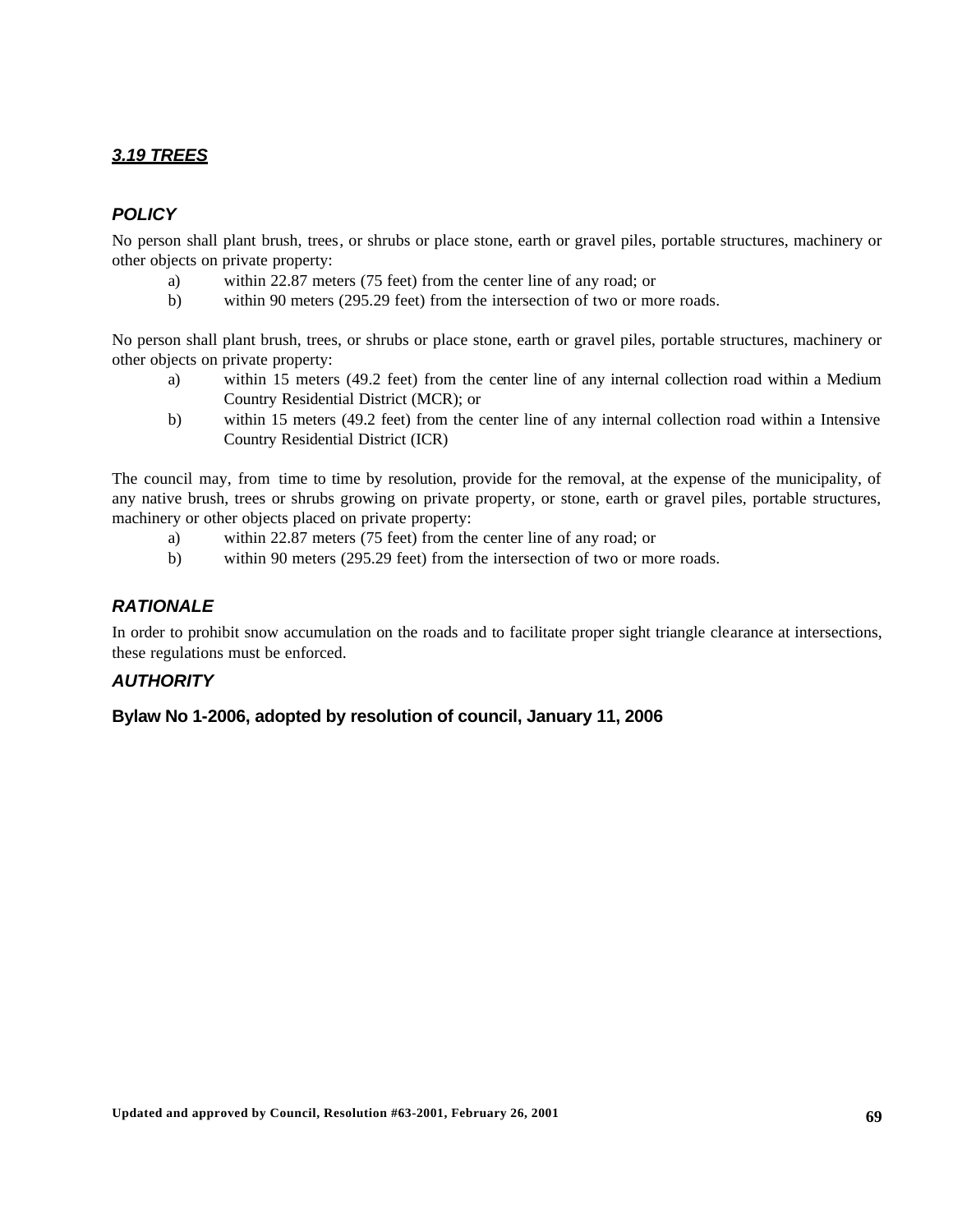## ***3.19 TREES***

### ***POLICY***

No person shall plant brush, trees, or shrubs or place stone, earth or gravel piles, portable structures, machinery or other objects on private property:

a) within 22.87 meters (75 feet) from the center line of any road; or
b) within 90 meters (295.29 feet) from the intersection of two or more roads.

No person shall plant brush, trees, or shrubs or place stone, earth or gravel piles, portable structures, machinery or other objects on private property:

a) within 15 meters (49.2 feet) from the center line of any internal collection road within a Medium Country Residential District (MCR); or
b) within 15 meters (49.2 feet) from the center line of any internal collection road within a Intensive Country Residential District (ICR)

The council may, from time to time by resolution, provide for the removal, at the expense of the municipality, of any native brush, trees or shrubs growing on private property, or stone, earth or gravel piles, portable structures, machinery or other objects placed on private property:

a) within 22.87 meters (75 feet) from the center line of any road; or
b) within 90 meters (295.29 feet) from the intersection of two or more roads.

### ***RATIONALE***

In order to prohibit snow accumulation on the roads and to facilitate proper sight triangle clearance at intersections, these regulations must be enforced.

### ***AUTHORITY***

**Bylaw No 1-2006, adopted by resolution of council, January 11, 2006**

**Updated and approved by Council, Resolution #63-2001, February 26, 2001**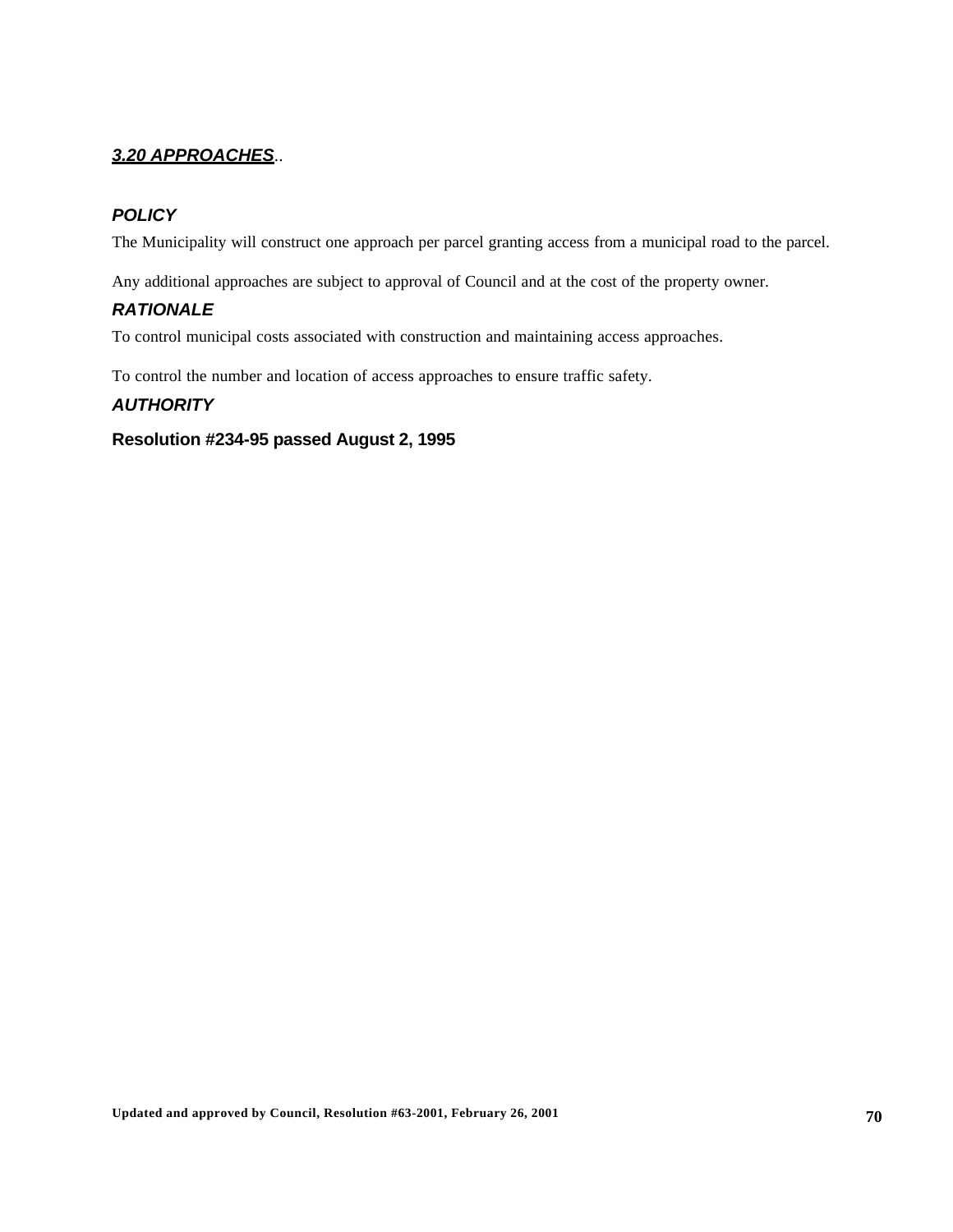## ***3.20 APPROACHES***..

### ***POLICY***

The Municipality will construct one approach per parcel granting access from a municipal road to the parcel.

Any additional approaches are subject to approval of Council and at the cost of the property owner.

### ***RATIONALE***

To control municipal costs associated with construction and maintaining access approaches.

To control the number and location of access approaches to ensure traffic safety.

### ***AUTHORITY***

**Resolution #234-95 passed August 2, 1995**

**Updated and approved by Council, Resolution #63-2001, February 26, 2001**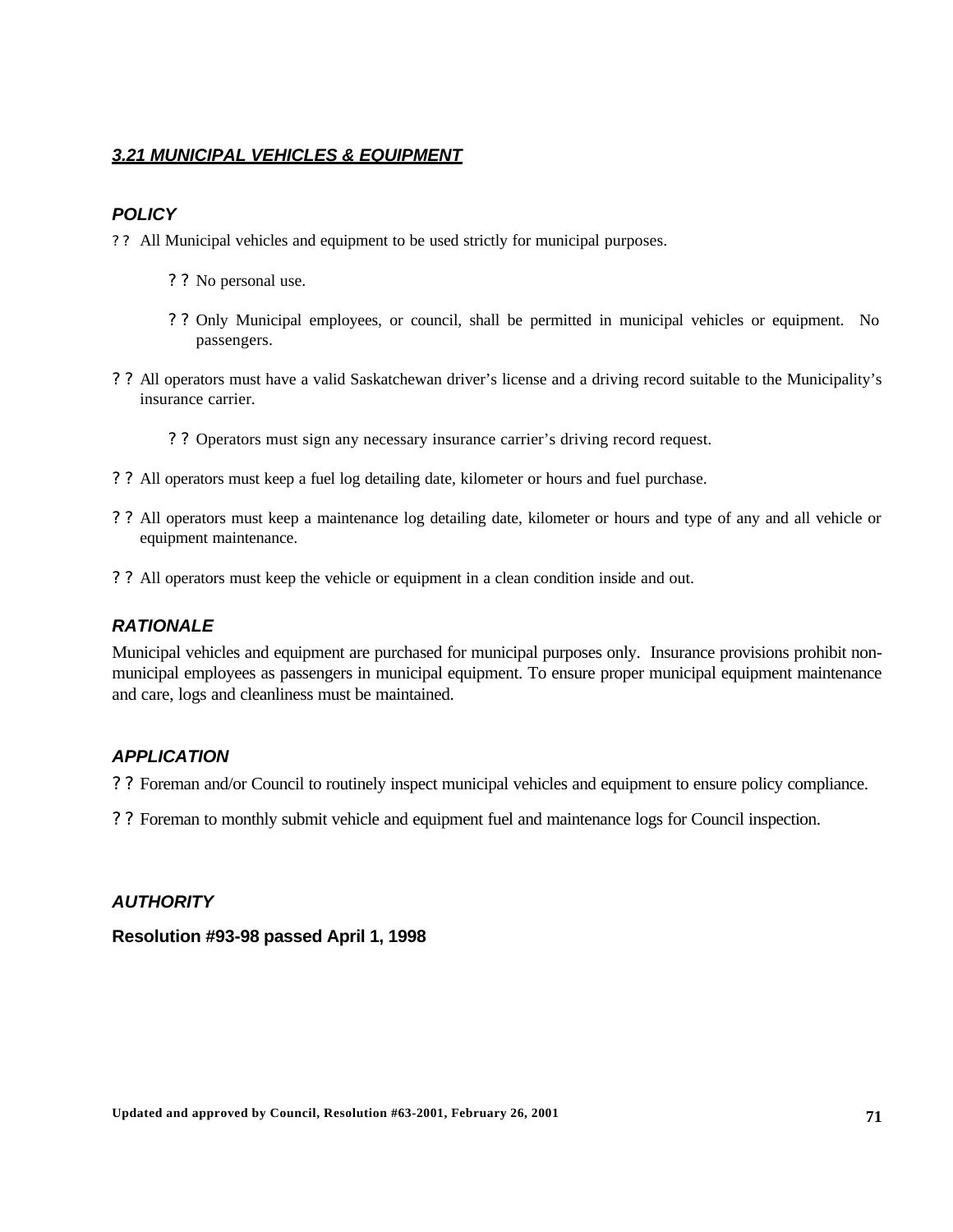## ***3.21 MUNICIPAL VEHICLES & EQUIPMENT***

### ***POLICY***

- All Municipal vehicles and equipment to be used strictly for municipal purposes.
  - No personal use.
  - Only Municipal employees, or council, shall be permitted in municipal vehicles or equipment. No passengers.
- All operators must have a valid Saskatchewan driver's license and a driving record suitable to the Municipality's insurance carrier.
  - Operators must sign any necessary insurance carrier's driving record request.
- All operators must keep a fuel log detailing date, kilometer or hours and fuel purchase.
- All operators must keep a maintenance log detailing date, kilometer or hours and type of any and all vehicle or equipment maintenance.
- All operators must keep the vehicle or equipment in a clean condition inside and out.

### ***RATIONALE***

Municipal vehicles and equipment are purchased for municipal purposes only. Insurance provisions prohibit non-municipal employees as passengers in municipal equipment. To ensure proper municipal equipment maintenance and care, logs and cleanliness must be maintained.

### ***APPLICATION***

- Foreman and/or Council to routinely inspect municipal vehicles and equipment to ensure policy compliance.
- Foreman to monthly submit vehicle and equipment fuel and maintenance logs for Council inspection.

### ***AUTHORITY***

**Resolution #93-98 passed April 1, 1998**

**Updated and approved by Council, Resolution #63-2001, February 26, 2001**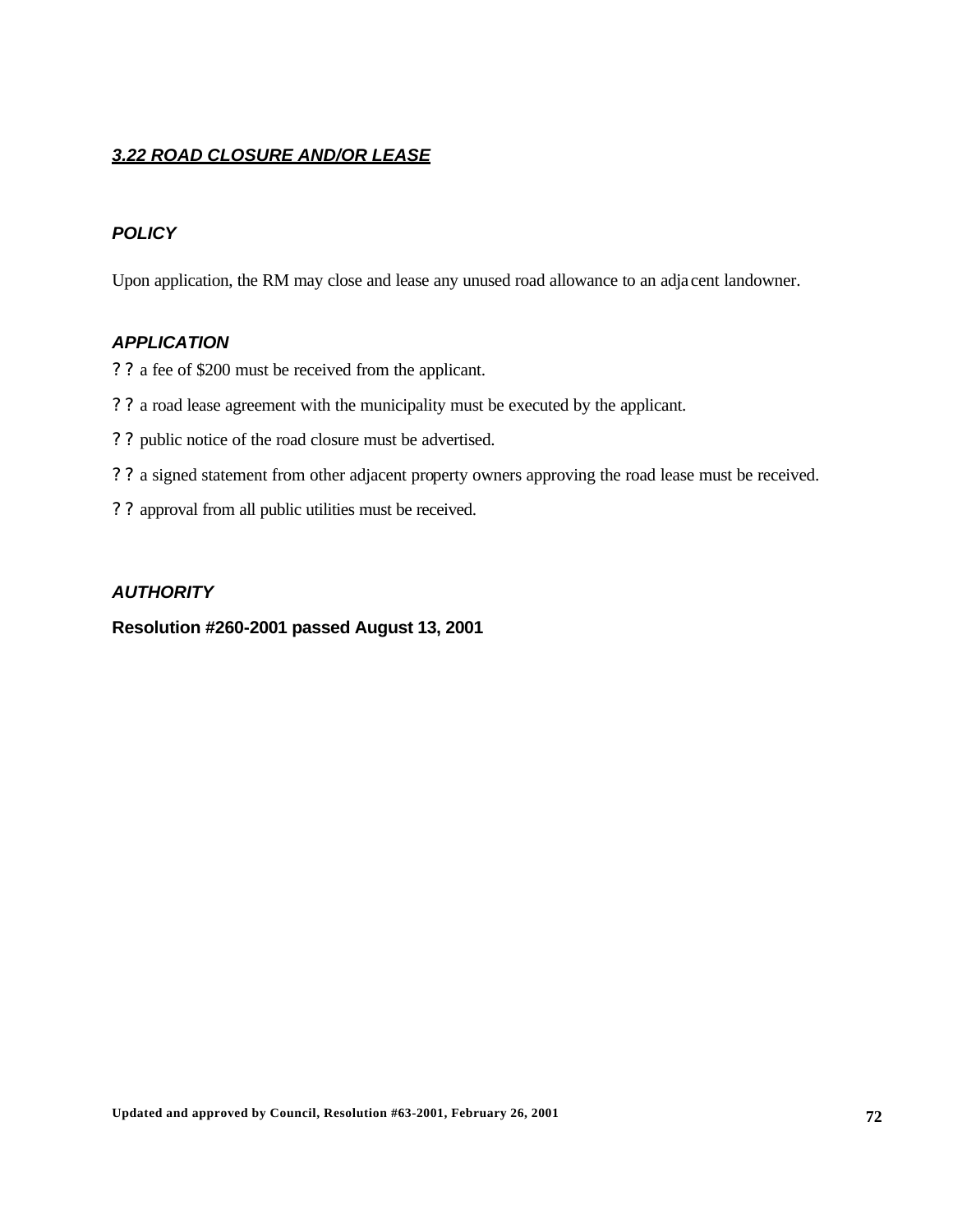## ***3.22 ROAD CLOSURE AND/OR LEASE***

### ***POLICY***

Upon application, the RM may close and lease any unused road allowance to an adjacent landowner.

### ***APPLICATION***

- a fee of $200 must be received from the applicant.
- a road lease agreement with the municipality must be executed by the applicant.
- public notice of the road closure must be advertised.
- a signed statement from other adjacent property owners approving the road lease must be received.
- approval from all public utilities must be received.

### ***AUTHORITY***

**Resolution #260-2001 passed August 13, 2001**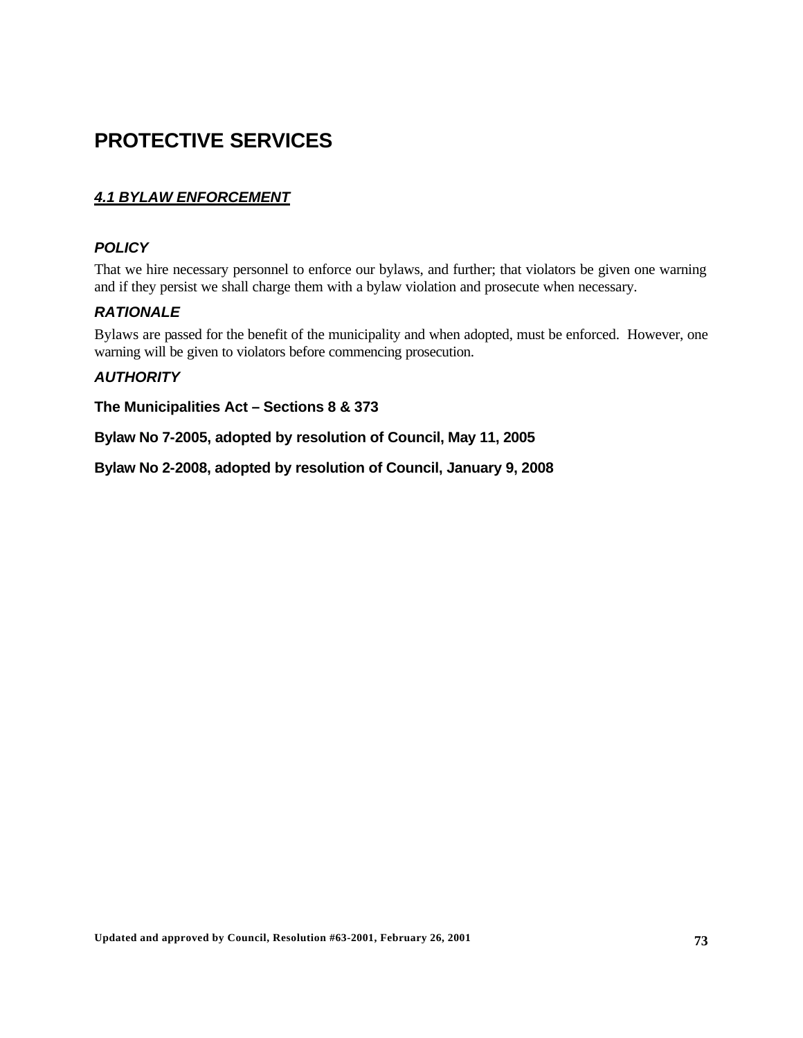# PROTECTIVE SERVICES

## ***4.1 BYLAW ENFORCEMENT***

### *POLICY*

That we hire necessary personnel to enforce our bylaws, and further; that violators be given one warning and if they persist we shall charge them with a bylaw violation and prosecute when necessary.

### *RATIONALE*

Bylaws are passed for the benefit of the municipality and when adopted, must be enforced. However, one warning will be given to violators before commencing prosecution.

### *AUTHORITY*

**The Municipalities Act – Sections 8 & 373**

**Bylaw No 7-2005, adopted by resolution of Council, May 11, 2005**

**Bylaw No 2-2008, adopted by resolution of Council, January 9, 2008**

**Updated and approved by Council, Resolution #63-2001, February 26, 2001**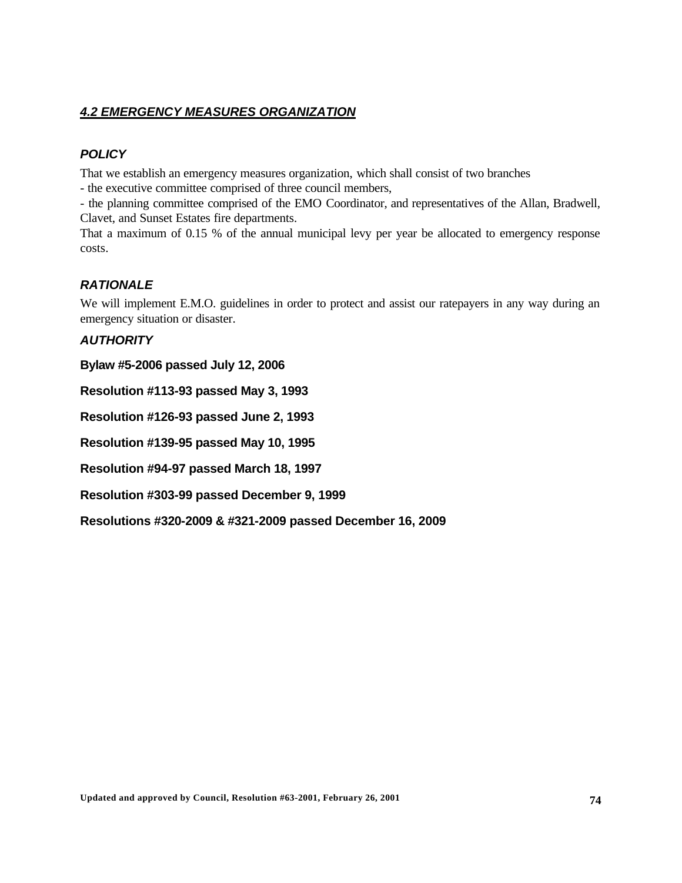## *4.2 EMERGENCY MEASURES ORGANIZATION*

### *POLICY*

That we establish an emergency measures organization, which shall consist of two branches
- the executive committee comprised of three council members,
- the planning committee comprised of the EMO Coordinator, and representatives of the Allan, Bradwell, Clavet, and Sunset Estates fire departments.

That a maximum of 0.15 % of the annual municipal levy per year be allocated to emergency response costs.

### *RATIONALE*

We will implement E.M.O. guidelines in order to protect and assist our ratepayers in any way during an emergency situation or disaster.

### *AUTHORITY*

**Bylaw #5-2006 passed July 12, 2006**

**Resolution #113-93 passed May 3, 1993**

**Resolution #126-93 passed June 2, 1993**

**Resolution #139-95 passed May 10, 1995**

**Resolution #94-97 passed March 18, 1997**

**Resolution #303-99 passed December 9, 1999**

**Resolutions #320-2009 & #321-2009 passed December 16, 2009**

**Updated and approved by Council, Resolution #63-2001, February 26, 2001**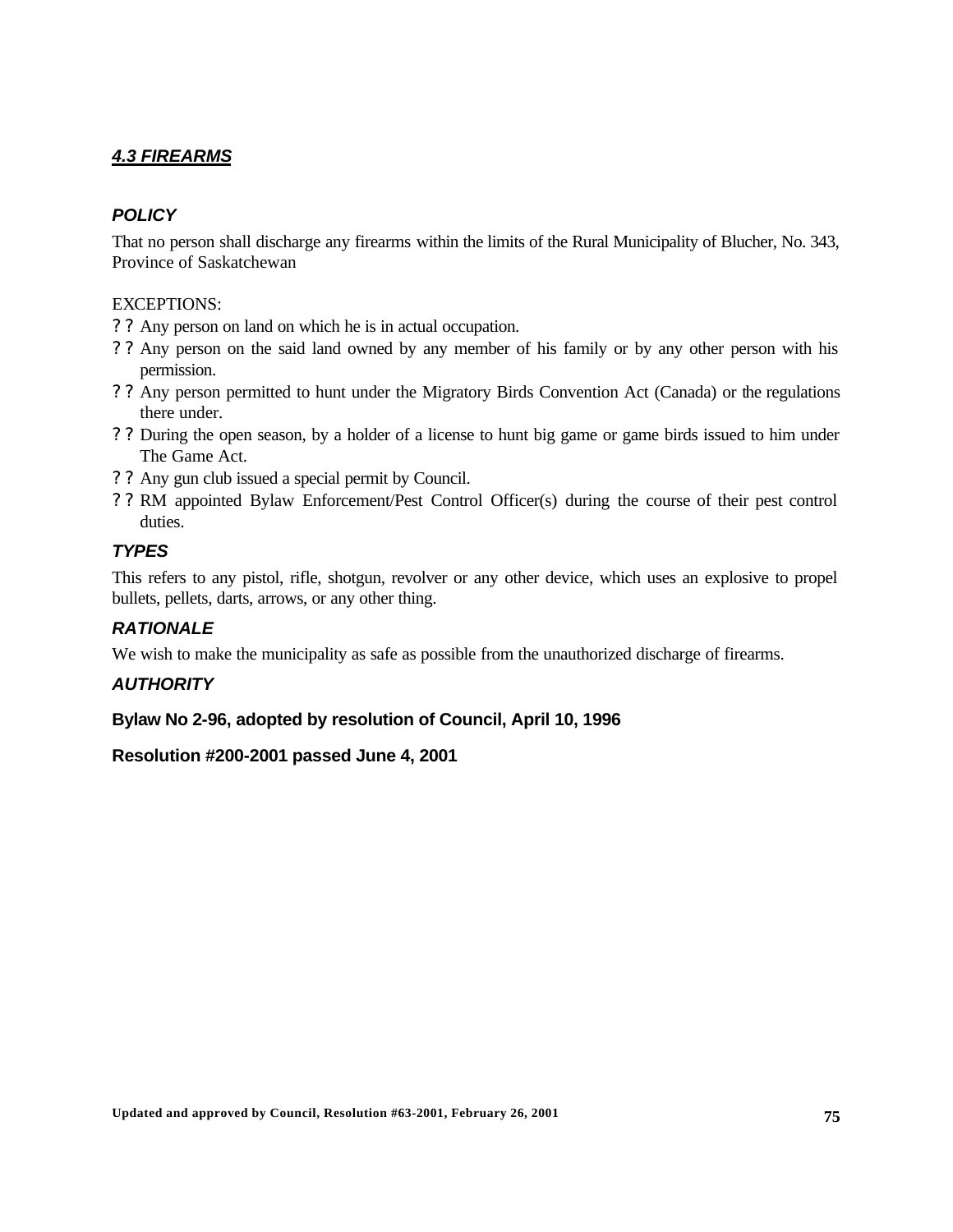## *4.3 FIREARMS*

### *POLICY*

That no person shall discharge any firearms within the limits of the Rural Municipality of Blucher, No. 343, Province of Saskatchewan

EXCEPTIONS:

- Any person on land on which he is in actual occupation.
- Any person on the said land owned by any member of his family or by any other person with his permission.
- Any person permitted to hunt under the Migratory Birds Convention Act (Canada) or the regulations there under.
- During the open season, by a holder of a license to hunt big game or game birds issued to him under The Game Act.
- Any gun club issued a special permit by Council.
- RM appointed Bylaw Enforcement/Pest Control Officer(s) during the course of their pest control duties.

### *TYPES*

This refers to any pistol, rifle, shotgun, revolver or any other device, which uses an explosive to propel bullets, pellets, darts, arrows, or any other thing.

### *RATIONALE*

We wish to make the municipality as safe as possible from the unauthorized discharge of firearms.

### *AUTHORITY*

**Bylaw No 2-96, adopted by resolution of Council, April 10, 1996**

**Resolution #200-2001 passed June 4, 2001**

**Updated and approved by Council, Resolution #63-2001, February 26, 2001**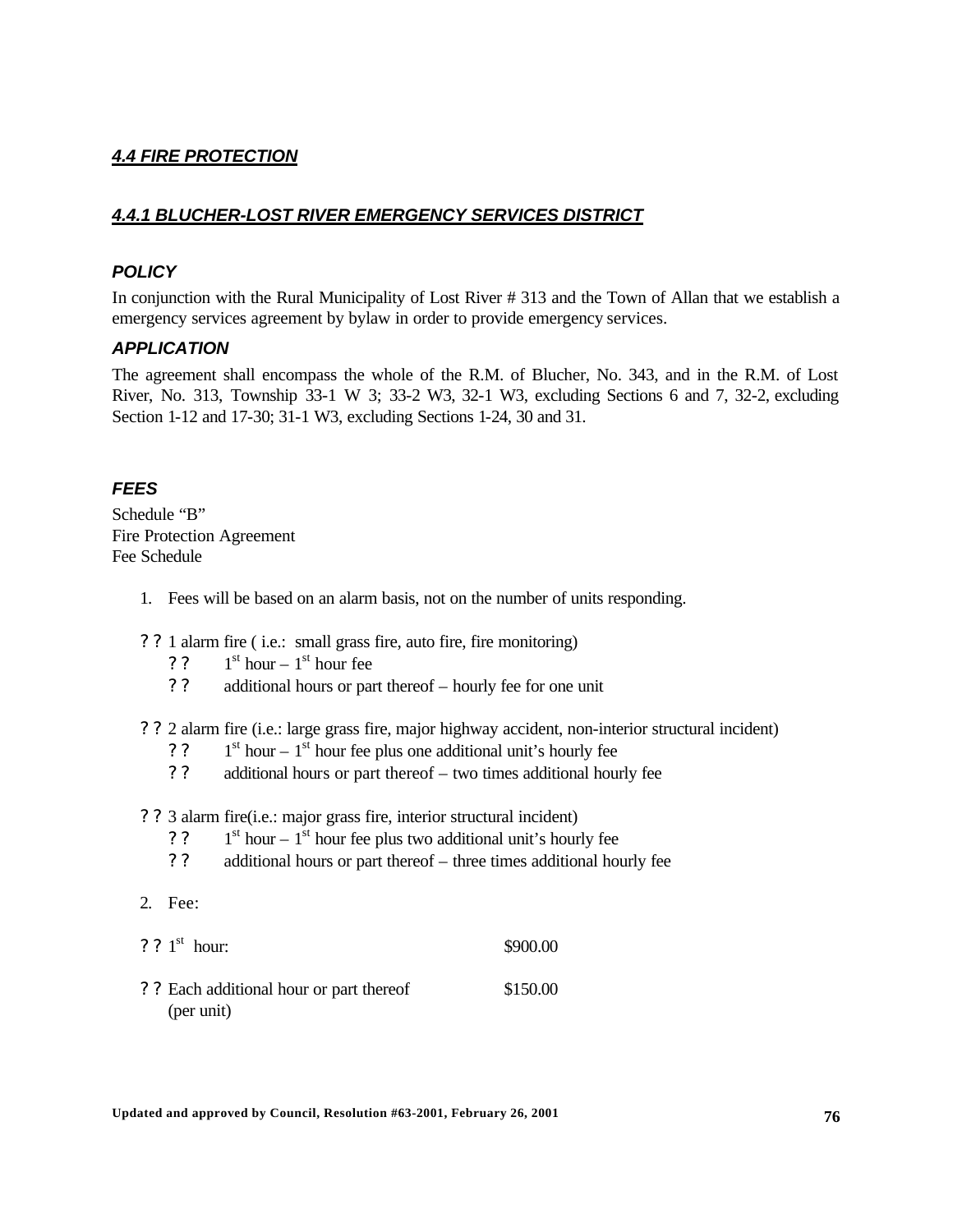## *4.4 FIRE PROTECTION*

### *4.4.1 BLUCHER-LOST RIVER EMERGENCY SERVICES DISTRICT*

#### *POLICY*

In conjunction with the Rural Municipality of Lost River # 313 and the Town of Allan that we establish a emergency services agreement by bylaw in order to provide emergency services.

#### *APPLICATION*

The agreement shall encompass the whole of the R.M. of Blucher, No. 343, and in the R.M. of Lost River, No. 313, Township 33-1 W 3; 33-2 W3, 32-1 W3, excluding Sections 6 and 7, 32-2, excluding Section 1-12 and 17-30; 31-1 W3, excluding Sections 1-24, 30 and 31.

#### *FEES*

Schedule "B"
Fire Protection Agreement
Fee Schedule

1. Fees will be based on an alarm basis, not on the number of units responding.

- 1 alarm fire ( i.e.: small grass fire, auto fire, fire monitoring)
  - 1st hour – 1st hour fee
  - additional hours or part thereof – hourly fee for one unit
- 2 alarm fire (i.e.: large grass fire, major highway accident, non-interior structural incident)
  - 1st hour – 1st hour fee plus one additional unit's hourly fee
  - additional hours or part thereof – two times additional hourly fee
- 3 alarm fire(i.e.: major grass fire, interior structural incident)
  - 1st hour – 1st hour fee plus two additional unit's hourly fee
  - additional hours or part thereof – three times additional hourly fee

2. Fee:

- 1st hour: $900.00
- Each additional hour or part thereof (per unit) $150.00

Updated and approved by Council, Resolution #63-2001, February 26, 2001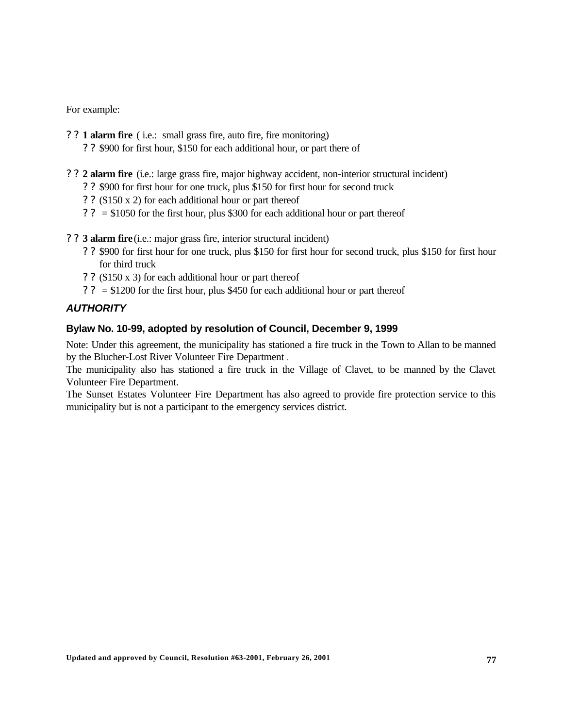For example:

- **1 alarm fire** ( i.e.: small grass fire, auto fire, fire monitoring)
  - $900 for first hour, $150 for each additional hour, or part there of

- **2 alarm fire** (i.e.: large grass fire, major highway accident, non-interior structural incident)
  - $900 for first hour for one truck, plus $150 for first hour for second truck
  - ($150 x 2) for each additional hour or part thereof
  - = $1050 for the first hour, plus $300 for each additional hour or part thereof

- **3 alarm fire** (i.e.: major grass fire, interior structural incident)
  - $900 for first hour for one truck, plus $150 for first hour for second truck, plus $150 for first hour for third truck
  - ($150 x 3) for each additional hour or part thereof
  - = $1200 for the first hour, plus $450 for each additional hour or part thereof

### ***AUTHORITY***

#### **Bylaw No. 10-99, adopted by resolution of Council, December 9, 1999**

Note: Under this agreement, the municipality has stationed a fire truck in the Town to Allan to be manned by the Blucher-Lost River Volunteer Fire Department .
The municipality also has stationed a fire truck in the Village of Clavet, to be manned by the Clavet Volunteer Fire Department.
The Sunset Estates Volunteer Fire Department has also agreed to provide fire protection service to this municipality but is not a participant to the emergency services district.

**Updated and approved by Council, Resolution #63-2001, February 26, 2001**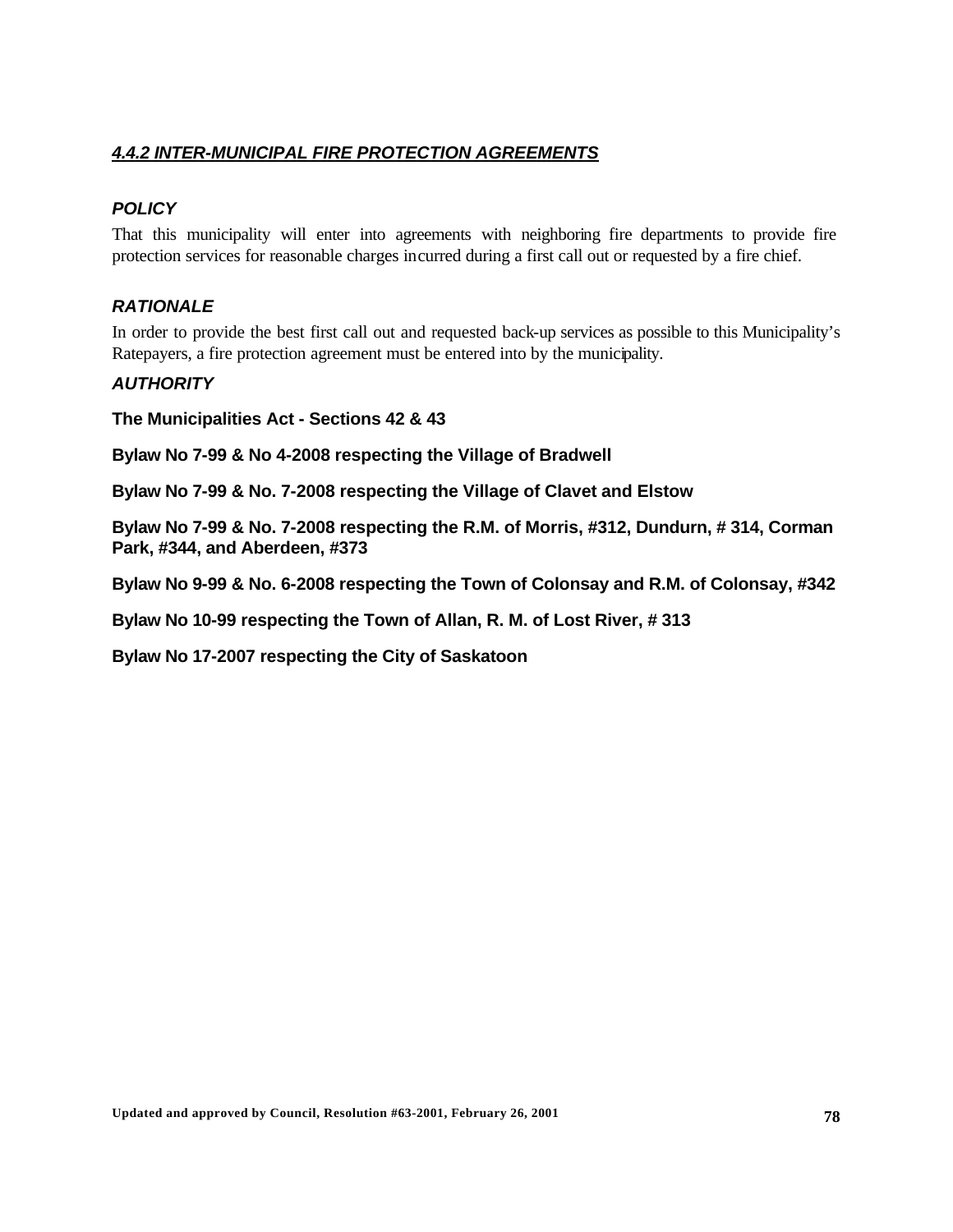## *4.4.2 INTER-MUNICIPAL FIRE PROTECTION AGREEMENTS*

### *POLICY*

That this municipality will enter into agreements with neighboring fire departments to provide fire protection services for reasonable charges incurred during a first call out or requested by a fire chief.

### *RATIONALE*

In order to provide the best first call out and requested back-up services as possible to this Municipality's Ratepayers, a fire protection agreement must be entered into by the municipality.

### *AUTHORITY*

**The Municipalities Act - Sections 42 & 43**

**Bylaw No 7-99 & No 4-2008 respecting the Village of Bradwell**

**Bylaw No 7-99 & No. 7-2008 respecting the Village of Clavet and Elstow**

**Bylaw No 7-99 & No. 7-2008 respecting the R.M. of Morris, #312, Dundurn, # 314, Corman Park, #344, and Aberdeen, #373**

**Bylaw No 9-99 & No. 6-2008 respecting the Town of Colonsay and R.M. of Colonsay, #342**

**Bylaw No 10-99 respecting the Town of Allan, R. M. of Lost River, # 313**

**Bylaw No 17-2007 respecting the City of Saskatoon**

**Updated and approved by Council, Resolution #63-2001, February 26, 2001**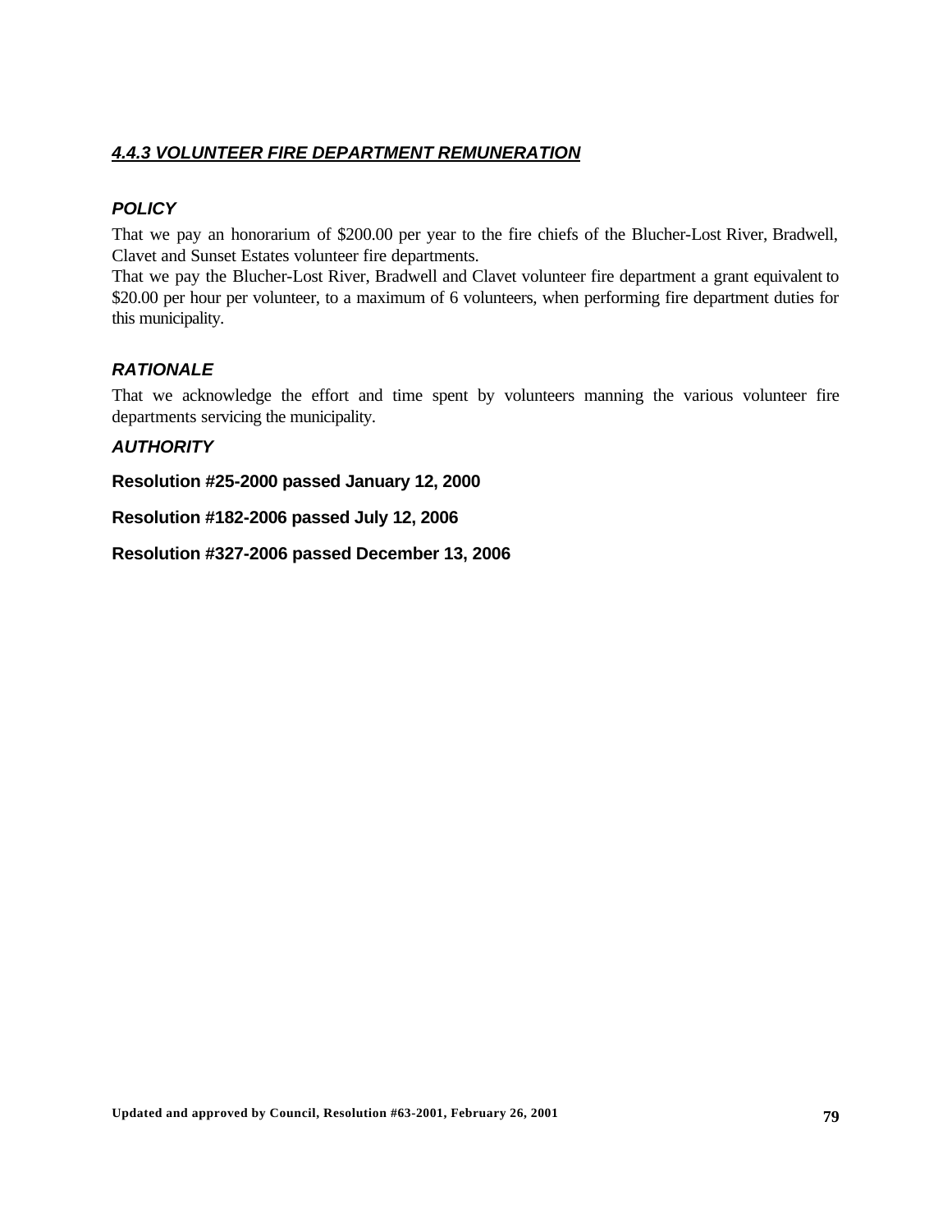### ***4.4.3 VOLUNTEER FIRE DEPARTMENT REMUNERATION***

#### ***POLICY***

That we pay an honorarium of $200.00 per year to the fire chiefs of the Blucher-Lost River, Bradwell, Clavet and Sunset Estates volunteer fire departments.

That we pay the Blucher-Lost River, Bradwell and Clavet volunteer fire department a grant equivalent to $20.00 per hour per volunteer, to a maximum of 6 volunteers, when performing fire department duties for this municipality.

#### ***RATIONALE***

That we acknowledge the effort and time spent by volunteers manning the various volunteer fire departments servicing the municipality.

#### ***AUTHORITY***

**Resolution #25-2000 passed January 12, 2000**

**Resolution #182-2006 passed July 12, 2006**

**Resolution #327-2006 passed December 13, 2006**

**Updated and approved by Council, Resolution #63-2001, February 26, 2001**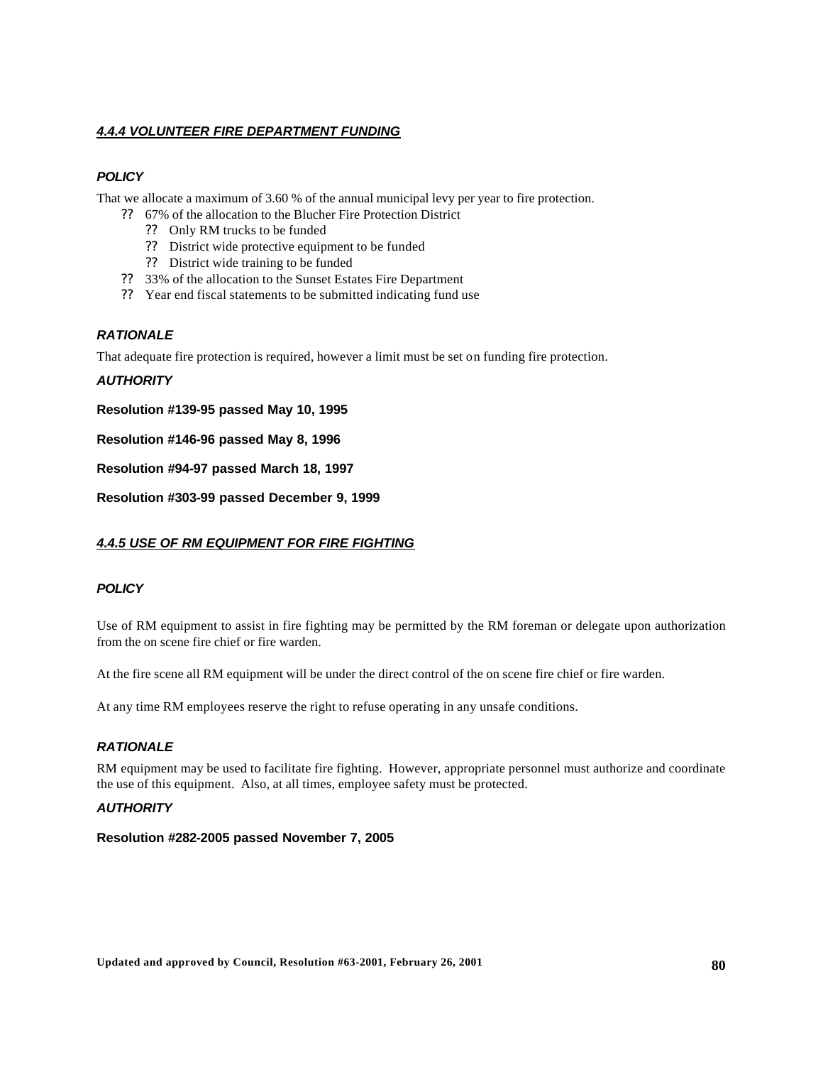#### ***4.4.4 VOLUNTEER FIRE DEPARTMENT FUNDING***

***POLICY***

That we allocate a maximum of 3.60 % of the annual municipal levy per year to fire protection.

- 67% of the allocation to the Blucher Fire Protection District
  - Only RM trucks to be funded
  - District wide protective equipment to be funded
  - District wide training to be funded
- 33% of the allocation to the Sunset Estates Fire Department
- Year end fiscal statements to be submitted indicating fund use

***RATIONALE***

That adequate fire protection is required, however a limit must be set on funding fire protection.

***AUTHORITY***

**Resolution #139-95 passed May 10, 1995**

**Resolution #146-96 passed May 8, 1996**

**Resolution #94-97 passed March 18, 1997**

**Resolution #303-99 passed December 9, 1999**

#### ***4.4.5 USE OF RM EQUIPMENT FOR FIRE FIGHTING***

***POLICY***

Use of RM equipment to assist in fire fighting may be permitted by the RM foreman or delegate upon authorization from the on scene fire chief or fire warden.

At the fire scene all RM equipment will be under the direct control of the on scene fire chief or fire warden.

At any time RM employees reserve the right to refuse operating in any unsafe conditions.

***RATIONALE***

RM equipment may be used to facilitate fire fighting. However, appropriate personnel must authorize and coordinate the use of this equipment. Also, at all times, employee safety must be protected.

***AUTHORITY***

**Resolution #282-2005 passed November 7, 2005**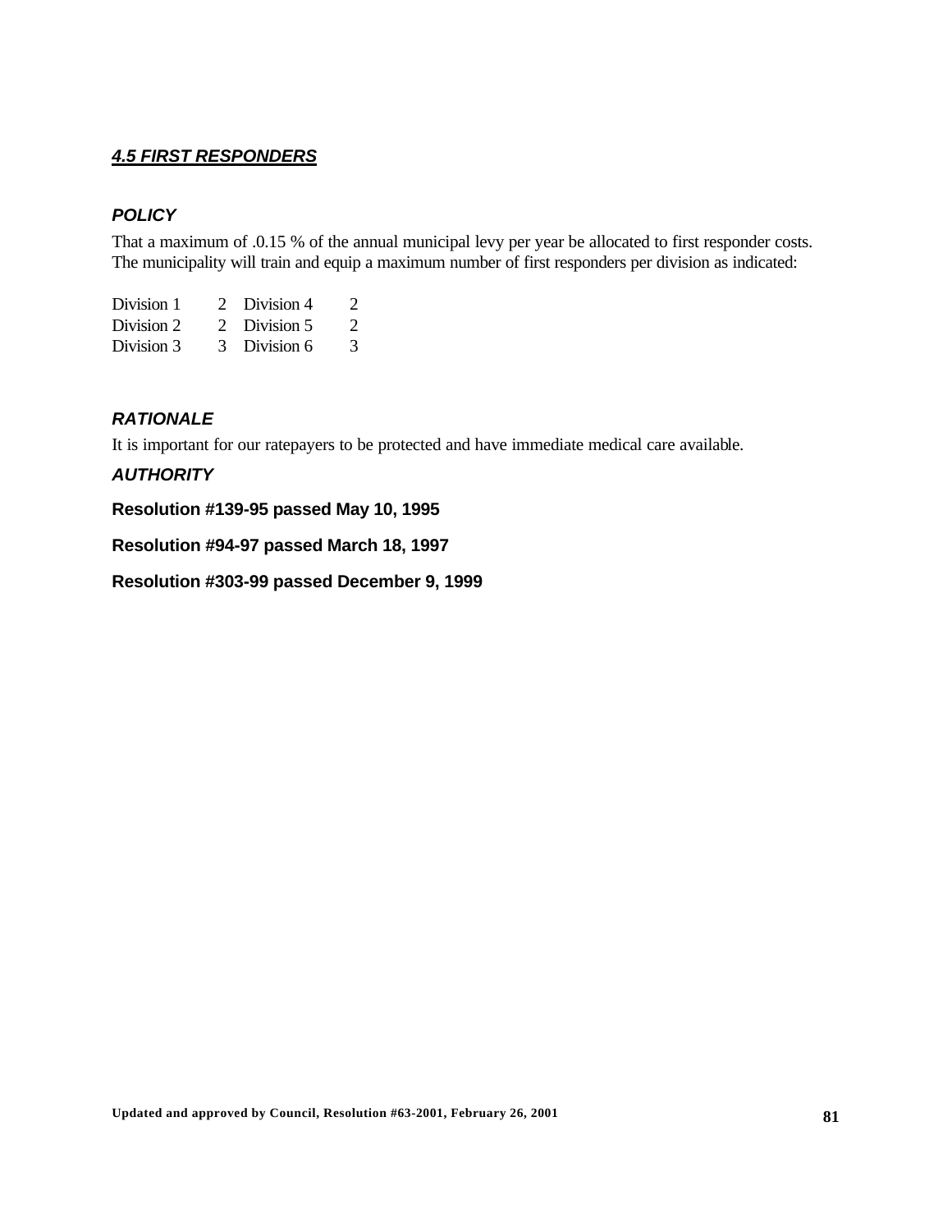## *4.5 FIRST RESPONDERS*

### *POLICY*

That a maximum of .0.15 % of the annual municipal levy per year be allocated to first responder costs. The municipality will train and equip a maximum number of first responders per division as indicated:

| | | | |
|---|---|---|---|
| Division 1 | 2 | Division 4 | 2 |
| Division 2 | 2 | Division 5 | 2 |
| Division 3 | 3 | Division 6 | 3 |

### *RATIONALE*

It is important for our ratepayers to be protected and have immediate medical care available.

### *AUTHORITY*

**Resolution #139-95 passed May 10, 1995**

**Resolution #94-97 passed March 18, 1997**

**Resolution #303-99 passed December 9, 1999**

**Updated and approved by Council, Resolution #63-2001, February 26, 2001**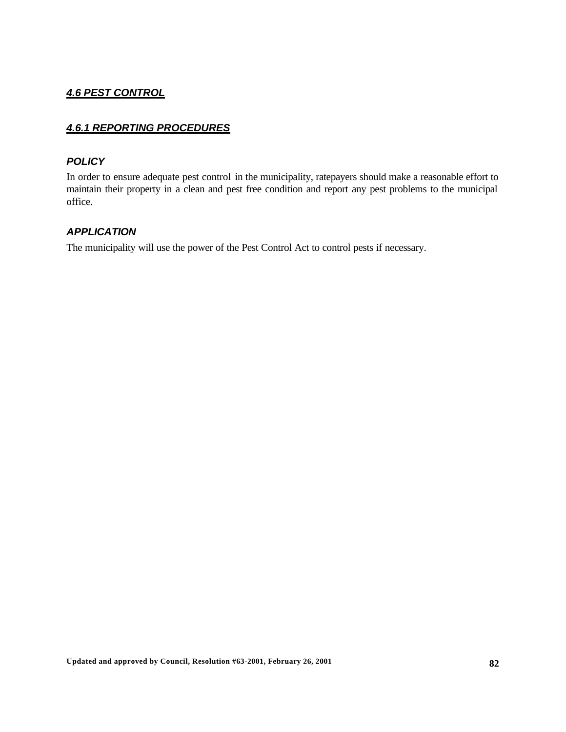## *4.6 PEST CONTROL*

### *4.6.1 REPORTING PROCEDURES*

#### *POLICY*

In order to ensure adequate pest control in the municipality, ratepayers should make a reasonable effort to maintain their property in a clean and pest free condition and report any pest problems to the municipal office.

#### *APPLICATION*

The municipality will use the power of the Pest Control Act to control pests if necessary.

**Updated and approved by Council, Resolution #63-2001, February 26, 2001**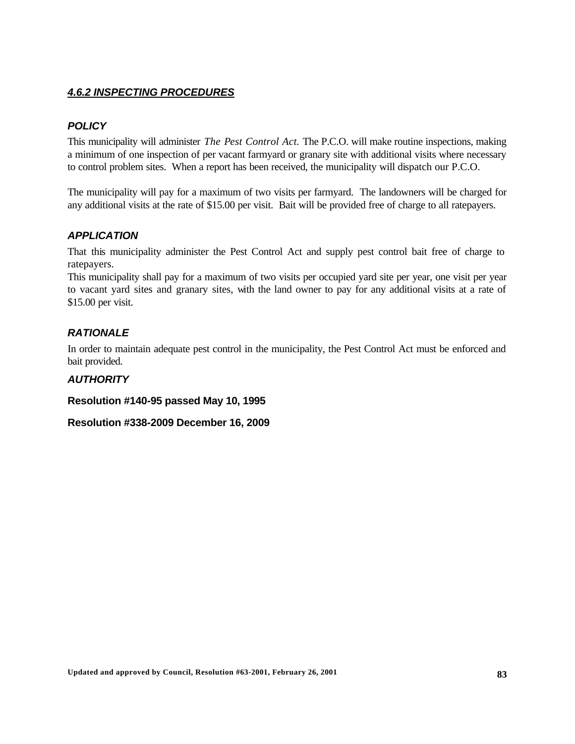### ***4.6.2 INSPECTING PROCEDURES***

#### ***POLICY***

This municipality will administer *The Pest Control Act.* The P.C.O. will make routine inspections, making a minimum of one inspection of per vacant farmyard or granary site with additional visits where necessary to control problem sites. When a report has been received, the municipality will dispatch our P.C.O.

The municipality will pay for a maximum of two visits per farmyard. The landowners will be charged for any additional visits at the rate of $15.00 per visit. Bait will be provided free of charge to all ratepayers.

#### ***APPLICATION***

That this municipality administer the Pest Control Act and supply pest control bait free of charge to ratepayers.

This municipality shall pay for a maximum of two visits per occupied yard site per year, one visit per year to vacant yard sites and granary sites, with the land owner to pay for any additional visits at a rate of $15.00 per visit.

#### ***RATIONALE***

In order to maintain adequate pest control in the municipality, the Pest Control Act must be enforced and bait provided.

#### ***AUTHORITY***

**Resolution #140-95 passed May 10, 1995**

**Resolution #338-2009 December 16, 2009**

**Updated and approved by Council, Resolution #63-2001, February 26, 2001**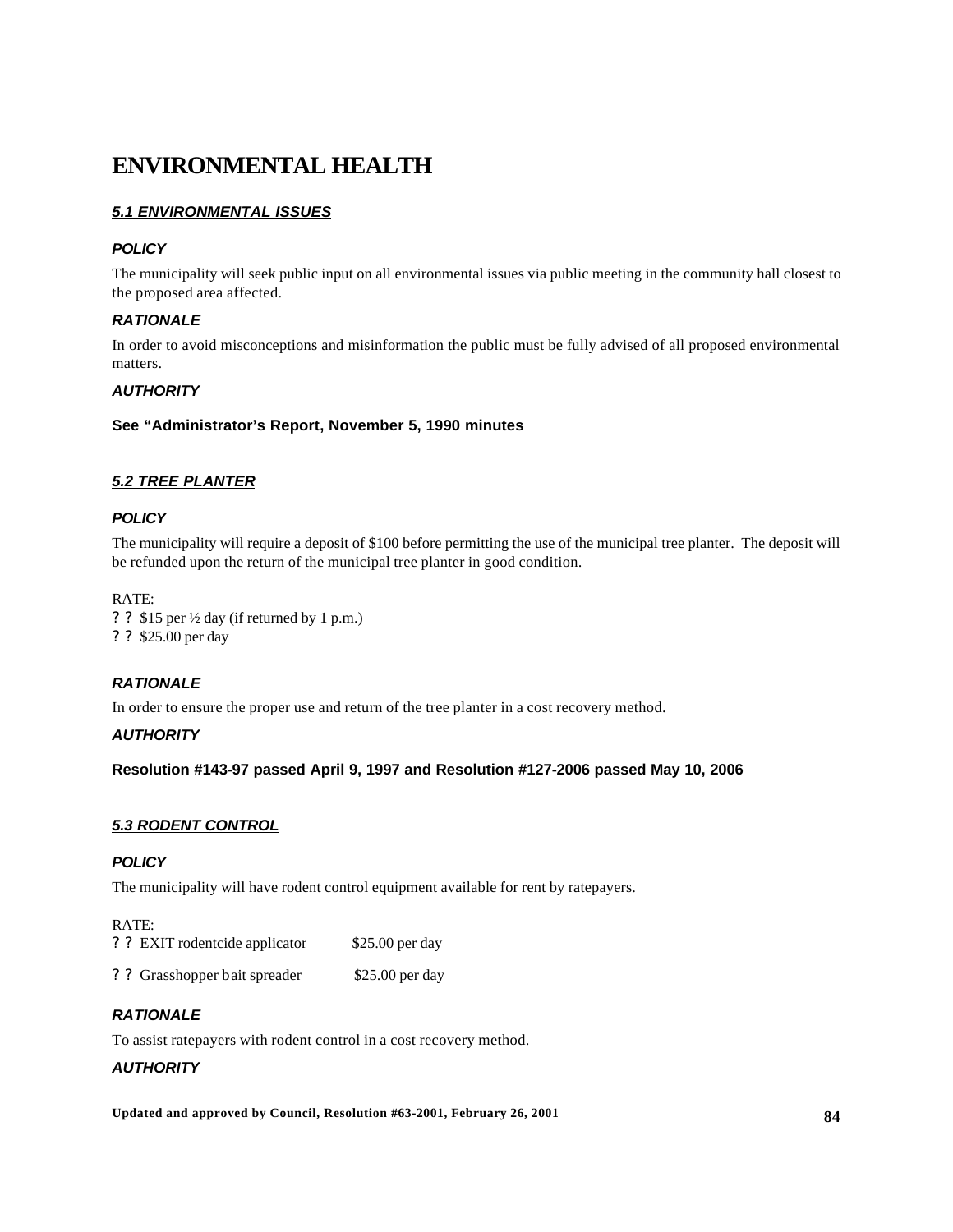# ENVIRONMENTAL HEALTH

## *5.1 ENVIRONMENTAL ISSUES*

### *POLICY*

The municipality will seek public input on all environmental issues via public meeting in the community hall closest to the proposed area affected.

### *RATIONALE*

In order to avoid misconceptions and misinformation the public must be fully advised of all proposed environmental matters.

### *AUTHORITY*

**See "Administrator's Report, November 5, 1990 minutes**

## *5.2 TREE PLANTER*

### *POLICY*

The municipality will require a deposit of $100 before permitting the use of the municipal tree planter. The deposit will be refunded upon the return of the municipal tree planter in good condition.

RATE:

- $15 per ½ day (if returned by 1 p.m.)
- $25.00 per day

### *RATIONALE*

In order to ensure the proper use and return of the tree planter in a cost recovery method.

### *AUTHORITY*

**Resolution #143-97 passed April 9, 1997 and Resolution #127-2006 passed May 10, 2006**

## *5.3 RODENT CONTROL*

### *POLICY*

The municipality will have rodent control equipment available for rent by ratepayers.

RATE:

- EXIT rodentcide applicator $25.00 per day
- Grasshopper bait spreader $25.00 per day

### *RATIONALE*

To assist ratepayers with rodent control in a cost recovery method.

### *AUTHORITY*

**Updated and approved by Council, Resolution #63-2001, February 26, 2001**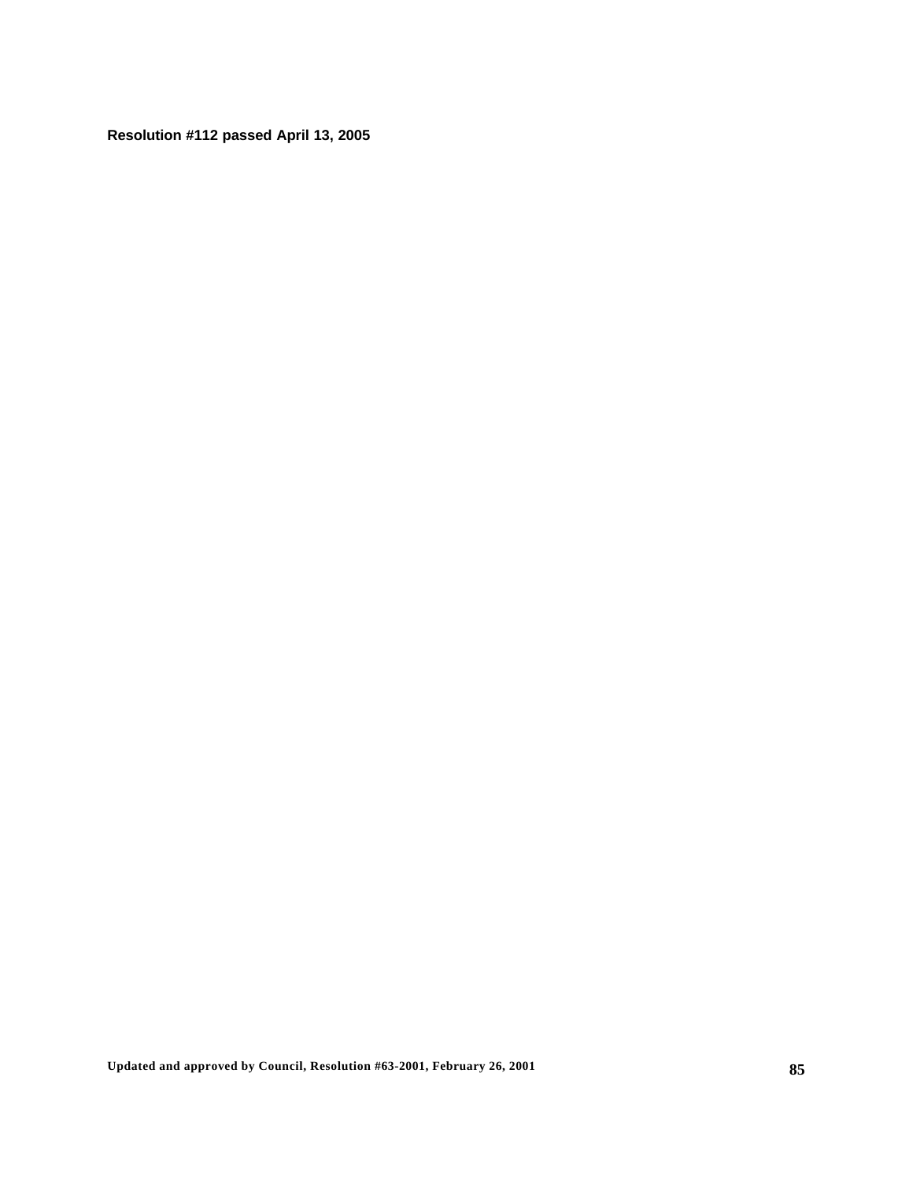**Resolution #112 passed April 13, 2005**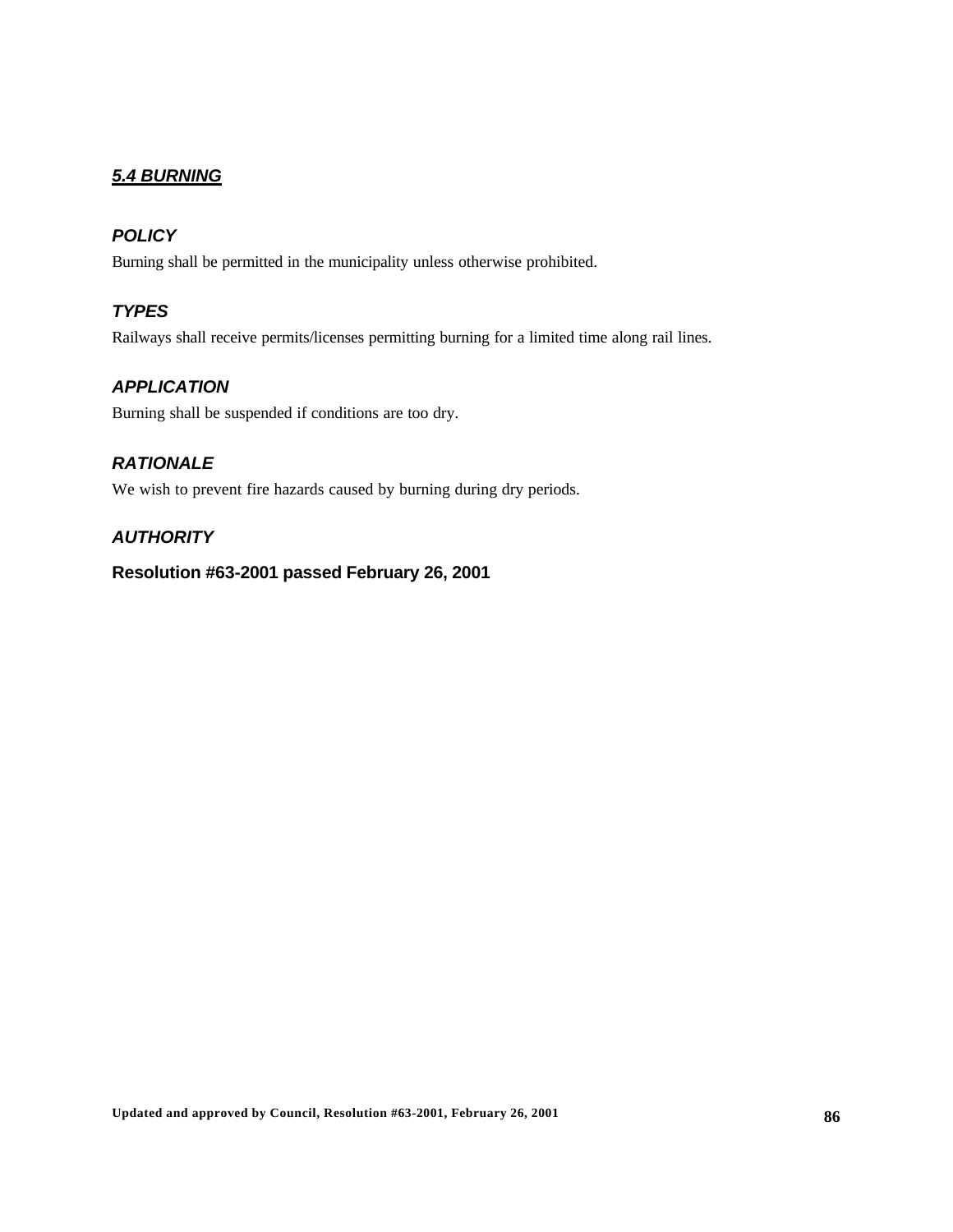## ***5.4 BURNING***

### *POLICY*

Burning shall be permitted in the municipality unless otherwise prohibited.

### *TYPES*

Railways shall receive permits/licenses permitting burning for a limited time along rail lines.

### *APPLICATION*

Burning shall be suspended if conditions are too dry.

### *RATIONALE*

We wish to prevent fire hazards caused by burning during dry periods.

### *AUTHORITY*

**Resolution #63-2001 passed February 26, 2001**

**Updated and approved by Council, Resolution #63-2001, February 26, 2001**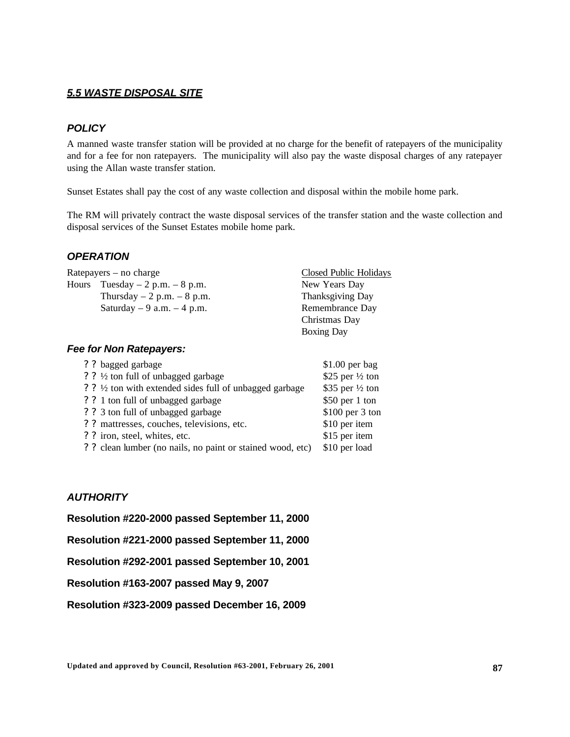## ***5.5 WASTE DISPOSAL SITE***

### ***POLICY***

A manned waste transfer station will be provided at no charge for the benefit of ratepayers of the municipality and for a fee for non ratepayers. The municipality will also pay the waste disposal charges of any ratepayer using the Allan waste transfer station.

Sunset Estates shall pay the cost of any waste collection and disposal within the mobile home park.

The RM will privately contract the waste disposal services of the transfer station and the waste collection and disposal services of the Sunset Estates mobile home park.

### ***OPERATION***

Ratepayers – no charge

Hours Tuesday – 2 p.m. – 8 p.m.
Thursday – 2 p.m. – 8 p.m.
Saturday – 9 a.m. – 4 p.m.

Closed Public Holidays
- New Years Day
- Thanksgiving Day
- Remembrance Day
- Christmas Day
- Boxing Day

#### ***Fee for Non Ratepayers:***

| Item | Fee |
|---|---|
| ? ? bagged garbage | $1.00 per bag |
| ? ? ½ ton full of unbagged garbage | $25 per ½ ton |
| ? ? ½ ton with extended sides full of unbagged garbage | $35 per ½ ton |
| ? ? 1 ton full of unbagged garbage | $50 per 1 ton |
| ? ? 3 ton full of unbagged garbage | $100 per 3 ton |
| ? ? mattresses, couches, televisions, etc. | $10 per item |
| ? ? iron, steel, whites, etc. | $15 per item |
| ? ? clean lumber (no nails, no paint or stained wood, etc) | $10 per load |

### ***AUTHORITY***

**Resolution #220-2000 passed September 11, 2000**

**Resolution #221-2000 passed September 11, 2000**

**Resolution #292-2001 passed September 10, 2001**

**Resolution #163-2007 passed May 9, 2007**

**Resolution #323-2009 passed December 16, 2009**

**Updated and approved by Council, Resolution #63-2001, February 26, 2001**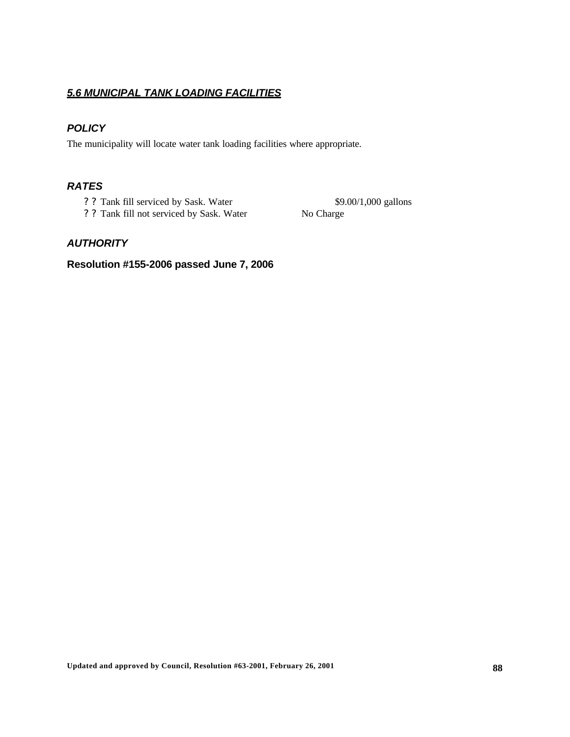## ***5.6 MUNICIPAL TANK LOADING FACILITIES***

### *POLICY*

The municipality will locate water tank loading facilities where appropriate.

### *RATES*

- Tank fill serviced by Sask. Water $9.00/1,000 gallons
- Tank fill not serviced by Sask. Water No Charge

### *AUTHORITY*

**Resolution #155-2006 passed June 7, 2006**

**Updated and approved by Council, Resolution #63-2001, February 26, 2001**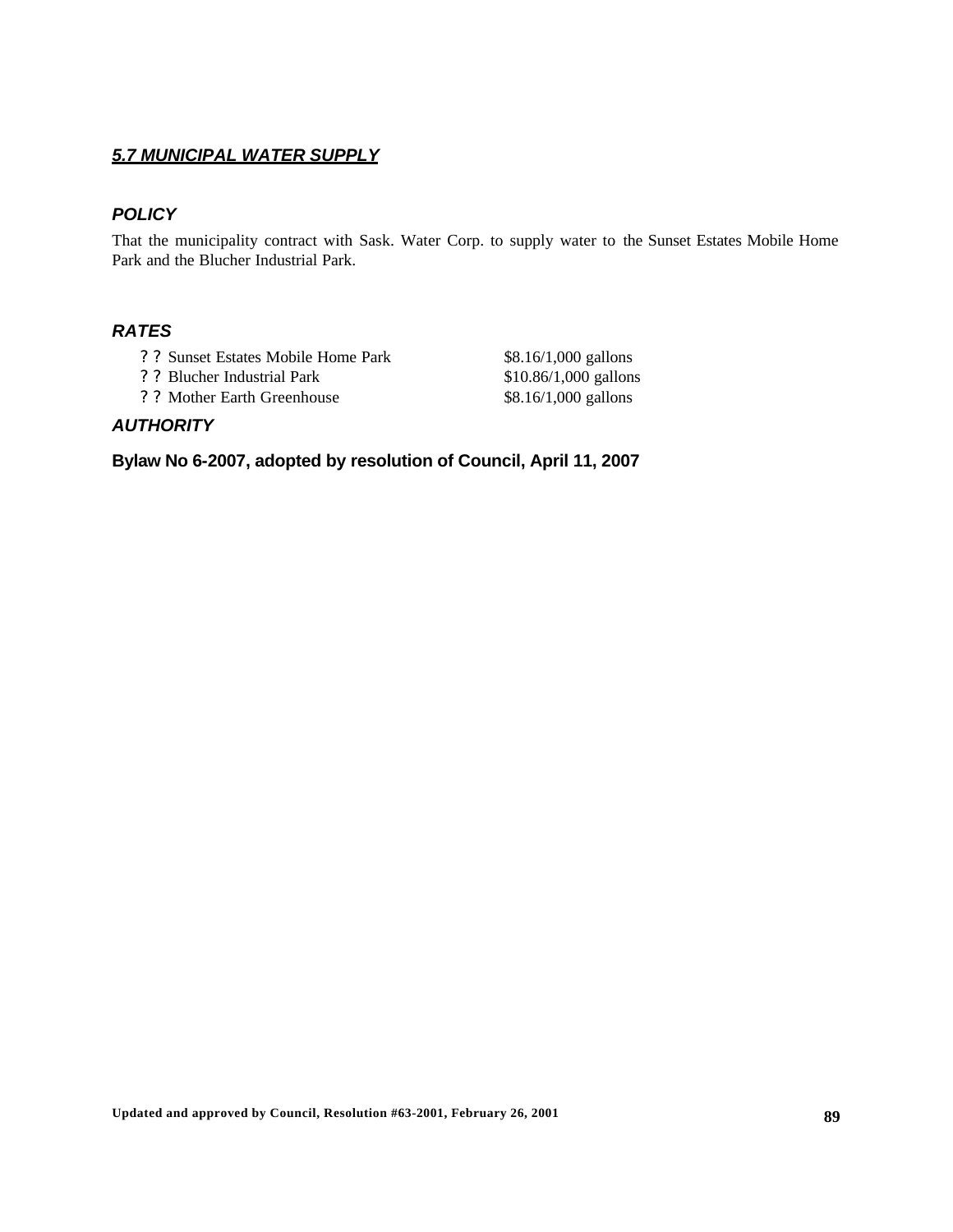## ***5.7 MUNICIPAL WATER SUPPLY***

### *POLICY*

That the municipality contract with Sask. Water Corp. to supply water to the Sunset Estates Mobile Home Park and the Blucher Industrial Park.

### *RATES*

- Sunset Estates Mobile Home Park — $8.16/1,000 gallons
- Blucher Industrial Park — $10.86/1,000 gallons
- Mother Earth Greenhouse — $8.16/1,000 gallons

### *AUTHORITY*

**Bylaw No 6-2007, adopted by resolution of Council, April 11, 2007**

**Updated and approved by Council, Resolution #63-2001, February 26, 2001**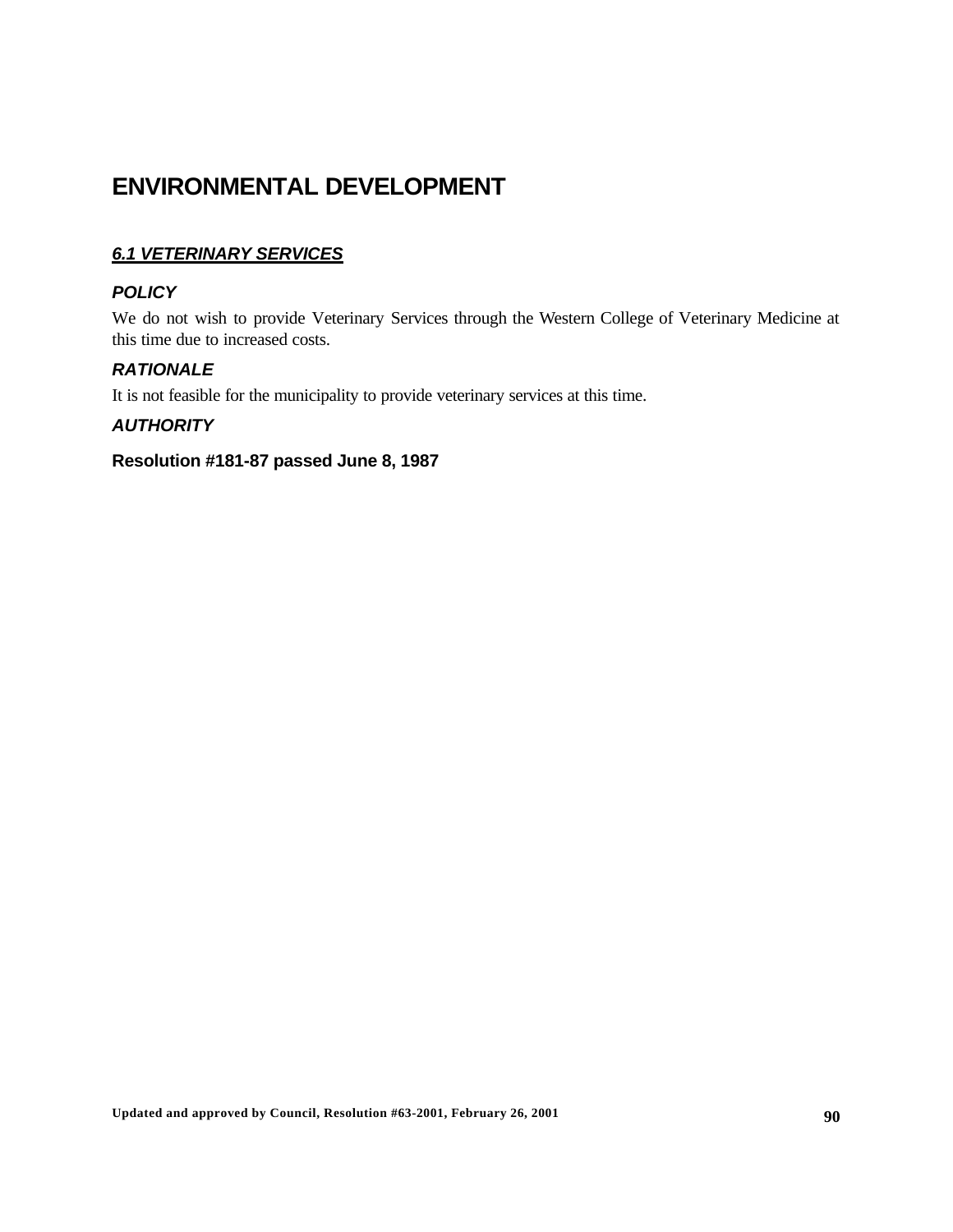# ENVIRONMENTAL DEVELOPMENT

## ***6.1 VETERINARY SERVICES***

### *POLICY*

We do not wish to provide Veterinary Services through the Western College of Veterinary Medicine at this time due to increased costs.

### *RATIONALE*

It is not feasible for the municipality to provide veterinary services at this time.

### *AUTHORITY*

**Resolution #181-87 passed June 8, 1987**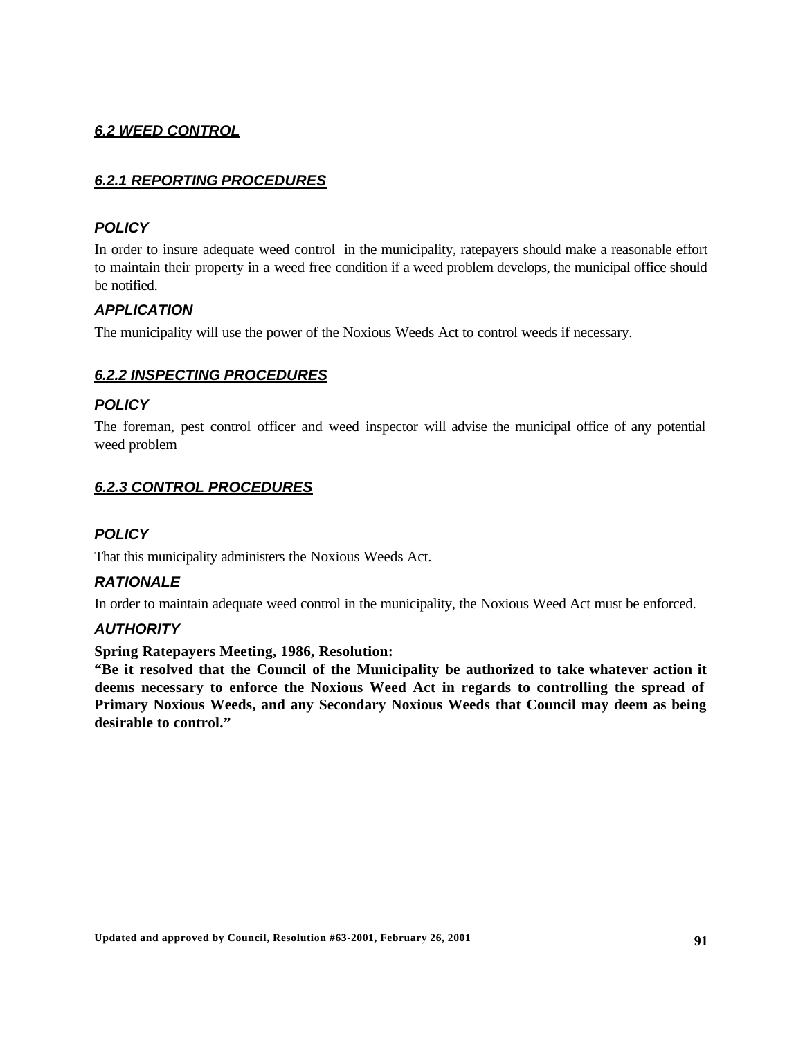## *6.2 WEED CONTROL*

### *6.2.1 REPORTING PROCEDURES*

#### *POLICY*

In order to insure adequate weed control in the municipality, ratepayers should make a reasonable effort to maintain their property in a weed free condition if a weed problem develops, the municipal office should be notified.

#### *APPLICATION*

The municipality will use the power of the Noxious Weeds Act to control weeds if necessary.

### *6.2.2 INSPECTING PROCEDURES*

#### *POLICY*

The foreman, pest control officer and weed inspector will advise the municipal office of any potential weed problem

### *6.2.3 CONTROL PROCEDURES*

#### *POLICY*

That this municipality administers the Noxious Weeds Act.

#### *RATIONALE*

In order to maintain adequate weed control in the municipality, the Noxious Weed Act must be enforced.

#### *AUTHORITY*

**Spring Ratepayers Meeting, 1986, Resolution:**

**"Be it resolved that the Council of the Municipality be authorized to take whatever action it deems necessary to enforce the Noxious Weed Act in regards to controlling the spread of Primary Noxious Weeds, and any Secondary Noxious Weeds that Council may deem as being desirable to control."**

**Updated and approved by Council, Resolution #63-2001, February 26, 2001**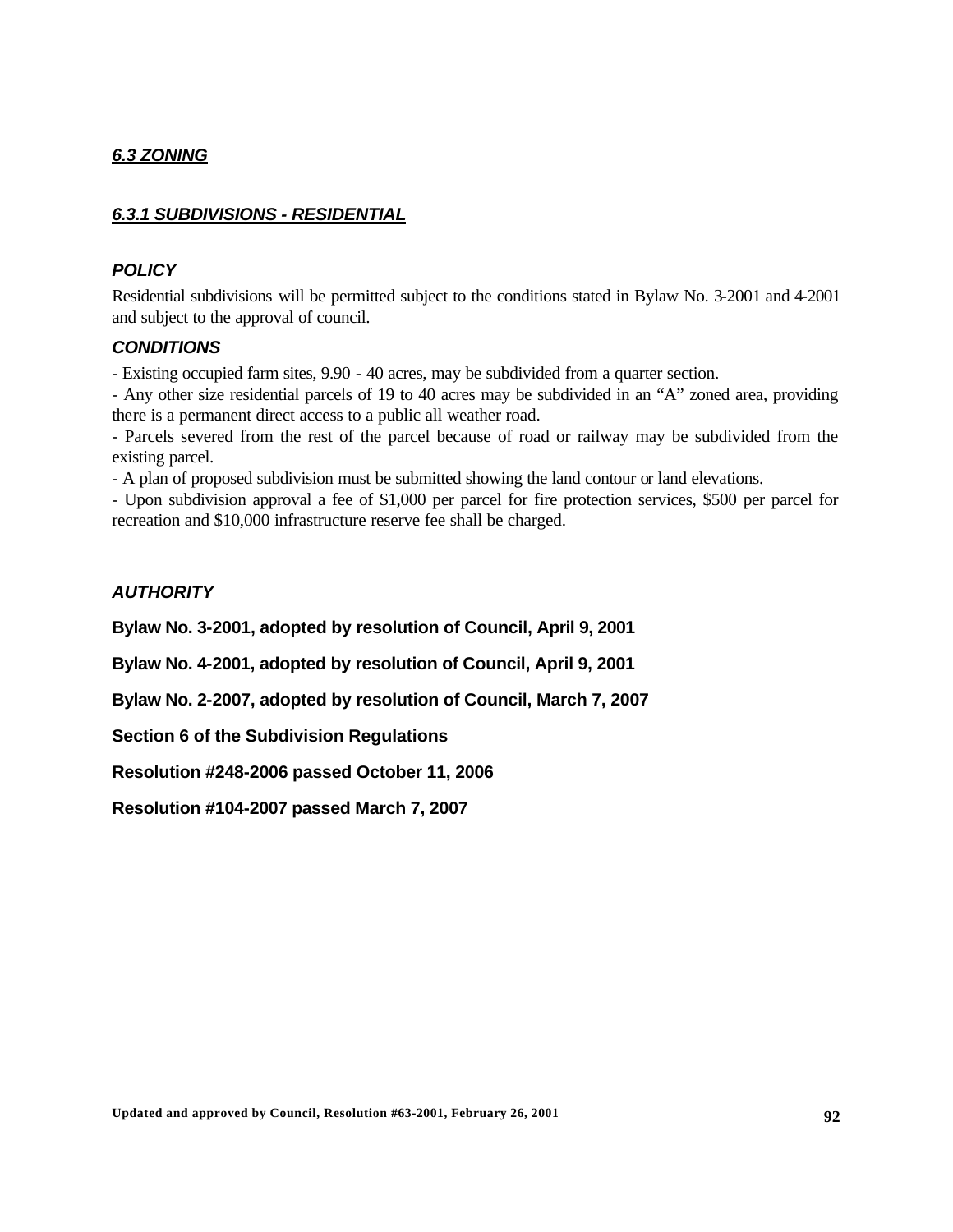## *6.3 ZONING*

### *6.3.1 SUBDIVISIONS - RESIDENTIAL*

#### *POLICY*

Residential subdivisions will be permitted subject to the conditions stated in Bylaw No. 3-2001 and 4-2001 and subject to the approval of council.

#### *CONDITIONS*

- Existing occupied farm sites, 9.90 - 40 acres, may be subdivided from a quarter section.
- Any other size residential parcels of 19 to 40 acres may be subdivided in an "A" zoned area, providing there is a permanent direct access to a public all weather road.
- Parcels severed from the rest of the parcel because of road or railway may be subdivided from the existing parcel.
- A plan of proposed subdivision must be submitted showing the land contour or land elevations.
- Upon subdivision approval a fee of $1,000 per parcel for fire protection services, $500 per parcel for recreation and $10,000 infrastructure reserve fee shall be charged.

#### *AUTHORITY*

**Bylaw No. 3-2001, adopted by resolution of Council, April 9, 2001**

**Bylaw No. 4-2001, adopted by resolution of Council, April 9, 2001**

**Bylaw No. 2-2007, adopted by resolution of Council, March 7, 2007**

**Section 6 of the Subdivision Regulations**

**Resolution #248-2006 passed October 11, 2006**

**Resolution #104-2007 passed March 7, 2007**

**Updated and approved by Council, Resolution #63-2001, February 26, 2001**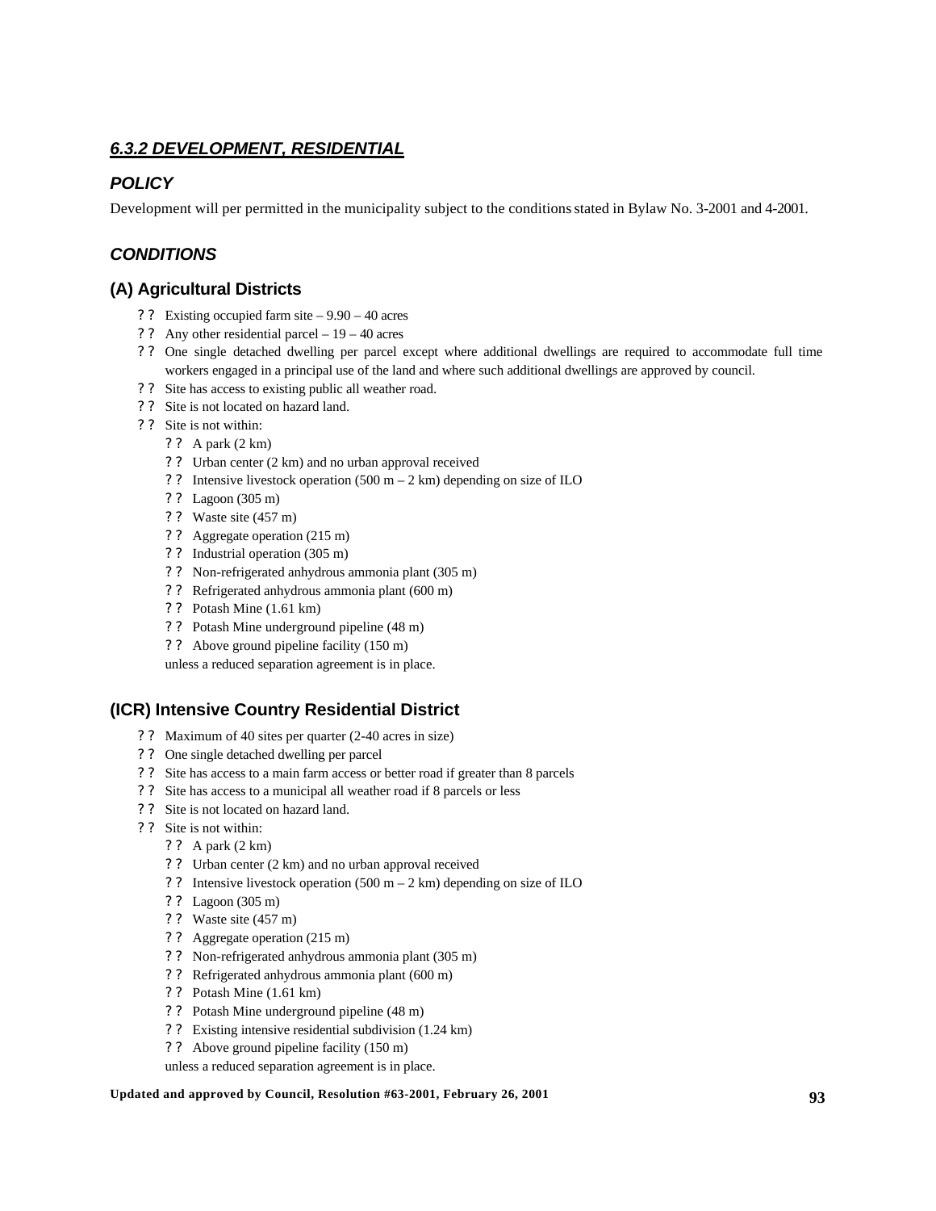## *6.3.2 DEVELOPMENT, RESIDENTIAL*

### *POLICY*

Development will per permitted in the municipality subject to the conditions stated in Bylaw No. 3-2001 and 4-2001.

### *CONDITIONS*

### (A) Agricultural Districts

- Existing occupied farm site – 9.90 – 40 acres
- Any other residential parcel – 19 – 40 acres
- One single detached dwelling per parcel except where additional dwellings are required to accommodate full time workers engaged in a principal use of the land and where such additional dwellings are approved by council.
- Site has access to existing public all weather road.
- Site is not located on hazard land.
- Site is not within:
  - A park (2 km)
  - Urban center (2 km) and no urban approval received
  - Intensive livestock operation (500 m – 2 km) depending on size of ILO
  - Lagoon (305 m)
  - Waste site (457 m)
  - Aggregate operation (215 m)
  - Industrial operation (305 m)
  - Non-refrigerated anhydrous ammonia plant (305 m)
  - Refrigerated anhydrous ammonia plant (600 m)
  - Potash Mine (1.61 km)
  - Potash Mine underground pipeline (48 m)
  - Above ground pipeline facility (150 m)

  unless a reduced separation agreement is in place.

### (ICR) Intensive Country Residential District

- Maximum of 40 sites per quarter (2-40 acres in size)
- One single detached dwelling per parcel
- Site has access to a main farm access or better road if greater than 8 parcels
- Site has access to a municipal all weather road if 8 parcels or less
- Site is not located on hazard land.
- Site is not within:
  - A park (2 km)
  - Urban center (2 km) and no urban approval received
  - Intensive livestock operation (500 m – 2 km) depending on size of ILO
  - Lagoon (305 m)
  - Waste site (457 m)
  - Aggregate operation (215 m)
  - Non-refrigerated anhydrous ammonia plant (305 m)
  - Refrigerated anhydrous ammonia plant (600 m)
  - Potash Mine (1.61 km)
  - Potash Mine underground pipeline (48 m)
  - Existing intensive residential subdivision (1.24 km)
  - Above ground pipeline facility (150 m)

  unless a reduced separation agreement is in place.

**Updated and approved by Council, Resolution #63-2001, February 26, 2001**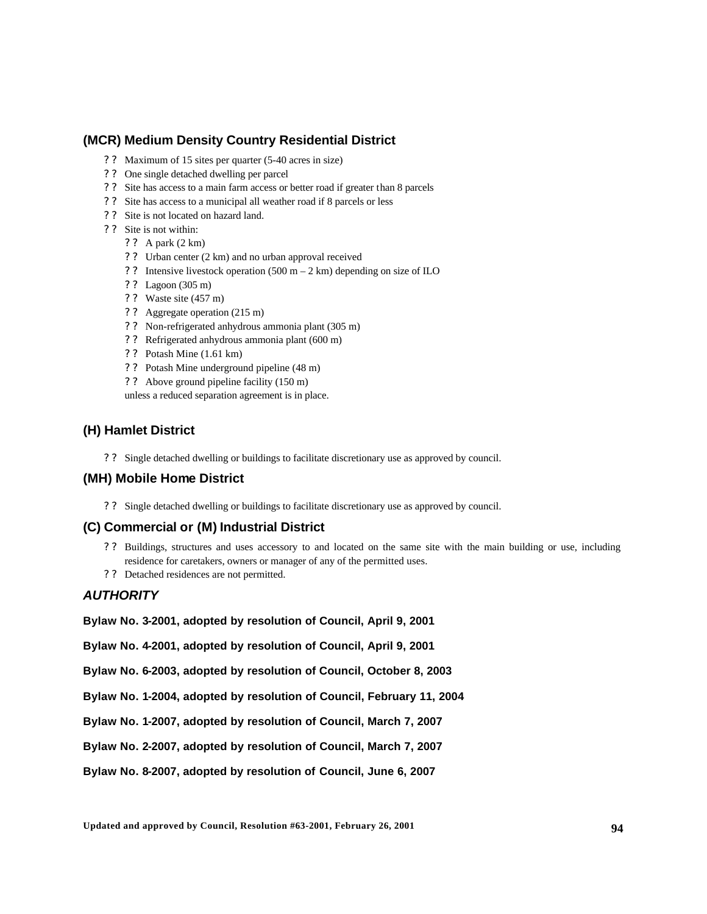## (MCR) Medium Density Country Residential District

- Maximum of 15 sites per quarter (5-40 acres in size)
- One single detached dwelling per parcel
- Site has access to a main farm access or better road if greater than 8 parcels
- Site has access to a municipal all weather road if 8 parcels or less
- Site is not located on hazard land.
- Site is not within:
  - A park (2 km)
  - Urban center (2 km) and no urban approval received
  - Intensive livestock operation (500 m – 2 km) depending on size of ILO
  - Lagoon (305 m)
  - Waste site (457 m)
  - Aggregate operation (215 m)
  - Non-refrigerated anhydrous ammonia plant (305 m)
  - Refrigerated anhydrous ammonia plant (600 m)
  - Potash Mine (1.61 km)
  - Potash Mine underground pipeline (48 m)
  - Above ground pipeline facility (150 m)

  unless a reduced separation agreement is in place.

## (H) Hamlet District

- Single detached dwelling or buildings to facilitate discretionary use as approved by council.

## (MH) Mobile Home District

- Single detached dwelling or buildings to facilitate discretionary use as approved by council.

## (C) Commercial or (M) Industrial District

- Buildings, structures and uses accessory to and located on the same site with the main building or use, including residence for caretakers, owners or manager of any of the permitted uses.
- Detached residences are not permitted.

## *AUTHORITY*

**Bylaw No. 3-2001, adopted by resolution of Council, April 9, 2001**

**Bylaw No. 4-2001, adopted by resolution of Council, April 9, 2001**

**Bylaw No. 6-2003, adopted by resolution of Council, October 8, 2003**

**Bylaw No. 1-2004, adopted by resolution of Council, February 11, 2004**

**Bylaw No. 1-2007, adopted by resolution of Council, March 7, 2007**

**Bylaw No. 2-2007, adopted by resolution of Council, March 7, 2007**

**Bylaw No. 8-2007, adopted by resolution of Council, June 6, 2007**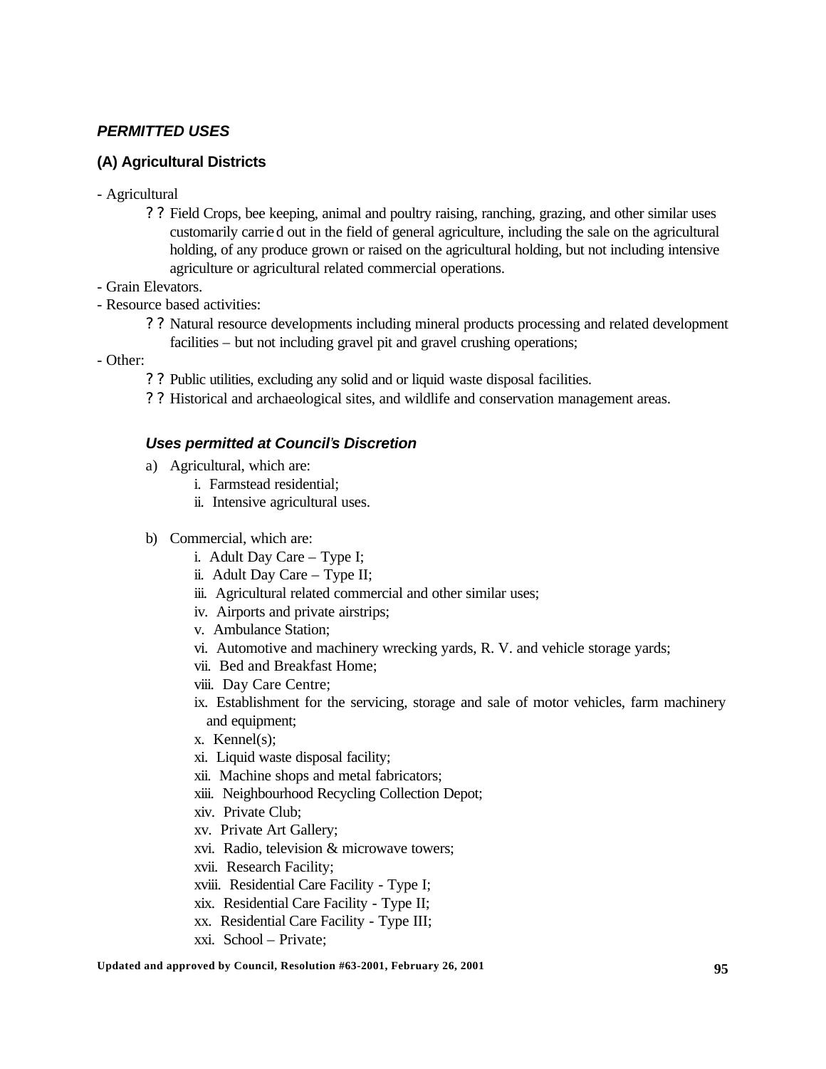***PERMITTED USES***

**(A) Agricultural Districts**

- Agricultural
  - ?? Field Crops, bee keeping, animal and poultry raising, ranching, grazing, and other similar uses customarily carried out in the field of general agriculture, including the sale on the agricultural holding, of any produce grown or raised on the agricultural holding, but not including intensive agriculture or agricultural related commercial operations.
- Grain Elevators.
- Resource based activities:
  - ?? Natural resource developments including mineral products processing and related development facilities – but not including gravel pit and gravel crushing operations;
- Other:
  - ?? Public utilities, excluding any solid and or liquid waste disposal facilities.
  - ?? Historical and archaeological sites, and wildlife and conservation management areas.

***Uses permitted at Council's Discretion***

a) Agricultural, which are:
   i. Farmstead residential;
   ii. Intensive agricultural uses.

b) Commercial, which are:
   i. Adult Day Care – Type I;
   ii. Adult Day Care – Type II;
   iii. Agricultural related commercial and other similar uses;
   iv. Airports and private airstrips;
   v. Ambulance Station;
   vi. Automotive and machinery wrecking yards, R. V. and vehicle storage yards;
   vii. Bed and Breakfast Home;
   viii. Day Care Centre;
   ix. Establishment for the servicing, storage and sale of motor vehicles, farm machinery and equipment;
   x. Kennel(s);
   xi. Liquid waste disposal facility;
   xii. Machine shops and metal fabricators;
   xiii. Neighbourhood Recycling Collection Depot;
   xiv. Private Club;
   xv. Private Art Gallery;
   xvi. Radio, television & microwave towers;
   xvii. Research Facility;
   xviii. Residential Care Facility - Type I;
   xix. Residential Care Facility - Type II;
   xx. Residential Care Facility - Type III;
   xxi. School – Private;

**Updated and approved by Council, Resolution #63-2001, February 26, 2001**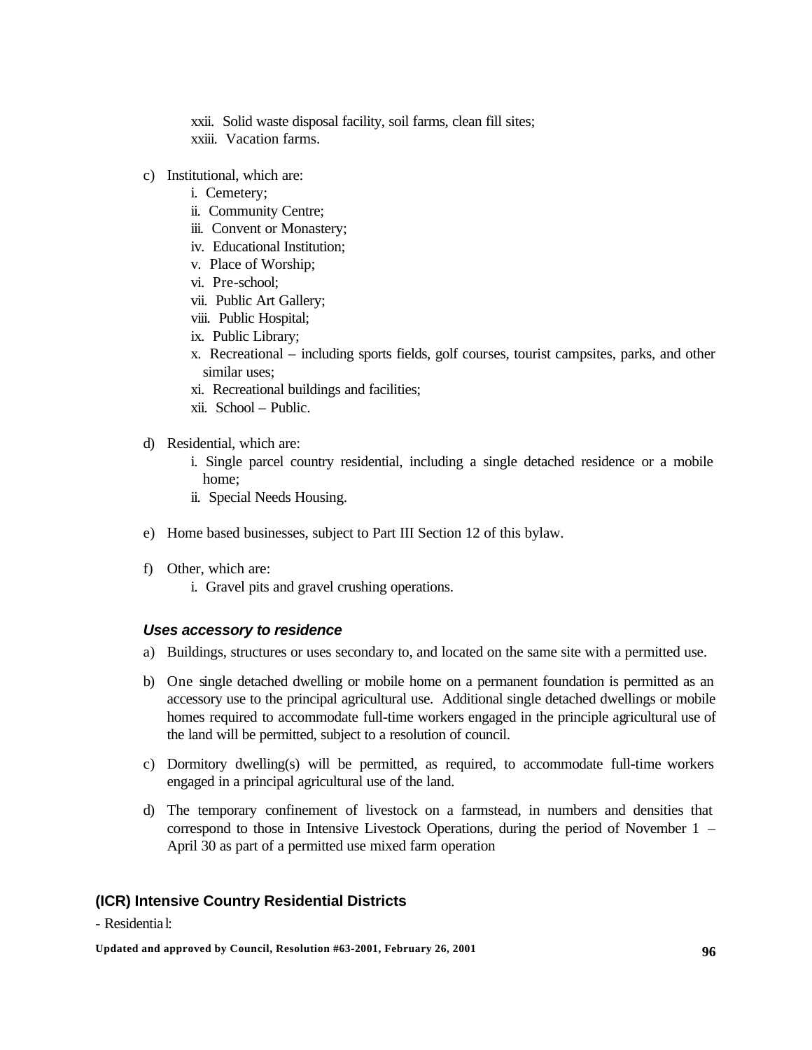xxii. Solid waste disposal facility, soil farms, clean fill sites;
xxiii. Vacation farms.

c) Institutional, which are:
   i. Cemetery;
   ii. Community Centre;
   iii. Convent or Monastery;
   iv. Educational Institution;
   v. Place of Worship;
   vi. Pre-school;
   vii. Public Art Gallery;
   viii. Public Hospital;
   ix. Public Library;
   x. Recreational – including sports fields, golf courses, tourist campsites, parks, and other similar uses;
   xi. Recreational buildings and facilities;
   xii. School – Public.

d) Residential, which are:
   i. Single parcel country residential, including a single detached residence or a mobile home;
   ii. Special Needs Housing.

e) Home based businesses, subject to Part III Section 12 of this bylaw.

f) Other, which are:
   i. Gravel pits and gravel crushing operations.

***Uses accessory to residence***

a) Buildings, structures or uses secondary to, and located on the same site with a permitted use.

b) One single detached dwelling or mobile home on a permanent foundation is permitted as an accessory use to the principal agricultural use. Additional single detached dwellings or mobile homes required to accommodate full-time workers engaged in the principle agricultural use of the land will be permitted, subject to a resolution of council.

c) Dormitory dwelling(s) will be permitted, as required, to accommodate full-time workers engaged in a principal agricultural use of the land.

d) The temporary confinement of livestock on a farmstead, in numbers and densities that correspond to those in Intensive Livestock Operations, during the period of November 1 – April 30 as part of a permitted use mixed farm operation

## (ICR) Intensive Country Residential Districts

- Residential:

**Updated and approved by Council, Resolution #63-2001, February 26, 2001**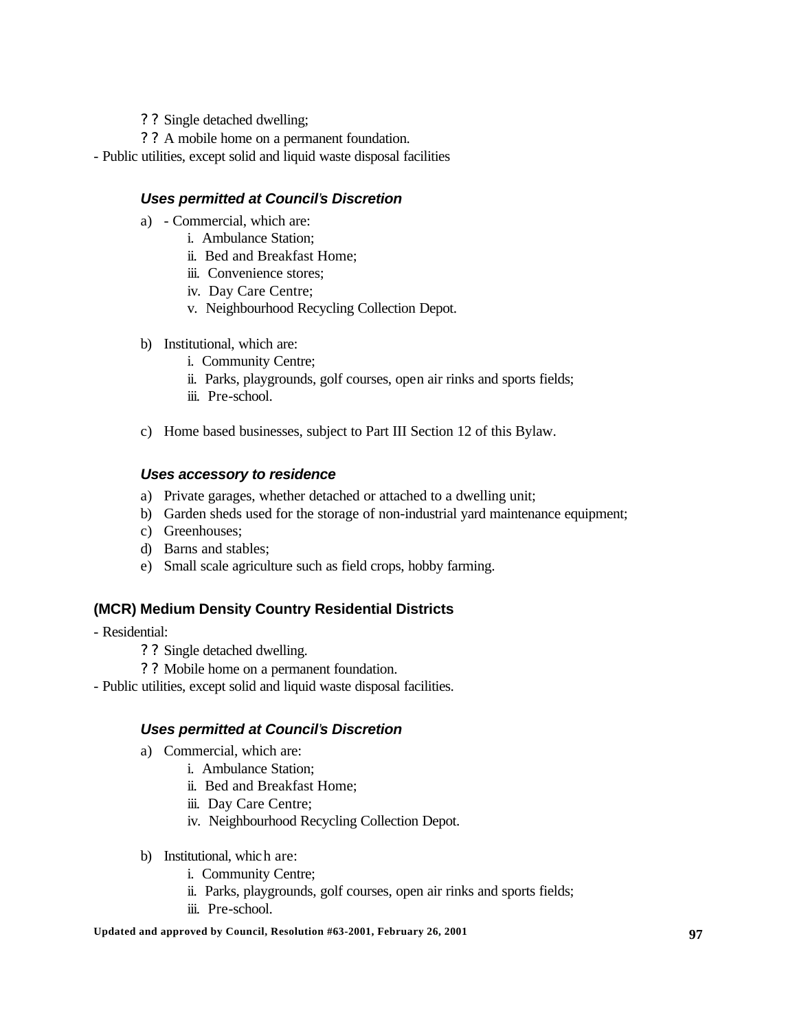- ? ? Single detached dwelling;
- ? ? A mobile home on a permanent foundation.

- Public utilities, except solid and liquid waste disposal facilities

#### *Uses permitted at Council's Discretion*

a) - Commercial, which are:
   - i. Ambulance Station;
   - ii. Bed and Breakfast Home;
   - iii. Convenience stores;
   - iv. Day Care Centre;
   - v. Neighbourhood Recycling Collection Depot.

b) Institutional, which are:
   - i. Community Centre;
   - ii. Parks, playgrounds, golf courses, open air rinks and sports fields;
   - iii. Pre-school.

c) Home based businesses, subject to Part III Section 12 of this Bylaw.

#### *Uses accessory to residence*

a) Private garages, whether detached or attached to a dwelling unit;
b) Garden sheds used for the storage of non-industrial yard maintenance equipment;
c) Greenhouses;
d) Barns and stables;
e) Small scale agriculture such as field crops, hobby farming.

### (MCR) Medium Density Country Residential Districts

- Residential:
  - ? ? Single detached dwelling.
  - ? ? Mobile home on a permanent foundation.
- Public utilities, except solid and liquid waste disposal facilities.

#### *Uses permitted at Council's Discretion*

a) Commercial, which are:
   - i. Ambulance Station;
   - ii. Bed and Breakfast Home;
   - iii. Day Care Centre;
   - iv. Neighbourhood Recycling Collection Depot.

b) Institutional, which are:
   - i. Community Centre;
   - ii. Parks, playgrounds, golf courses, open air rinks and sports fields;
   - iii. Pre-school.

**Updated and approved by Council, Resolution #63-2001, February 26, 2001**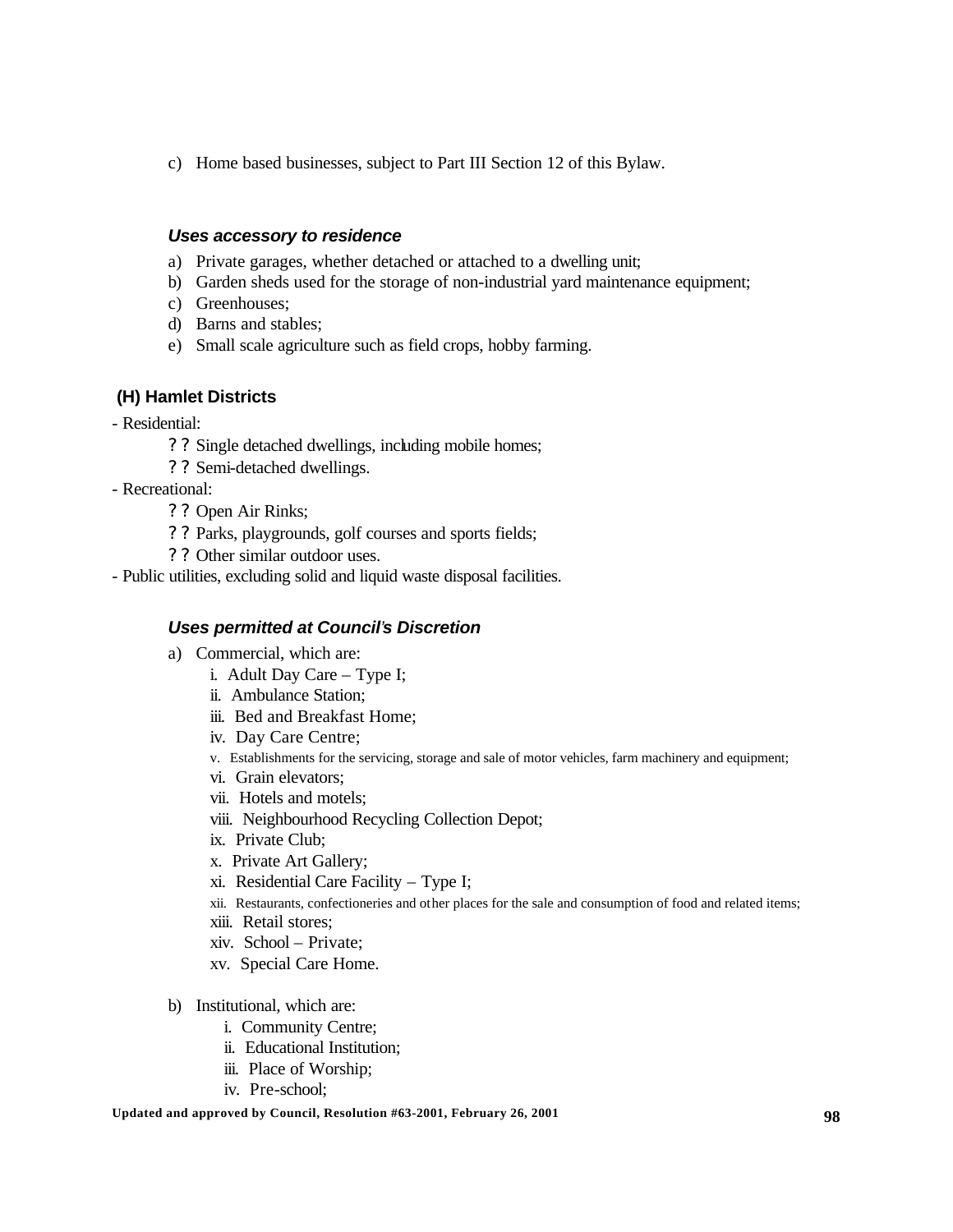c) Home based businesses, subject to Part III Section 12 of this Bylaw.

***Uses accessory to residence***

a) Private garages, whether detached or attached to a dwelling unit;
b) Garden sheds used for the storage of non-industrial yard maintenance equipment;
c) Greenhouses;
d) Barns and stables;
e) Small scale agriculture such as field crops, hobby farming.

### (H) Hamlet Districts

- Residential:
  - Single detached dwellings, including mobile homes;
  - Semi-detached dwellings.
- Recreational:
  - Open Air Rinks;
  - Parks, playgrounds, golf courses and sports fields;
  - Other similar outdoor uses.
- Public utilities, excluding solid and liquid waste disposal facilities.

***Uses permitted at Council's Discretion***

a) Commercial, which are:
   i. Adult Day Care – Type I;
   ii. Ambulance Station;
   iii. Bed and Breakfast Home;
   iv. Day Care Centre;
   v. Establishments for the servicing, storage and sale of motor vehicles, farm machinery and equipment;
   vi. Grain elevators;
   vii. Hotels and motels;
   viii. Neighbourhood Recycling Collection Depot;
   ix. Private Club;
   x. Private Art Gallery;
   xi. Residential Care Facility – Type I;
   xii. Restaurants, confectioneries and other places for the sale and consumption of food and related items;
   xiii. Retail stores;
   xiv. School – Private;
   xv. Special Care Home.

b) Institutional, which are:
   i. Community Centre;
   ii. Educational Institution;
   iii. Place of Worship;
   iv. Pre-school;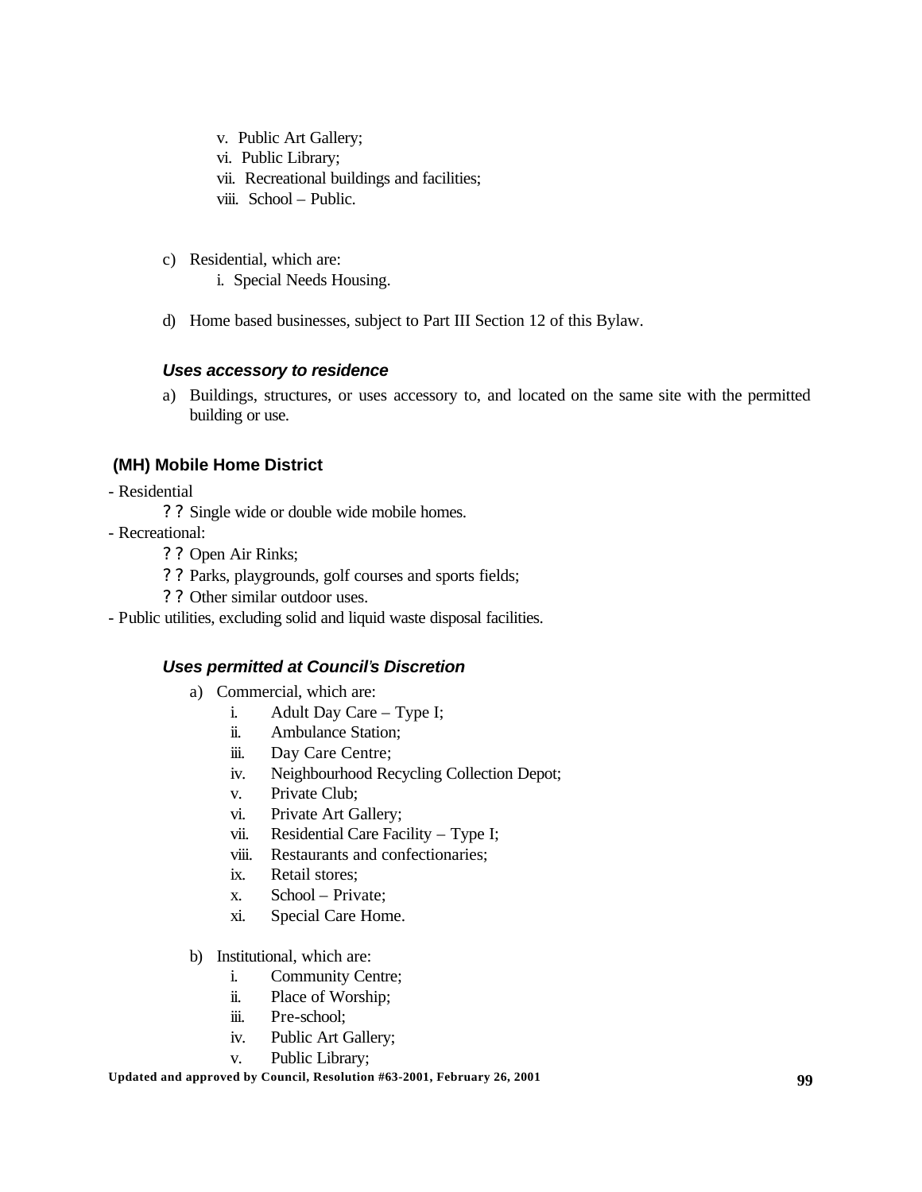v. Public Art Gallery;
vi. Public Library;
vii. Recreational buildings and facilities;
viii. School – Public.

c) Residential, which are:
   i. Special Needs Housing.

d) Home based businesses, subject to Part III Section 12 of this Bylaw.

### *Uses accessory to residence*

a) Buildings, structures, or uses accessory to, and located on the same site with the permitted building or use.

## (MH) Mobile Home District

- Residential
  - Single wide or double wide mobile homes.
- Recreational:
  - Open Air Rinks;
  - Parks, playgrounds, golf courses and sports fields;
  - Other similar outdoor uses.
- Public utilities, excluding solid and liquid waste disposal facilities.

### *Uses permitted at Council's Discretion*

a) Commercial, which are:
   i. Adult Day Care – Type I;
   ii. Ambulance Station;
   iii. Day Care Centre;
   iv. Neighbourhood Recycling Collection Depot;
   v. Private Club;
   vi. Private Art Gallery;
   vii. Residential Care Facility – Type I;
   viii. Restaurants and confectionaries;
   ix. Retail stores;
   x. School – Private;
   xi. Special Care Home.

b) Institutional, which are:
   i. Community Centre;
   ii. Place of Worship;
   iii. Pre-school;
   iv. Public Art Gallery;
   v. Public Library;

**Updated and approved by Council, Resolution #63-2001, February 26, 2001**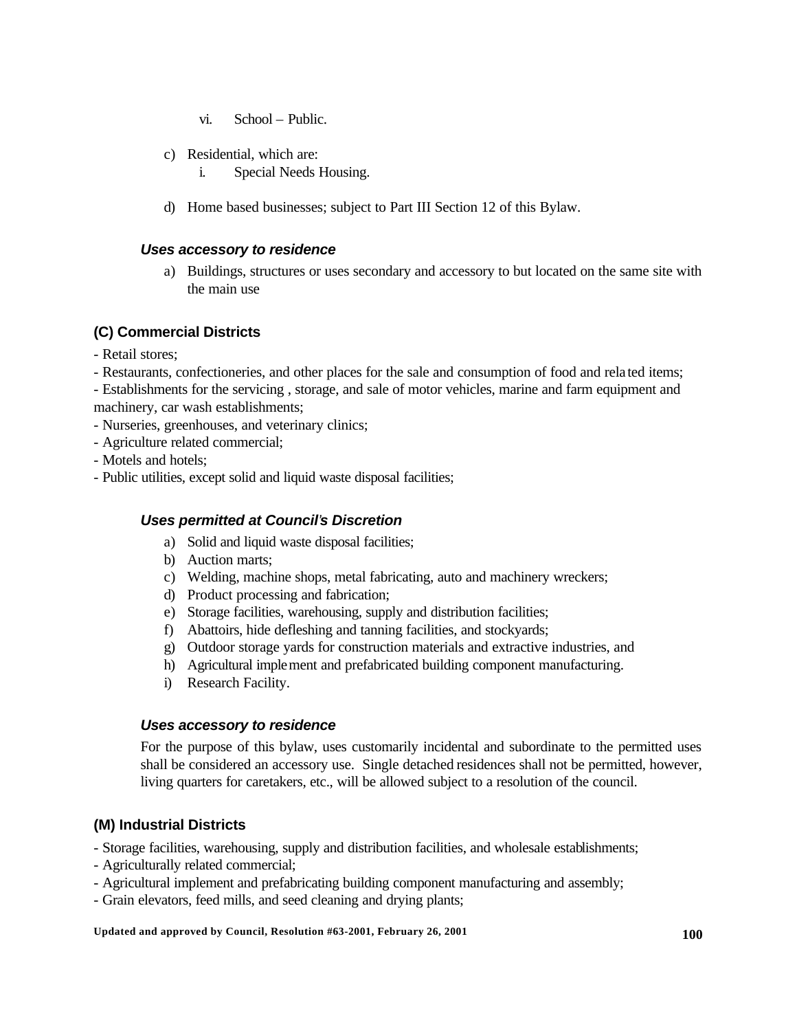vi. School – Public.

c) Residential, which are:
   i. Special Needs Housing.

d) Home based businesses; subject to Part III Section 12 of this Bylaw.

#### *Uses accessory to residence*

a) Buildings, structures or uses secondary and accessory to but located on the same site with the main use

### (C) Commercial Districts

- Retail stores;
- Restaurants, confectioneries, and other places for the sale and consumption of food and related items;
- Establishments for the servicing , storage, and sale of motor vehicles, marine and farm equipment and machinery, car wash establishments;
- Nurseries, greenhouses, and veterinary clinics;
- Agriculture related commercial;
- Motels and hotels;
- Public utilities, except solid and liquid waste disposal facilities;

#### *Uses permitted at Council's Discretion*

a) Solid and liquid waste disposal facilities;
b) Auction marts;
c) Welding, machine shops, metal fabricating, auto and machinery wreckers;
d) Product processing and fabrication;
e) Storage facilities, warehousing, supply and distribution facilities;
f) Abattoirs, hide defleshing and tanning facilities, and stockyards;
g) Outdoor storage yards for construction materials and extractive industries, and
h) Agricultural implement and prefabricated building component manufacturing.
i) Research Facility.

#### *Uses accessory to residence*

For the purpose of this bylaw, uses customarily incidental and subordinate to the permitted uses shall be considered an accessory use. Single detached residences shall not be permitted, however, living quarters for caretakers, etc., will be allowed subject to a resolution of the council.

### (M) Industrial Districts

- Storage facilities, warehousing, supply and distribution facilities, and wholesale establishments;
- Agriculturally related commercial;
- Agricultural implement and prefabricating building component manufacturing and assembly;
- Grain elevators, feed mills, and seed cleaning and drying plants;

**Updated and approved by Council, Resolution #63-2001, February 26, 2001**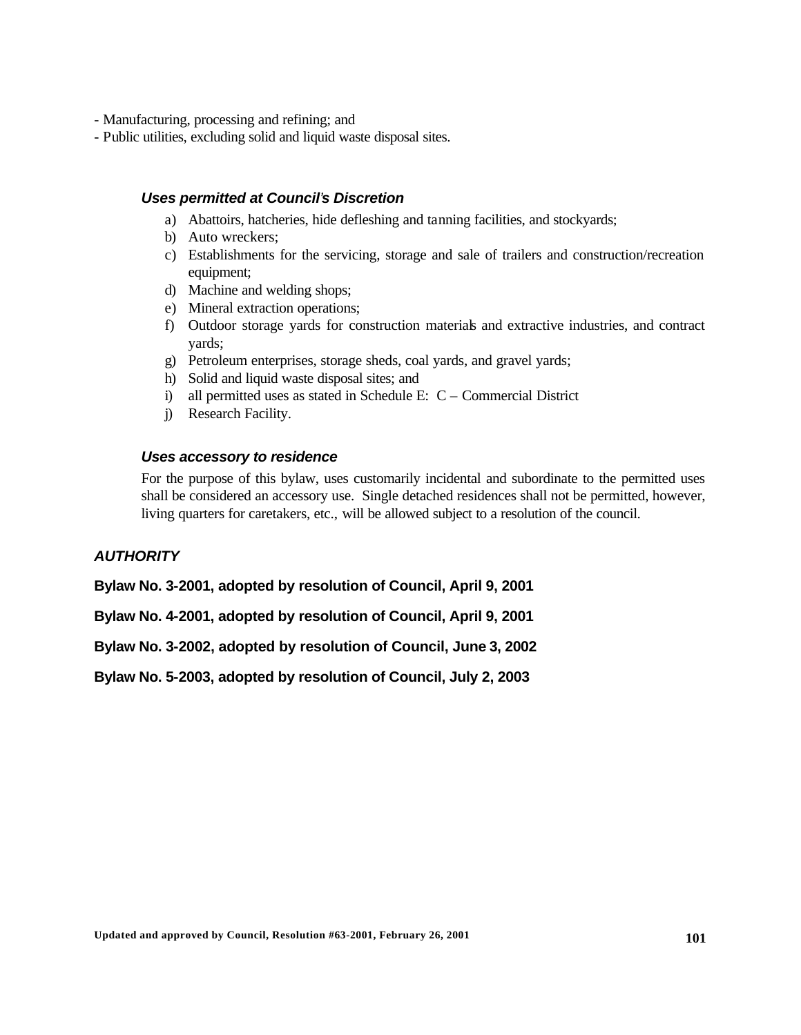- Manufacturing, processing and refining; and
- Public utilities, excluding solid and liquid waste disposal sites.

### *Uses permitted at Council's Discretion*

a) Abattoirs, hatcheries, hide defleshing and tanning facilities, and stockyards;
b) Auto wreckers;
c) Establishments for the servicing, storage and sale of trailers and construction/recreation equipment;
d) Machine and welding shops;
e) Mineral extraction operations;
f) Outdoor storage yards for construction materials and extractive industries, and contract yards;
g) Petroleum enterprises, storage sheds, coal yards, and gravel yards;
h) Solid and liquid waste disposal sites; and
i) all permitted uses as stated in Schedule E: C – Commercial District
j) Research Facility.

### *Uses accessory to residence*

For the purpose of this bylaw, uses customarily incidental and subordinate to the permitted uses shall be considered an accessory use. Single detached residences shall not be permitted, however, living quarters for caretakers, etc., will be allowed subject to a resolution of the council.

### *AUTHORITY*

**Bylaw No. 3-2001, adopted by resolution of Council, April 9, 2001**

**Bylaw No. 4-2001, adopted by resolution of Council, April 9, 2001**

**Bylaw No. 3-2002, adopted by resolution of Council, June 3, 2002**

**Bylaw No. 5-2003, adopted by resolution of Council, July 2, 2003**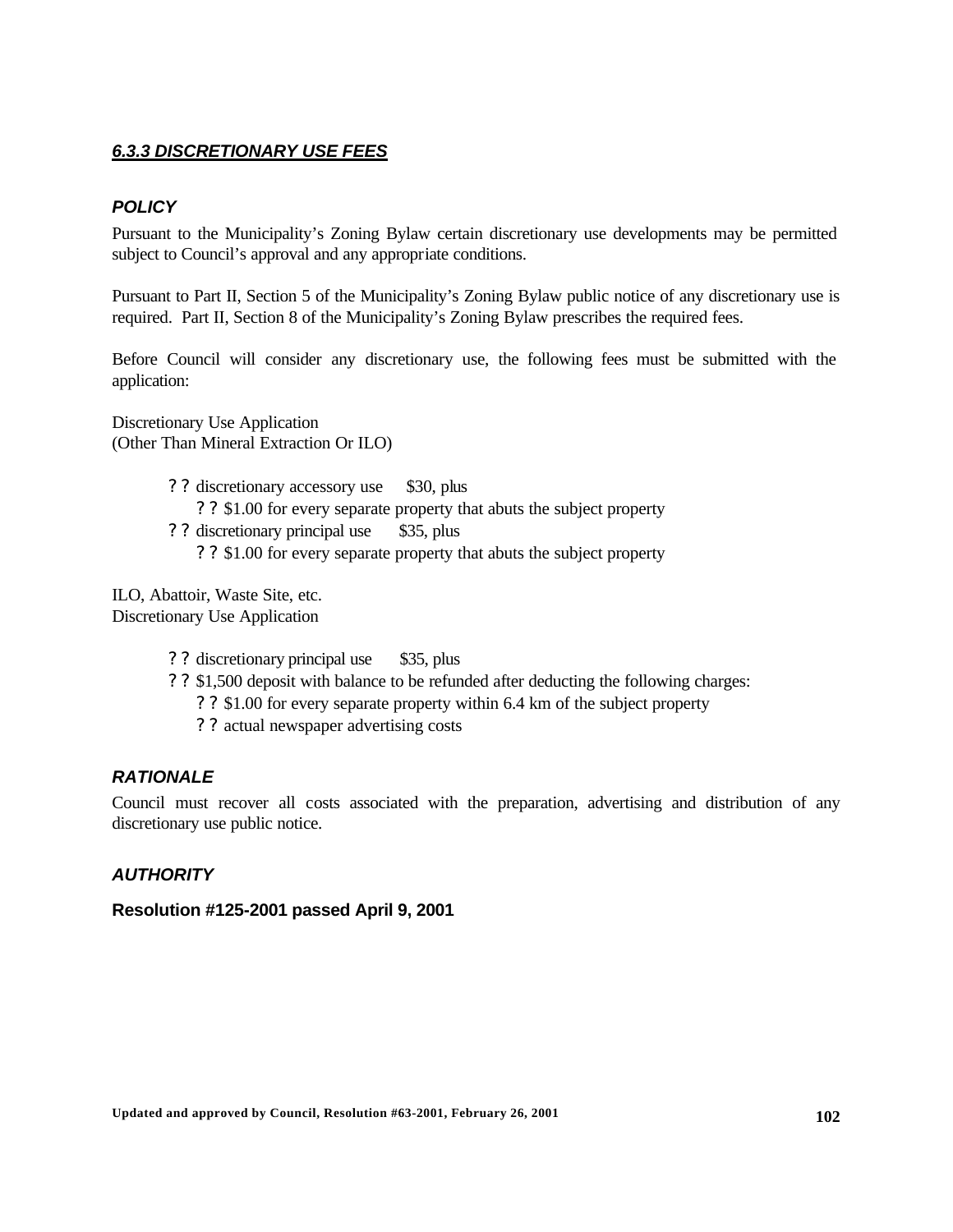### *6.3.3 DISCRETIONARY USE FEES*

#### *POLICY*

Pursuant to the Municipality's Zoning Bylaw certain discretionary use developments may be permitted subject to Council's approval and any appropriate conditions.

Pursuant to Part II, Section 5 of the Municipality's Zoning Bylaw public notice of any discretionary use is required. Part II, Section 8 of the Municipality's Zoning Bylaw prescribes the required fees.

Before Council will consider any discretionary use, the following fees must be submitted with the application:

Discretionary Use Application
(Other Than Mineral Extraction Or ILO)

- discretionary accessory use $30, plus
  - $1.00 for every separate property that abuts the subject property
- discretionary principal use $35, plus
  - $1.00 for every separate property that abuts the subject property

ILO, Abattoir, Waste Site, etc.
Discretionary Use Application

- discretionary principal use $35, plus
- $1,500 deposit with balance to be refunded after deducting the following charges:
  - $1.00 for every separate property within 6.4 km of the subject property
  - actual newspaper advertising costs

#### *RATIONALE*

Council must recover all costs associated with the preparation, advertising and distribution of any discretionary use public notice.

#### *AUTHORITY*

**Resolution #125-2001 passed April 9, 2001**

**Updated and approved by Council, Resolution #63-2001, February 26, 2001**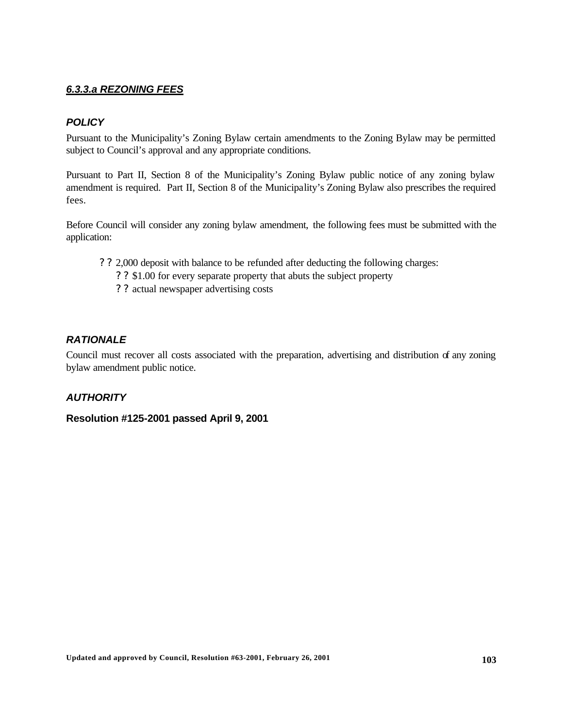### ***6.3.3.a REZONING FEES***

#### ***POLICY***

Pursuant to the Municipality's Zoning Bylaw certain amendments to the Zoning Bylaw may be permitted subject to Council's approval and any appropriate conditions.

Pursuant to Part II, Section 8 of the Municipality's Zoning Bylaw public notice of any zoning bylaw amendment is required. Part II, Section 8 of the Municipality's Zoning Bylaw also prescribes the required fees.

Before Council will consider any zoning bylaw amendment, the following fees must be submitted with the application:

- ? ? 2,000 deposit with balance to be refunded after deducting the following charges:
  - ? ? $1.00 for every separate property that abuts the subject property
  - ? ? actual newspaper advertising costs

#### ***RATIONALE***

Council must recover all costs associated with the preparation, advertising and distribution of any zoning bylaw amendment public notice.

#### ***AUTHORITY***

**Resolution #125-2001 passed April 9, 2001**

**Updated and approved by Council, Resolution #63-2001, February 26, 2001**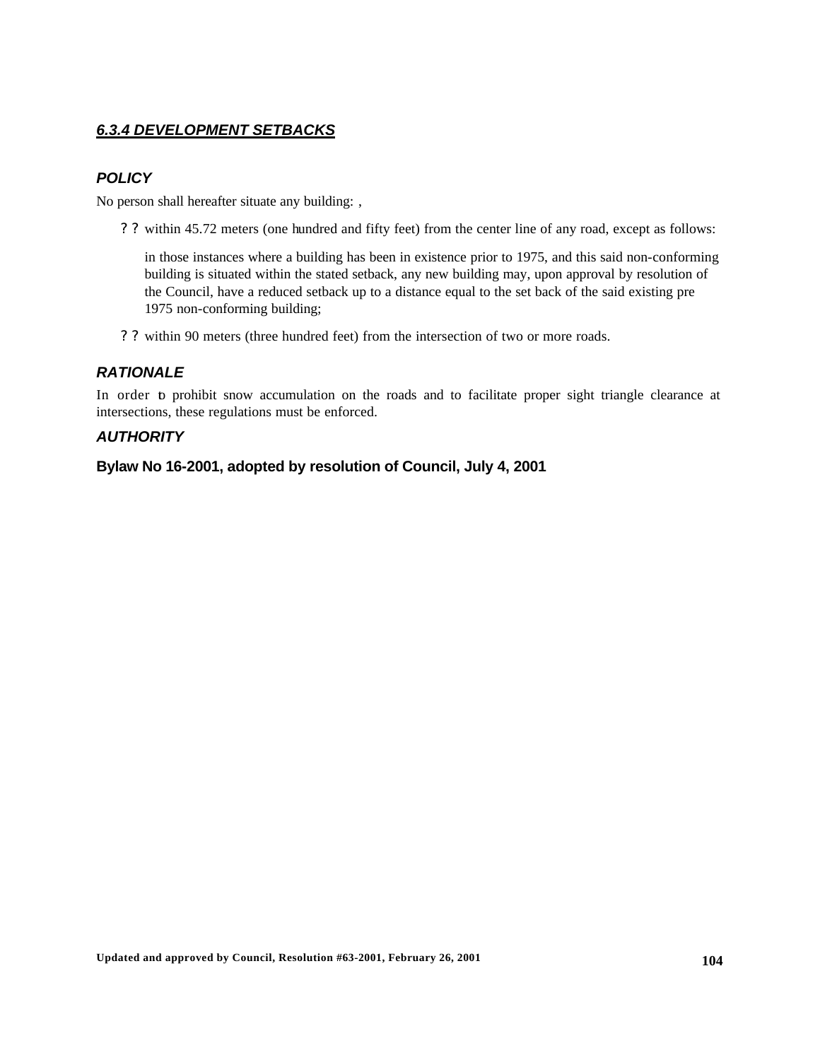### ***6.3.4 DEVELOPMENT SETBACKS***

#### ***POLICY***

No person shall hereafter situate any building: ,

- within 45.72 meters (one hundred and fifty feet) from the center line of any road, except as follows:

  in those instances where a building has been in existence prior to 1975, and this said non-conforming building is situated within the stated setback, any new building may, upon approval by resolution of the Council, have a reduced setback up to a distance equal to the set back of the said existing pre 1975 non-conforming building;

- within 90 meters (three hundred feet) from the intersection of two or more roads.

#### ***RATIONALE***

In order to prohibit snow accumulation on the roads and to facilitate proper sight triangle clearance at intersections, these regulations must be enforced.

#### ***AUTHORITY***

**Bylaw No 16-2001, adopted by resolution of Council, July 4, 2001**

**Updated and approved by Council, Resolution #63-2001, February 26, 2001**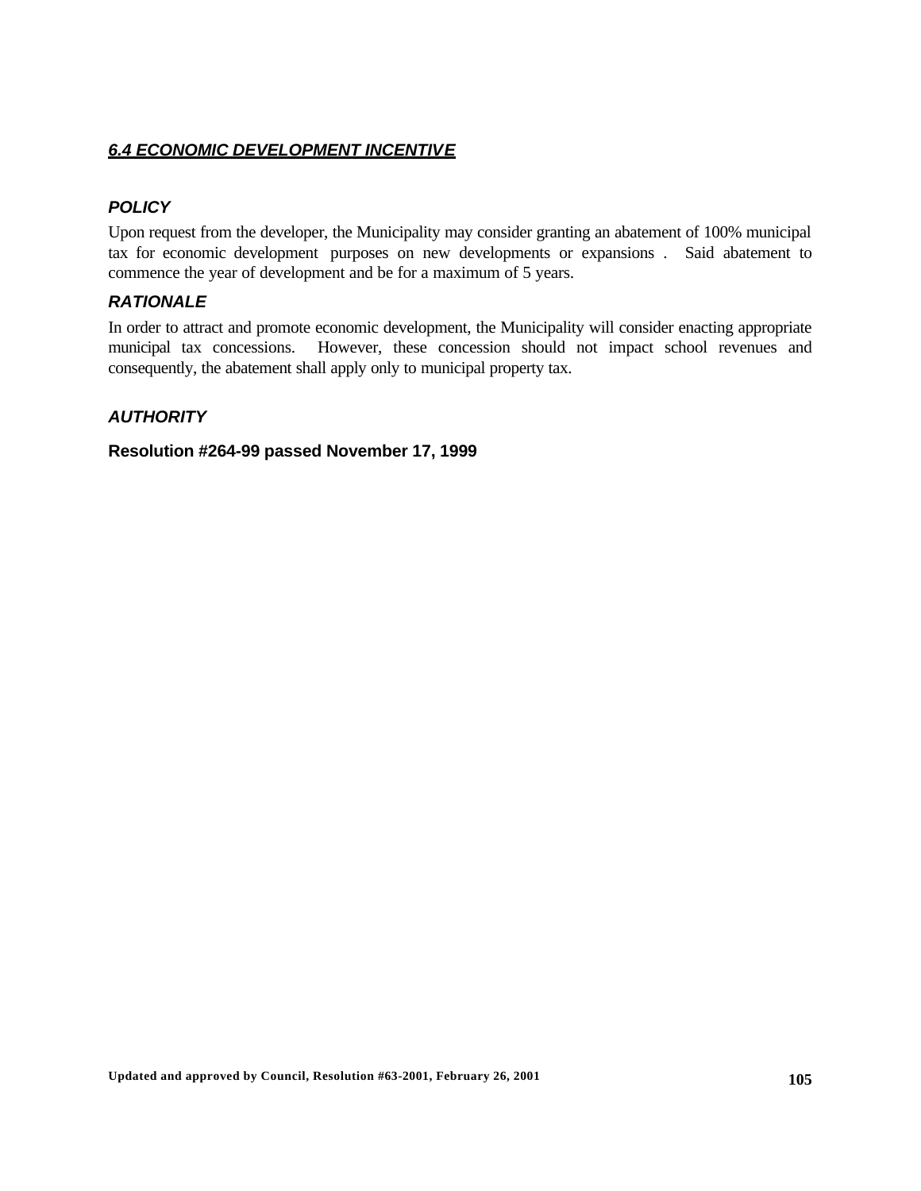## ***6.4 ECONOMIC DEVELOPMENT INCENTIVE***

### ***POLICY***

Upon request from the developer, the Municipality may consider granting an abatement of 100% municipal tax for economic development purposes on new developments or expansions . Said abatement to commence the year of development and be for a maximum of 5 years.

### ***RATIONALE***

In order to attract and promote economic development, the Municipality will consider enacting appropriate municipal tax concessions. However, these concession should not impact school revenues and consequently, the abatement shall apply only to municipal property tax.

### ***AUTHORITY***

**Resolution #264-99 passed November 17, 1999**

**Updated and approved by Council, Resolution #63-2001, February 26, 2001**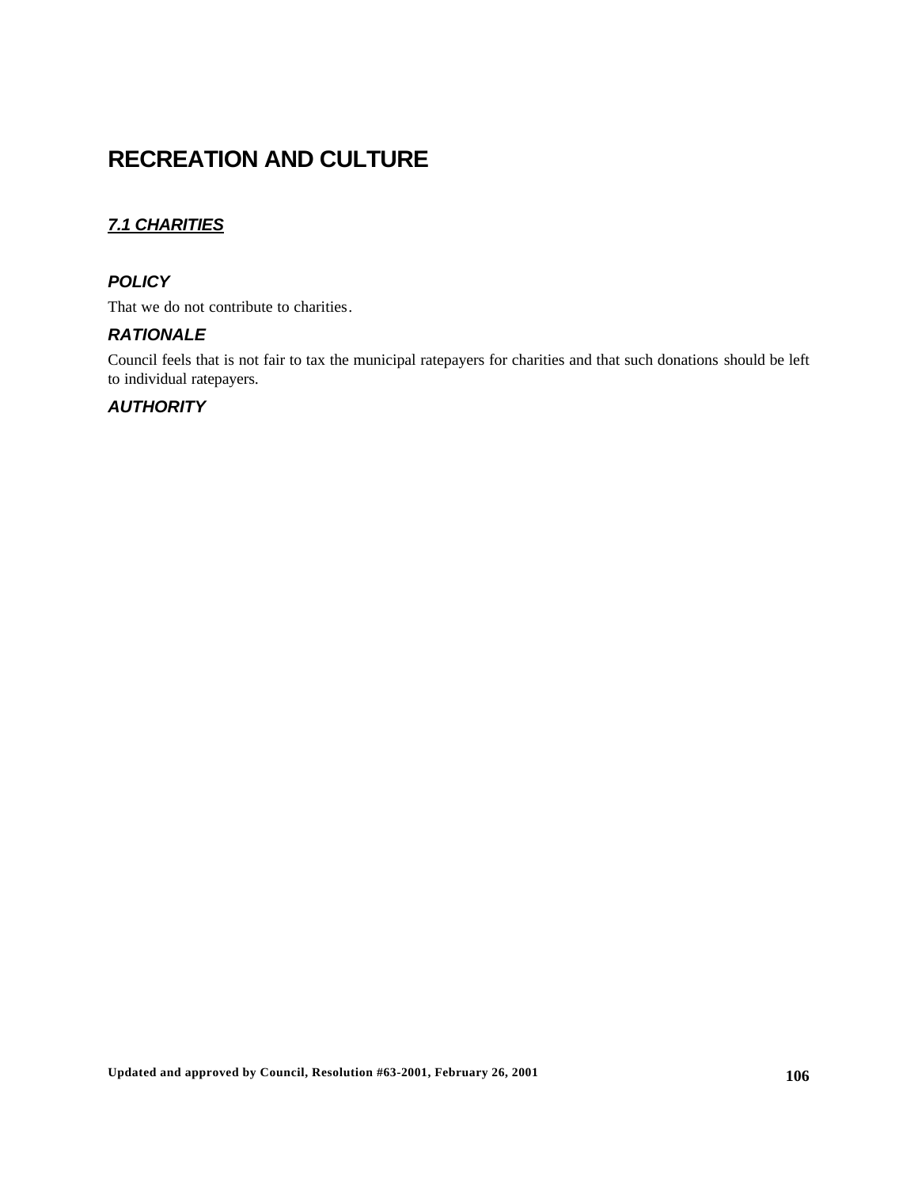# RECREATION AND CULTURE

## *7.1 CHARITIES*

### *POLICY*

That we do not contribute to charities.

### *RATIONALE*

Council feels that is not fair to tax the municipal ratepayers for charities and that such donations should be left to individual ratepayers.

### *AUTHORITY*

**Updated and approved by Council, Resolution #63-2001, February 26, 2001**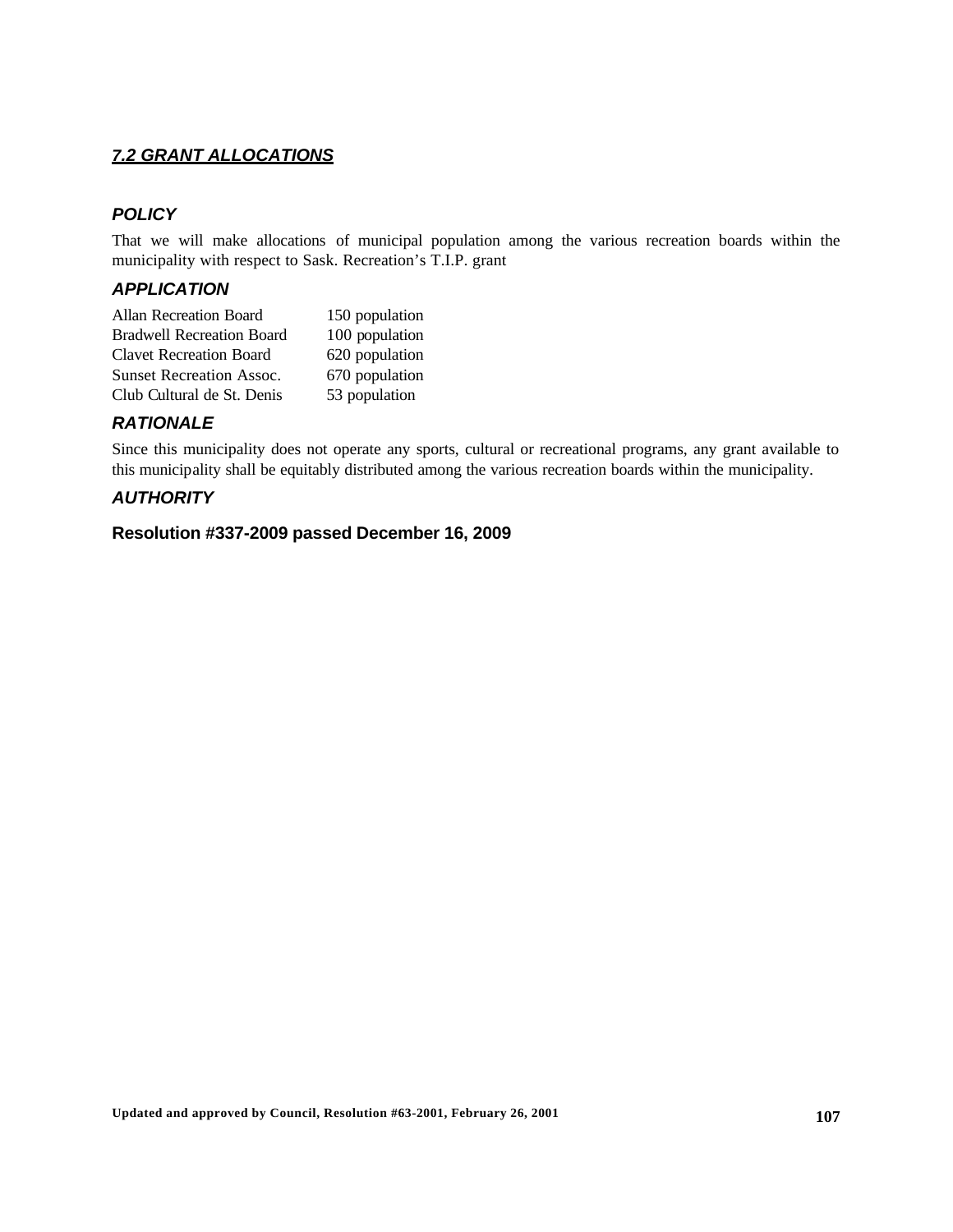## ***7.2 GRANT ALLOCATIONS***

### ***POLICY***

That we will make allocations of municipal population among the various recreation boards within the municipality with respect to Sask. Recreation's T.I.P. grant

### ***APPLICATION***

| | |
|---|---|
| Allan Recreation Board | 150 population |
| Bradwell Recreation Board | 100 population |
| Clavet Recreation Board | 620 population |
| Sunset Recreation Assoc. | 670 population |
| Club Cultural de St. Denis | 53 population |

### ***RATIONALE***

Since this municipality does not operate any sports, cultural or recreational programs, any grant available to this municipality shall be equitably distributed among the various recreation boards within the municipality.

### ***AUTHORITY***

**Resolution #337-2009 passed December 16, 2009**

**Updated and approved by Council, Resolution #63-2001, February 26, 2001**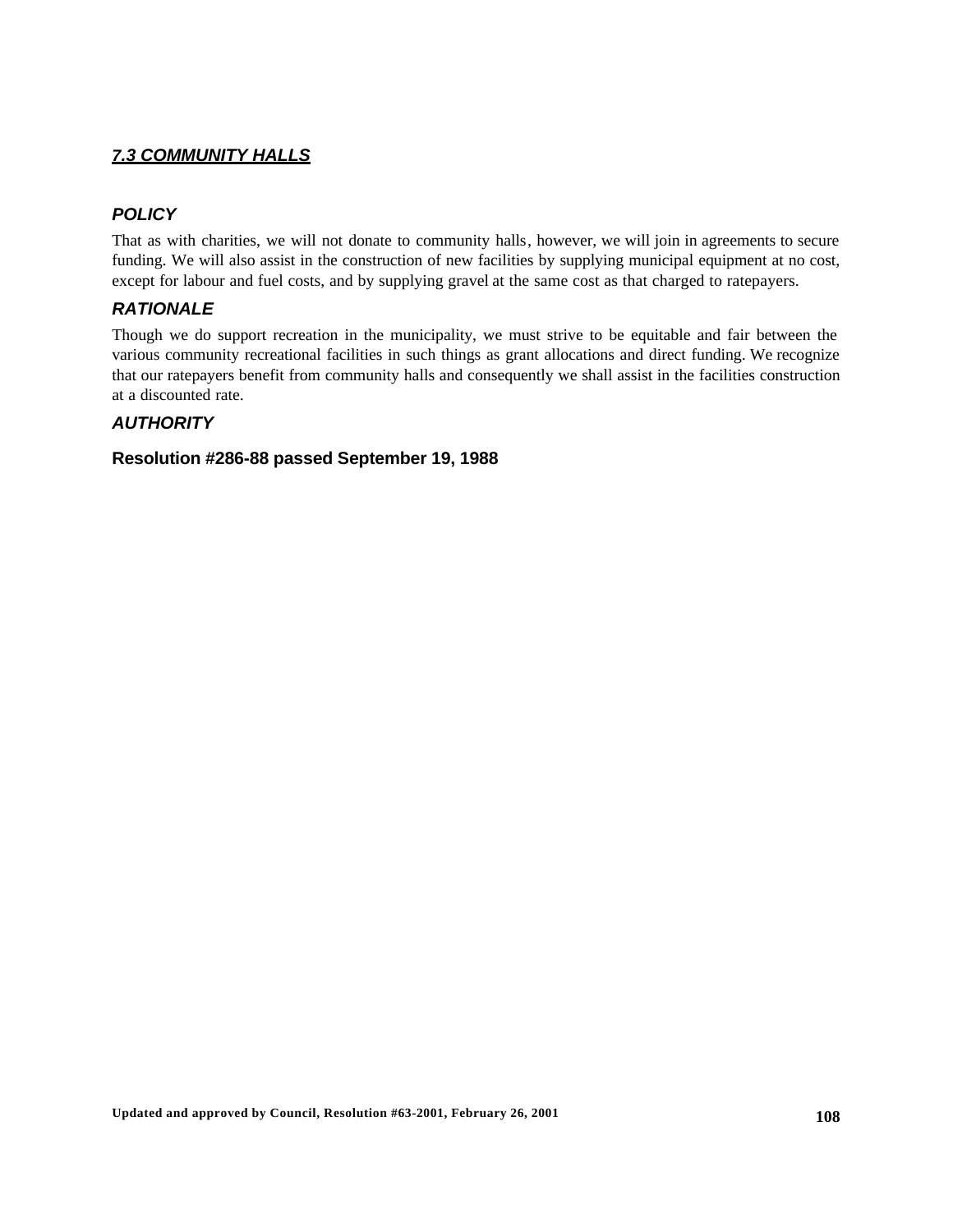## ***7.3 COMMUNITY HALLS***

### ***POLICY***

That as with charities, we will not donate to community halls, however, we will join in agreements to secure funding. We will also assist in the construction of new facilities by supplying municipal equipment at no cost, except for labour and fuel costs, and by supplying gravel at the same cost as that charged to ratepayers.

### ***RATIONALE***

Though we do support recreation in the municipality, we must strive to be equitable and fair between the various community recreational facilities in such things as grant allocations and direct funding. We recognize that our ratepayers benefit from community halls and consequently we shall assist in the facilities construction at a discounted rate.

### ***AUTHORITY***

**Resolution #286-88 passed September 19, 1988**

**Updated and approved by Council, Resolution #63-2001, February 26, 2001**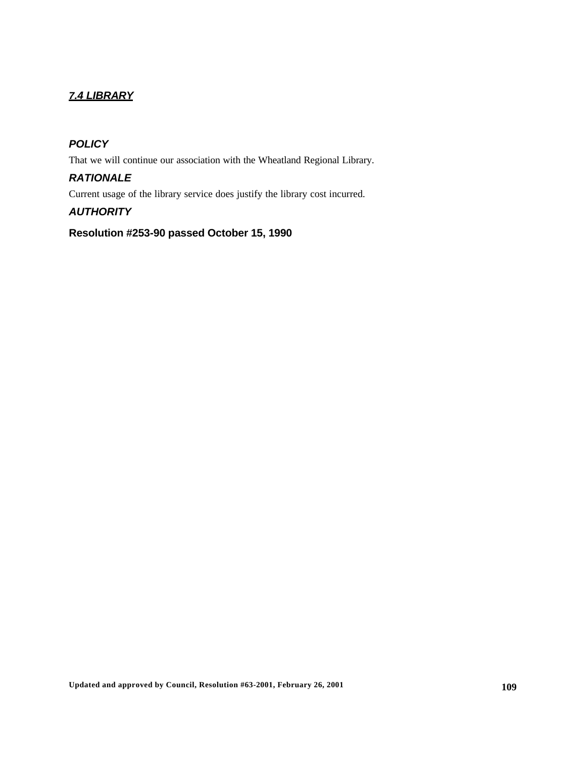## *7.4 LIBRARY*

### *POLICY*

That we will continue our association with the Wheatland Regional Library.

### *RATIONALE*

Current usage of the library service does justify the library cost incurred.

### *AUTHORITY*

**Resolution #253-90 passed October 15, 1990**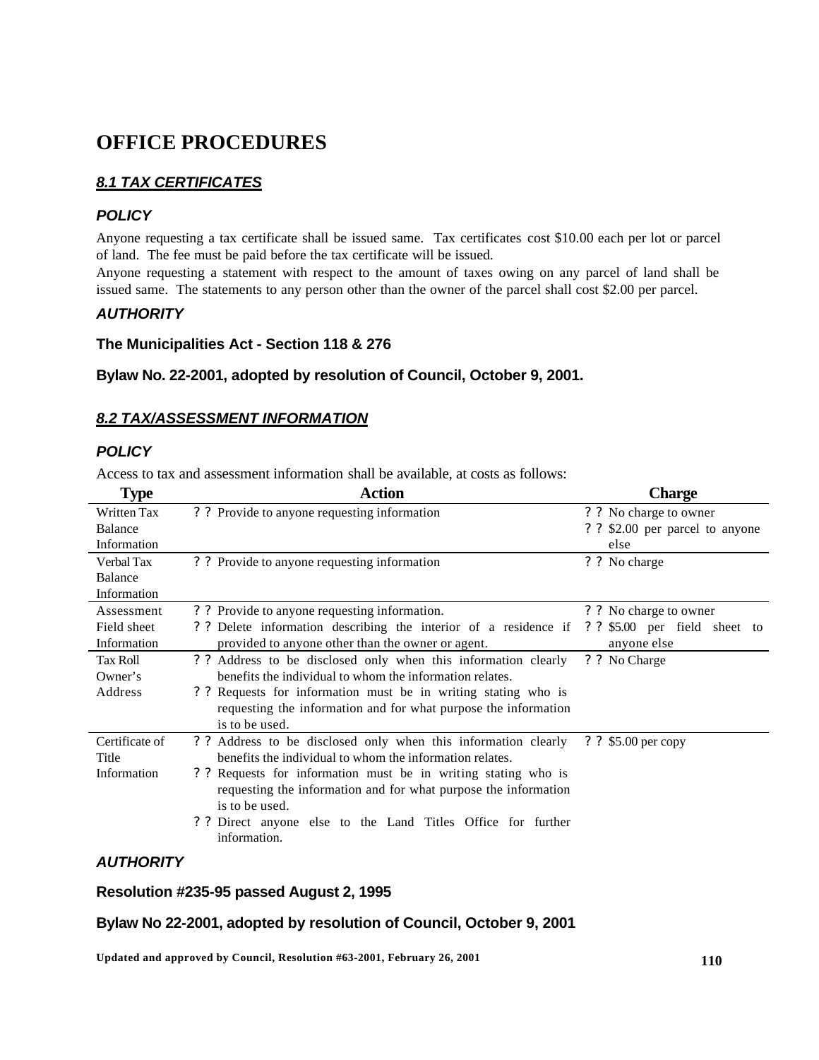# OFFICE PROCEDURES

## *8.1 TAX CERTIFICATES*

### *POLICY*

Anyone requesting a tax certificate shall be issued same. Tax certificates cost $10.00 each per lot or parcel of land. The fee must be paid before the tax certificate will be issued.

Anyone requesting a statement with respect to the amount of taxes owing on any parcel of land shall be issued same. The statements to any person other than the owner of the parcel shall cost $2.00 per parcel.

### *AUTHORITY*

**The Municipalities Act - Section 118 & 276**

**Bylaw No. 22-2001, adopted by resolution of Council, October 9, 2001.**

## *8.2 TAX/ASSESSMENT INFORMATION*

### *POLICY*

Access to tax and assessment information shall be available, at costs as follows:

| Type | Action | Charge |
|---|---|---|
| Written Tax Balance Information | ? ? Provide to anyone requesting information | ? ? No charge to owner<br>? ? $2.00 per parcel to anyone else |
| Verbal Tax Balance Information | ? ? Provide to anyone requesting information | ? ? No charge |
| Assessment Field sheet Information | ? ? Provide to anyone requesting information.<br>? ? Delete information describing the interior of a residence if provided to anyone other than the owner or agent. | ? ? No charge to owner<br>? ? $5.00 per field sheet to anyone else |
| Tax Roll Owner's Address | ? ? Address to be disclosed only when this information clearly benefits the individual to whom the information relates.<br>? ? Requests for information must be in writing stating who is requesting the information and for what purpose the information is to be used. | ? ? No Charge |
| Certificate of Title Information | ? ? Address to be disclosed only when this information clearly benefits the individual to whom the information relates.<br>? ? Requests for information must be in writing stating who is requesting the information and for what purpose the information is to be used.<br>? ? Direct anyone else to the Land Titles Office for further information. | ? ? $5.00 per copy |

### *AUTHORITY*

**Resolution #235-95 passed August 2, 1995**

**Bylaw No 22-2001, adopted by resolution of Council, October 9, 2001**

**Updated and approved by Council, Resolution #63-2001, February 26, 2001**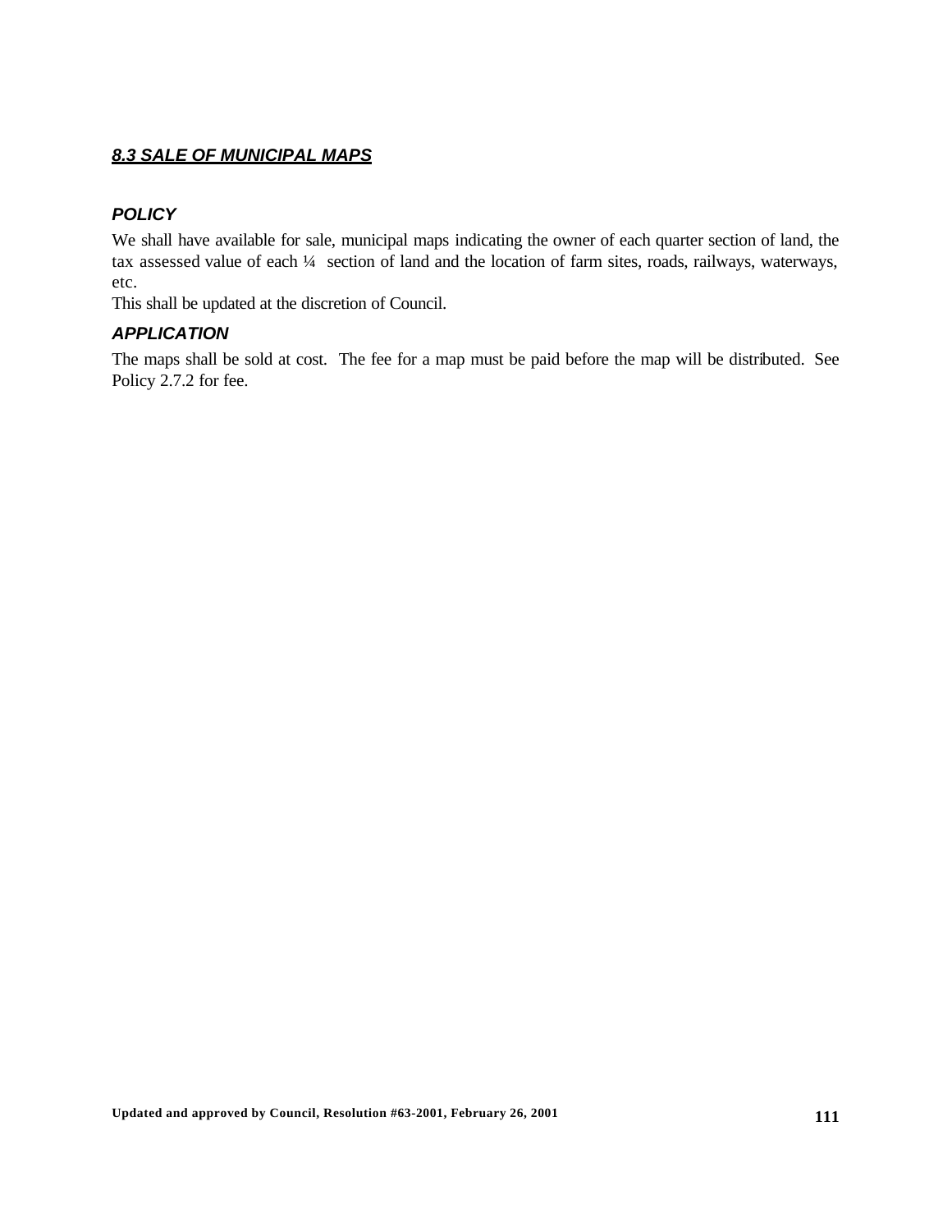## ***8.3 SALE OF MUNICIPAL MAPS***

### ***POLICY***

We shall have available for sale, municipal maps indicating the owner of each quarter section of land, the tax assessed value of each ¼ section of land and the location of farm sites, roads, railways, waterways, etc.

This shall be updated at the discretion of Council.

### ***APPLICATION***

The maps shall be sold at cost. The fee for a map must be paid before the map will be distributed. See Policy 2.7.2 for fee.

**Updated and approved by Council, Resolution #63-2001, February 26, 2001**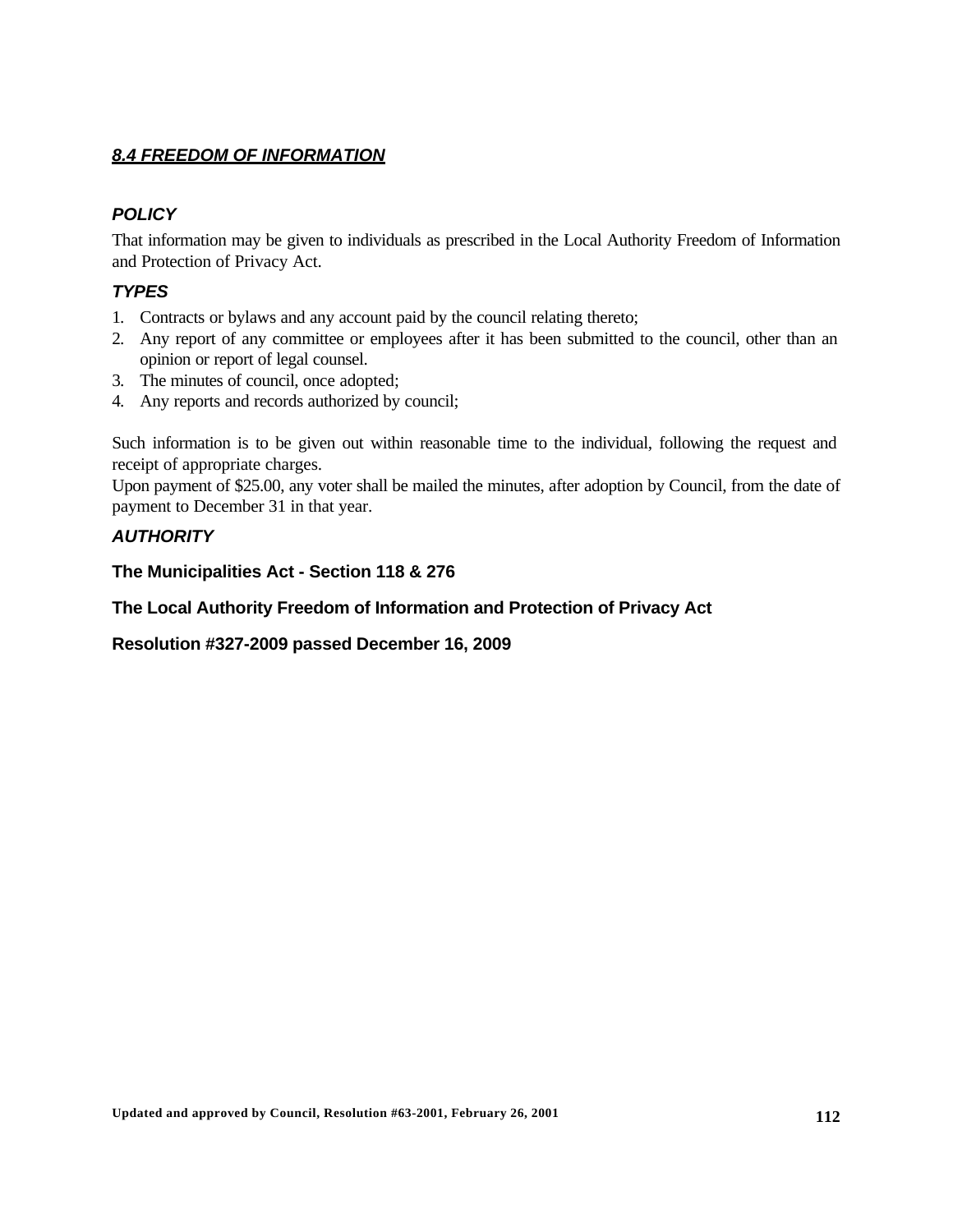## ***8.4 FREEDOM OF INFORMATION***

### ***POLICY***

That information may be given to individuals as prescribed in the Local Authority Freedom of Information and Protection of Privacy Act.

### ***TYPES***

1. Contracts or bylaws and any account paid by the council relating thereto;
2. Any report of any committee or employees after it has been submitted to the council, other than an opinion or report of legal counsel.
3. The minutes of council, once adopted;
4. Any reports and records authorized by council;

Such information is to be given out within reasonable time to the individual, following the request and receipt of appropriate charges.
Upon payment of $25.00, any voter shall be mailed the minutes, after adoption by Council, from the date of payment to December 31 in that year.

### ***AUTHORITY***

**The Municipalities Act - Section 118 & 276**

**The Local Authority Freedom of Information and Protection of Privacy Act**

**Resolution #327-2009 passed December 16, 2009**

**Updated and approved by Council, Resolution #63-2001, February 26, 2001**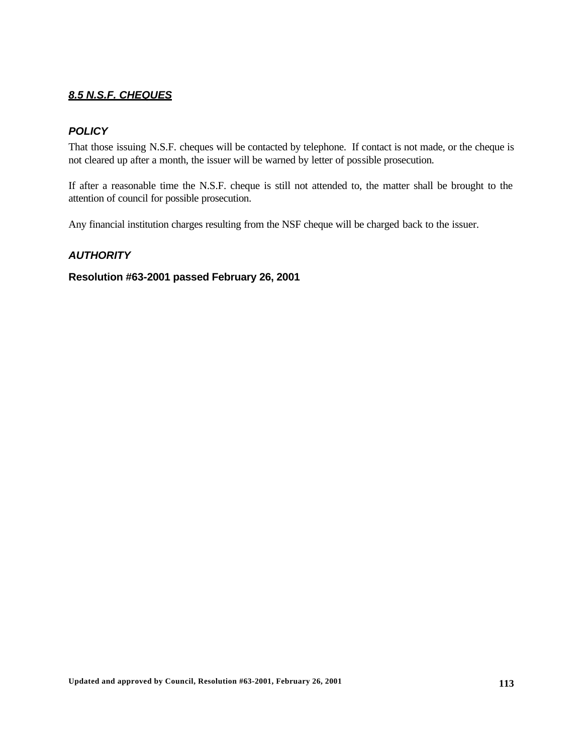## ***8.5 N.S.F. CHEQUES***

### ***POLICY***

That those issuing N.S.F. cheques will be contacted by telephone. If contact is not made, or the cheque is not cleared up after a month, the issuer will be warned by letter of possible prosecution.

If after a reasonable time the N.S.F. cheque is still not attended to, the matter shall be brought to the attention of council for possible prosecution.

Any financial institution charges resulting from the NSF cheque will be charged back to the issuer.

### ***AUTHORITY***

**Resolution #63-2001 passed February 26, 2001**

**Updated and approved by Council, Resolution #63-2001, February 26, 2001**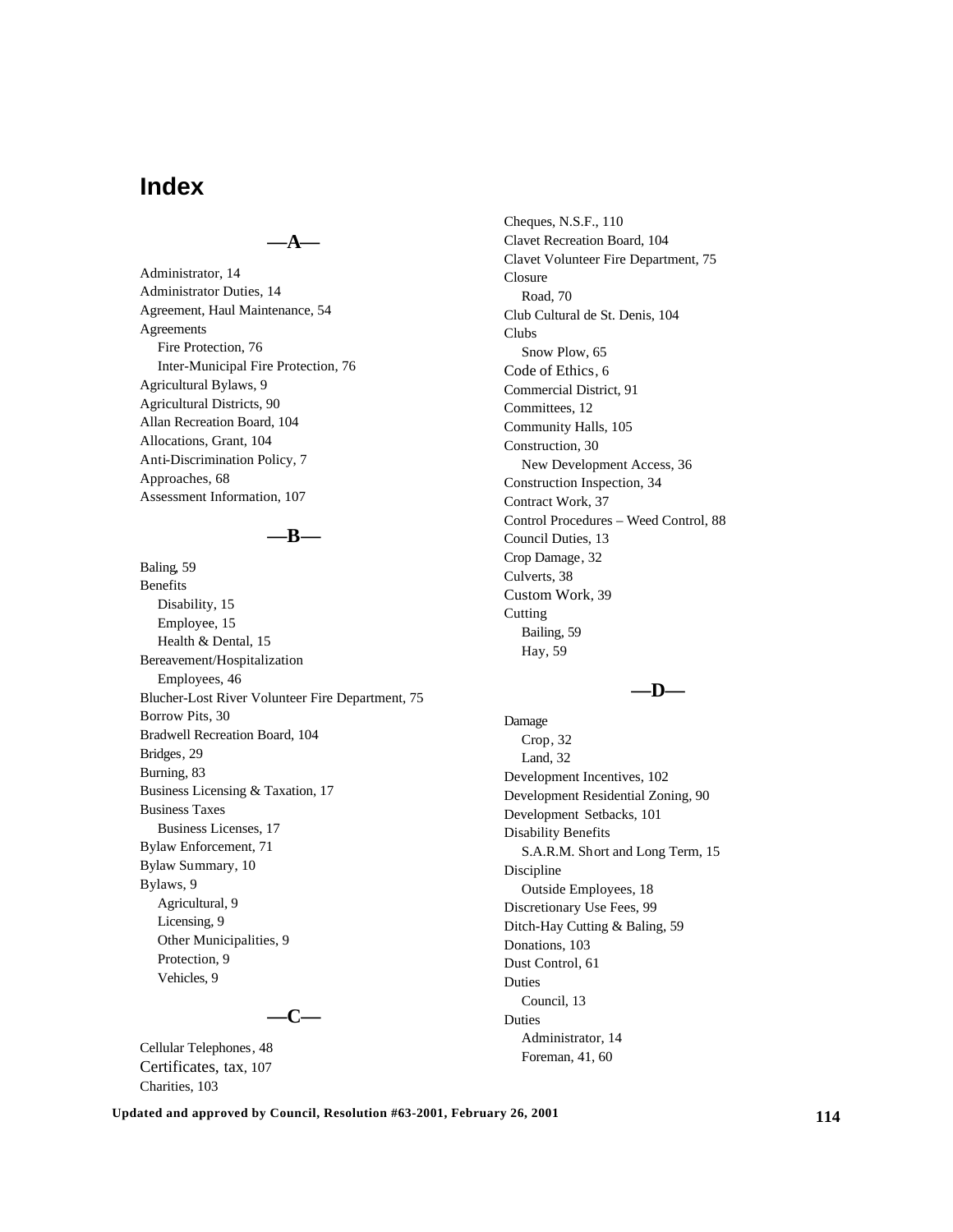# Index

## —A—

Administrator, 14
Administrator Duties, 14
Agreement, Haul Maintenance, 54
Agreements
- Fire Protection, 76
- Inter-Municipal Fire Protection, 76

Agricultural Bylaws, 9
Agricultural Districts, 90
Allan Recreation Board, 104
Allocations, Grant, 104
Anti-Discrimination Policy, 7
Approaches, 68
Assessment Information, 107

## —B—

Baling, 59
Benefits
- Disability, 15
- Employee, 15
- Health & Dental, 15

Bereavement/Hospitalization
- Employees, 46

Blucher-Lost River Volunteer Fire Department, 75
Borrow Pits, 30
Bradwell Recreation Board, 104
Bridges, 29
Burning, 83
Business Licensing & Taxation, 17
Business Taxes
- Business Licenses, 17

Bylaw Enforcement, 71
Bylaw Summary, 10
Bylaws, 9
- Agricultural, 9
- Licensing, 9
- Other Municipalities, 9
- Protection, 9
- Vehicles, 9

## —C—

Cellular Telephones, 48
Certificates, tax, 107
Charities, 103
Cheques, N.S.F., 110
Clavet Recreation Board, 104
Clavet Volunteer Fire Department, 75
Closure
- Road, 70

Club Cultural de St. Denis, 104
Clubs
- Snow Plow, 65

Code of Ethics, 6
Commercial District, 91
Committees, 12
Community Halls, 105
Construction, 30
- New Development Access, 36

Construction Inspection, 34
Contract Work, 37
Control Procedures – Weed Control, 88
Council Duties, 13
Crop Damage, 32
Culverts, 38
Custom Work, 39
Cutting
- Bailing, 59
- Hay, 59

## —D—

Damage
- Crop, 32
- Land, 32

Development Incentives, 102
Development Residential Zoning, 90
Development Setbacks, 101
Disability Benefits
- S.A.R.M. Short and Long Term, 15

Discipline
- Outside Employees, 18

Discretionary Use Fees, 99
Ditch-Hay Cutting & Baling, 59
Donations, 103
Dust Control, 61
Duties
- Council, 13

Duties
- Administrator, 14
- Foreman, 41, 60

Updated and approved by Council, Resolution #63-2001, February 26, 2001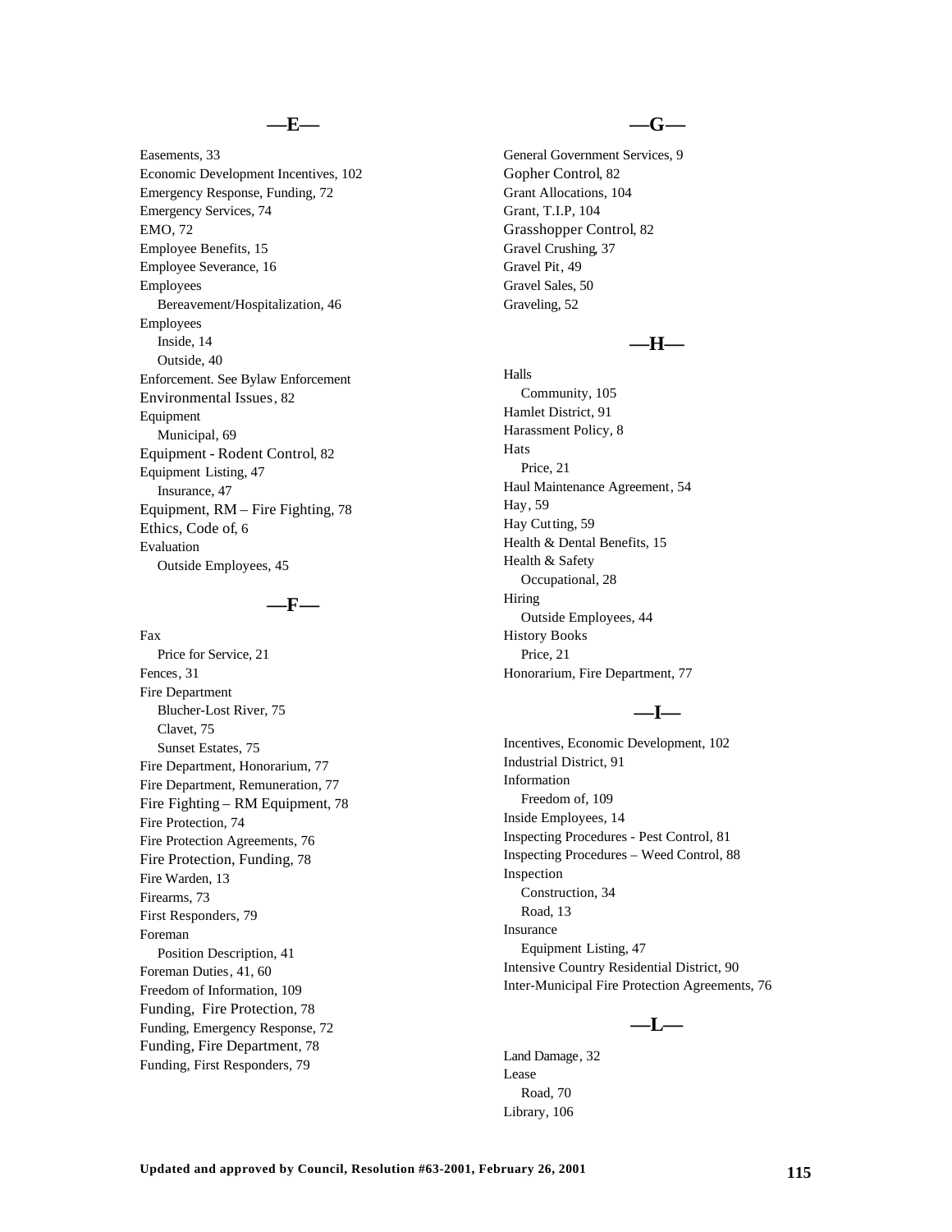## —E—

Easements, 33
Economic Development Incentives, 102
Emergency Response, Funding, 72
Emergency Services, 74
EMO, 72
Employee Benefits, 15
Employee Severance, 16
Employees
  Bereavement/Hospitalization, 46
Employees
  Inside, 14
  Outside, 40
Enforcement. See Bylaw Enforcement
Environmental Issues, 82
Equipment
  Municipal, 69
Equipment - Rodent Control, 82
Equipment Listing, 47
  Insurance, 47
Equipment, RM – Fire Fighting, 78
Ethics, Code of, 6
Evaluation
  Outside Employees, 45

## —F—

Fax
  Price for Service, 21
Fences, 31
Fire Department
  Blucher-Lost River, 75
  Clavet, 75
  Sunset Estates, 75
Fire Department, Honorarium, 77
Fire Department, Remuneration, 77
Fire Fighting – RM Equipment, 78
Fire Protection, 74
Fire Protection Agreements, 76
Fire Protection, Funding, 78
Fire Warden, 13
Firearms, 73
First Responders, 79
Foreman
  Position Description, 41
Foreman Duties, 41, 60
Freedom of Information, 109
Funding, Fire Protection, 78
Funding, Emergency Response, 72
Funding, Fire Department, 78
Funding, First Responders, 79

## —G—

General Government Services, 9
Gopher Control, 82
Grant Allocations, 104
Grant, T.I.P, 104
Grasshopper Control, 82
Gravel Crushing, 37
Gravel Pit, 49
Gravel Sales, 50
Graveling, 52

## —H—

Halls
  Community, 105
Hamlet District, 91
Harassment Policy, 8
Hats
  Price, 21
Haul Maintenance Agreement, 54
Hay, 59
Hay Cutting, 59
Health & Dental Benefits, 15
Health & Safety
  Occupational, 28
Hiring
  Outside Employees, 44
History Books
  Price, 21
Honorarium, Fire Department, 77

## —I—

Incentives, Economic Development, 102
Industrial District, 91
Information
  Freedom of, 109
Inside Employees, 14
Inspecting Procedures - Pest Control, 81
Inspecting Procedures – Weed Control, 88
Inspection
  Construction, 34
  Road, 13
Insurance
  Equipment Listing, 47
Intensive Country Residential District, 90
Inter-Municipal Fire Protection Agreements, 76

## —L—

Land Damage, 32
Lease
  Road, 70
Library, 106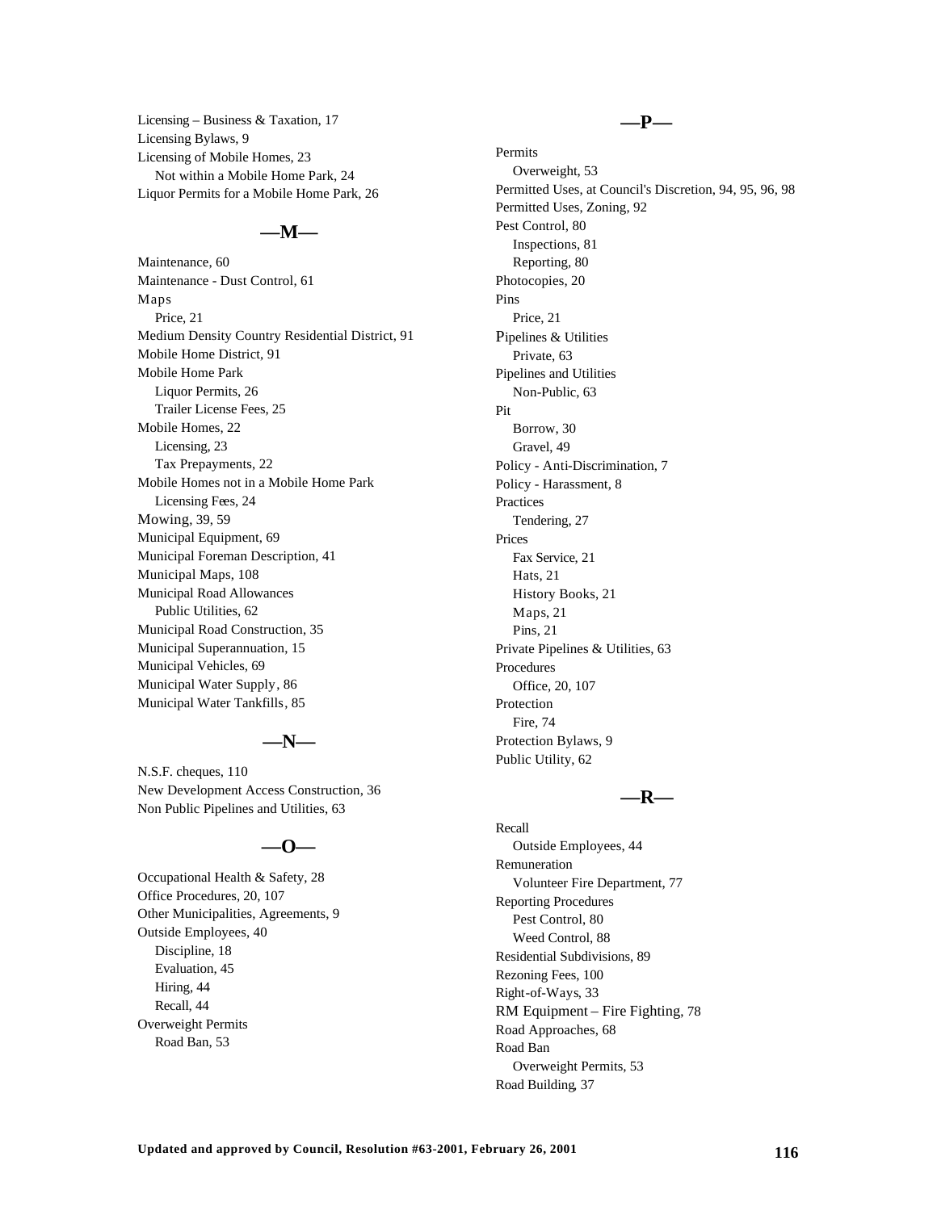Licensing – Business & Taxation, 17
Licensing Bylaws, 9
Licensing of Mobile Homes, 23
  Not within a Mobile Home Park, 24
Liquor Permits for a Mobile Home Park, 26

## —M—

Maintenance, 60
Maintenance - Dust Control, 61
Maps
  Price, 21
Medium Density Country Residential District, 91
Mobile Home District, 91
Mobile Home Park
  Liquor Permits, 26
  Trailer License Fees, 25
Mobile Homes, 22
  Licensing, 23
  Tax Prepayments, 22
Mobile Homes not in a Mobile Home Park
  Licensing Fees, 24
Mowing, 39, 59
Municipal Equipment, 69
Municipal Foreman Description, 41
Municipal Maps, 108
Municipal Road Allowances
  Public Utilities, 62
Municipal Road Construction, 35
Municipal Superannuation, 15
Municipal Vehicles, 69
Municipal Water Supply, 86
Municipal Water Tankfills, 85

## —N—

N.S.F. cheques, 110
New Development Access Construction, 36
Non Public Pipelines and Utilities, 63

## —O—

Occupational Health & Safety, 28
Office Procedures, 20, 107
Other Municipalities, Agreements, 9
Outside Employees, 40
  Discipline, 18
  Evaluation, 45
  Hiring, 44
  Recall, 44
Overweight Permits
  Road Ban, 53

## —P—

Permits
  Overweight, 53
Permitted Uses, at Council's Discretion, 94, 95, 96, 98
Permitted Uses, Zoning, 92
Pest Control, 80
  Inspections, 81
  Reporting, 80
Photocopies, 20
Pins
  Price, 21
Pipelines & Utilities
  Private, 63
Pipelines and Utilities
  Non-Public, 63
Pit
  Borrow, 30
  Gravel, 49
Policy - Anti-Discrimination, 7
Policy - Harassment, 8
Practices
  Tendering, 27
Prices
  Fax Service, 21
  Hats, 21
  History Books, 21
  Maps, 21
  Pins, 21
Private Pipelines & Utilities, 63
Procedures
  Office, 20, 107
Protection
  Fire, 74
Protection Bylaws, 9
Public Utility, 62

## —R—

Recall
  Outside Employees, 44
Remuneration
  Volunteer Fire Department, 77
Reporting Procedures
  Pest Control, 80
  Weed Control, 88
Residential Subdivisions, 89
Rezoning Fees, 100
Right-of-Ways, 33
RM Equipment – Fire Fighting, 78
Road Approaches, 68
Road Ban
  Overweight Permits, 53
Road Building, 37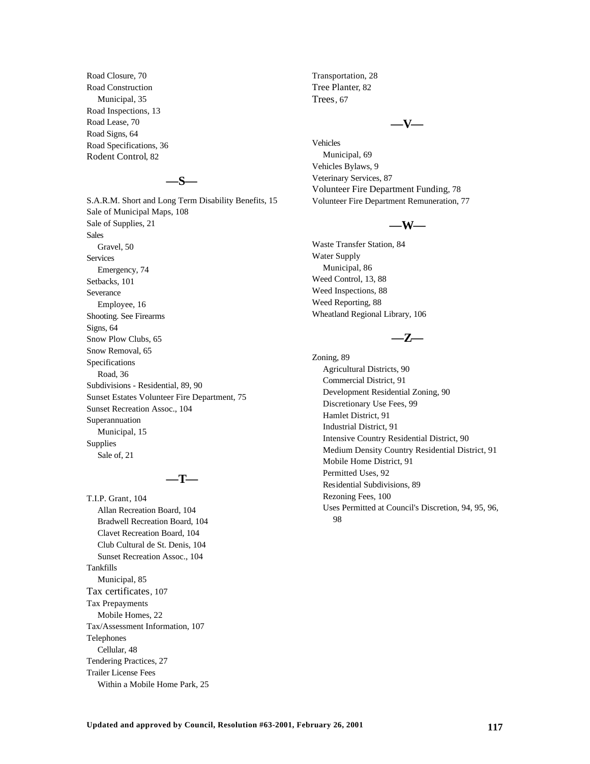Road Closure, 70
Road Construction
  Municipal, 35
Road Inspections, 13
Road Lease, 70
Road Signs, 64
Road Specifications, 36
Rodent Control, 82

## —S—

S.A.R.M. Short and Long Term Disability Benefits, 15
Sale of Municipal Maps, 108
Sale of Supplies, 21
Sales
  Gravel, 50
Services
  Emergency, 74
Setbacks, 101
Severance
  Employee, 16
Shooting. See Firearms
Signs, 64
Snow Plow Clubs, 65
Snow Removal, 65
Specifications
  Road, 36
Subdivisions - Residential, 89, 90
Sunset Estates Volunteer Fire Department, 75
Sunset Recreation Assoc., 104
Superannuation
  Municipal, 15
Supplies
  Sale of, 21

## —T—

T.I.P. Grant, 104
  Allan Recreation Board, 104
  Bradwell Recreation Board, 104
  Clavet Recreation Board, 104
  Club Cultural de St. Denis, 104
  Sunset Recreation Assoc., 104
Tankfills
  Municipal, 85
Tax certificates, 107
Tax Prepayments
  Mobile Homes, 22
Tax/Assessment Information, 107
Telephones
  Cellular, 48
Tendering Practices, 27
Trailer License Fees
  Within a Mobile Home Park, 25
Transportation, 28
Tree Planter, 82
Trees, 67

## —V—

Vehicles
  Municipal, 69
Vehicles Bylaws, 9
Veterinary Services, 87
Volunteer Fire Department Funding, 78
Volunteer Fire Department Remuneration, 77

## —W—

Waste Transfer Station, 84
Water Supply
  Municipal, 86
Weed Control, 13, 88
Weed Inspections, 88
Weed Reporting, 88
Wheatland Regional Library, 106

## —Z—

Zoning, 89
  Agricultural Districts, 90
  Commercial District, 91
  Development Residential Zoning, 90
  Discretionary Use Fees, 99
  Hamlet District, 91
  Industrial District, 91
  Intensive Country Residential District, 90
  Medium Density Country Residential District, 91
  Mobile Home District, 91
  Permitted Uses, 92
  Residential Subdivisions, 89
  Rezoning Fees, 100
  Uses Permitted at Council's Discretion, 94, 95, 96, 98

**Updated and approved by Council, Resolution #63-2001, February 26, 2001**